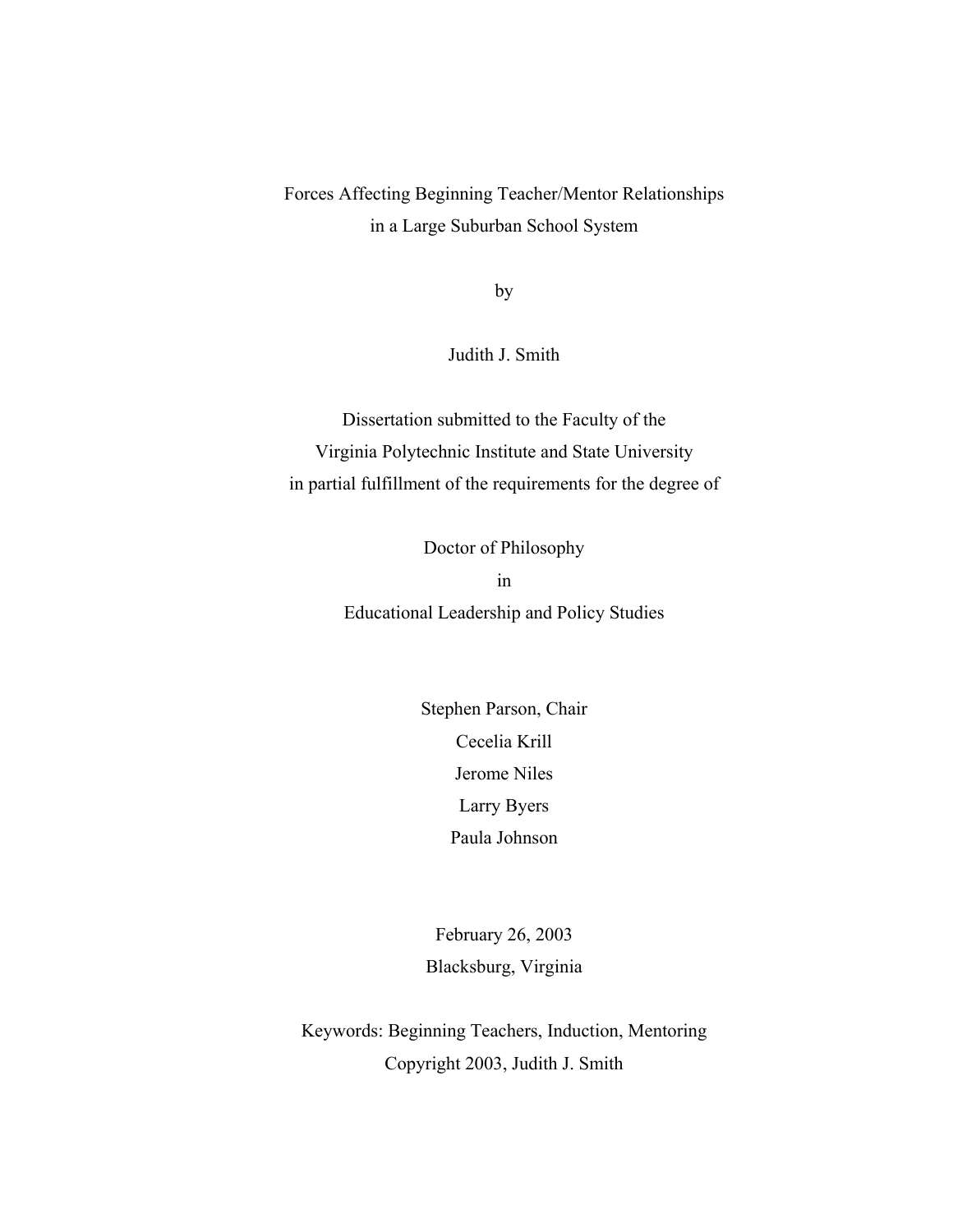# Forces Affecting Beginning Teacher/Mentor Relationships in a Large Suburban School System

by

Judith J. Smith

Dissertation submitted to the Faculty of the
Virginia Polytechnic Institute and State University
in partial fulfillment of the requirements for the degree of

Doctor of Philosophy
in
Educational Leadership and Policy Studies

Stephen Parson, Chair
Cecelia Krill
Jerome Niles
Larry Byers
Paula Johnson

February 26, 2003
Blacksburg, Virginia

Keywords: Beginning Teachers, Induction, Mentoring
Copyright 2003, Judith J. Smith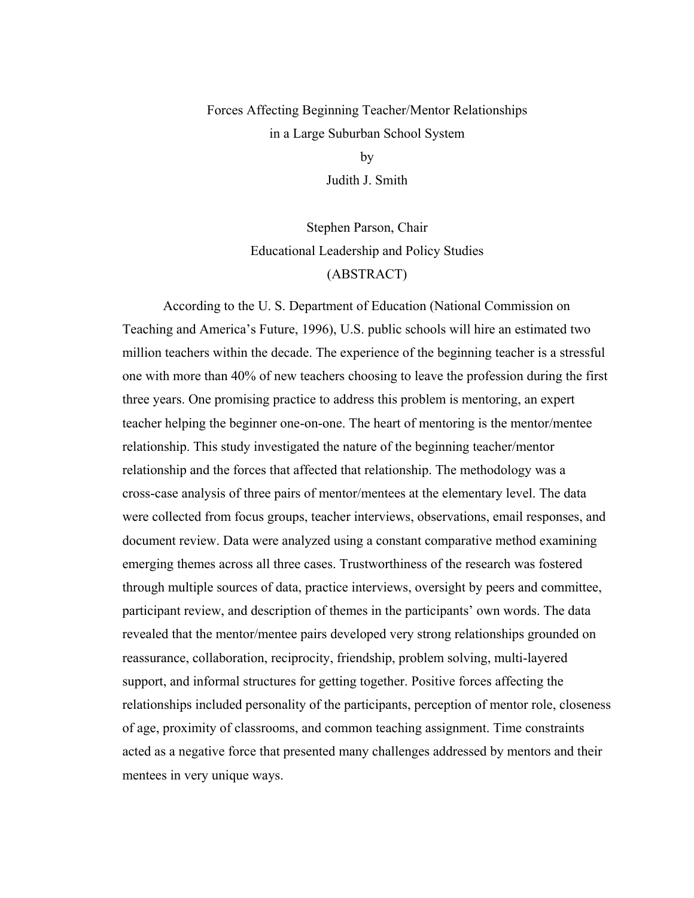Forces Affecting Beginning Teacher/Mentor Relationships
in a Large Suburban School System

by

Judith J. Smith

Stephen Parson, Chair

Educational Leadership and Policy Studies

(ABSTRACT)

According to the U. S. Department of Education (National Commission on Teaching and America's Future, 1996), U.S. public schools will hire an estimated two million teachers within the decade. The experience of the beginning teacher is a stressful one with more than 40% of new teachers choosing to leave the profession during the first three years. One promising practice to address this problem is mentoring, an expert teacher helping the beginner one-on-one. The heart of mentoring is the mentor/mentee relationship. This study investigated the nature of the beginning teacher/mentor relationship and the forces that affected that relationship. The methodology was a cross-case analysis of three pairs of mentor/mentees at the elementary level. The data were collected from focus groups, teacher interviews, observations, email responses, and document review. Data were analyzed using a constant comparative method examining emerging themes across all three cases. Trustworthiness of the research was fostered through multiple sources of data, practice interviews, oversight by peers and committee, participant review, and description of themes in the participants' own words. The data revealed that the mentor/mentee pairs developed very strong relationships grounded on reassurance, collaboration, reciprocity, friendship, problem solving, multi-layered support, and informal structures for getting together. Positive forces affecting the relationships included personality of the participants, perception of mentor role, closeness of age, proximity of classrooms, and common teaching assignment. Time constraints acted as a negative force that presented many challenges addressed by mentors and their mentees in very unique ways.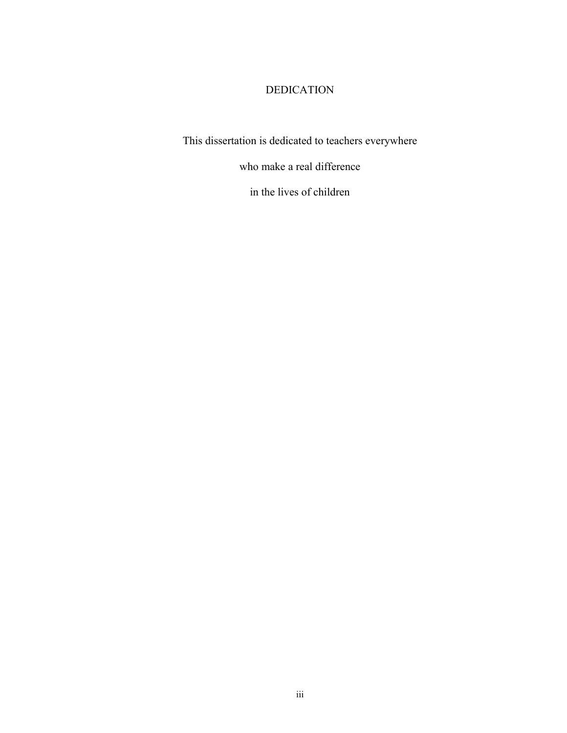# DEDICATION

This dissertation is dedicated to teachers everywhere

who make a real difference

in the lives of children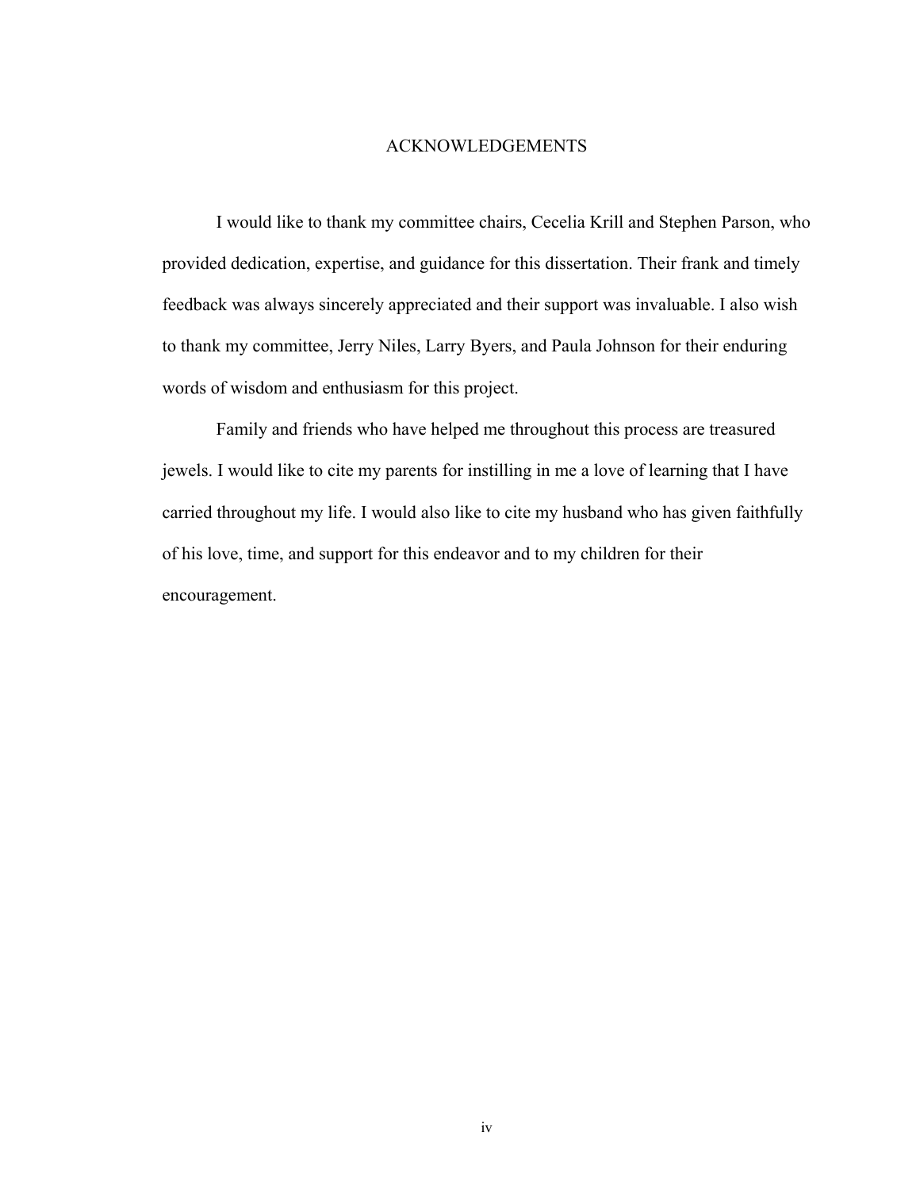# ACKNOWLEDGEMENTS

I would like to thank my committee chairs, Cecelia Krill and Stephen Parson, who provided dedication, expertise, and guidance for this dissertation. Their frank and timely feedback was always sincerely appreciated and their support was invaluable. I also wish to thank my committee, Jerry Niles, Larry Byers, and Paula Johnson for their enduring words of wisdom and enthusiasm for this project.

Family and friends who have helped me throughout this process are treasured jewels. I would like to cite my parents for instilling in me a love of learning that I have carried throughout my life. I would also like to cite my husband who has given faithfully of his love, time, and support for this endeavor and to my children for their encouragement.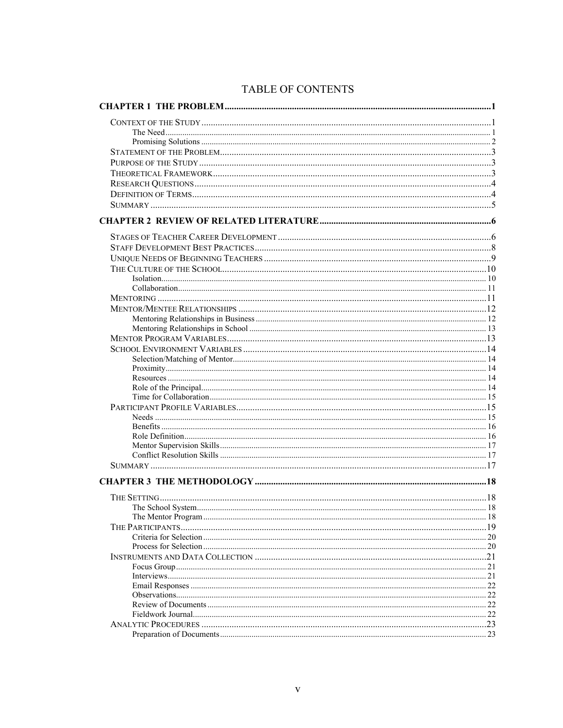# TABLE OF CONTENTS

**CHAPTER 1 THE PROBLEM** .......... 1

- Context of the Study .......... 1
  - The Need .......... 1
  - Promising Solutions .......... 2
- Statement of the Problem .......... 3
- Purpose of the Study .......... 3
- Theoretical Framework .......... 3
- Research Questions .......... 4
- Definition of Terms .......... 4
- Summary .......... 5

**CHAPTER 2 REVIEW OF RELATED LITERATURE** .......... 6

- Stages of Teacher Career Development .......... 6
- Staff Development Best Practices .......... 8
- Unique Needs of Beginning Teachers .......... 9
- The Culture of the School .......... 10
  - Isolation .......... 10
  - Collaboration .......... 11
- Mentoring .......... 11
- Mentor/Mentee Relationships .......... 12
  - Mentoring Relationships in Business .......... 12
  - Mentoring Relationships in School .......... 13
- Mentor Program Variables .......... 13
- School Environment Variables .......... 14
  - Selection/Matching of Mentor .......... 14
  - Proximity .......... 14
  - Resources .......... 14
  - Role of the Principal .......... 14
  - Time for Collaboration .......... 15
- Participant Profile Variables .......... 15
  - Needs .......... 15
  - Benefits .......... 16
  - Role Definition .......... 16
  - Mentor Supervision Skills .......... 17
  - Conflict Resolution Skills .......... 17
- Summary .......... 17

**CHAPTER 3 THE METHODOLOGY** .......... 18

- The Setting .......... 18
  - The School System .......... 18
  - The Mentor Program .......... 18
- The Participants .......... 19
  - Criteria for Selection .......... 20
  - Process for Selection .......... 20
- Instruments and Data Collection .......... 21
  - Focus Group .......... 21
  - Interviews .......... 21
  - Email Responses .......... 22
  - Observations .......... 22
  - Review of Documents .......... 22
  - Fieldwork Journal .......... 22
- Analytic Procedures .......... 23
  - Preparation of Documents .......... 23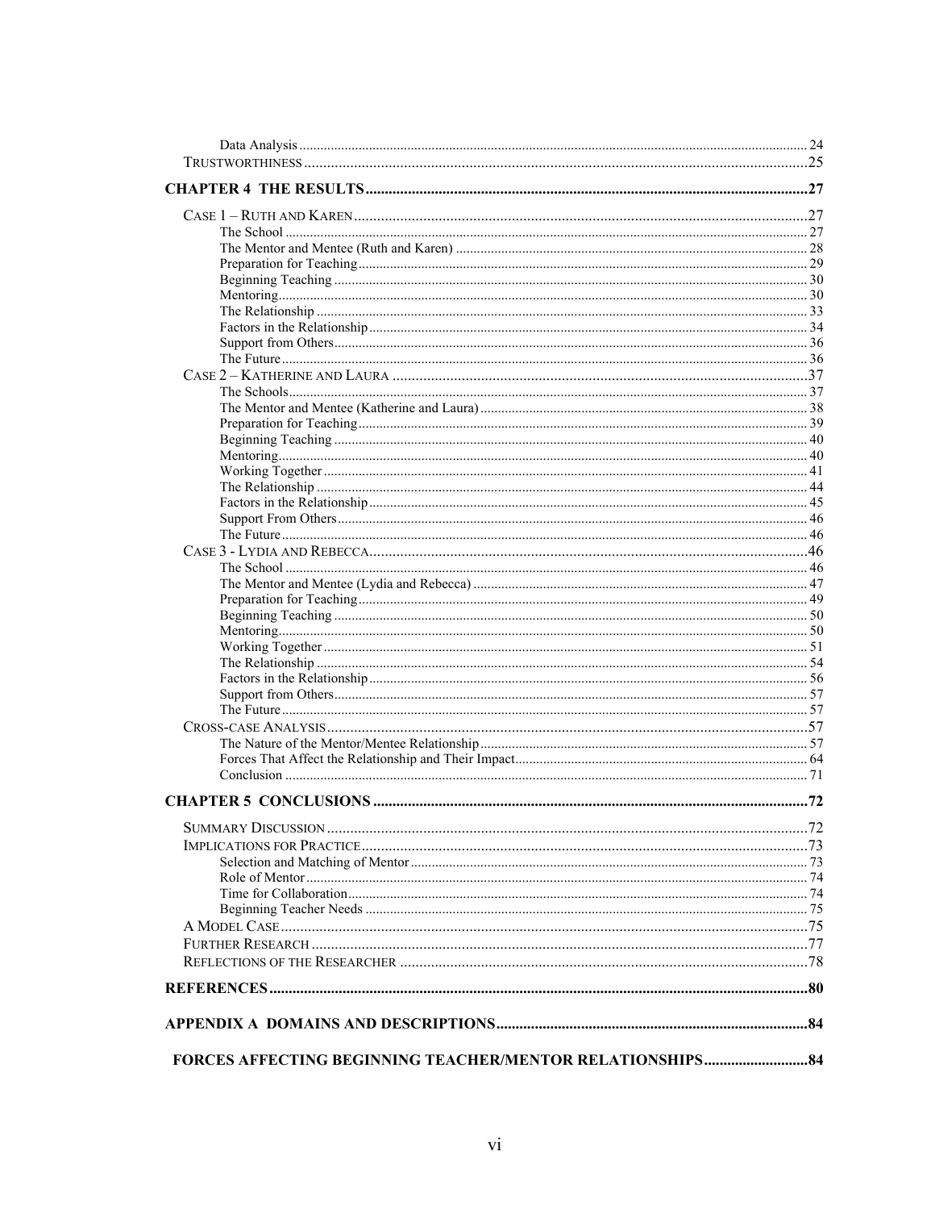Data Analysis ... 24
Trustworthiness ... 25

**CHAPTER 4 THE RESULTS ... 27**

Case 1 – Ruth and Karen ... 27
- The School ... 27
- The Mentor and Mentee (Ruth and Karen) ... 28
- Preparation for Teaching ... 29
- Beginning Teaching ... 30
- Mentoring ... 30
- The Relationship ... 33
- Factors in the Relationship ... 34
- Support from Others ... 36
- The Future ... 36

Case 2 – Katherine and Laura ... 37
- The Schools ... 37
- The Mentor and Mentee (Katherine and Laura) ... 38
- Preparation for Teaching ... 39
- Beginning Teaching ... 40
- Mentoring ... 40
- Working Together ... 41
- The Relationship ... 44
- Factors in the Relationship ... 45
- Support From Others ... 46
- The Future ... 46

Case 3 - Lydia and Rebecca ... 46
- The School ... 46
- The Mentor and Mentee (Lydia and Rebecca) ... 47
- Preparation for Teaching ... 49
- Beginning Teaching ... 50
- Mentoring ... 50
- Working Together ... 51
- The Relationship ... 54
- Factors in the Relationship ... 56
- Support from Others ... 57
- The Future ... 57

Cross-case Analysis ... 57
- The Nature of the Mentor/Mentee Relationship ... 57
- Forces That Affect the Relationship and Their Impact ... 64
- Conclusion ... 71

**CHAPTER 5 CONCLUSIONS ... 72**

Summary Discussion ... 72
Implications for Practice ... 73
- Selection and Matching of Mentor ... 73
- Role of Mentor ... 74
- Time for Collaboration ... 74
- Beginning Teacher Needs ... 75

A Model Case ... 75
Further Research ... 77
Reflections of the Researcher ... 78

**REFERENCES ... 80**

**APPENDIX A DOMAINS AND DESCRIPTIONS ... 84**

**FORCES AFFECTING BEGINNING TEACHER/MENTOR RELATIONSHIPS ... 84**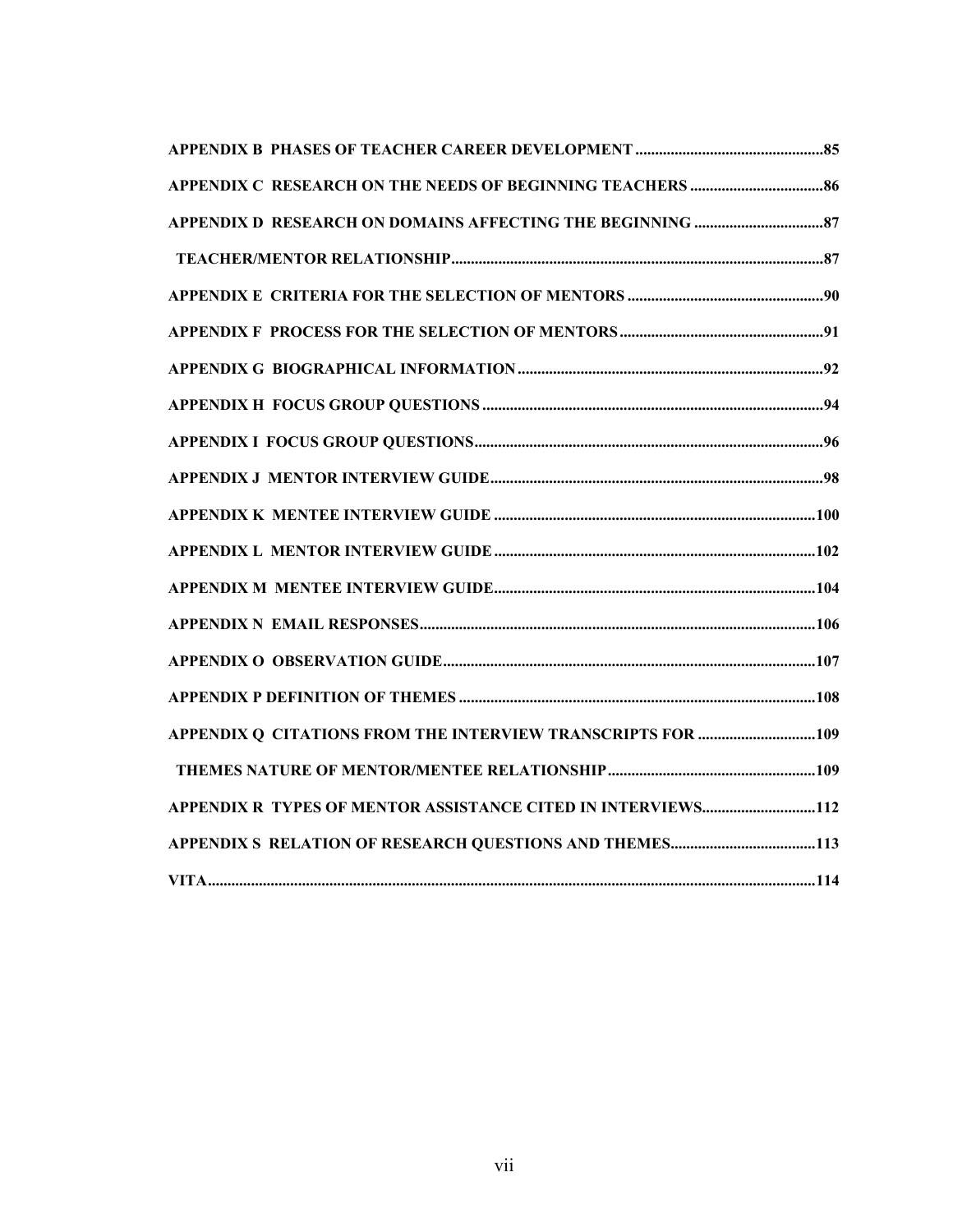**APPENDIX B PHASES OF TEACHER CAREER DEVELOPMENT** ........................................ **85**

**APPENDIX C RESEARCH ON THE NEEDS OF BEGINNING TEACHERS** ........................................ **86**

**APPENDIX D RESEARCH ON DOMAINS AFFECTING THE BEGINNING** ........................................ **87**

**TEACHER/MENTOR RELATIONSHIP** ........................................ **87**

**APPENDIX E CRITERIA FOR THE SELECTION OF MENTORS** ........................................ **90**

**APPENDIX F PROCESS FOR THE SELECTION OF MENTORS** ........................................ **91**

**APPENDIX G BIOGRAPHICAL INFORMATION** ........................................ **92**

**APPENDIX H FOCUS GROUP QUESTIONS** ........................................ **94**

**APPENDIX I FOCUS GROUP QUESTIONS** ........................................ **96**

**APPENDIX J MENTOR INTERVIEW GUIDE** ........................................ **98**

**APPENDIX K MENTEE INTERVIEW GUIDE** ........................................ **100**

**APPENDIX L MENTOR INTERVIEW GUIDE** ........................................ **102**

**APPENDIX M MENTEE INTERVIEW GUIDE** ........................................ **104**

**APPENDIX N EMAIL RESPONSES** ........................................ **106**

**APPENDIX O OBSERVATION GUIDE** ........................................ **107**

**APPENDIX P DEFINITION OF THEMES** ........................................ **108**

**APPENDIX Q CITATIONS FROM THE INTERVIEW TRANSCRIPTS FOR** ........................................ **109**

**THEMES NATURE OF MENTOR/MENTEE RELATIONSHIP** ........................................ **109**

**APPENDIX R TYPES OF MENTOR ASSISTANCE CITED IN INTERVIEWS** ........................................ **112**

**APPENDIX S RELATION OF RESEARCH QUESTIONS AND THEMES** ........................................ **113**

**VITA** ........................................ **114**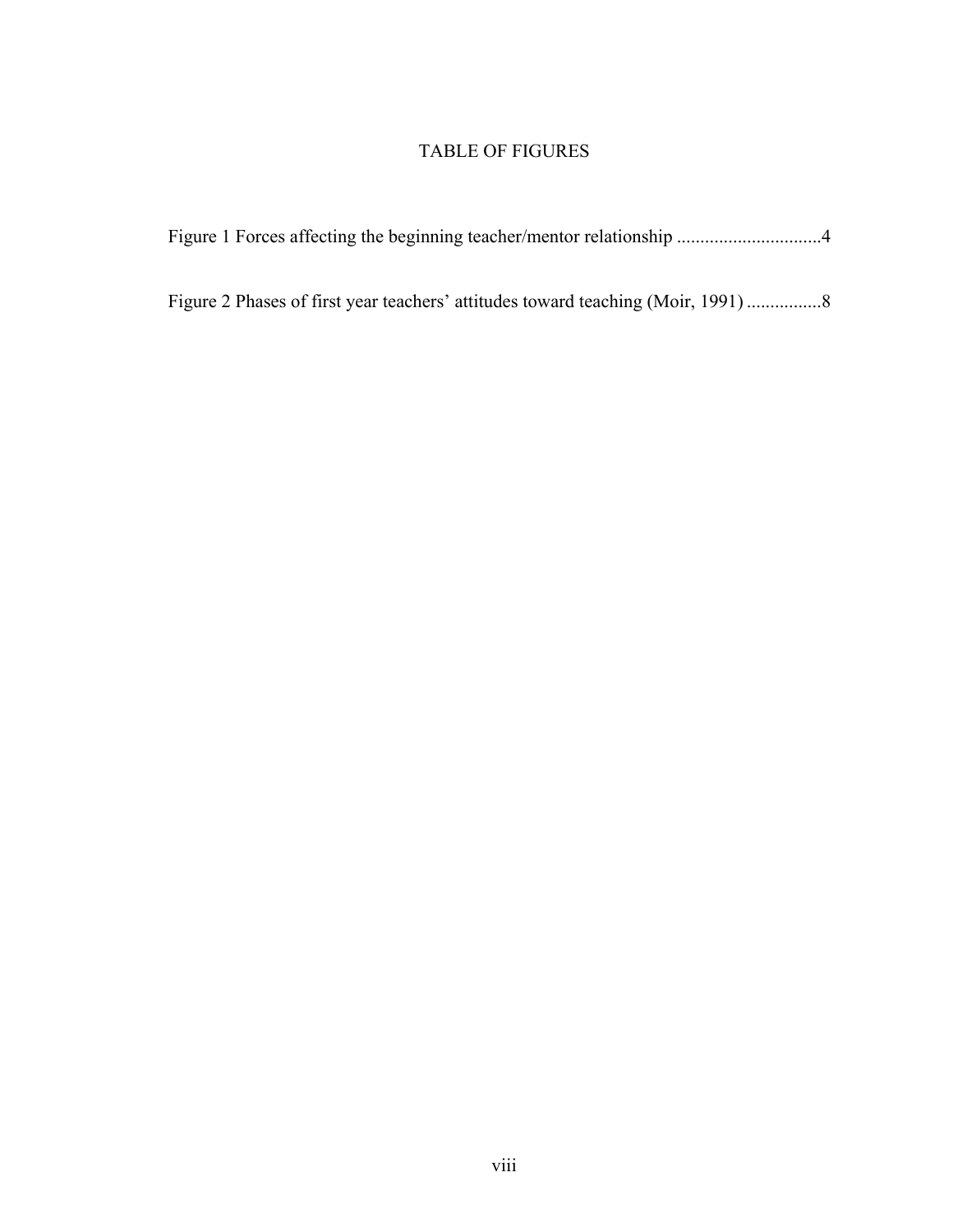# TABLE OF FIGURES

Figure 1 Forces affecting the beginning teacher/mentor relationship ...............................4

Figure 2 Phases of first year teachers' attitudes toward teaching (Moir, 1991) ................8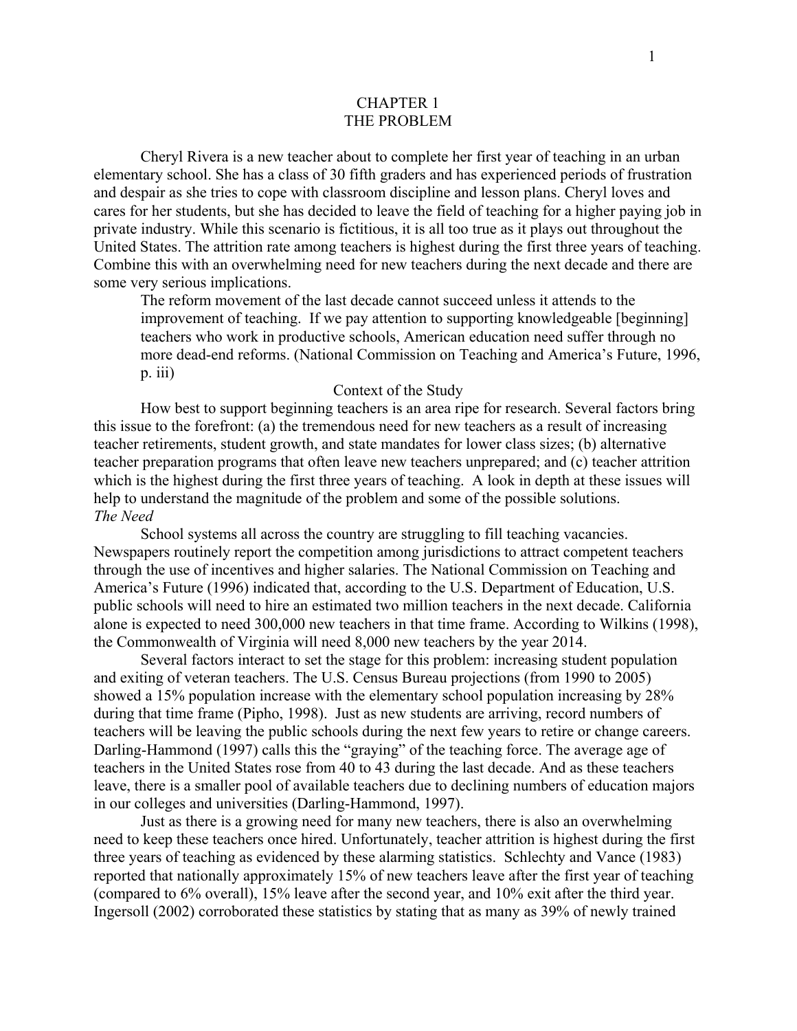# CHAPTER 1
# THE PROBLEM

Cheryl Rivera is a new teacher about to complete her first year of teaching in an urban elementary school. She has a class of 30 fifth graders and has experienced periods of frustration and despair as she tries to cope with classroom discipline and lesson plans. Cheryl loves and cares for her students, but she has decided to leave the field of teaching for a higher paying job in private industry. While this scenario is fictitious, it is all too true as it plays out throughout the United States. The attrition rate among teachers is highest during the first three years of teaching. Combine this with an overwhelming need for new teachers during the next decade and there are some very serious implications.

> The reform movement of the last decade cannot succeed unless it attends to the improvement of teaching. If we pay attention to supporting knowledgeable [beginning] teachers who work in productive schools, American education need suffer through no more dead-end reforms. (National Commission on Teaching and America's Future, 1996, p. iii)

## Context of the Study

How best to support beginning teachers is an area ripe for research. Several factors bring this issue to the forefront: (a) the tremendous need for new teachers as a result of increasing teacher retirements, student growth, and state mandates for lower class sizes; (b) alternative teacher preparation programs that often leave new teachers unprepared; and (c) teacher attrition which is the highest during the first three years of teaching. A look in depth at these issues will help to understand the magnitude of the problem and some of the possible solutions.

### *The Need*

School systems all across the country are struggling to fill teaching vacancies. Newspapers routinely report the competition among jurisdictions to attract competent teachers through the use of incentives and higher salaries. The National Commission on Teaching and America's Future (1996) indicated that, according to the U.S. Department of Education, U.S. public schools will need to hire an estimated two million teachers in the next decade. California alone is expected to need 300,000 new teachers in that time frame. According to Wilkins (1998), the Commonwealth of Virginia will need 8,000 new teachers by the year 2014.

Several factors interact to set the stage for this problem: increasing student population and exiting of veteran teachers. The U.S. Census Bureau projections (from 1990 to 2005) showed a 15% population increase with the elementary school population increasing by 28% during that time frame (Pipho, 1998). Just as new students are arriving, record numbers of teachers will be leaving the public schools during the next few years to retire or change careers. Darling-Hammond (1997) calls this the "graying" of the teaching force. The average age of teachers in the United States rose from 40 to 43 during the last decade. And as these teachers leave, there is a smaller pool of available teachers due to declining numbers of education majors in our colleges and universities (Darling-Hammond, 1997).

Just as there is a growing need for many new teachers, there is also an overwhelming need to keep these teachers once hired. Unfortunately, teacher attrition is highest during the first three years of teaching as evidenced by these alarming statistics. Schlechty and Vance (1983) reported that nationally approximately 15% of new teachers leave after the first year of teaching (compared to 6% overall), 15% leave after the second year, and 10% exit after the third year. Ingersoll (2002) corroborated these statistics by stating that as many as 39% of newly trained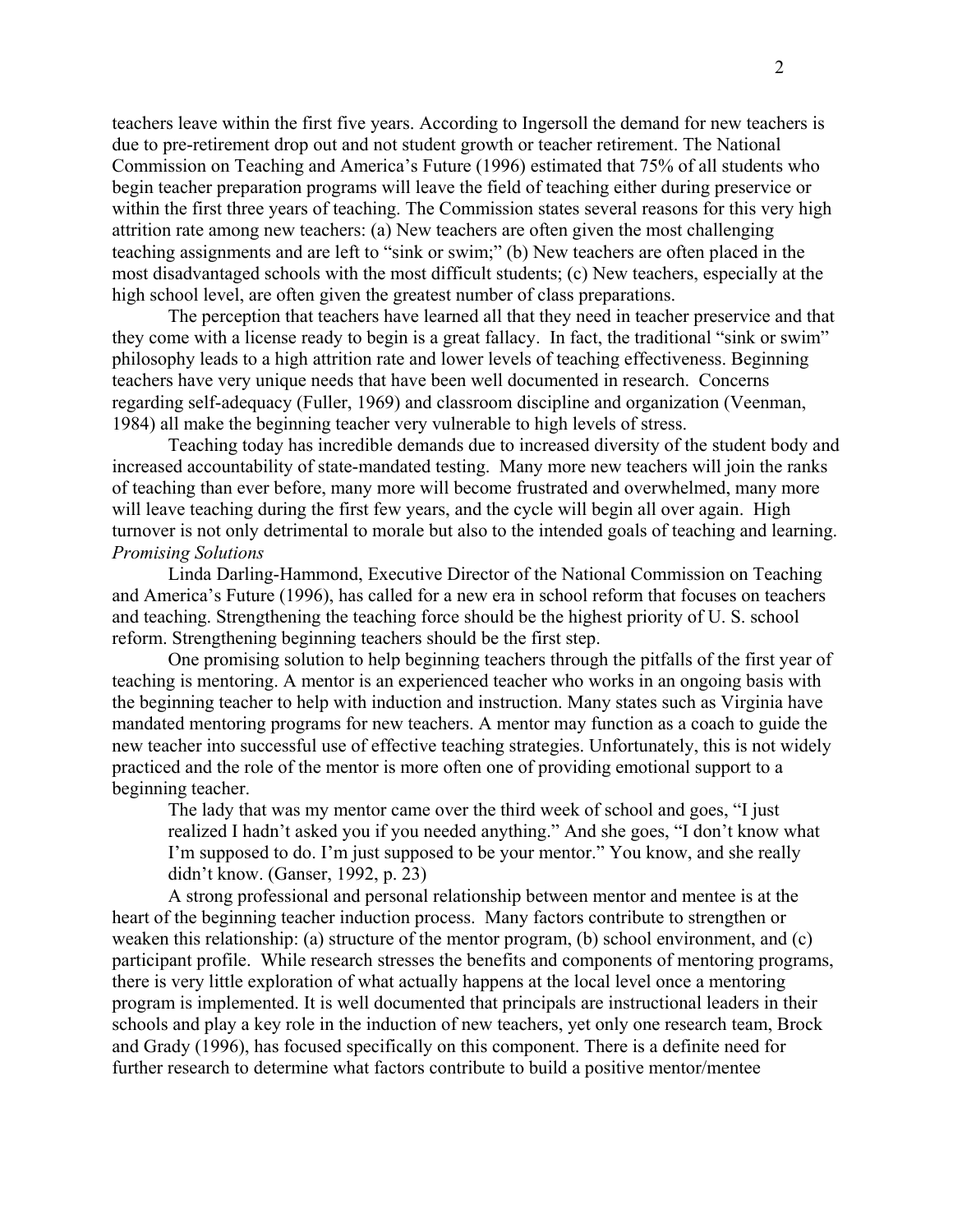teachers leave within the first five years. According to Ingersoll the demand for new teachers is due to pre-retirement drop out and not student growth or teacher retirement. The National Commission on Teaching and America's Future (1996) estimated that 75% of all students who begin teacher preparation programs will leave the field of teaching either during preservice or within the first three years of teaching. The Commission states several reasons for this very high attrition rate among new teachers: (a) New teachers are often given the most challenging teaching assignments and are left to "sink or swim;" (b) New teachers are often placed in the most disadvantaged schools with the most difficult students; (c) New teachers, especially at the high school level, are often given the greatest number of class preparations.

The perception that teachers have learned all that they need in teacher preservice and that they come with a license ready to begin is a great fallacy. In fact, the traditional "sink or swim" philosophy leads to a high attrition rate and lower levels of teaching effectiveness. Beginning teachers have very unique needs that have been well documented in research. Concerns regarding self-adequacy (Fuller, 1969) and classroom discipline and organization (Veenman, 1984) all make the beginning teacher very vulnerable to high levels of stress.

Teaching today has incredible demands due to increased diversity of the student body and increased accountability of state-mandated testing. Many more new teachers will join the ranks of teaching than ever before, many more will become frustrated and overwhelmed, many more will leave teaching during the first few years, and the cycle will begin all over again. High turnover is not only detrimental to morale but also to the intended goals of teaching and learning.

*Promising Solutions*

Linda Darling-Hammond, Executive Director of the National Commission on Teaching and America's Future (1996), has called for a new era in school reform that focuses on teachers and teaching. Strengthening the teaching force should be the highest priority of U. S. school reform. Strengthening beginning teachers should be the first step.

One promising solution to help beginning teachers through the pitfalls of the first year of teaching is mentoring. A mentor is an experienced teacher who works in an ongoing basis with the beginning teacher to help with induction and instruction. Many states such as Virginia have mandated mentoring programs for new teachers. A mentor may function as a coach to guide the new teacher into successful use of effective teaching strategies. Unfortunately, this is not widely practiced and the role of the mentor is more often one of providing emotional support to a beginning teacher.

> The lady that was my mentor came over the third week of school and goes, "I just realized I hadn't asked you if you needed anything." And she goes, "I don't know what I'm supposed to do. I'm just supposed to be your mentor." You know, and she really didn't know. (Ganser, 1992, p. 23)

A strong professional and personal relationship between mentor and mentee is at the heart of the beginning teacher induction process. Many factors contribute to strengthen or weaken this relationship: (a) structure of the mentor program, (b) school environment, and (c) participant profile. While research stresses the benefits and components of mentoring programs, there is very little exploration of what actually happens at the local level once a mentoring program is implemented. It is well documented that principals are instructional leaders in their schools and play a key role in the induction of new teachers, yet only one research team, Brock and Grady (1996), has focused specifically on this component. There is a definite need for further research to determine what factors contribute to build a positive mentor/mentee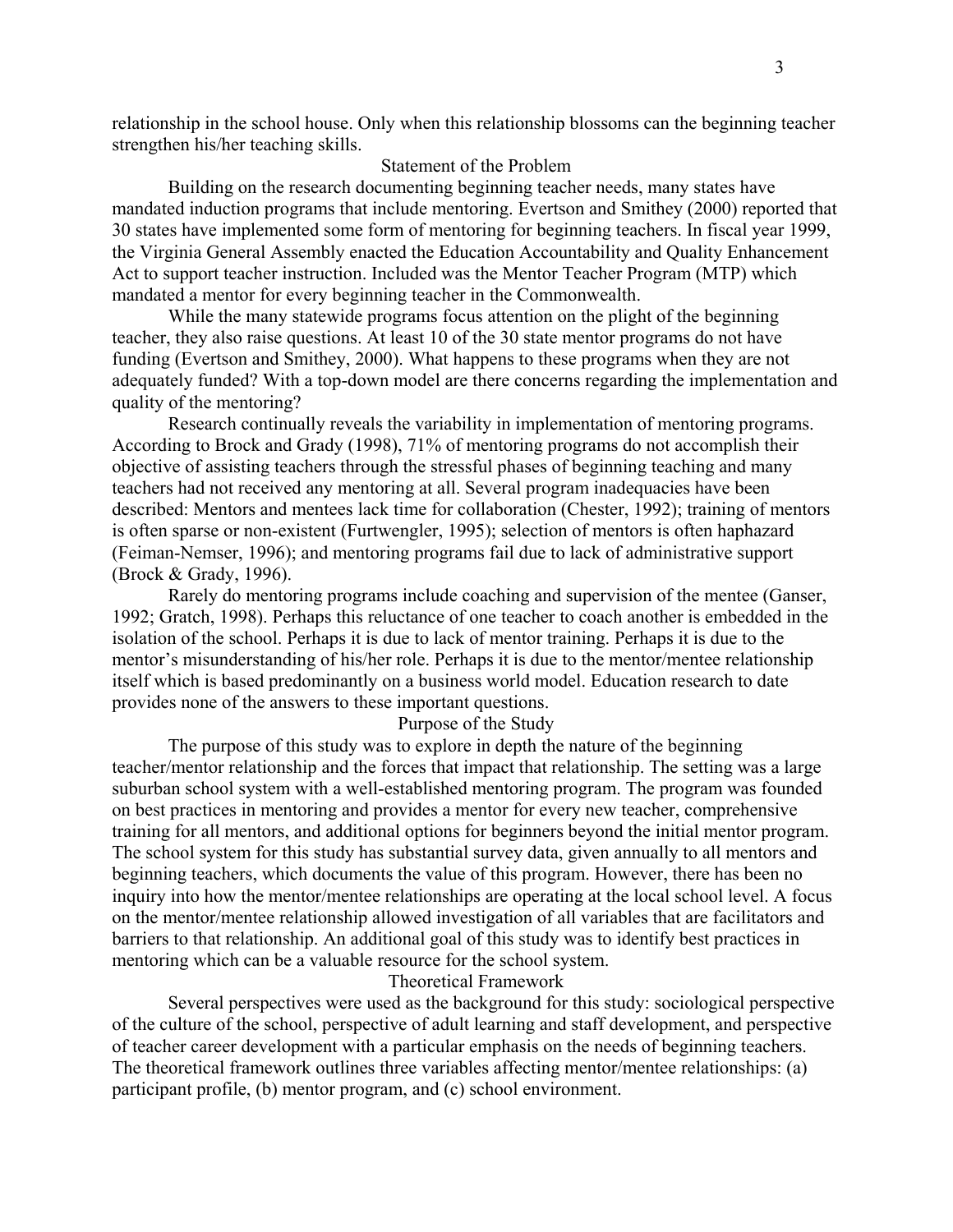relationship in the school house. Only when this relationship blossoms can the beginning teacher strengthen his/her teaching skills.

## Statement of the Problem

Building on the research documenting beginning teacher needs, many states have mandated induction programs that include mentoring. Evertson and Smithey (2000) reported that 30 states have implemented some form of mentoring for beginning teachers. In fiscal year 1999, the Virginia General Assembly enacted the Education Accountability and Quality Enhancement Act to support teacher instruction. Included was the Mentor Teacher Program (MTP) which mandated a mentor for every beginning teacher in the Commonwealth.

While the many statewide programs focus attention on the plight of the beginning teacher, they also raise questions. At least 10 of the 30 state mentor programs do not have funding (Evertson and Smithey, 2000). What happens to these programs when they are not adequately funded? With a top-down model are there concerns regarding the implementation and quality of the mentoring?

Research continually reveals the variability in implementation of mentoring programs. According to Brock and Grady (1998), 71% of mentoring programs do not accomplish their objective of assisting teachers through the stressful phases of beginning teaching and many teachers had not received any mentoring at all. Several program inadequacies have been described: Mentors and mentees lack time for collaboration (Chester, 1992); training of mentors is often sparse or non-existent (Furtwengler, 1995); selection of mentors is often haphazard (Feiman-Nemser, 1996); and mentoring programs fail due to lack of administrative support (Brock & Grady, 1996).

Rarely do mentoring programs include coaching and supervision of the mentee (Ganser, 1992; Gratch, 1998). Perhaps this reluctance of one teacher to coach another is embedded in the isolation of the school. Perhaps it is due to lack of mentor training. Perhaps it is due to the mentor's misunderstanding of his/her role. Perhaps it is due to the mentor/mentee relationship itself which is based predominantly on a business world model. Education research to date provides none of the answers to these important questions.

## Purpose of the Study

The purpose of this study was to explore in depth the nature of the beginning teacher/mentor relationship and the forces that impact that relationship. The setting was a large suburban school system with a well-established mentoring program. The program was founded on best practices in mentoring and provides a mentor for every new teacher, comprehensive training for all mentors, and additional options for beginners beyond the initial mentor program. The school system for this study has substantial survey data, given annually to all mentors and beginning teachers, which documents the value of this program. However, there has been no inquiry into how the mentor/mentee relationships are operating at the local school level. A focus on the mentor/mentee relationship allowed investigation of all variables that are facilitators and barriers to that relationship. An additional goal of this study was to identify best practices in mentoring which can be a valuable resource for the school system.

## Theoretical Framework

Several perspectives were used as the background for this study: sociological perspective of the culture of the school, perspective of adult learning and staff development, and perspective of teacher career development with a particular emphasis on the needs of beginning teachers. The theoretical framework outlines three variables affecting mentor/mentee relationships: (a) participant profile, (b) mentor program, and (c) school environment.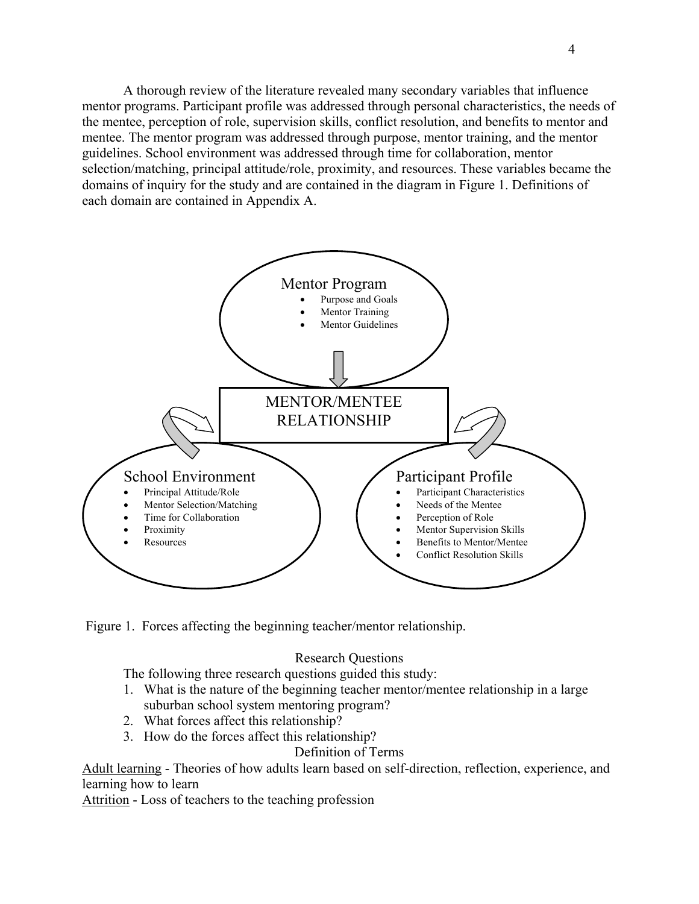A thorough review of the literature revealed many secondary variables that influence mentor programs. Participant profile was addressed through personal characteristics, the needs of the mentee, perception of role, supervision skills, conflict resolution, and benefits to mentor and mentee. The mentor program was addressed through purpose, mentor training, and the mentor guidelines. School environment was addressed through time for collaboration, mentor selection/matching, principal attitude/role, proximity, and resources. These variables became the domains of inquiry for the study and are contained in the diagram in Figure 1. Definitions of each domain are contained in Appendix A.

Mentor Program
- Purpose and Goals
- Mentor Training
- Mentor Guidelines

MENTOR/MENTEE RELATIONSHIP

School Environment
- Principal Attitude/Role
- Mentor Selection/Matching
- Time for Collaboration
- Proximity
- Resources

Participant Profile
- Participant Characteristics
- Needs of the Mentee
- Perception of Role
- Mentor Supervision Skills
- Benefits to Mentor/Mentee
- Conflict Resolution Skills

Figure 1. Forces affecting the beginning teacher/mentor relationship.

## Research Questions

The following three research questions guided this study:

1. What is the nature of the beginning teacher mentor/mentee relationship in a large suburban school system mentoring program?
2. What forces affect this relationship?
3. How do the forces affect this relationship?

## Definition of Terms

Adult learning - Theories of how adults learn based on self-direction, reflection, experience, and learning how to learn

Attrition - Loss of teachers to the teaching profession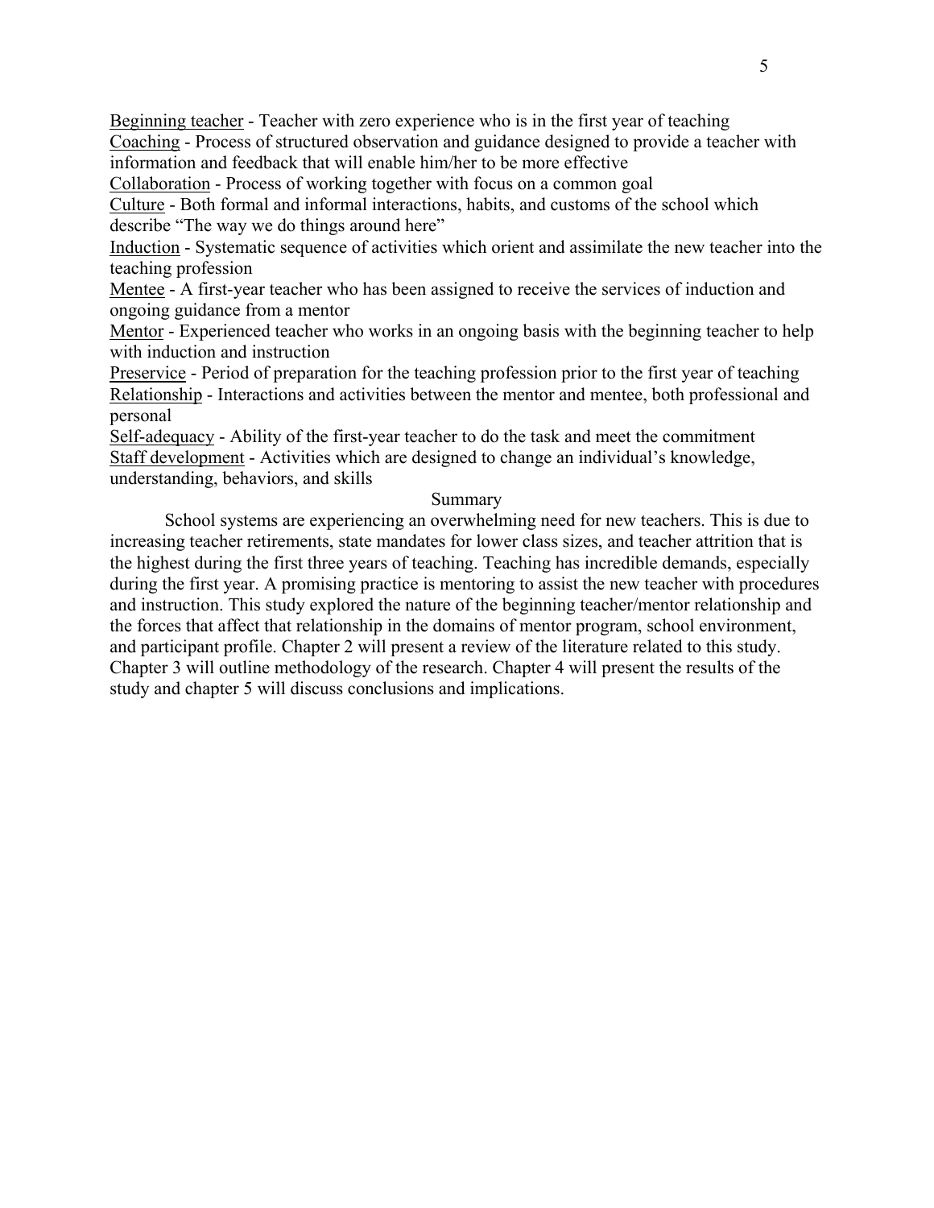Beginning teacher - Teacher with zero experience who is in the first year of teaching
Coaching - Process of structured observation and guidance designed to provide a teacher with information and feedback that will enable him/her to be more effective
Collaboration - Process of working together with focus on a common goal
Culture - Both formal and informal interactions, habits, and customs of the school which describe "The way we do things around here"
Induction - Systematic sequence of activities which orient and assimilate the new teacher into the teaching profession
Mentee - A first-year teacher who has been assigned to receive the services of induction and ongoing guidance from a mentor
Mentor - Experienced teacher who works in an ongoing basis with the beginning teacher to help with induction and instruction
Preservice - Period of preparation for the teaching profession prior to the first year of teaching
Relationship - Interactions and activities between the mentor and mentee, both professional and personal
Self-adequacy - Ability of the first-year teacher to do the task and meet the commitment
Staff development - Activities which are designed to change an individual's knowledge, understanding, behaviors, and skills

## Summary

School systems are experiencing an overwhelming need for new teachers. This is due to increasing teacher retirements, state mandates for lower class sizes, and teacher attrition that is the highest during the first three years of teaching. Teaching has incredible demands, especially during the first year. A promising practice is mentoring to assist the new teacher with procedures and instruction. This study explored the nature of the beginning teacher/mentor relationship and the forces that affect that relationship in the domains of mentor program, school environment, and participant profile. Chapter 2 will present a review of the literature related to this study. Chapter 3 will outline methodology of the research. Chapter 4 will present the results of the study and chapter 5 will discuss conclusions and implications.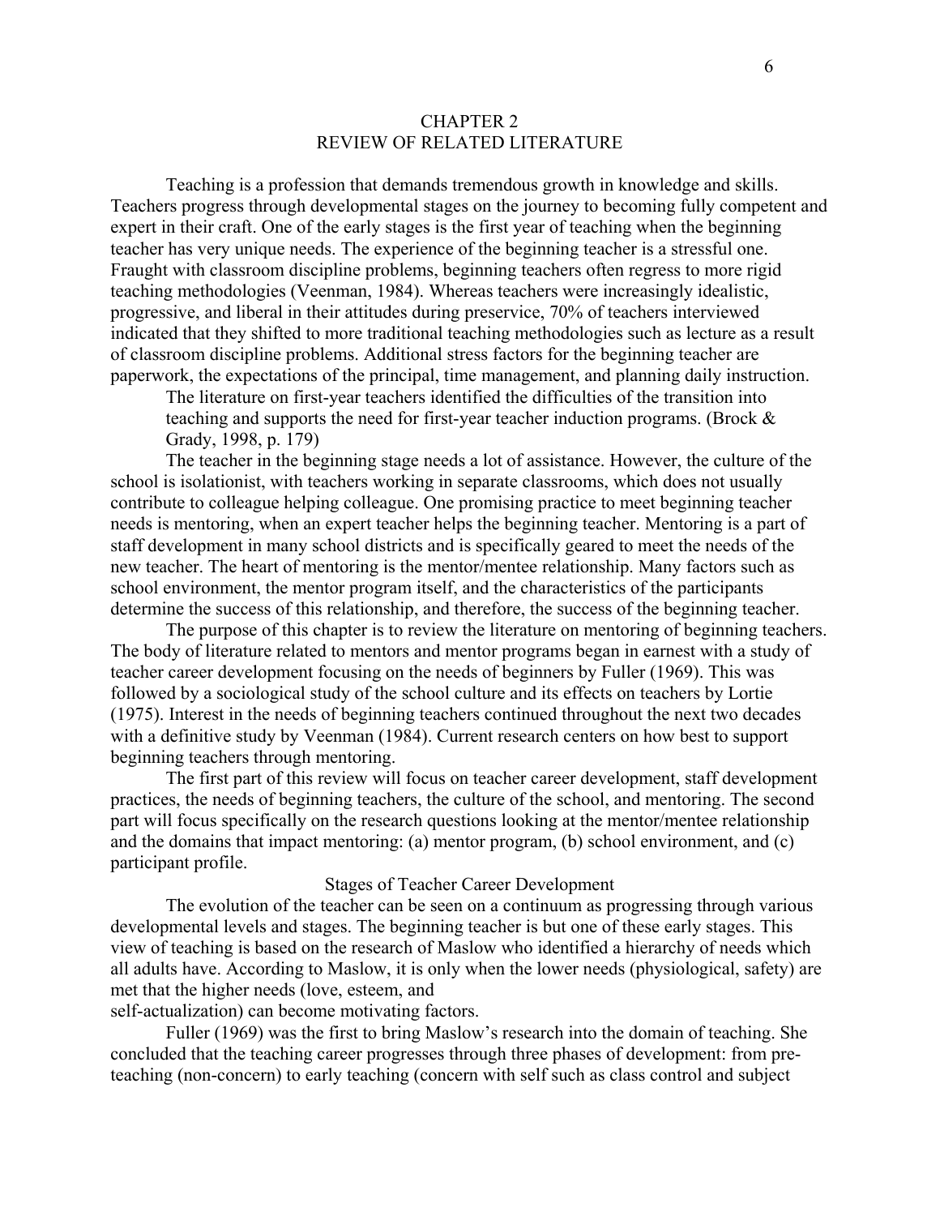# CHAPTER 2
# REVIEW OF RELATED LITERATURE

Teaching is a profession that demands tremendous growth in knowledge and skills. Teachers progress through developmental stages on the journey to becoming fully competent and expert in their craft. One of the early stages is the first year of teaching when the beginning teacher has very unique needs. The experience of the beginning teacher is a stressful one. Fraught with classroom discipline problems, beginning teachers often regress to more rigid teaching methodologies (Veenman, 1984). Whereas teachers were increasingly idealistic, progressive, and liberal in their attitudes during preservice, 70% of teachers interviewed indicated that they shifted to more traditional teaching methodologies such as lecture as a result of classroom discipline problems. Additional stress factors for the beginning teacher are paperwork, the expectations of the principal, time management, and planning daily instruction.

> The literature on first-year teachers identified the difficulties of the transition into teaching and supports the need for first-year teacher induction programs. (Brock & Grady, 1998, p. 179)

The teacher in the beginning stage needs a lot of assistance. However, the culture of the school is isolationist, with teachers working in separate classrooms, which does not usually contribute to colleague helping colleague. One promising practice to meet beginning teacher needs is mentoring, when an expert teacher helps the beginning teacher. Mentoring is a part of staff development in many school districts and is specifically geared to meet the needs of the new teacher. The heart of mentoring is the mentor/mentee relationship. Many factors such as school environment, the mentor program itself, and the characteristics of the participants determine the success of this relationship, and therefore, the success of the beginning teacher.

The purpose of this chapter is to review the literature on mentoring of beginning teachers. The body of literature related to mentors and mentor programs began in earnest with a study of teacher career development focusing on the needs of beginners by Fuller (1969). This was followed by a sociological study of the school culture and its effects on teachers by Lortie (1975). Interest in the needs of beginning teachers continued throughout the next two decades with a definitive study by Veenman (1984). Current research centers on how best to support beginning teachers through mentoring.

The first part of this review will focus on teacher career development, staff development practices, the needs of beginning teachers, the culture of the school, and mentoring. The second part will focus specifically on the research questions looking at the mentor/mentee relationship and the domains that impact mentoring: (a) mentor program, (b) school environment, and (c) participant profile.

## Stages of Teacher Career Development

The evolution of the teacher can be seen on a continuum as progressing through various developmental levels and stages. The beginning teacher is but one of these early stages. This view of teaching is based on the research of Maslow who identified a hierarchy of needs which all adults have. According to Maslow, it is only when the lower needs (physiological, safety) are met that the higher needs (love, esteem, and self-actualization) can become motivating factors.

Fuller (1969) was the first to bring Maslow's research into the domain of teaching. She concluded that the teaching career progresses through three phases of development: from pre-teaching (non-concern) to early teaching (concern with self such as class control and subject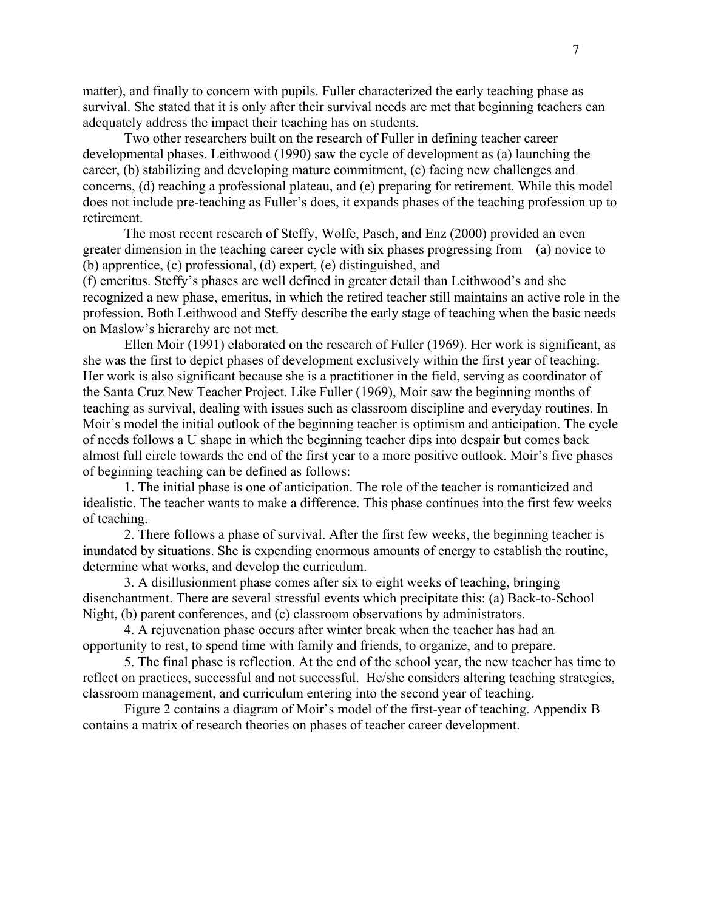matter), and finally to concern with pupils. Fuller characterized the early teaching phase as survival. She stated that it is only after their survival needs are met that beginning teachers can adequately address the impact their teaching has on students.

Two other researchers built on the research of Fuller in defining teacher career developmental phases. Leithwood (1990) saw the cycle of development as (a) launching the career, (b) stabilizing and developing mature commitment, (c) facing new challenges and concerns, (d) reaching a professional plateau, and (e) preparing for retirement. While this model does not include pre-teaching as Fuller's does, it expands phases of the teaching profession up to retirement.

The most recent research of Steffy, Wolfe, Pasch, and Enz (2000) provided an even greater dimension in the teaching career cycle with six phases progressing from (a) novice to (b) apprentice, (c) professional, (d) expert, (e) distinguished, and (f) emeritus. Steffy's phases are well defined in greater detail than Leithwood's and she recognized a new phase, emeritus, in which the retired teacher still maintains an active role in the profession. Both Leithwood and Steffy describe the early stage of teaching when the basic needs on Maslow's hierarchy are not met.

Ellen Moir (1991) elaborated on the research of Fuller (1969). Her work is significant, as she was the first to depict phases of development exclusively within the first year of teaching. Her work is also significant because she is a practitioner in the field, serving as coordinator of the Santa Cruz New Teacher Project. Like Fuller (1969), Moir saw the beginning months of teaching as survival, dealing with issues such as classroom discipline and everyday routines. In Moir's model the initial outlook of the beginning teacher is optimism and anticipation. The cycle of needs follows a U shape in which the beginning teacher dips into despair but comes back almost full circle towards the end of the first year to a more positive outlook. Moir's five phases of beginning teaching can be defined as follows:

1. The initial phase is one of anticipation. The role of the teacher is romanticized and idealistic. The teacher wants to make a difference. This phase continues into the first few weeks of teaching.

2. There follows a phase of survival. After the first few weeks, the beginning teacher is inundated by situations. She is expending enormous amounts of energy to establish the routine, determine what works, and develop the curriculum.

3. A disillusionment phase comes after six to eight weeks of teaching, bringing disenchantment. There are several stressful events which precipitate this: (a) Back-to-School Night, (b) parent conferences, and (c) classroom observations by administrators.

4. A rejuvenation phase occurs after winter break when the teacher has had an opportunity to rest, to spend time with family and friends, to organize, and to prepare.

5. The final phase is reflection. At the end of the school year, the new teacher has time to reflect on practices, successful and not successful. He/she considers altering teaching strategies, classroom management, and curriculum entering into the second year of teaching.

Figure 2 contains a diagram of Moir's model of the first-year of teaching. Appendix B contains a matrix of research theories on phases of teacher career development.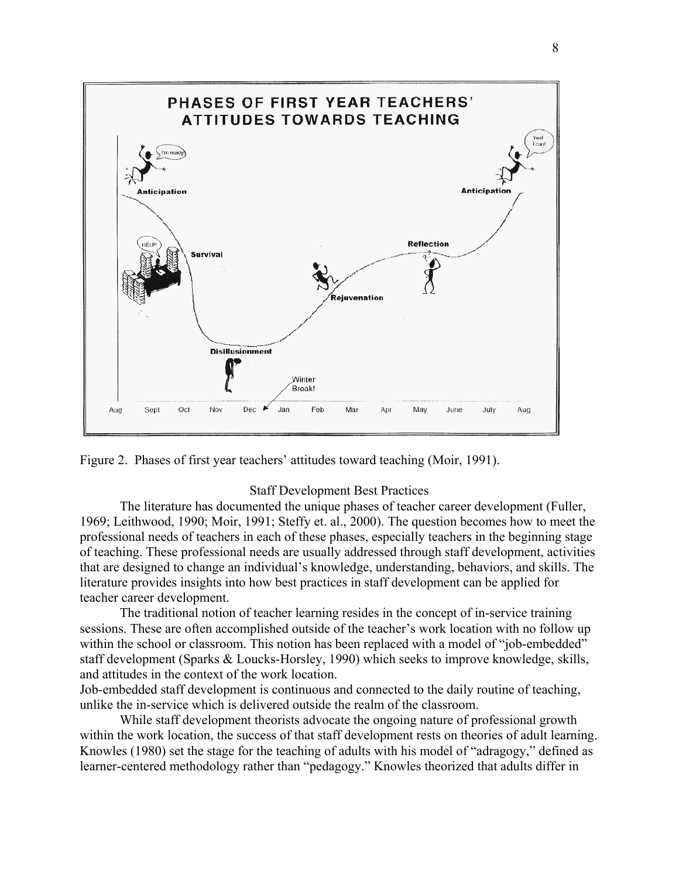Figure 2. Phases of first year teachers' attitudes toward teaching (Moir, 1991).

## Staff Development Best Practices

The literature has documented the unique phases of teacher career development (Fuller, 1969; Leithwood, 1990; Moir, 1991; Steffy et. al., 2000). The question becomes how to meet the professional needs of teachers in each of these phases, especially teachers in the beginning stage of teaching. These professional needs are usually addressed through staff development, activities that are designed to change an individual's knowledge, understanding, behaviors, and skills. The literature provides insights into how best practices in staff development can be applied for teacher career development.

The traditional notion of teacher learning resides in the concept of in-service training sessions. These are often accomplished outside of the teacher's work location with no follow up within the school or classroom. This notion has been replaced with a model of "job-embedded" staff development (Sparks & Loucks-Horsley, 1990) which seeks to improve knowledge, skills, and attitudes in the context of the work location.

Job-embedded staff development is continuous and connected to the daily routine of teaching, unlike the in-service which is delivered outside the realm of the classroom.

While staff development theorists advocate the ongoing nature of professional growth within the work location, the success of that staff development rests on theories of adult learning. Knowles (1980) set the stage for the teaching of adults with his model of "adragogy," defined as learner-centered methodology rather than "pedagogy." Knowles theorized that adults differ in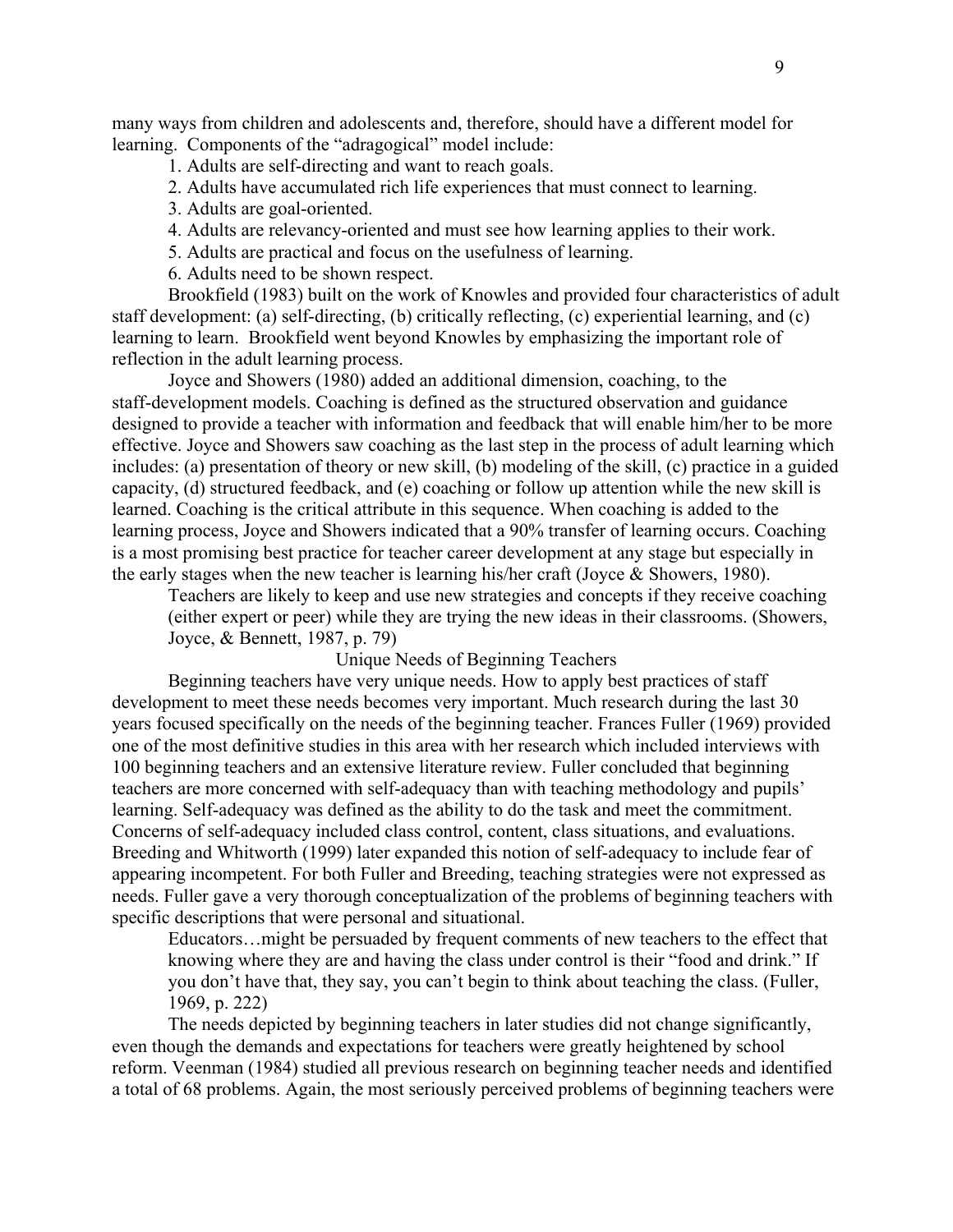many ways from children and adolescents and, therefore, should have a different model for learning. Components of the "adragogical" model include:

1. Adults are self-directing and want to reach goals.
2. Adults have accumulated rich life experiences that must connect to learning.
3. Adults are goal-oriented.
4. Adults are relevancy-oriented and must see how learning applies to their work.
5. Adults are practical and focus on the usefulness of learning.
6. Adults need to be shown respect.

Brookfield (1983) built on the work of Knowles and provided four characteristics of adult staff development: (a) self-directing, (b) critically reflecting, (c) experiential learning, and (c) learning to learn. Brookfield went beyond Knowles by emphasizing the important role of reflection in the adult learning process.

Joyce and Showers (1980) added an additional dimension, coaching, to the staff-development models. Coaching is defined as the structured observation and guidance designed to provide a teacher with information and feedback that will enable him/her to be more effective. Joyce and Showers saw coaching as the last step in the process of adult learning which includes: (a) presentation of theory or new skill, (b) modeling of the skill, (c) practice in a guided capacity, (d) structured feedback, and (e) coaching or follow up attention while the new skill is learned. Coaching is the critical attribute in this sequence. When coaching is added to the learning process, Joyce and Showers indicated that a 90% transfer of learning occurs. Coaching is a most promising best practice for teacher career development at any stage but especially in the early stages when the new teacher is learning his/her craft (Joyce & Showers, 1980).

> Teachers are likely to keep and use new strategies and concepts if they receive coaching (either expert or peer) while they are trying the new ideas in their classrooms. (Showers, Joyce, & Bennett, 1987, p. 79)

## Unique Needs of Beginning Teachers

Beginning teachers have very unique needs. How to apply best practices of staff development to meet these needs becomes very important. Much research during the last 30 years focused specifically on the needs of the beginning teacher. Frances Fuller (1969) provided one of the most definitive studies in this area with her research which included interviews with 100 beginning teachers and an extensive literature review. Fuller concluded that beginning teachers are more concerned with self-adequacy than with teaching methodology and pupils' learning. Self-adequacy was defined as the ability to do the task and meet the commitment. Concerns of self-adequacy included class control, content, class situations, and evaluations. Breeding and Whitworth (1999) later expanded this notion of self-adequacy to include fear of appearing incompetent. For both Fuller and Breeding, teaching strategies were not expressed as needs. Fuller gave a very thorough conceptualization of the problems of beginning teachers with specific descriptions that were personal and situational.

> Educators…might be persuaded by frequent comments of new teachers to the effect that knowing where they are and having the class under control is their "food and drink." If you don't have that, they say, you can't begin to think about teaching the class. (Fuller, 1969, p. 222)

The needs depicted by beginning teachers in later studies did not change significantly, even though the demands and expectations for teachers were greatly heightened by school reform. Veenman (1984) studied all previous research on beginning teacher needs and identified a total of 68 problems. Again, the most seriously perceived problems of beginning teachers were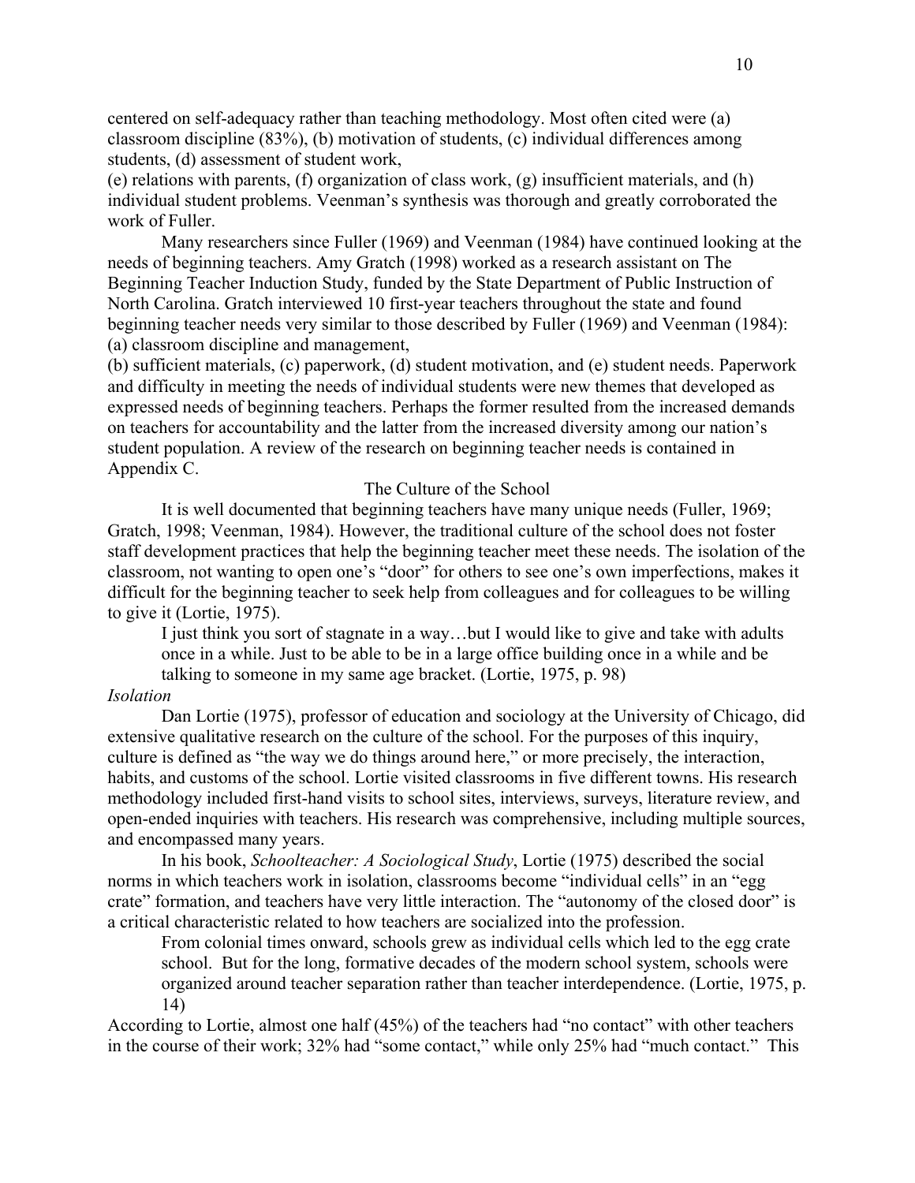centered on self-adequacy rather than teaching methodology. Most often cited were (a) classroom discipline (83%), (b) motivation of students, (c) individual differences among students, (d) assessment of student work, (e) relations with parents, (f) organization of class work, (g) insufficient materials, and (h) individual student problems. Veenman's synthesis was thorough and greatly corroborated the work of Fuller.

Many researchers since Fuller (1969) and Veenman (1984) have continued looking at the needs of beginning teachers. Amy Gratch (1998) worked as a research assistant on The Beginning Teacher Induction Study, funded by the State Department of Public Instruction of North Carolina. Gratch interviewed 10 first-year teachers throughout the state and found beginning teacher needs very similar to those described by Fuller (1969) and Veenman (1984): (a) classroom discipline and management, (b) sufficient materials, (c) paperwork, (d) student motivation, and (e) student needs. Paperwork and difficulty in meeting the needs of individual students were new themes that developed as expressed needs of beginning teachers. Perhaps the former resulted from the increased demands on teachers for accountability and the latter from the increased diversity among our nation's student population. A review of the research on beginning teacher needs is contained in Appendix C.

## The Culture of the School

It is well documented that beginning teachers have many unique needs (Fuller, 1969; Gratch, 1998; Veenman, 1984). However, the traditional culture of the school does not foster staff development practices that help the beginning teacher meet these needs. The isolation of the classroom, not wanting to open one's "door" for others to see one's own imperfections, makes it difficult for the beginning teacher to seek help from colleagues and for colleagues to be willing to give it (Lortie, 1975).

> I just think you sort of stagnate in a way…but I would like to give and take with adults once in a while. Just to be able to be in a large office building once in a while and be talking to someone in my same age bracket. (Lortie, 1975, p. 98)

### *Isolation*

Dan Lortie (1975), professor of education and sociology at the University of Chicago, did extensive qualitative research on the culture of the school. For the purposes of this inquiry, culture is defined as "the way we do things around here," or more precisely, the interaction, habits, and customs of the school. Lortie visited classrooms in five different towns. His research methodology included first-hand visits to school sites, interviews, surveys, literature review, and open-ended inquiries with teachers. His research was comprehensive, including multiple sources, and encompassed many years.

In his book, *Schoolteacher: A Sociological Study*, Lortie (1975) described the social norms in which teachers work in isolation, classrooms become "individual cells" in an "egg crate" formation, and teachers have very little interaction. The "autonomy of the closed door" is a critical characteristic related to how teachers are socialized into the profession.

> From colonial times onward, schools grew as individual cells which led to the egg crate school. But for the long, formative decades of the modern school system, schools were organized around teacher separation rather than teacher interdependence. (Lortie, 1975, p. 14)

According to Lortie, almost one half (45%) of the teachers had "no contact" with other teachers in the course of their work; 32% had "some contact," while only 25% had "much contact." This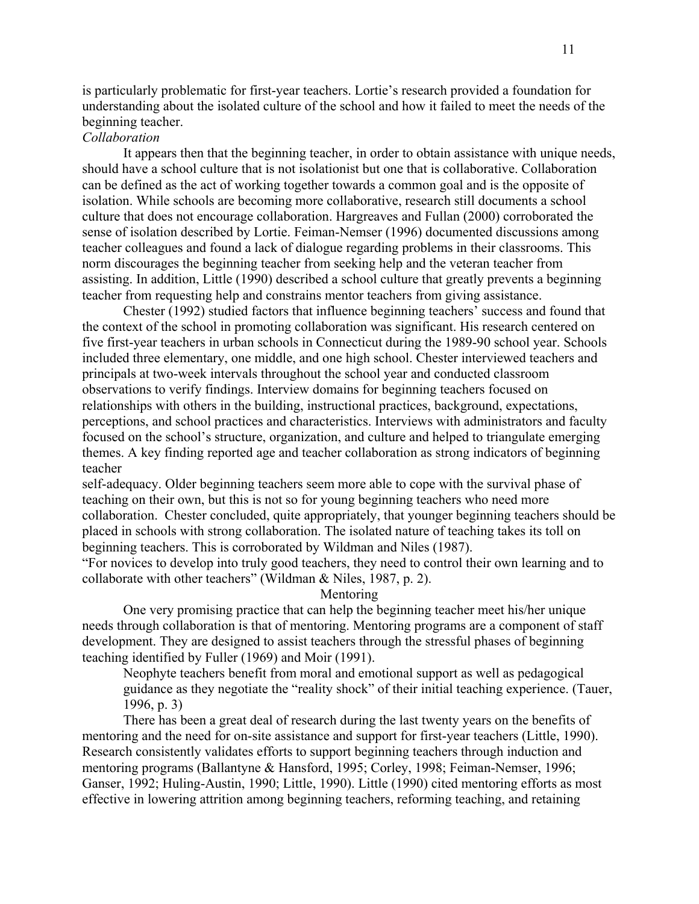is particularly problematic for first-year teachers. Lortie's research provided a foundation for understanding about the isolated culture of the school and how it failed to meet the needs of the beginning teacher.

### *Collaboration*

It appears then that the beginning teacher, in order to obtain assistance with unique needs, should have a school culture that is not isolationist but one that is collaborative. Collaboration can be defined as the act of working together towards a common goal and is the opposite of isolation. While schools are becoming more collaborative, research still documents a school culture that does not encourage collaboration. Hargreaves and Fullan (2000) corroborated the sense of isolation described by Lortie. Feiman-Nemser (1996) documented discussions among teacher colleagues and found a lack of dialogue regarding problems in their classrooms. This norm discourages the beginning teacher from seeking help and the veteran teacher from assisting. In addition, Little (1990) described a school culture that greatly prevents a beginning teacher from requesting help and constrains mentor teachers from giving assistance.

Chester (1992) studied factors that influence beginning teachers' success and found that the context of the school in promoting collaboration was significant. His research centered on five first-year teachers in urban schools in Connecticut during the 1989-90 school year. Schools included three elementary, one middle, and one high school. Chester interviewed teachers and principals at two-week intervals throughout the school year and conducted classroom observations to verify findings. Interview domains for beginning teachers focused on relationships with others in the building, instructional practices, background, expectations, perceptions, and school practices and characteristics. Interviews with administrators and faculty focused on the school's structure, organization, and culture and helped to triangulate emerging themes. A key finding reported age and teacher collaboration as strong indicators of beginning teacher self-adequacy. Older beginning teachers seem more able to cope with the survival phase of teaching on their own, but this is not so for young beginning teachers who need more collaboration. Chester concluded, quite appropriately, that younger beginning teachers should be placed in schools with strong collaboration. The isolated nature of teaching takes its toll on beginning teachers. This is corroborated by Wildman and Niles (1987).

"For novices to develop into truly good teachers, they need to control their own learning and to collaborate with other teachers" (Wildman & Niles, 1987, p. 2).

## Mentoring

One very promising practice that can help the beginning teacher meet his/her unique needs through collaboration is that of mentoring. Mentoring programs are a component of staff development. They are designed to assist teachers through the stressful phases of beginning teaching identified by Fuller (1969) and Moir (1991).

> Neophyte teachers benefit from moral and emotional support as well as pedagogical guidance as they negotiate the "reality shock" of their initial teaching experience. (Tauer, 1996, p. 3)

There has been a great deal of research during the last twenty years on the benefits of mentoring and the need for on-site assistance and support for first-year teachers (Little, 1990). Research consistently validates efforts to support beginning teachers through induction and mentoring programs (Ballantyne & Hansford, 1995; Corley, 1998; Feiman-Nemser, 1996; Ganser, 1992; Huling-Austin, 1990; Little, 1990). Little (1990) cited mentoring efforts as most effective in lowering attrition among beginning teachers, reforming teaching, and retaining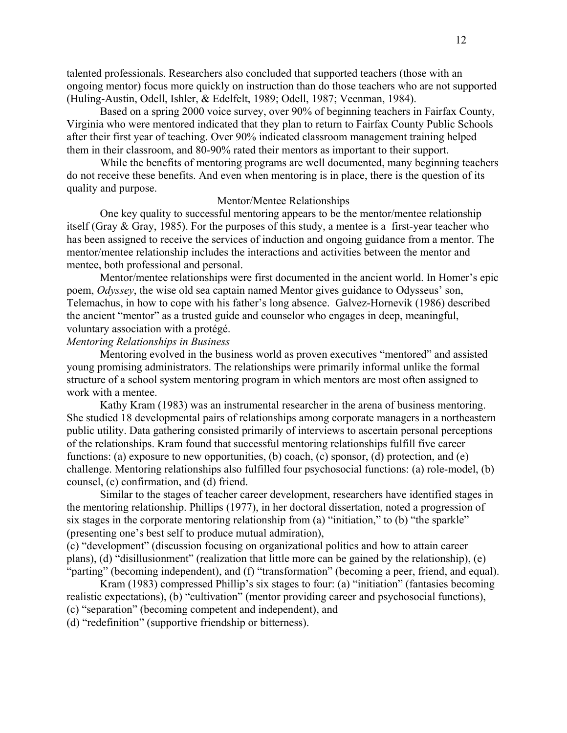talented professionals. Researchers also concluded that supported teachers (those with an ongoing mentor) focus more quickly on instruction than do those teachers who are not supported (Huling-Austin, Odell, Ishler, & Edelfelt, 1989; Odell, 1987; Veenman, 1984).

Based on a spring 2000 voice survey, over 90% of beginning teachers in Fairfax County, Virginia who were mentored indicated that they plan to return to Fairfax County Public Schools after their first year of teaching. Over 90% indicated classroom management training helped them in their classroom, and 80-90% rated their mentors as important to their support.

While the benefits of mentoring programs are well documented, many beginning teachers do not receive these benefits. And even when mentoring is in place, there is the question of its quality and purpose.

## Mentor/Mentee Relationships

One key quality to successful mentoring appears to be the mentor/mentee relationship itself (Gray & Gray, 1985). For the purposes of this study, a mentee is a first-year teacher who has been assigned to receive the services of induction and ongoing guidance from a mentor. The mentor/mentee relationship includes the interactions and activities between the mentor and mentee, both professional and personal.

Mentor/mentee relationships were first documented in the ancient world. In Homer's epic poem, *Odyssey*, the wise old sea captain named Mentor gives guidance to Odysseus' son, Telemachus, in how to cope with his father's long absence. Galvez-Hornevik (1986) described the ancient "mentor" as a trusted guide and counselor who engages in deep, meaningful, voluntary association with a protégé.

### *Mentoring Relationships in Business*

Mentoring evolved in the business world as proven executives "mentored" and assisted young promising administrators. The relationships were primarily informal unlike the formal structure of a school system mentoring program in which mentors are most often assigned to work with a mentee.

Kathy Kram (1983) was an instrumental researcher in the arena of business mentoring. She studied 18 developmental pairs of relationships among corporate managers in a northeastern public utility. Data gathering consisted primarily of interviews to ascertain personal perceptions of the relationships. Kram found that successful mentoring relationships fulfill five career functions: (a) exposure to new opportunities, (b) coach, (c) sponsor, (d) protection, and (e) challenge. Mentoring relationships also fulfilled four psychosocial functions: (a) role-model, (b) counsel, (c) confirmation, and (d) friend.

Similar to the stages of teacher career development, researchers have identified stages in the mentoring relationship. Phillips (1977), in her doctoral dissertation, noted a progression of six stages in the corporate mentoring relationship from (a) "initiation," to (b) "the sparkle" (presenting one's best self to produce mutual admiration), (c) "development" (discussion focusing on organizational politics and how to attain career plans), (d) "disillusionment" (realization that little more can be gained by the relationship), (e) "parting" (becoming independent), and (f) "transformation" (becoming a peer, friend, and equal).

Kram (1983) compressed Phillip's six stages to four: (a) "initiation" (fantasies becoming realistic expectations), (b) "cultivation" (mentor providing career and psychosocial functions), (c) "separation" (becoming competent and independent), and (d) "redefinition" (supportive friendship or bitterness).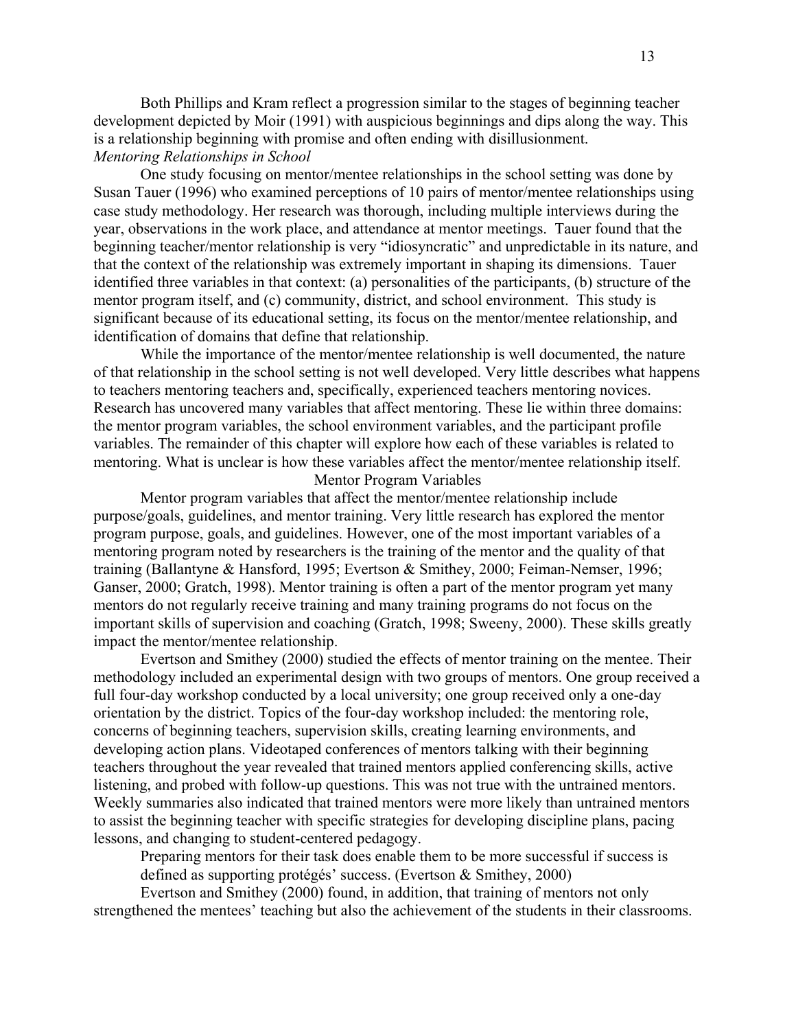Both Phillips and Kram reflect a progression similar to the stages of beginning teacher development depicted by Moir (1991) with auspicious beginnings and dips along the way. This is a relationship beginning with promise and often ending with disillusionment.

*Mentoring Relationships in School*

One study focusing on mentor/mentee relationships in the school setting was done by Susan Tauer (1996) who examined perceptions of 10 pairs of mentor/mentee relationships using case study methodology. Her research was thorough, including multiple interviews during the year, observations in the work place, and attendance at mentor meetings. Tauer found that the beginning teacher/mentor relationship is very "idiosyncratic" and unpredictable in its nature, and that the context of the relationship was extremely important in shaping its dimensions. Tauer identified three variables in that context: (a) personalities of the participants, (b) structure of the mentor program itself, and (c) community, district, and school environment. This study is significant because of its educational setting, its focus on the mentor/mentee relationship, and identification of domains that define that relationship.

While the importance of the mentor/mentee relationship is well documented, the nature of that relationship in the school setting is not well developed. Very little describes what happens to teachers mentoring teachers and, specifically, experienced teachers mentoring novices. Research has uncovered many variables that affect mentoring. These lie within three domains: the mentor program variables, the school environment variables, and the participant profile variables. The remainder of this chapter will explore how each of these variables is related to mentoring. What is unclear is how these variables affect the mentor/mentee relationship itself.

## Mentor Program Variables

Mentor program variables that affect the mentor/mentee relationship include purpose/goals, guidelines, and mentor training. Very little research has explored the mentor program purpose, goals, and guidelines. However, one of the most important variables of a mentoring program noted by researchers is the training of the mentor and the quality of that training (Ballantyne & Hansford, 1995; Evertson & Smithey, 2000; Feiman-Nemser, 1996; Ganser, 2000; Gratch, 1998). Mentor training is often a part of the mentor program yet many mentors do not regularly receive training and many training programs do not focus on the important skills of supervision and coaching (Gratch, 1998; Sweeny, 2000). These skills greatly impact the mentor/mentee relationship.

Evertson and Smithey (2000) studied the effects of mentor training on the mentee. Their methodology included an experimental design with two groups of mentors. One group received a full four-day workshop conducted by a local university; one group received only a one-day orientation by the district. Topics of the four-day workshop included: the mentoring role, concerns of beginning teachers, supervision skills, creating learning environments, and developing action plans. Videotaped conferences of mentors talking with their beginning teachers throughout the year revealed that trained mentors applied conferencing skills, active listening, and probed with follow-up questions. This was not true with the untrained mentors. Weekly summaries also indicated that trained mentors were more likely than untrained mentors to assist the beginning teacher with specific strategies for developing discipline plans, pacing lessons, and changing to student-centered pedagogy.

> Preparing mentors for their task does enable them to be more successful if success is defined as supporting protégés' success. (Evertson & Smithey, 2000)

Evertson and Smithey (2000) found, in addition, that training of mentors not only strengthened the mentees' teaching but also the achievement of the students in their classrooms.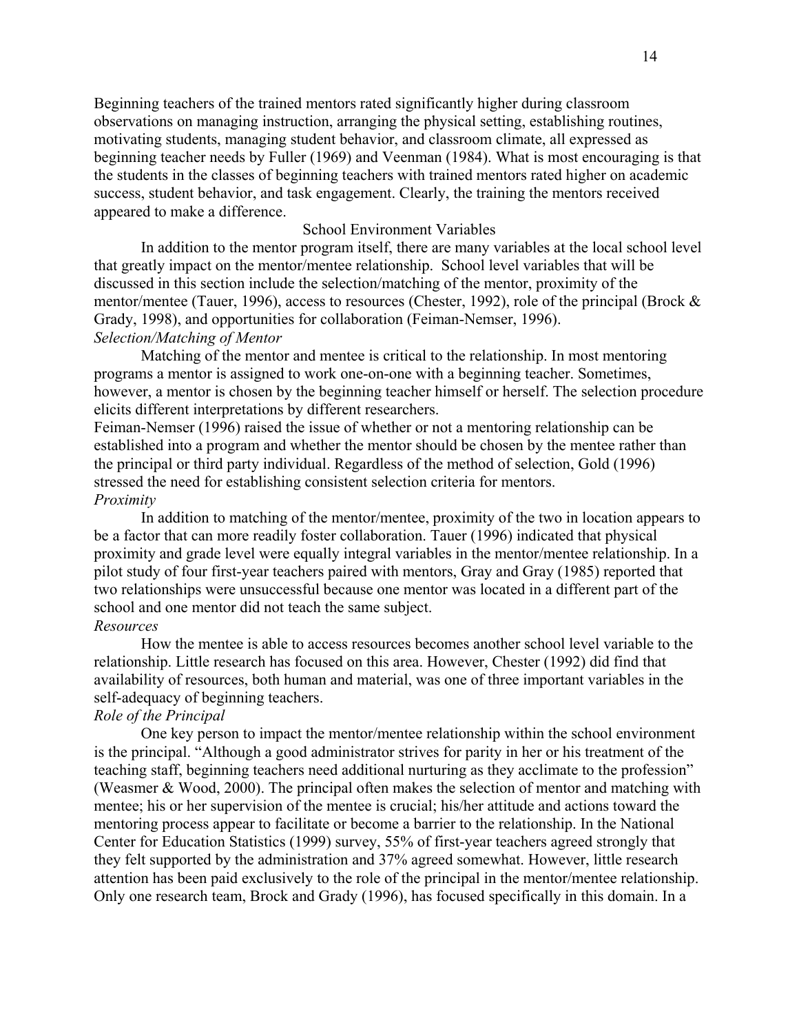Beginning teachers of the trained mentors rated significantly higher during classroom observations on managing instruction, arranging the physical setting, establishing routines, motivating students, managing student behavior, and classroom climate, all expressed as beginning teacher needs by Fuller (1969) and Veenman (1984). What is most encouraging is that the students in the classes of beginning teachers with trained mentors rated higher on academic success, student behavior, and task engagement. Clearly, the training the mentors received appeared to make a difference.

## School Environment Variables

In addition to the mentor program itself, there are many variables at the local school level that greatly impact on the mentor/mentee relationship. School level variables that will be discussed in this section include the selection/matching of the mentor, proximity of the mentor/mentee (Tauer, 1996), access to resources (Chester, 1992), role of the principal (Brock & Grady, 1998), and opportunities for collaboration (Feiman-Nemser, 1996).

### *Selection/Matching of Mentor*

Matching of the mentor and mentee is critical to the relationship. In most mentoring programs a mentor is assigned to work one-on-one with a beginning teacher. Sometimes, however, a mentor is chosen by the beginning teacher himself or herself. The selection procedure elicits different interpretations by different researchers.

Feiman-Nemser (1996) raised the issue of whether or not a mentoring relationship can be established into a program and whether the mentor should be chosen by the mentee rather than the principal or third party individual. Regardless of the method of selection, Gold (1996) stressed the need for establishing consistent selection criteria for mentors.

### *Proximity*

In addition to matching of the mentor/mentee, proximity of the two in location appears to be a factor that can more readily foster collaboration. Tauer (1996) indicated that physical proximity and grade level were equally integral variables in the mentor/mentee relationship. In a pilot study of four first-year teachers paired with mentors, Gray and Gray (1985) reported that two relationships were unsuccessful because one mentor was located in a different part of the school and one mentor did not teach the same subject.

### *Resources*

How the mentee is able to access resources becomes another school level variable to the relationship. Little research has focused on this area. However, Chester (1992) did find that availability of resources, both human and material, was one of three important variables in the self-adequacy of beginning teachers.

### *Role of the Principal*

One key person to impact the mentor/mentee relationship within the school environment is the principal. "Although a good administrator strives for parity in her or his treatment of the teaching staff, beginning teachers need additional nurturing as they acclimate to the profession" (Weasmer & Wood, 2000). The principal often makes the selection of mentor and matching with mentee; his or her supervision of the mentee is crucial; his/her attitude and actions toward the mentoring process appear to facilitate or become a barrier to the relationship. In the National Center for Education Statistics (1999) survey, 55% of first-year teachers agreed strongly that they felt supported by the administration and 37% agreed somewhat. However, little research attention has been paid exclusively to the role of the principal in the mentor/mentee relationship. Only one research team, Brock and Grady (1996), has focused specifically in this domain. In a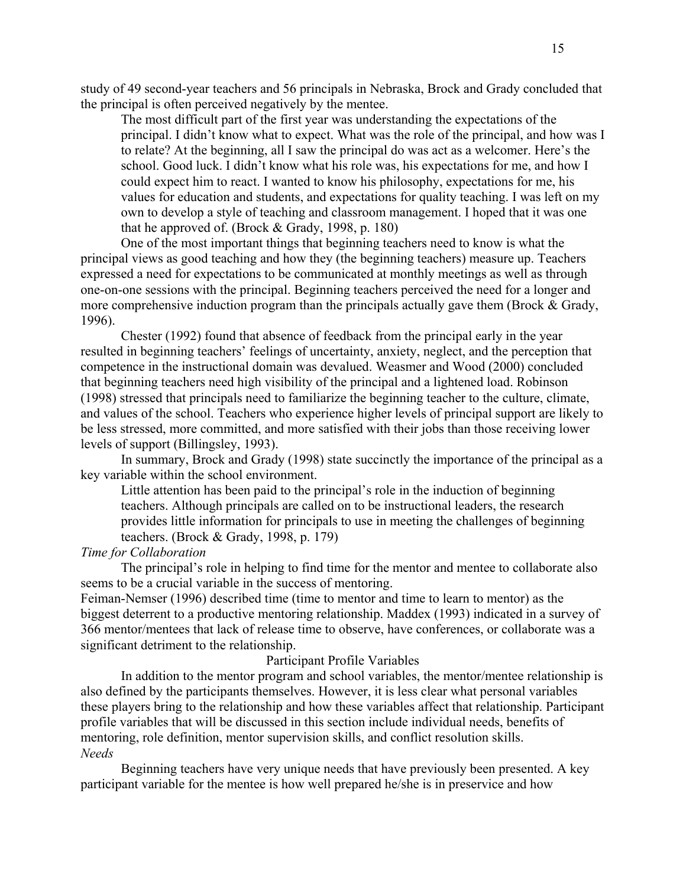study of 49 second-year teachers and 56 principals in Nebraska, Brock and Grady concluded that the principal is often perceived negatively by the mentee.

> The most difficult part of the first year was understanding the expectations of the principal. I didn't know what to expect. What was the role of the principal, and how was I to relate? At the beginning, all I saw the principal do was act as a welcomer. Here's the school. Good luck. I didn't know what his role was, his expectations for me, and how I could expect him to react. I wanted to know his philosophy, expectations for me, his values for education and students, and expectations for quality teaching. I was left on my own to develop a style of teaching and classroom management. I hoped that it was one that he approved of. (Brock & Grady, 1998, p. 180)

One of the most important things that beginning teachers need to know is what the principal views as good teaching and how they (the beginning teachers) measure up. Teachers expressed a need for expectations to be communicated at monthly meetings as well as through one-on-one sessions with the principal. Beginning teachers perceived the need for a longer and more comprehensive induction program than the principals actually gave them (Brock & Grady, 1996).

Chester (1992) found that absence of feedback from the principal early in the year resulted in beginning teachers' feelings of uncertainty, anxiety, neglect, and the perception that competence in the instructional domain was devalued. Weasmer and Wood (2000) concluded that beginning teachers need high visibility of the principal and a lightened load. Robinson (1998) stressed that principals need to familiarize the beginning teacher to the culture, climate, and values of the school. Teachers who experience higher levels of principal support are likely to be less stressed, more committed, and more satisfied with their jobs than those receiving lower levels of support (Billingsley, 1993).

In summary, Brock and Grady (1998) state succinctly the importance of the principal as a key variable within the school environment.

> Little attention has been paid to the principal's role in the induction of beginning teachers. Although principals are called on to be instructional leaders, the research provides little information for principals to use in meeting the challenges of beginning teachers. (Brock & Grady, 1998, p. 179)

*Time for Collaboration*

The principal's role in helping to find time for the mentor and mentee to collaborate also seems to be a crucial variable in the success of mentoring.

Feiman-Nemser (1996) described time (time to mentor and time to learn to mentor) as the biggest deterrent to a productive mentoring relationship. Maddex (1993) indicated in a survey of 366 mentor/mentees that lack of release time to observe, have conferences, or collaborate was a significant detriment to the relationship.

## Participant Profile Variables

In addition to the mentor program and school variables, the mentor/mentee relationship is also defined by the participants themselves. However, it is less clear what personal variables these players bring to the relationship and how these variables affect that relationship. Participant profile variables that will be discussed in this section include individual needs, benefits of mentoring, role definition, mentor supervision skills, and conflict resolution skills.

*Needs*

Beginning teachers have very unique needs that have previously been presented. A key participant variable for the mentee is how well prepared he/she is in preservice and how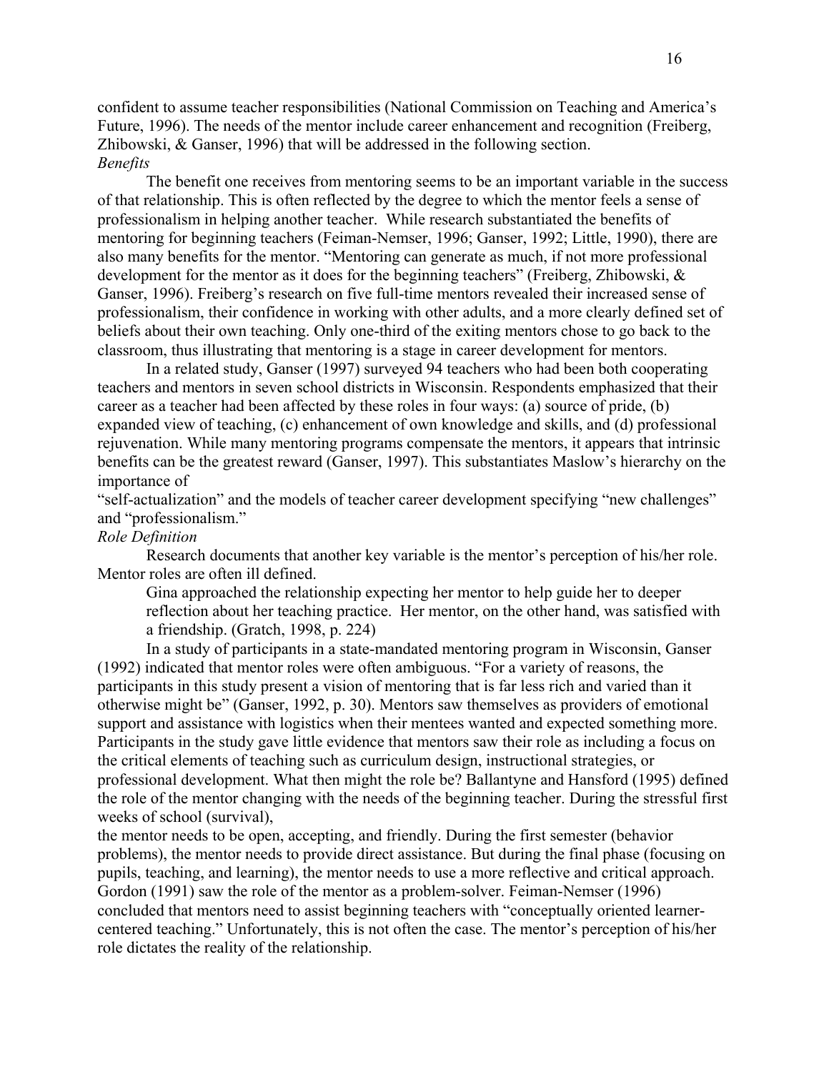confident to assume teacher responsibilities (National Commission on Teaching and America's Future, 1996). The needs of the mentor include career enhancement and recognition (Freiberg, Zhibowski, & Ganser, 1996) that will be addressed in the following section.

*Benefits*

The benefit one receives from mentoring seems to be an important variable in the success of that relationship. This is often reflected by the degree to which the mentor feels a sense of professionalism in helping another teacher. While research substantiated the benefits of mentoring for beginning teachers (Feiman-Nemser, 1996; Ganser, 1992; Little, 1990), there are also many benefits for the mentor. "Mentoring can generate as much, if not more professional development for the mentor as it does for the beginning teachers" (Freiberg, Zhibowski, & Ganser, 1996). Freiberg's research on five full-time mentors revealed their increased sense of professionalism, their confidence in working with other adults, and a more clearly defined set of beliefs about their own teaching. Only one-third of the exiting mentors chose to go back to the classroom, thus illustrating that mentoring is a stage in career development for mentors.

In a related study, Ganser (1997) surveyed 94 teachers who had been both cooperating teachers and mentors in seven school districts in Wisconsin. Respondents emphasized that their career as a teacher had been affected by these roles in four ways: (a) source of pride, (b) expanded view of teaching, (c) enhancement of own knowledge and skills, and (d) professional rejuvenation. While many mentoring programs compensate the mentors, it appears that intrinsic benefits can be the greatest reward (Ganser, 1997). This substantiates Maslow's hierarchy on the importance of "self-actualization" and the models of teacher career development specifying "new challenges" and "professionalism."

*Role Definition*

Research documents that another key variable is the mentor's perception of his/her role. Mentor roles are often ill defined.

> Gina approached the relationship expecting her mentor to help guide her to deeper reflection about her teaching practice. Her mentor, on the other hand, was satisfied with a friendship. (Gratch, 1998, p. 224)

In a study of participants in a state-mandated mentoring program in Wisconsin, Ganser (1992) indicated that mentor roles were often ambiguous. "For a variety of reasons, the participants in this study present a vision of mentoring that is far less rich and varied than it otherwise might be" (Ganser, 1992, p. 30). Mentors saw themselves as providers of emotional support and assistance with logistics when their mentees wanted and expected something more. Participants in the study gave little evidence that mentors saw their role as including a focus on the critical elements of teaching such as curriculum design, instructional strategies, or professional development. What then might the role be? Ballantyne and Hansford (1995) defined the role of the mentor changing with the needs of the beginning teacher. During the stressful first weeks of school (survival), the mentor needs to be open, accepting, and friendly. During the first semester (behavior problems), the mentor needs to provide direct assistance. But during the final phase (focusing on pupils, teaching, and learning), the mentor needs to use a more reflective and critical approach. Gordon (1991) saw the role of the mentor as a problem-solver. Feiman-Nemser (1996) concluded that mentors need to assist beginning teachers with "conceptually oriented learner-centered teaching." Unfortunately, this is not often the case. The mentor's perception of his/her role dictates the reality of the relationship.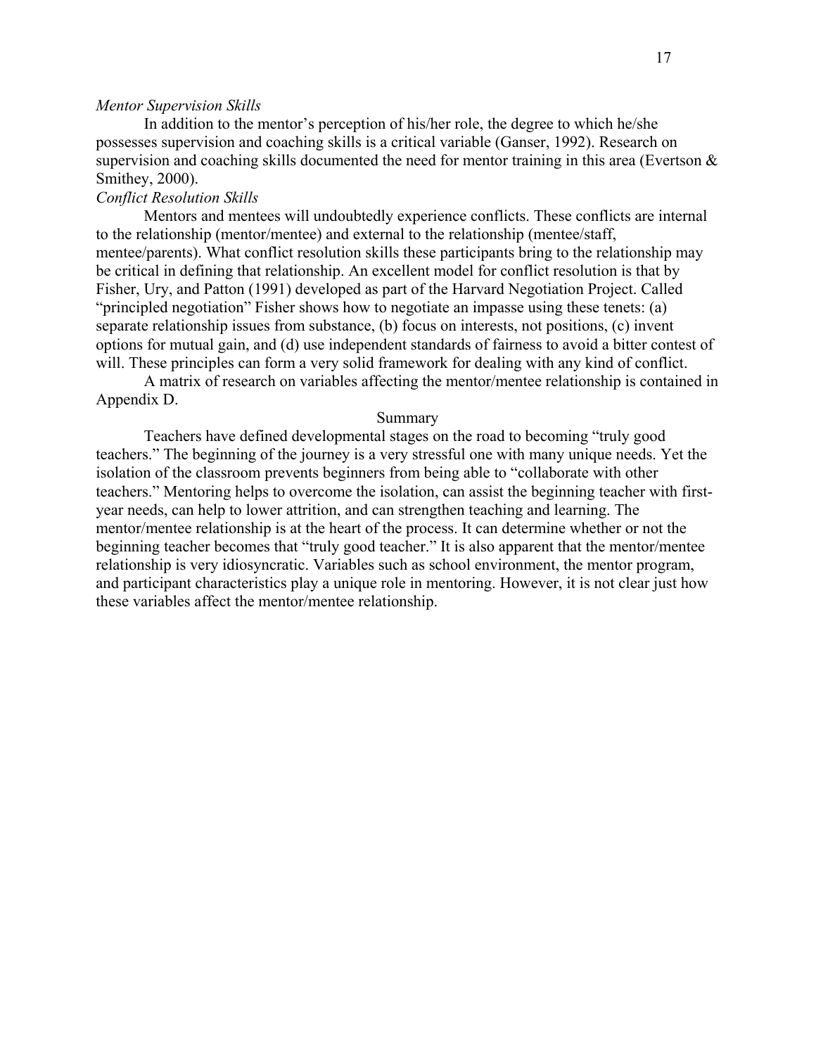*Mentor Supervision Skills*

In addition to the mentor's perception of his/her role, the degree to which he/she possesses supervision and coaching skills is a critical variable (Ganser, 1992). Research on supervision and coaching skills documented the need for mentor training in this area (Evertson & Smithey, 2000).

*Conflict Resolution Skills*

Mentors and mentees will undoubtedly experience conflicts. These conflicts are internal to the relationship (mentor/mentee) and external to the relationship (mentee/staff, mentee/parents). What conflict resolution skills these participants bring to the relationship may be critical in defining that relationship. An excellent model for conflict resolution is that by Fisher, Ury, and Patton (1991) developed as part of the Harvard Negotiation Project. Called "principled negotiation" Fisher shows how to negotiate an impasse using these tenets: (a) separate relationship issues from substance, (b) focus on interests, not positions, (c) invent options for mutual gain, and (d) use independent standards of fairness to avoid a bitter contest of will. These principles can form a very solid framework for dealing with any kind of conflict.

A matrix of research on variables affecting the mentor/mentee relationship is contained in Appendix D.

## Summary

Teachers have defined developmental stages on the road to becoming "truly good teachers." The beginning of the journey is a very stressful one with many unique needs. Yet the isolation of the classroom prevents beginners from being able to "collaborate with other teachers." Mentoring helps to overcome the isolation, can assist the beginning teacher with first-year needs, can help to lower attrition, and can strengthen teaching and learning. The mentor/mentee relationship is at the heart of the process. It can determine whether or not the beginning teacher becomes that "truly good teacher." It is also apparent that the mentor/mentee relationship is very idiosyncratic. Variables such as school environment, the mentor program, and participant characteristics play a unique role in mentoring. However, it is not clear just how these variables affect the mentor/mentee relationship.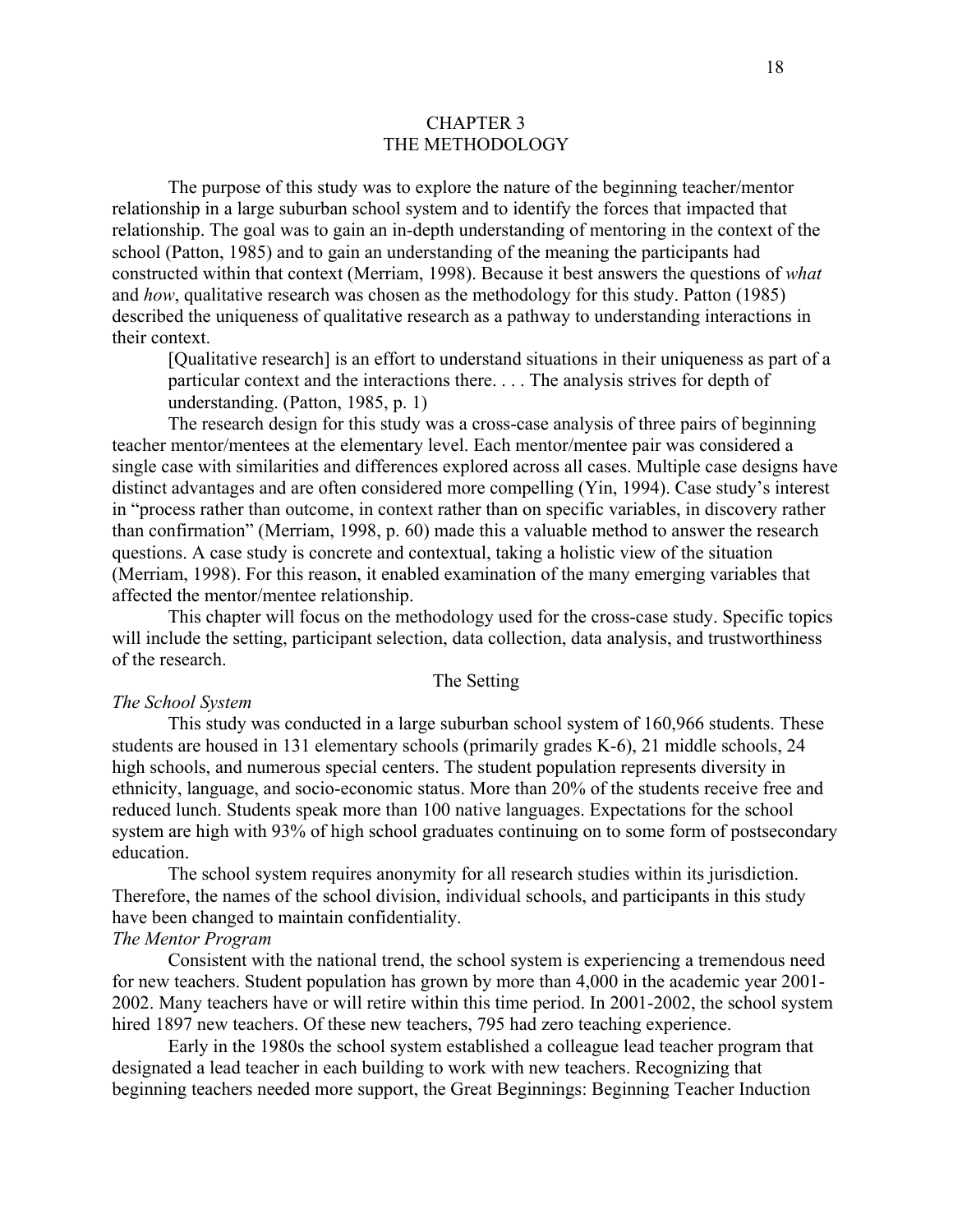# CHAPTER 3
# THE METHODOLOGY

The purpose of this study was to explore the nature of the beginning teacher/mentor relationship in a large suburban school system and to identify the forces that impacted that relationship. The goal was to gain an in-depth understanding of mentoring in the context of the school (Patton, 1985) and to gain an understanding of the meaning the participants had constructed within that context (Merriam, 1998). Because it best answers the questions of *what* and *how*, qualitative research was chosen as the methodology for this study. Patton (1985) described the uniqueness of qualitative research as a pathway to understanding interactions in their context.

> [Qualitative research] is an effort to understand situations in their uniqueness as part of a particular context and the interactions there. . . . The analysis strives for depth of understanding. (Patton, 1985, p. 1)

The research design for this study was a cross-case analysis of three pairs of beginning teacher mentor/mentees at the elementary level. Each mentor/mentee pair was considered a single case with similarities and differences explored across all cases. Multiple case designs have distinct advantages and are often considered more compelling (Yin, 1994). Case study's interest in "process rather than outcome, in context rather than on specific variables, in discovery rather than confirmation" (Merriam, 1998, p. 60) made this a valuable method to answer the research questions. A case study is concrete and contextual, taking a holistic view of the situation (Merriam, 1998). For this reason, it enabled examination of the many emerging variables that affected the mentor/mentee relationship.

This chapter will focus on the methodology used for the cross-case study. Specific topics will include the setting, participant selection, data collection, data analysis, and trustworthiness of the research.

## The Setting

### *The School System*

This study was conducted in a large suburban school system of 160,966 students. These students are housed in 131 elementary schools (primarily grades K-6), 21 middle schools, 24 high schools, and numerous special centers. The student population represents diversity in ethnicity, language, and socio-economic status. More than 20% of the students receive free and reduced lunch. Students speak more than 100 native languages. Expectations for the school system are high with 93% of high school graduates continuing on to some form of postsecondary education.

The school system requires anonymity for all research studies within its jurisdiction. Therefore, the names of the school division, individual schools, and participants in this study have been changed to maintain confidentiality.

### *The Mentor Program*

Consistent with the national trend, the school system is experiencing a tremendous need for new teachers. Student population has grown by more than 4,000 in the academic year 2001-2002. Many teachers have or will retire within this time period. In 2001-2002, the school system hired 1897 new teachers. Of these new teachers, 795 had zero teaching experience.

Early in the 1980s the school system established a colleague lead teacher program that designated a lead teacher in each building to work with new teachers. Recognizing that beginning teachers needed more support, the Great Beginnings: Beginning Teacher Induction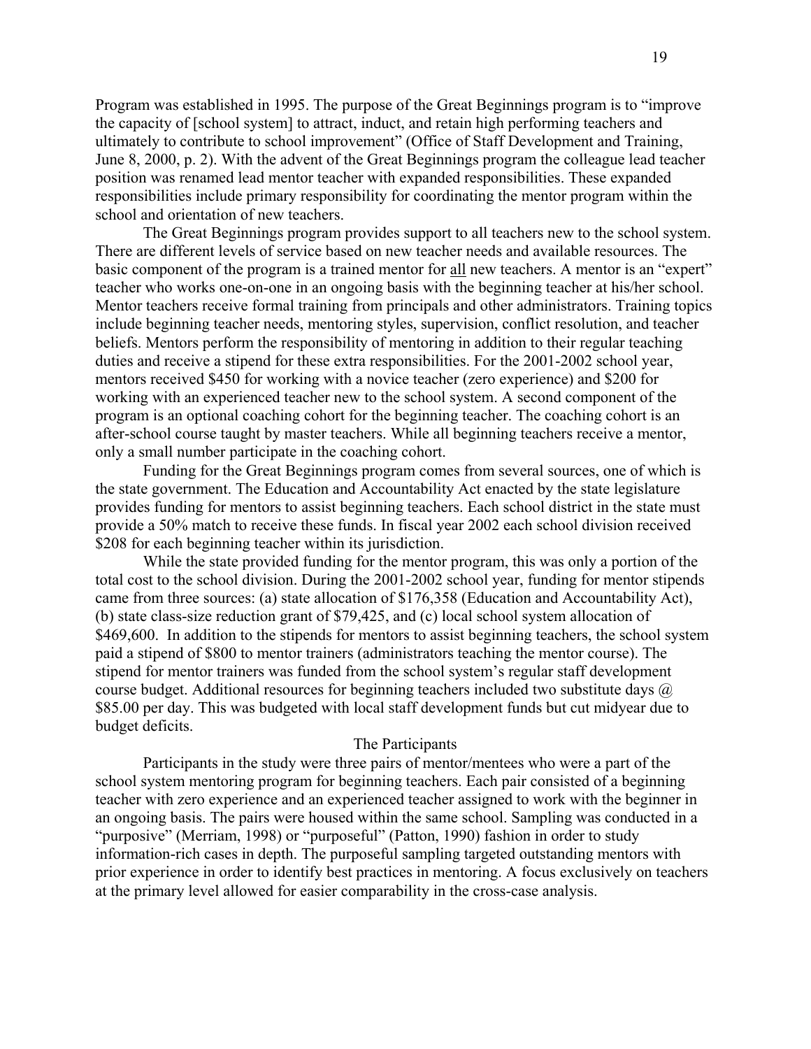Program was established in 1995. The purpose of the Great Beginnings program is to "improve the capacity of [school system] to attract, induct, and retain high performing teachers and ultimately to contribute to school improvement" (Office of Staff Development and Training, June 8, 2000, p. 2). With the advent of the Great Beginnings program the colleague lead teacher position was renamed lead mentor teacher with expanded responsibilities. These expanded responsibilities include primary responsibility for coordinating the mentor program within the school and orientation of new teachers.

The Great Beginnings program provides support to all teachers new to the school system. There are different levels of service based on new teacher needs and available resources. The basic component of the program is a trained mentor for <u>all</u> new teachers. A mentor is an "expert" teacher who works one-on-one in an ongoing basis with the beginning teacher at his/her school. Mentor teachers receive formal training from principals and other administrators. Training topics include beginning teacher needs, mentoring styles, supervision, conflict resolution, and teacher beliefs. Mentors perform the responsibility of mentoring in addition to their regular teaching duties and receive a stipend for these extra responsibilities. For the 2001-2002 school year, mentors received $450 for working with a novice teacher (zero experience) and $200 for working with an experienced teacher new to the school system. A second component of the program is an optional coaching cohort for the beginning teacher. The coaching cohort is an after-school course taught by master teachers. While all beginning teachers receive a mentor, only a small number participate in the coaching cohort.

Funding for the Great Beginnings program comes from several sources, one of which is the state government. The Education and Accountability Act enacted by the state legislature provides funding for mentors to assist beginning teachers. Each school district in the state must provide a 50% match to receive these funds. In fiscal year 2002 each school division received $208 for each beginning teacher within its jurisdiction.

While the state provided funding for the mentor program, this was only a portion of the total cost to the school division. During the 2001-2002 school year, funding for mentor stipends came from three sources: (a) state allocation of $176,358 (Education and Accountability Act), (b) state class-size reduction grant of $79,425, and (c) local school system allocation of $469,600. In addition to the stipends for mentors to assist beginning teachers, the school system paid a stipend of $800 to mentor trainers (administrators teaching the mentor course). The stipend for mentor trainers was funded from the school system's regular staff development course budget. Additional resources for beginning teachers included two substitute days @ $85.00 per day. This was budgeted with local staff development funds but cut midyear due to budget deficits.

## The Participants

Participants in the study were three pairs of mentor/mentees who were a part of the school system mentoring program for beginning teachers. Each pair consisted of a beginning teacher with zero experience and an experienced teacher assigned to work with the beginner in an ongoing basis. The pairs were housed within the same school. Sampling was conducted in a "purposive" (Merriam, 1998) or "purposeful" (Patton, 1990) fashion in order to study information-rich cases in depth. The purposeful sampling targeted outstanding mentors with prior experience in order to identify best practices in mentoring. A focus exclusively on teachers at the primary level allowed for easier comparability in the cross-case analysis.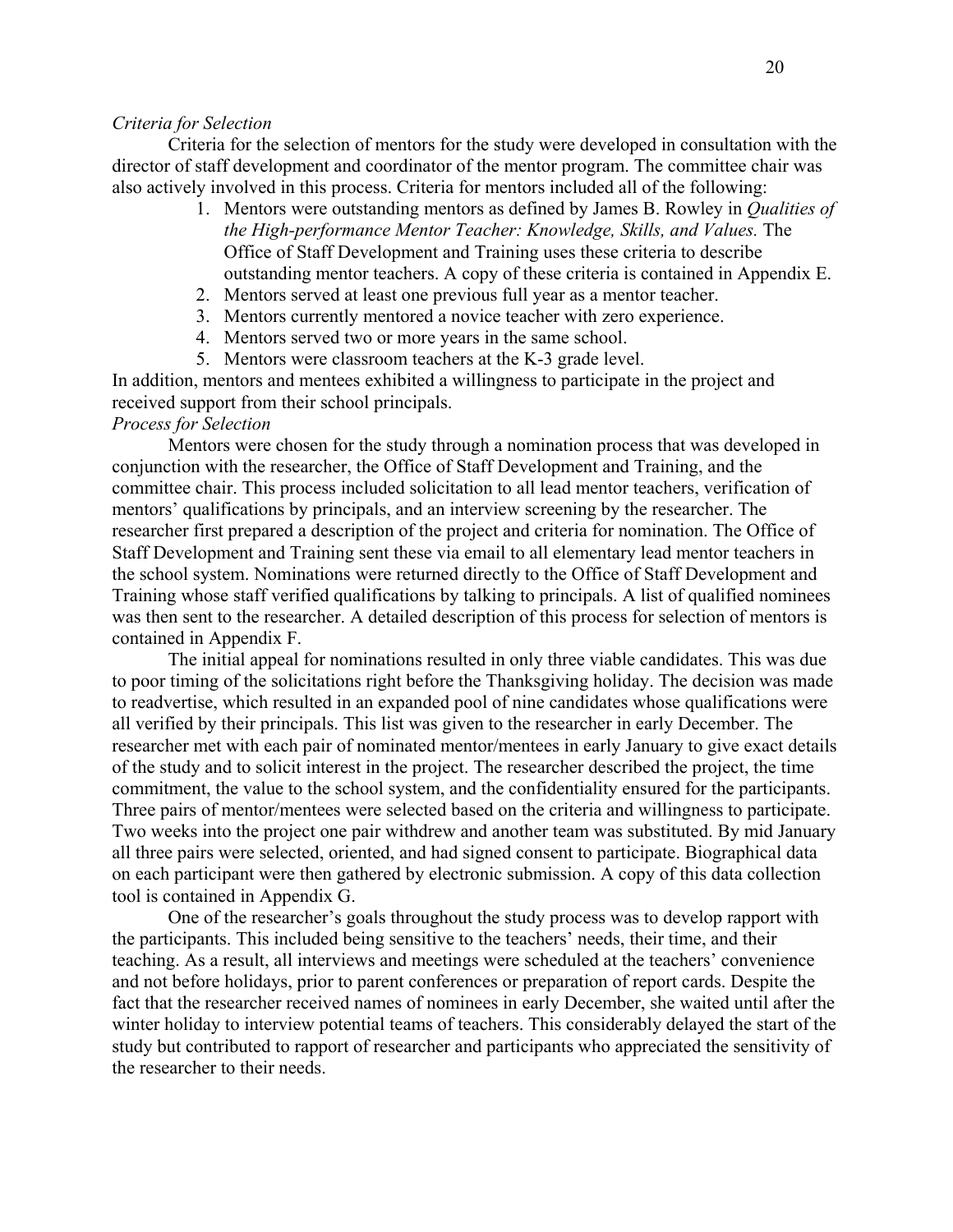*Criteria for Selection*

Criteria for the selection of mentors for the study were developed in consultation with the director of staff development and coordinator of the mentor program. The committee chair was also actively involved in this process. Criteria for mentors included all of the following:

1. Mentors were outstanding mentors as defined by James B. Rowley in *Qualities of the High-performance Mentor Teacher: Knowledge, Skills, and Values.* The Office of Staff Development and Training uses these criteria to describe outstanding mentor teachers. A copy of these criteria is contained in Appendix E.
2. Mentors served at least one previous full year as a mentor teacher.
3. Mentors currently mentored a novice teacher with zero experience.
4. Mentors served two or more years in the same school.
5. Mentors were classroom teachers at the K-3 grade level.

In addition, mentors and mentees exhibited a willingness to participate in the project and received support from their school principals.

*Process for Selection*

Mentors were chosen for the study through a nomination process that was developed in conjunction with the researcher, the Office of Staff Development and Training, and the committee chair. This process included solicitation to all lead mentor teachers, verification of mentors' qualifications by principals, and an interview screening by the researcher. The researcher first prepared a description of the project and criteria for nomination. The Office of Staff Development and Training sent these via email to all elementary lead mentor teachers in the school system. Nominations were returned directly to the Office of Staff Development and Training whose staff verified qualifications by talking to principals. A list of qualified nominees was then sent to the researcher. A detailed description of this process for selection of mentors is contained in Appendix F.

The initial appeal for nominations resulted in only three viable candidates. This was due to poor timing of the solicitations right before the Thanksgiving holiday. The decision was made to readvertise, which resulted in an expanded pool of nine candidates whose qualifications were all verified by their principals. This list was given to the researcher in early December. The researcher met with each pair of nominated mentor/mentees in early January to give exact details of the study and to solicit interest in the project. The researcher described the project, the time commitment, the value to the school system, and the confidentiality ensured for the participants. Three pairs of mentor/mentees were selected based on the criteria and willingness to participate. Two weeks into the project one pair withdrew and another team was substituted. By mid January all three pairs were selected, oriented, and had signed consent to participate. Biographical data on each participant were then gathered by electronic submission. A copy of this data collection tool is contained in Appendix G.

One of the researcher's goals throughout the study process was to develop rapport with the participants. This included being sensitive to the teachers' needs, their time, and their teaching. As a result, all interviews and meetings were scheduled at the teachers' convenience and not before holidays, prior to parent conferences or preparation of report cards. Despite the fact that the researcher received names of nominees in early December, she waited until after the winter holiday to interview potential teams of teachers. This considerably delayed the start of the study but contributed to rapport of researcher and participants who appreciated the sensitivity of the researcher to their needs.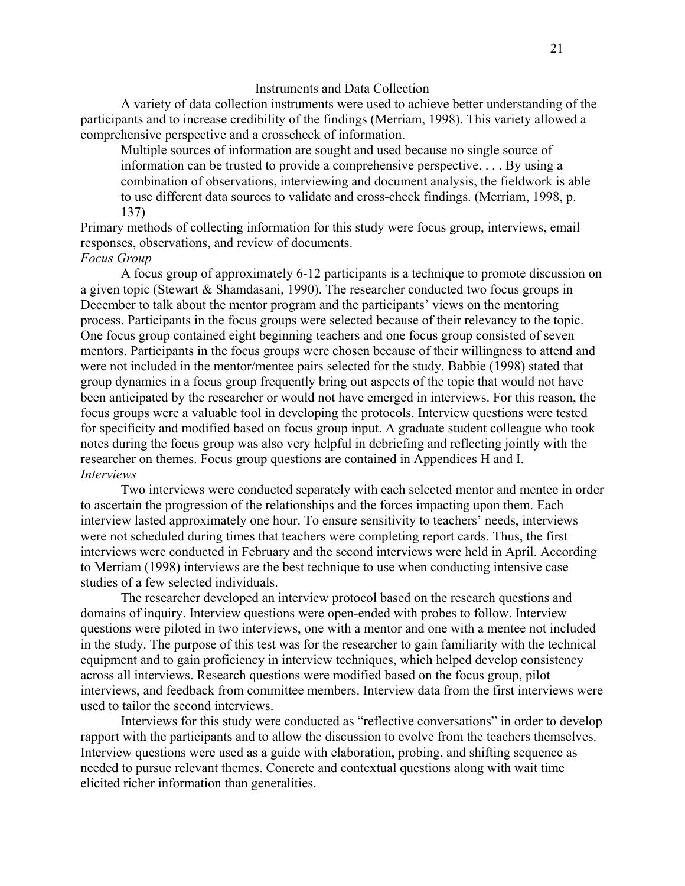## Instruments and Data Collection

A variety of data collection instruments were used to achieve better understanding of the participants and to increase credibility of the findings (Merriam, 1998). This variety allowed a comprehensive perspective and a crosscheck of information.

> Multiple sources of information are sought and used because no single source of information can be trusted to provide a comprehensive perspective. . . . By using a combination of observations, interviewing and document analysis, the fieldwork is able to use different data sources to validate and cross-check findings. (Merriam, 1998, p. 137)

Primary methods of collecting information for this study were focus group, interviews, email responses, observations, and review of documents.

### *Focus Group*

A focus group of approximately 6-12 participants is a technique to promote discussion on a given topic (Stewart & Shamdasani, 1990). The researcher conducted two focus groups in December to talk about the mentor program and the participants' views on the mentoring process. Participants in the focus groups were selected because of their relevancy to the topic. One focus group contained eight beginning teachers and one focus group consisted of seven mentors. Participants in the focus groups were chosen because of their willingness to attend and were not included in the mentor/mentee pairs selected for the study. Babbie (1998) stated that group dynamics in a focus group frequently bring out aspects of the topic that would not have been anticipated by the researcher or would not have emerged in interviews. For this reason, the focus groups were a valuable tool in developing the protocols. Interview questions were tested for specificity and modified based on focus group input. A graduate student colleague who took notes during the focus group was also very helpful in debriefing and reflecting jointly with the researcher on themes. Focus group questions are contained in Appendices H and I.

### *Interviews*

Two interviews were conducted separately with each selected mentor and mentee in order to ascertain the progression of the relationships and the forces impacting upon them. Each interview lasted approximately one hour. To ensure sensitivity to teachers' needs, interviews were not scheduled during times that teachers were completing report cards. Thus, the first interviews were conducted in February and the second interviews were held in April. According to Merriam (1998) interviews are the best technique to use when conducting intensive case studies of a few selected individuals.

The researcher developed an interview protocol based on the research questions and domains of inquiry. Interview questions were open-ended with probes to follow. Interview questions were piloted in two interviews, one with a mentor and one with a mentee not included in the study. The purpose of this test was for the researcher to gain familiarity with the technical equipment and to gain proficiency in interview techniques, which helped develop consistency across all interviews. Research questions were modified based on the focus group, pilot interviews, and feedback from committee members. Interview data from the first interviews were used to tailor the second interviews.

Interviews for this study were conducted as "reflective conversations" in order to develop rapport with the participants and to allow the discussion to evolve from the teachers themselves. Interview questions were used as a guide with elaboration, probing, and shifting sequence as needed to pursue relevant themes. Concrete and contextual questions along with wait time elicited richer information than generalities.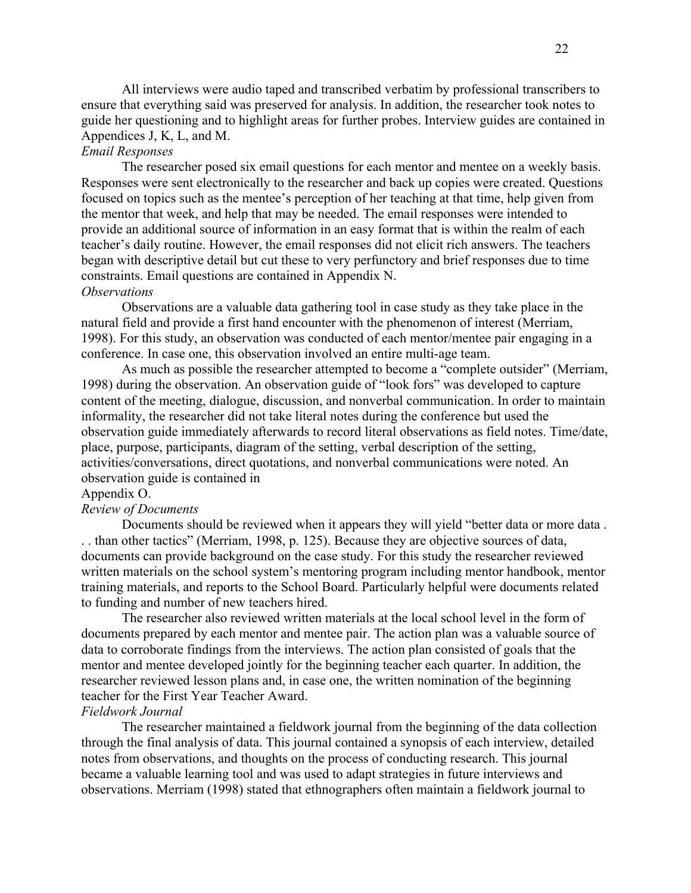All interviews were audio taped and transcribed verbatim by professional transcribers to ensure that everything said was preserved for analysis. In addition, the researcher took notes to guide her questioning and to highlight areas for further probes. Interview guides are contained in Appendices J, K, L, and M.

*Email Responses*

The researcher posed six email questions for each mentor and mentee on a weekly basis. Responses were sent electronically to the researcher and back up copies were created. Questions focused on topics such as the mentee's perception of her teaching at that time, help given from the mentor that week, and help that may be needed. The email responses were intended to provide an additional source of information in an easy format that is within the realm of each teacher's daily routine. However, the email responses did not elicit rich answers. The teachers began with descriptive detail but cut these to very perfunctory and brief responses due to time constraints. Email questions are contained in Appendix N.

*Observations*

Observations are a valuable data gathering tool in case study as they take place in the natural field and provide a first hand encounter with the phenomenon of interest (Merriam, 1998). For this study, an observation was conducted of each mentor/mentee pair engaging in a conference. In case one, this observation involved an entire multi-age team.

As much as possible the researcher attempted to become a "complete outsider" (Merriam, 1998) during the observation. An observation guide of "look fors" was developed to capture content of the meeting, dialogue, discussion, and nonverbal communication. In order to maintain informality, the researcher did not take literal notes during the conference but used the observation guide immediately afterwards to record literal observations as field notes. Time/date, place, purpose, participants, diagram of the setting, verbal description of the setting, activities/conversations, direct quotations, and nonverbal communications were noted. An observation guide is contained in Appendix O.

*Review of Documents*

Documents should be reviewed when it appears they will yield "better data or more data . . . than other tactics" (Merriam, 1998, p. 125). Because they are objective sources of data, documents can provide background on the case study. For this study the researcher reviewed written materials on the school system's mentoring program including mentor handbook, mentor training materials, and reports to the School Board. Particularly helpful were documents related to funding and number of new teachers hired.

The researcher also reviewed written materials at the local school level in the form of documents prepared by each mentor and mentee pair. The action plan was a valuable source of data to corroborate findings from the interviews. The action plan consisted of goals that the mentor and mentee developed jointly for the beginning teacher each quarter. In addition, the researcher reviewed lesson plans and, in case one, the written nomination of the beginning teacher for the First Year Teacher Award.

*Fieldwork Journal*

The researcher maintained a fieldwork journal from the beginning of the data collection through the final analysis of data. This journal contained a synopsis of each interview, detailed notes from observations, and thoughts on the process of conducting research. This journal became a valuable learning tool and was used to adapt strategies in future interviews and observations. Merriam (1998) stated that ethnographers often maintain a fieldwork journal to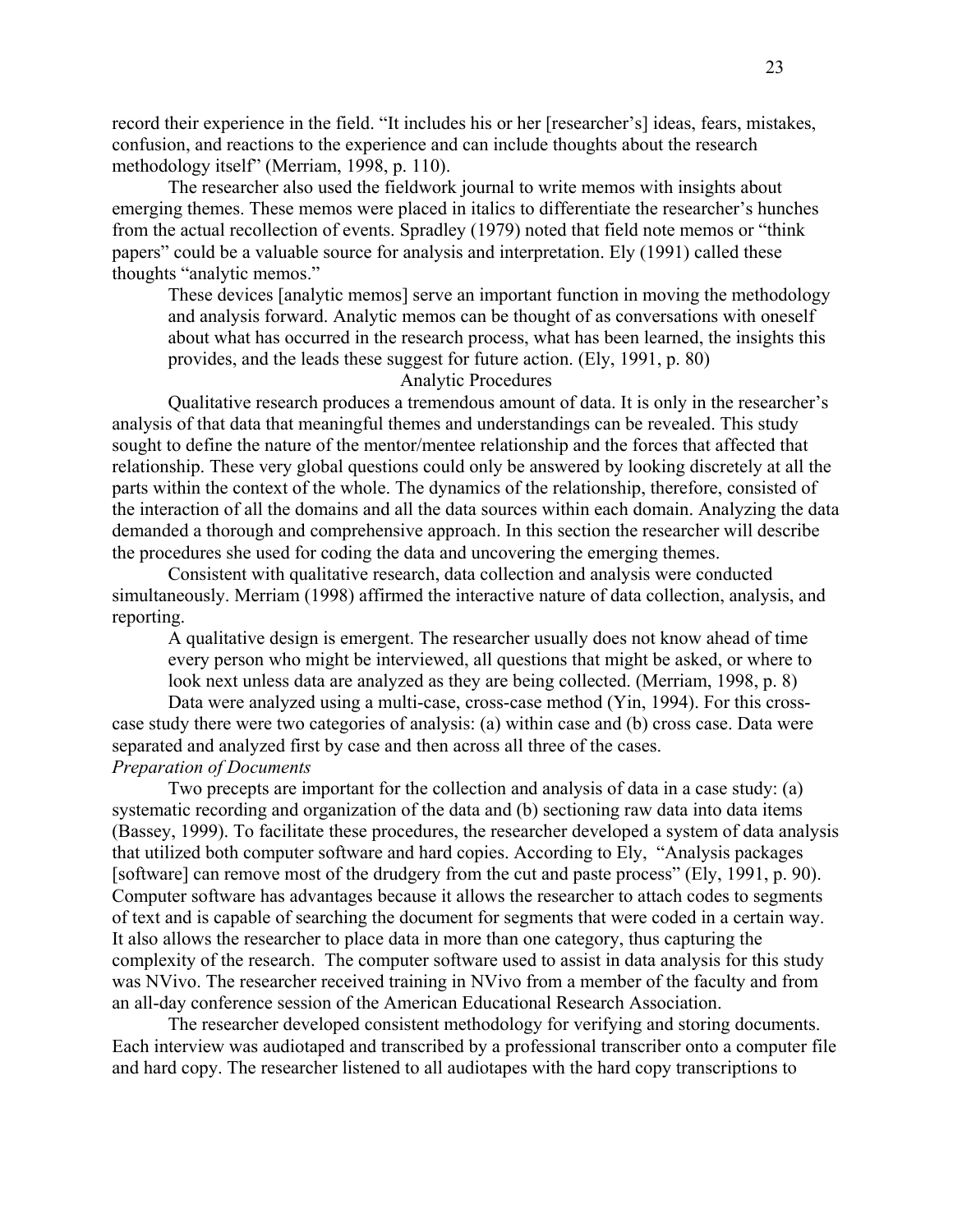record their experience in the field. "It includes his or her [researcher's] ideas, fears, mistakes, confusion, and reactions to the experience and can include thoughts about the research methodology itself" (Merriam, 1998, p. 110).

The researcher also used the fieldwork journal to write memos with insights about emerging themes. These memos were placed in italics to differentiate the researcher's hunches from the actual recollection of events. Spradley (1979) noted that field note memos or "think papers" could be a valuable source for analysis and interpretation. Ely (1991) called these thoughts "analytic memos."

> These devices [analytic memos] serve an important function in moving the methodology and analysis forward. Analytic memos can be thought of as conversations with oneself about what has occurred in the research process, what has been learned, the insights this provides, and the leads these suggest for future action. (Ely, 1991, p. 80)

## Analytic Procedures

Qualitative research produces a tremendous amount of data. It is only in the researcher's analysis of that data that meaningful themes and understandings can be revealed. This study sought to define the nature of the mentor/mentee relationship and the forces that affected that relationship. These very global questions could only be answered by looking discretely at all the parts within the context of the whole. The dynamics of the relationship, therefore, consisted of the interaction of all the domains and all the data sources within each domain. Analyzing the data demanded a thorough and comprehensive approach. In this section the researcher will describe the procedures she used for coding the data and uncovering the emerging themes.

Consistent with qualitative research, data collection and analysis were conducted simultaneously. Merriam (1998) affirmed the interactive nature of data collection, analysis, and reporting.

> A qualitative design is emergent. The researcher usually does not know ahead of time every person who might be interviewed, all questions that might be asked, or where to look next unless data are analyzed as they are being collected. (Merriam, 1998, p. 8)

Data were analyzed using a multi-case, cross-case method (Yin, 1994). For this cross-case study there were two categories of analysis: (a) within case and (b) cross case. Data were separated and analyzed first by case and then across all three of the cases.

### *Preparation of Documents*

Two precepts are important for the collection and analysis of data in a case study: (a) systematic recording and organization of the data and (b) sectioning raw data into data items (Bassey, 1999). To facilitate these procedures, the researcher developed a system of data analysis that utilized both computer software and hard copies. According to Ely, "Analysis packages [software] can remove most of the drudgery from the cut and paste process" (Ely, 1991, p. 90). Computer software has advantages because it allows the researcher to attach codes to segments of text and is capable of searching the document for segments that were coded in a certain way. It also allows the researcher to place data in more than one category, thus capturing the complexity of the research. The computer software used to assist in data analysis for this study was NVivo. The researcher received training in NVivo from a member of the faculty and from an all-day conference session of the American Educational Research Association.

The researcher developed consistent methodology for verifying and storing documents. Each interview was audiotaped and transcribed by a professional transcriber onto a computer file and hard copy. The researcher listened to all audiotapes with the hard copy transcriptions to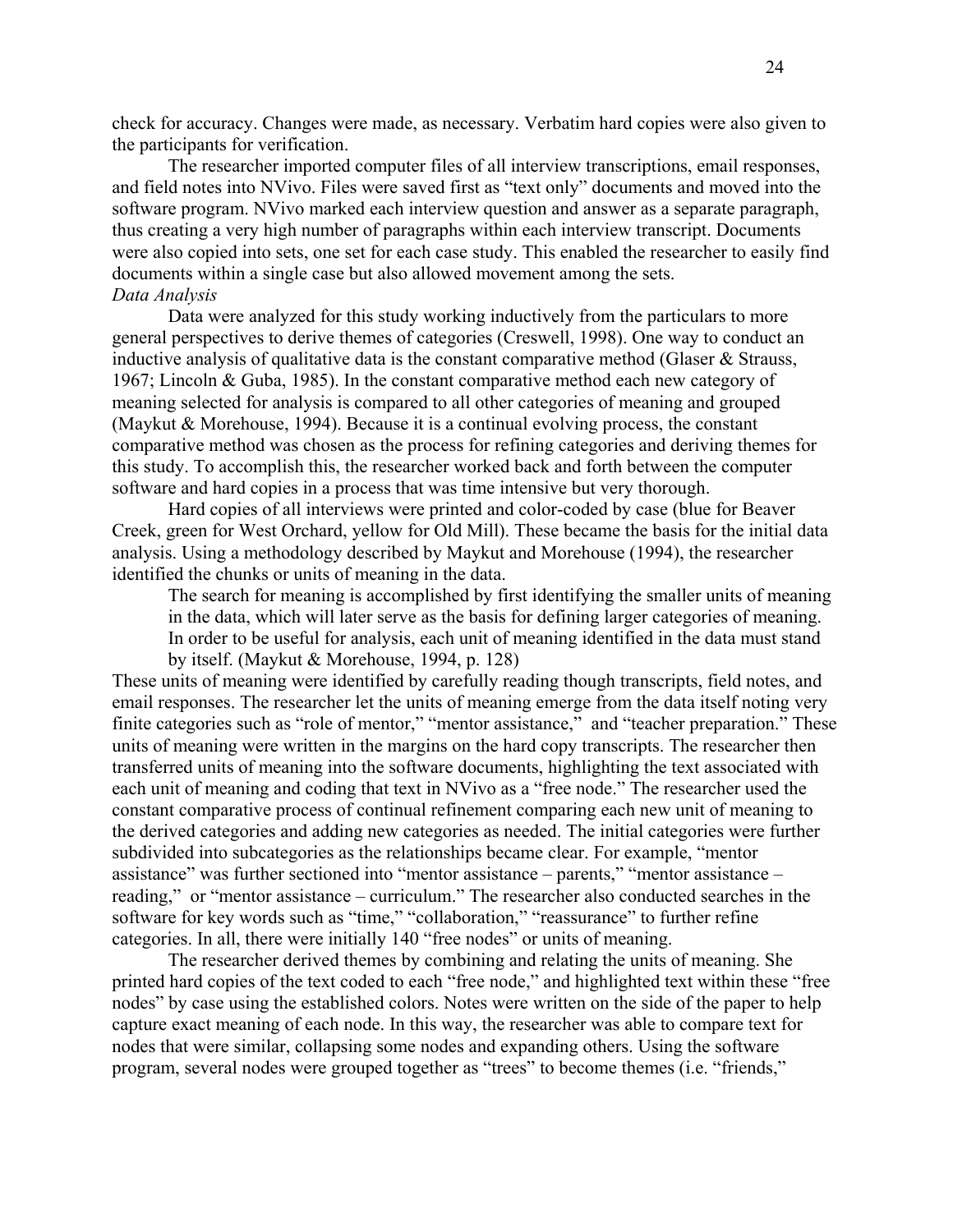check for accuracy. Changes were made, as necessary. Verbatim hard copies were also given to the participants for verification.

The researcher imported computer files of all interview transcriptions, email responses, and field notes into NVivo. Files were saved first as "text only" documents and moved into the software program. NVivo marked each interview question and answer as a separate paragraph, thus creating a very high number of paragraphs within each interview transcript. Documents were also copied into sets, one set for each case study. This enabled the researcher to easily find documents within a single case but also allowed movement among the sets.

*Data Analysis*

Data were analyzed for this study working inductively from the particulars to more general perspectives to derive themes of categories (Creswell, 1998). One way to conduct an inductive analysis of qualitative data is the constant comparative method (Glaser & Strauss, 1967; Lincoln & Guba, 1985). In the constant comparative method each new category of meaning selected for analysis is compared to all other categories of meaning and grouped (Maykut & Morehouse, 1994). Because it is a continual evolving process, the constant comparative method was chosen as the process for refining categories and deriving themes for this study. To accomplish this, the researcher worked back and forth between the computer software and hard copies in a process that was time intensive but very thorough.

Hard copies of all interviews were printed and color-coded by case (blue for Beaver Creek, green for West Orchard, yellow for Old Mill). These became the basis for the initial data analysis. Using a methodology described by Maykut and Morehouse (1994), the researcher identified the chunks or units of meaning in the data.

> The search for meaning is accomplished by first identifying the smaller units of meaning in the data, which will later serve as the basis for defining larger categories of meaning. In order to be useful for analysis, each unit of meaning identified in the data must stand by itself. (Maykut & Morehouse, 1994, p. 128)

These units of meaning were identified by carefully reading though transcripts, field notes, and email responses. The researcher let the units of meaning emerge from the data itself noting very finite categories such as "role of mentor," "mentor assistance," and "teacher preparation." These units of meaning were written in the margins on the hard copy transcripts. The researcher then transferred units of meaning into the software documents, highlighting the text associated with each unit of meaning and coding that text in NVivo as a "free node." The researcher used the constant comparative process of continual refinement comparing each new unit of meaning to the derived categories and adding new categories as needed. The initial categories were further subdivided into subcategories as the relationships became clear. For example, "mentor assistance" was further sectioned into "mentor assistance – parents," "mentor assistance – reading," or "mentor assistance – curriculum." The researcher also conducted searches in the software for key words such as "time," "collaboration," "reassurance" to further refine categories. In all, there were initially 140 "free nodes" or units of meaning.

The researcher derived themes by combining and relating the units of meaning. She printed hard copies of the text coded to each "free node," and highlighted text within these "free nodes" by case using the established colors. Notes were written on the side of the paper to help capture exact meaning of each node. In this way, the researcher was able to compare text for nodes that were similar, collapsing some nodes and expanding others. Using the software program, several nodes were grouped together as "trees" to become themes (i.e. "friends,"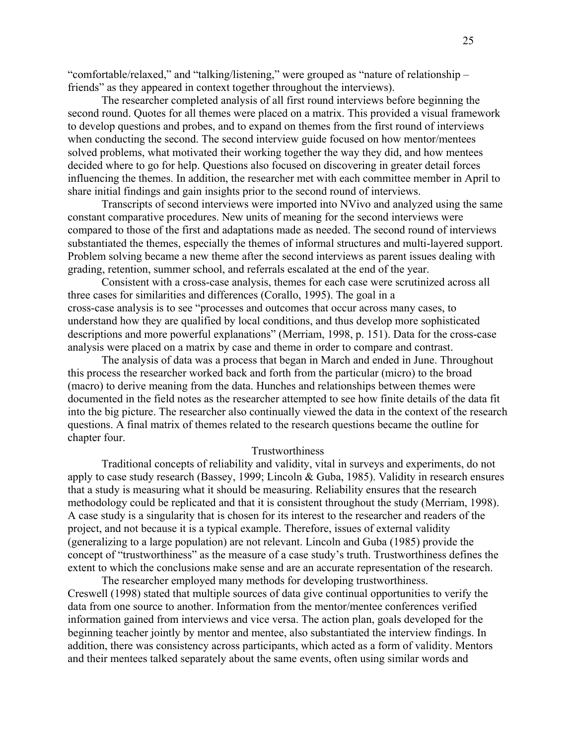"comfortable/relaxed," and "talking/listening," were grouped as "nature of relationship – friends" as they appeared in context together throughout the interviews).

The researcher completed analysis of all first round interviews before beginning the second round. Quotes for all themes were placed on a matrix. This provided a visual framework to develop questions and probes, and to expand on themes from the first round of interviews when conducting the second. The second interview guide focused on how mentor/mentees solved problems, what motivated their working together the way they did, and how mentees decided where to go for help. Questions also focused on discovering in greater detail forces influencing the themes. In addition, the researcher met with each committee member in April to share initial findings and gain insights prior to the second round of interviews.

Transcripts of second interviews were imported into NVivo and analyzed using the same constant comparative procedures. New units of meaning for the second interviews were compared to those of the first and adaptations made as needed. The second round of interviews substantiated the themes, especially the themes of informal structures and multi-layered support. Problem solving became a new theme after the second interviews as parent issues dealing with grading, retention, summer school, and referrals escalated at the end of the year.

Consistent with a cross-case analysis, themes for each case were scrutinized across all three cases for similarities and differences (Corallo, 1995). The goal in a cross-case analysis is to see "processes and outcomes that occur across many cases, to understand how they are qualified by local conditions, and thus develop more sophisticated descriptions and more powerful explanations" (Merriam, 1998, p. 151). Data for the cross-case analysis were placed on a matrix by case and theme in order to compare and contrast.

The analysis of data was a process that began in March and ended in June. Throughout this process the researcher worked back and forth from the particular (micro) to the broad (macro) to derive meaning from the data. Hunches and relationships between themes were documented in the field notes as the researcher attempted to see how finite details of the data fit into the big picture. The researcher also continually viewed the data in the context of the research questions. A final matrix of themes related to the research questions became the outline for chapter four.

## Trustworthiness

Traditional concepts of reliability and validity, vital in surveys and experiments, do not apply to case study research (Bassey, 1999; Lincoln & Guba, 1985). Validity in research ensures that a study is measuring what it should be measuring. Reliability ensures that the research methodology could be replicated and that it is consistent throughout the study (Merriam, 1998). A case study is a singularity that is chosen for its interest to the researcher and readers of the project, and not because it is a typical example. Therefore, issues of external validity (generalizing to a large population) are not relevant. Lincoln and Guba (1985) provide the concept of "trustworthiness" as the measure of a case study's truth. Trustworthiness defines the extent to which the conclusions make sense and are an accurate representation of the research.

The researcher employed many methods for developing trustworthiness. Creswell (1998) stated that multiple sources of data give continual opportunities to verify the data from one source to another. Information from the mentor/mentee conferences verified information gained from interviews and vice versa. The action plan, goals developed for the beginning teacher jointly by mentor and mentee, also substantiated the interview findings. In addition, there was consistency across participants, which acted as a form of validity. Mentors and their mentees talked separately about the same events, often using similar words and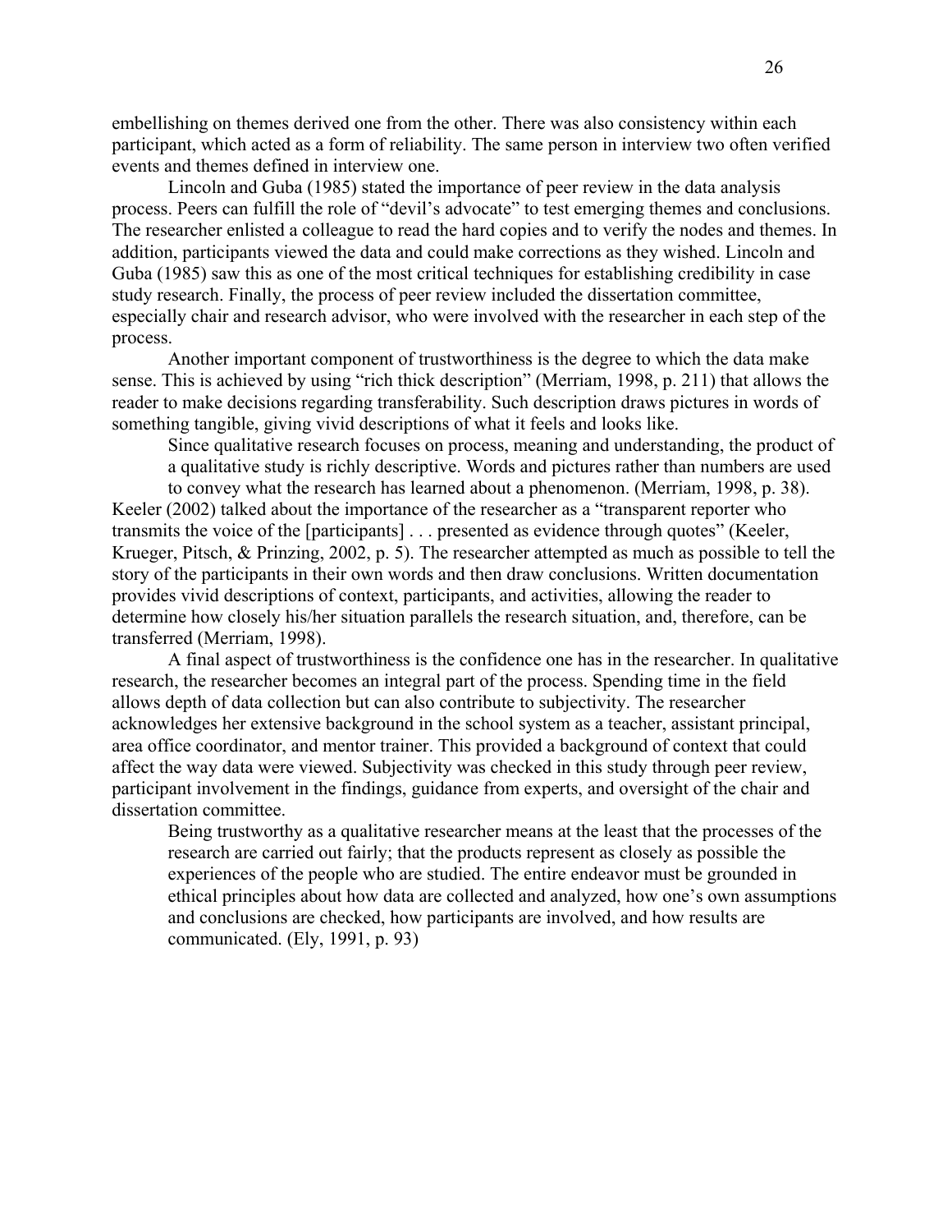embellishing on themes derived one from the other. There was also consistency within each participant, which acted as a form of reliability. The same person in interview two often verified events and themes defined in interview one.

Lincoln and Guba (1985) stated the importance of peer review in the data analysis process. Peers can fulfill the role of "devil's advocate" to test emerging themes and conclusions. The researcher enlisted a colleague to read the hard copies and to verify the nodes and themes. In addition, participants viewed the data and could make corrections as they wished. Lincoln and Guba (1985) saw this as one of the most critical techniques for establishing credibility in case study research. Finally, the process of peer review included the dissertation committee, especially chair and research advisor, who were involved with the researcher in each step of the process.

Another important component of trustworthiness is the degree to which the data make sense. This is achieved by using "rich thick description" (Merriam, 1998, p. 211) that allows the reader to make decisions regarding transferability. Such description draws pictures in words of something tangible, giving vivid descriptions of what it feels and looks like.

> Since qualitative research focuses on process, meaning and understanding, the product of a qualitative study is richly descriptive. Words and pictures rather than numbers are used to convey what the research has learned about a phenomenon. (Merriam, 1998, p. 38).

Keeler (2002) talked about the importance of the researcher as a "transparent reporter who transmits the voice of the [participants] . . . presented as evidence through quotes" (Keeler, Krueger, Pitsch, & Prinzing, 2002, p. 5). The researcher attempted as much as possible to tell the story of the participants in their own words and then draw conclusions. Written documentation provides vivid descriptions of context, participants, and activities, allowing the reader to determine how closely his/her situation parallels the research situation, and, therefore, can be transferred (Merriam, 1998).

A final aspect of trustworthiness is the confidence one has in the researcher. In qualitative research, the researcher becomes an integral part of the process. Spending time in the field allows depth of data collection but can also contribute to subjectivity. The researcher acknowledges her extensive background in the school system as a teacher, assistant principal, area office coordinator, and mentor trainer. This provided a background of context that could affect the way data were viewed. Subjectivity was checked in this study through peer review, participant involvement in the findings, guidance from experts, and oversight of the chair and dissertation committee.

> Being trustworthy as a qualitative researcher means at the least that the processes of the research are carried out fairly; that the products represent as closely as possible the experiences of the people who are studied. The entire endeavor must be grounded in ethical principles about how data are collected and analyzed, how one's own assumptions and conclusions are checked, how participants are involved, and how results are communicated. (Ely, 1991, p. 93)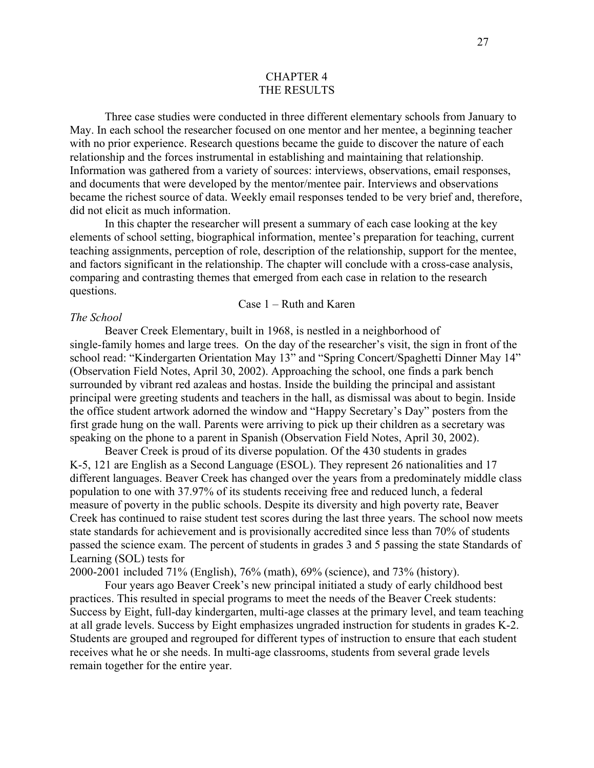# CHAPTER 4
# THE RESULTS

Three case studies were conducted in three different elementary schools from January to May. In each school the researcher focused on one mentor and her mentee, a beginning teacher with no prior experience. Research questions became the guide to discover the nature of each relationship and the forces instrumental in establishing and maintaining that relationship. Information was gathered from a variety of sources: interviews, observations, email responses, and documents that were developed by the mentor/mentee pair. Interviews and observations became the richest source of data. Weekly email responses tended to be very brief and, therefore, did not elicit as much information.

In this chapter the researcher will present a summary of each case looking at the key elements of school setting, biographical information, mentee's preparation for teaching, current teaching assignments, perception of role, description of the relationship, support for the mentee, and factors significant in the relationship. The chapter will conclude with a cross-case analysis, comparing and contrasting themes that emerged from each case in relation to the research questions.

## Case 1 – Ruth and Karen

*The School*

Beaver Creek Elementary, built in 1968, is nestled in a neighborhood of single-family homes and large trees. On the day of the researcher's visit, the sign in front of the school read: "Kindergarten Orientation May 13" and "Spring Concert/Spaghetti Dinner May 14" (Observation Field Notes, April 30, 2002). Approaching the school, one finds a park bench surrounded by vibrant red azaleas and hostas. Inside the building the principal and assistant principal were greeting students and teachers in the hall, as dismissal was about to begin. Inside the office student artwork adorned the window and "Happy Secretary's Day" posters from the first grade hung on the wall. Parents were arriving to pick up their children as a secretary was speaking on the phone to a parent in Spanish (Observation Field Notes, April 30, 2002).

Beaver Creek is proud of its diverse population. Of the 430 students in grades K-5, 121 are English as a Second Language (ESOL). They represent 26 nationalities and 17 different languages. Beaver Creek has changed over the years from a predominately middle class population to one with 37.97% of its students receiving free and reduced lunch, a federal measure of poverty in the public schools. Despite its diversity and high poverty rate, Beaver Creek has continued to raise student test scores during the last three years. The school now meets state standards for achievement and is provisionally accredited since less than 70% of students passed the science exam. The percent of students in grades 3 and 5 passing the state Standards of Learning (SOL) tests for 2000-2001 included 71% (English), 76% (math), 69% (science), and 73% (history).

Four years ago Beaver Creek's new principal initiated a study of early childhood best practices. This resulted in special programs to meet the needs of the Beaver Creek students: Success by Eight, full-day kindergarten, multi-age classes at the primary level, and team teaching at all grade levels. Success by Eight emphasizes ungraded instruction for students in grades K-2. Students are grouped and regrouped for different types of instruction to ensure that each student receives what he or she needs. In multi-age classrooms, students from several grade levels remain together for the entire year.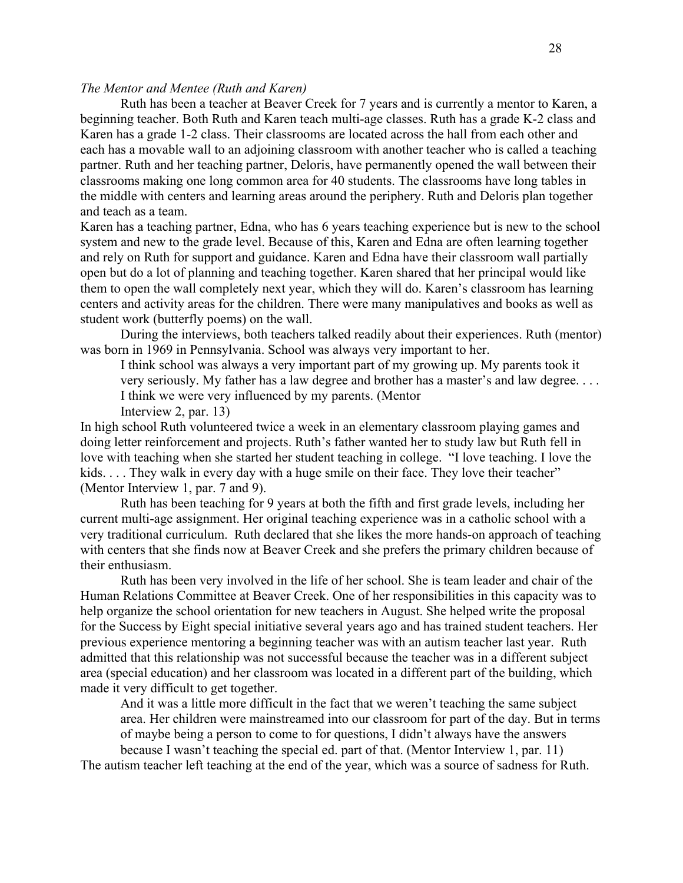*The Mentor and Mentee (Ruth and Karen)*

Ruth has been a teacher at Beaver Creek for 7 years and is currently a mentor to Karen, a beginning teacher. Both Ruth and Karen teach multi-age classes. Ruth has a grade K-2 class and Karen has a grade 1-2 class. Their classrooms are located across the hall from each other and each has a movable wall to an adjoining classroom with another teacher who is called a teaching partner. Ruth and her teaching partner, Deloris, have permanently opened the wall between their classrooms making one long common area for 40 students. The classrooms have long tables in the middle with centers and learning areas around the periphery. Ruth and Deloris plan together and teach as a team.

Karen has a teaching partner, Edna, who has 6 years teaching experience but is new to the school system and new to the grade level. Because of this, Karen and Edna are often learning together and rely on Ruth for support and guidance. Karen and Edna have their classroom wall partially open but do a lot of planning and teaching together. Karen shared that her principal would like them to open the wall completely next year, which they will do. Karen's classroom has learning centers and activity areas for the children. There were many manipulatives and books as well as student work (butterfly poems) on the wall.

During the interviews, both teachers talked readily about their experiences. Ruth (mentor) was born in 1969 in Pennsylvania. School was always very important to her.

> I think school was always a very important part of my growing up. My parents took it very seriously. My father has a law degree and brother has a master's and law degree. . . . I think we were very influenced by my parents. (Mentor Interview 2, par. 13)

In high school Ruth volunteered twice a week in an elementary classroom playing games and doing letter reinforcement and projects. Ruth's father wanted her to study law but Ruth fell in love with teaching when she started her student teaching in college. "I love teaching. I love the kids. . . . They walk in every day with a huge smile on their face. They love their teacher" (Mentor Interview 1, par. 7 and 9).

Ruth has been teaching for 9 years at both the fifth and first grade levels, including her current multi-age assignment. Her original teaching experience was in a catholic school with a very traditional curriculum. Ruth declared that she likes the more hands-on approach of teaching with centers that she finds now at Beaver Creek and she prefers the primary children because of their enthusiasm.

Ruth has been very involved in the life of her school. She is team leader and chair of the Human Relations Committee at Beaver Creek. One of her responsibilities in this capacity was to help organize the school orientation for new teachers in August. She helped write the proposal for the Success by Eight special initiative several years ago and has trained student teachers. Her previous experience mentoring a beginning teacher was with an autism teacher last year. Ruth admitted that this relationship was not successful because the teacher was in a different subject area (special education) and her classroom was located in a different part of the building, which made it very difficult to get together.

> And it was a little more difficult in the fact that we weren't teaching the same subject area. Her children were mainstreamed into our classroom for part of the day. But in terms of maybe being a person to come to for questions, I didn't always have the answers because I wasn't teaching the special ed. part of that. (Mentor Interview 1, par. 11)

The autism teacher left teaching at the end of the year, which was a source of sadness for Ruth.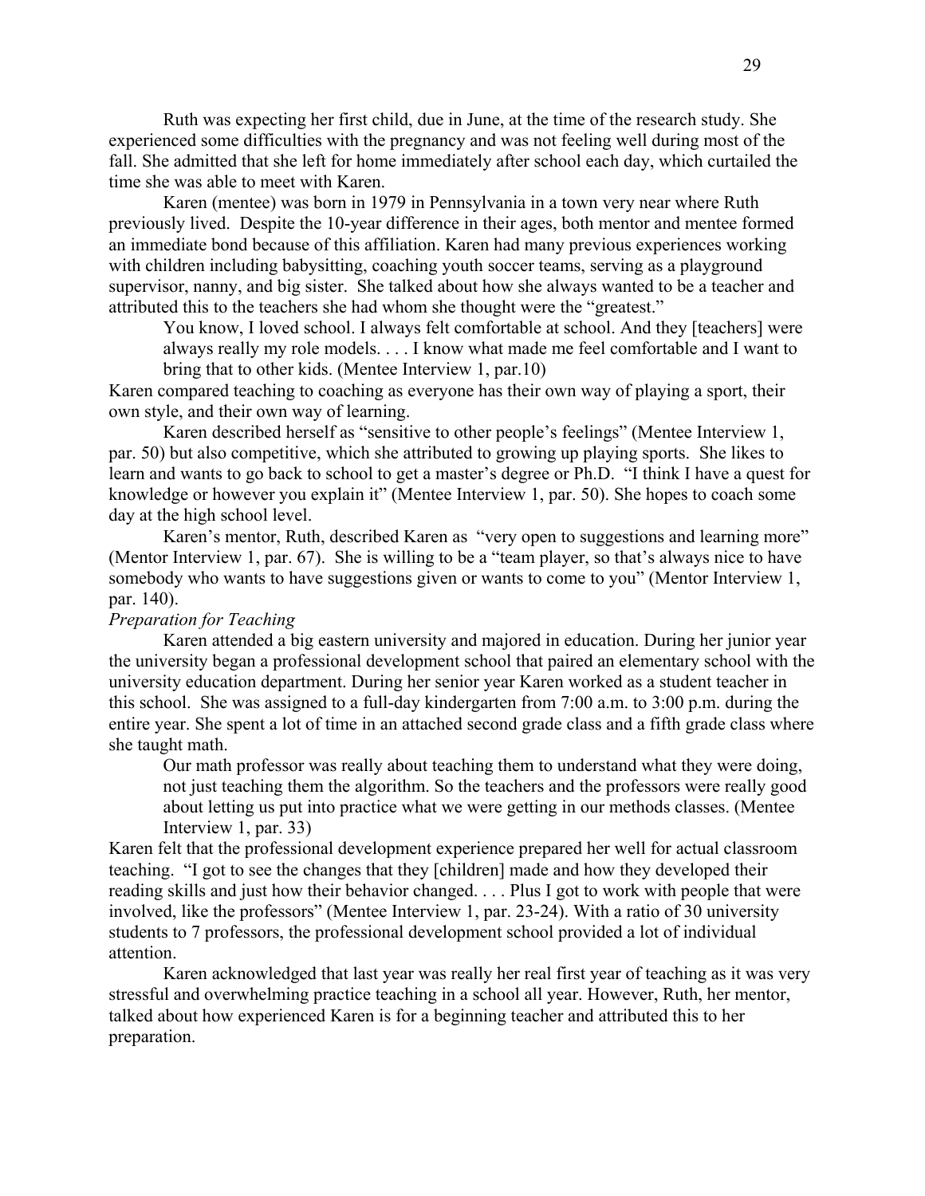Ruth was expecting her first child, due in June, at the time of the research study. She experienced some difficulties with the pregnancy and was not feeling well during most of the fall. She admitted that she left for home immediately after school each day, which curtailed the time she was able to meet with Karen.

Karen (mentee) was born in 1979 in Pennsylvania in a town very near where Ruth previously lived. Despite the 10-year difference in their ages, both mentor and mentee formed an immediate bond because of this affiliation. Karen had many previous experiences working with children including babysitting, coaching youth soccer teams, serving as a playground supervisor, nanny, and big sister. She talked about how she always wanted to be a teacher and attributed this to the teachers she had whom she thought were the "greatest."

> You know, I loved school. I always felt comfortable at school. And they [teachers] were always really my role models. . . . I know what made me feel comfortable and I want to bring that to other kids. (Mentee Interview 1, par.10)

Karen compared teaching to coaching as everyone has their own way of playing a sport, their own style, and their own way of learning.

Karen described herself as "sensitive to other people's feelings" (Mentee Interview 1, par. 50) but also competitive, which she attributed to growing up playing sports. She likes to learn and wants to go back to school to get a master's degree or Ph.D. "I think I have a quest for knowledge or however you explain it" (Mentee Interview 1, par. 50). She hopes to coach some day at the high school level.

Karen's mentor, Ruth, described Karen as "very open to suggestions and learning more" (Mentor Interview 1, par. 67). She is willing to be a "team player, so that's always nice to have somebody who wants to have suggestions given or wants to come to you" (Mentor Interview 1, par. 140).

*Preparation for Teaching*

Karen attended a big eastern university and majored in education. During her junior year the university began a professional development school that paired an elementary school with the university education department. During her senior year Karen worked as a student teacher in this school. She was assigned to a full-day kindergarten from 7:00 a.m. to 3:00 p.m. during the entire year. She spent a lot of time in an attached second grade class and a fifth grade class where she taught math.

> Our math professor was really about teaching them to understand what they were doing, not just teaching them the algorithm. So the teachers and the professors were really good about letting us put into practice what we were getting in our methods classes. (Mentee Interview 1, par. 33)

Karen felt that the professional development experience prepared her well for actual classroom teaching. "I got to see the changes that they [children] made and how they developed their reading skills and just how their behavior changed. . . . Plus I got to work with people that were involved, like the professors" (Mentee Interview 1, par. 23-24). With a ratio of 30 university students to 7 professors, the professional development school provided a lot of individual attention.

Karen acknowledged that last year was really her real first year of teaching as it was very stressful and overwhelming practice teaching in a school all year. However, Ruth, her mentor, talked about how experienced Karen is for a beginning teacher and attributed this to her preparation.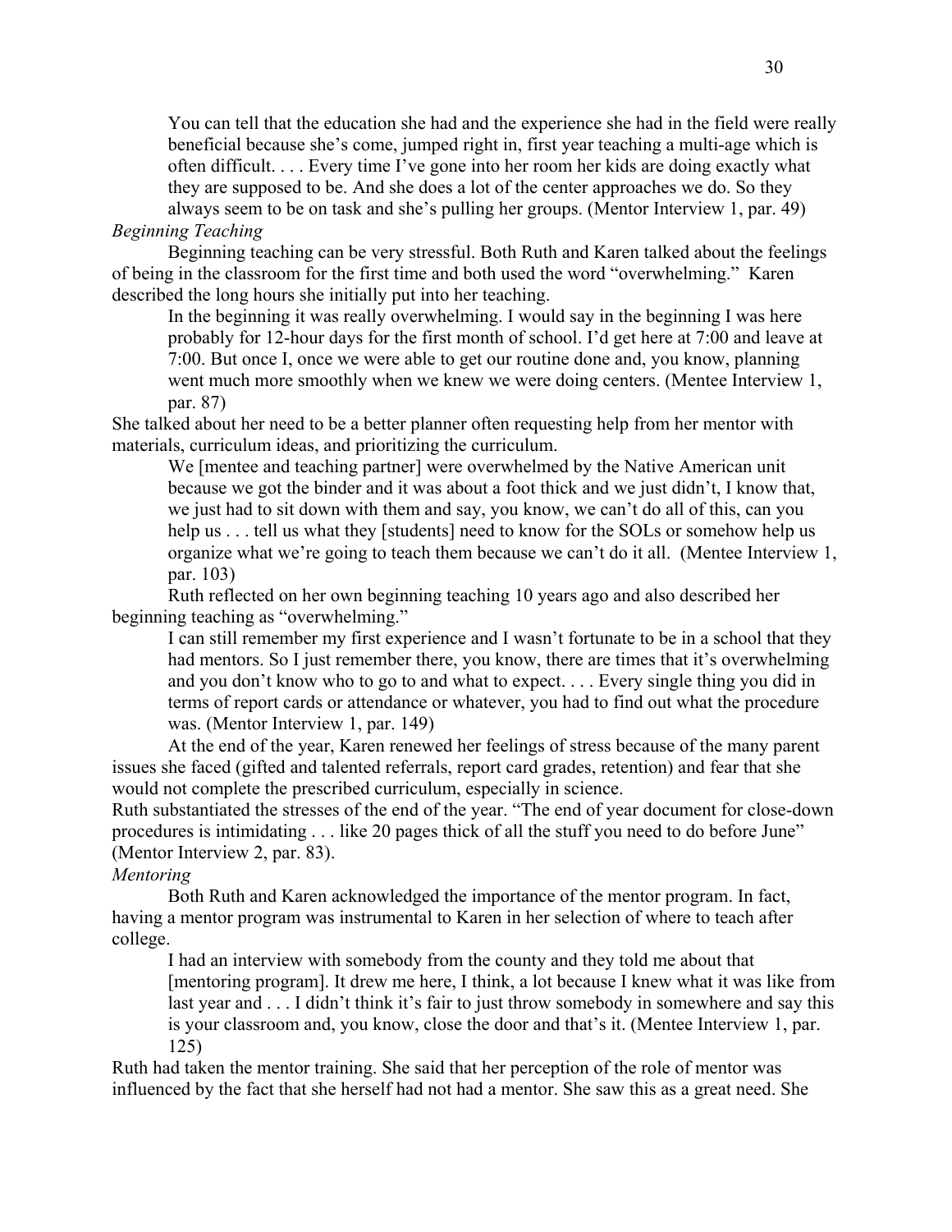> You can tell that the education she had and the experience she had in the field were really beneficial because she's come, jumped right in, first year teaching a multi-age which is often difficult. . . . Every time I've gone into her room her kids are doing exactly what they are supposed to be. And she does a lot of the center approaches we do. So they always seem to be on task and she's pulling her groups. (Mentor Interview 1, par. 49)

*Beginning Teaching*

Beginning teaching can be very stressful. Both Ruth and Karen talked about the feelings of being in the classroom for the first time and both used the word "overwhelming." Karen described the long hours she initially put into her teaching.

> In the beginning it was really overwhelming. I would say in the beginning I was here probably for 12-hour days for the first month of school. I'd get here at 7:00 and leave at 7:00. But once I, once we were able to get our routine done and, you know, planning went much more smoothly when we knew we were doing centers. (Mentee Interview 1, par. 87)

She talked about her need to be a better planner often requesting help from her mentor with materials, curriculum ideas, and prioritizing the curriculum.

> We [mentee and teaching partner] were overwhelmed by the Native American unit because we got the binder and it was about a foot thick and we just didn't, I know that, we just had to sit down with them and say, you know, we can't do all of this, can you help us . . . tell us what they [students] need to know for the SOLs or somehow help us organize what we're going to teach them because we can't do it all. (Mentee Interview 1, par. 103)

Ruth reflected on her own beginning teaching 10 years ago and also described her beginning teaching as "overwhelming."

> I can still remember my first experience and I wasn't fortunate to be in a school that they had mentors. So I just remember there, you know, there are times that it's overwhelming and you don't know who to go to and what to expect. . . . Every single thing you did in terms of report cards or attendance or whatever, you had to find out what the procedure was. (Mentor Interview 1, par. 149)

At the end of the year, Karen renewed her feelings of stress because of the many parent issues she faced (gifted and talented referrals, report card grades, retention) and fear that she would not complete the prescribed curriculum, especially in science.

Ruth substantiated the stresses of the end of the year. "The end of year document for close-down procedures is intimidating . . . like 20 pages thick of all the stuff you need to do before June" (Mentor Interview 2, par. 83).

*Mentoring*

Both Ruth and Karen acknowledged the importance of the mentor program. In fact, having a mentor program was instrumental to Karen in her selection of where to teach after college.

> I had an interview with somebody from the county and they told me about that [mentoring program]. It drew me here, I think, a lot because I knew what it was like from last year and . . . I didn't think it's fair to just throw somebody in somewhere and say this is your classroom and, you know, close the door and that's it. (Mentee Interview 1, par. 125)

Ruth had taken the mentor training. She said that her perception of the role of mentor was influenced by the fact that she herself had not had a mentor. She saw this as a great need. She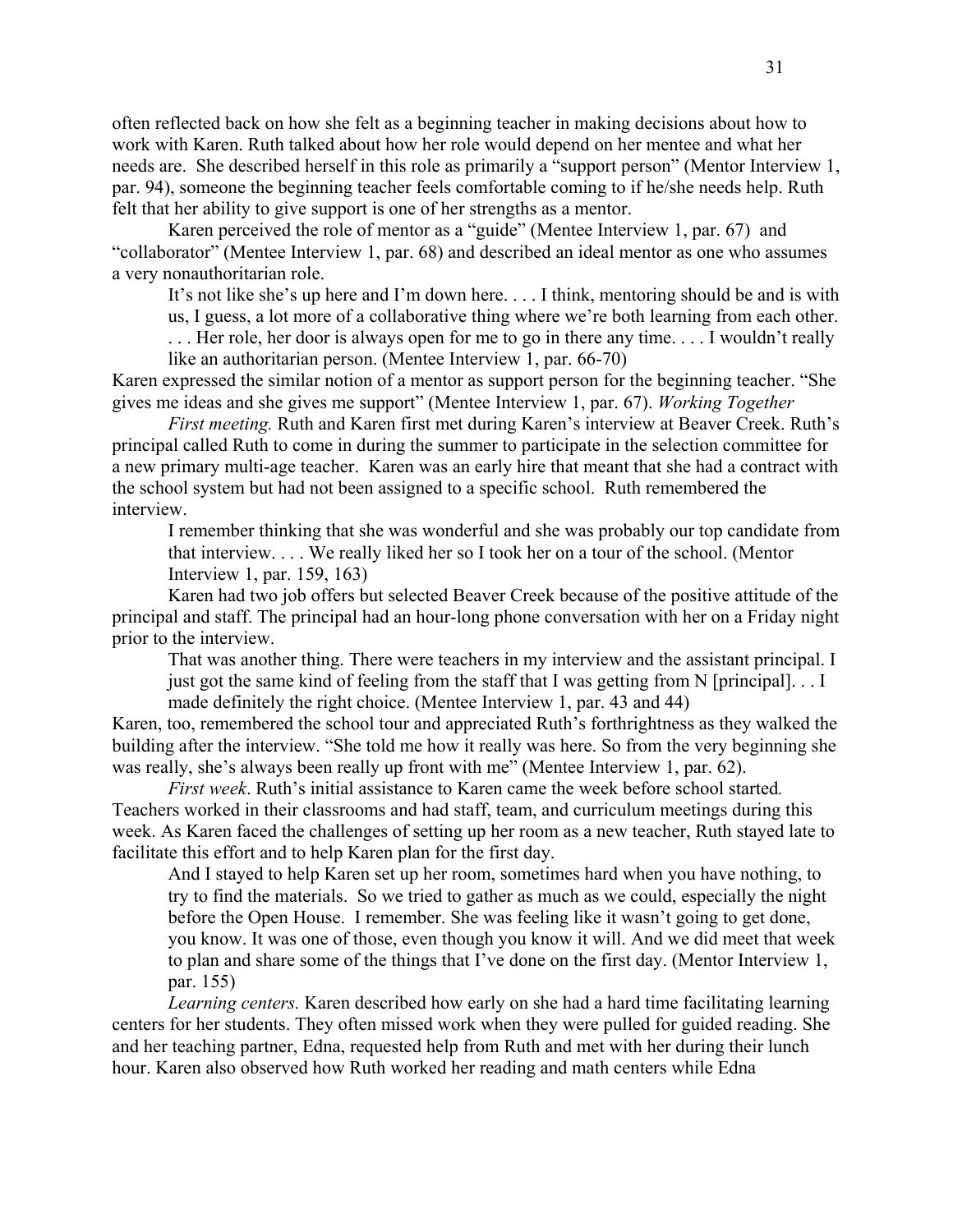often reflected back on how she felt as a beginning teacher in making decisions about how to work with Karen. Ruth talked about how her role would depend on her mentee and what her needs are. She described herself in this role as primarily a "support person" (Mentor Interview 1, par. 94), someone the beginning teacher feels comfortable coming to if he/she needs help. Ruth felt that her ability to give support is one of her strengths as a mentor.

Karen perceived the role of mentor as a "guide" (Mentee Interview 1, par. 67) and "collaborator" (Mentee Interview 1, par. 68) and described an ideal mentor as one who assumes a very nonauthoritarian role.

> It's not like she's up here and I'm down here. . . . I think, mentoring should be and is with us, I guess, a lot more of a collaborative thing where we're both learning from each other. . . . Her role, her door is always open for me to go in there any time. . . . I wouldn't really like an authoritarian person. (Mentee Interview 1, par. 66-70)

Karen expressed the similar notion of a mentor as support person for the beginning teacher. "She gives me ideas and she gives me support" (Mentee Interview 1, par. 67). *Working Together*

*First meeting.* Ruth and Karen first met during Karen's interview at Beaver Creek. Ruth's principal called Ruth to come in during the summer to participate in the selection committee for a new primary multi-age teacher. Karen was an early hire that meant that she had a contract with the school system but had not been assigned to a specific school. Ruth remembered the interview.

> I remember thinking that she was wonderful and she was probably our top candidate from that interview. . . . We really liked her so I took her on a tour of the school. (Mentor Interview 1, par. 159, 163)

Karen had two job offers but selected Beaver Creek because of the positive attitude of the principal and staff. The principal had an hour-long phone conversation with her on a Friday night prior to the interview.

> That was another thing. There were teachers in my interview and the assistant principal. I just got the same kind of feeling from the staff that I was getting from N [principal]. . . I made definitely the right choice. (Mentee Interview 1, par. 43 and 44)

Karen, too, remembered the school tour and appreciated Ruth's forthrightness as they walked the building after the interview. "She told me how it really was here. So from the very beginning she was really, she's always been really up front with me" (Mentee Interview 1, par. 62).

*First week*. Ruth's initial assistance to Karen came the week before school started. Teachers worked in their classrooms and had staff, team, and curriculum meetings during this week. As Karen faced the challenges of setting up her room as a new teacher, Ruth stayed late to facilitate this effort and to help Karen plan for the first day.

> And I stayed to help Karen set up her room, sometimes hard when you have nothing, to try to find the materials. So we tried to gather as much as we could, especially the night before the Open House. I remember. She was feeling like it wasn't going to get done, you know. It was one of those, even though you know it will. And we did meet that week to plan and share some of the things that I've done on the first day. (Mentor Interview 1, par. 155)

*Learning centers.* Karen described how early on she had a hard time facilitating learning centers for her students. They often missed work when they were pulled for guided reading. She and her teaching partner, Edna, requested help from Ruth and met with her during their lunch hour. Karen also observed how Ruth worked her reading and math centers while Edna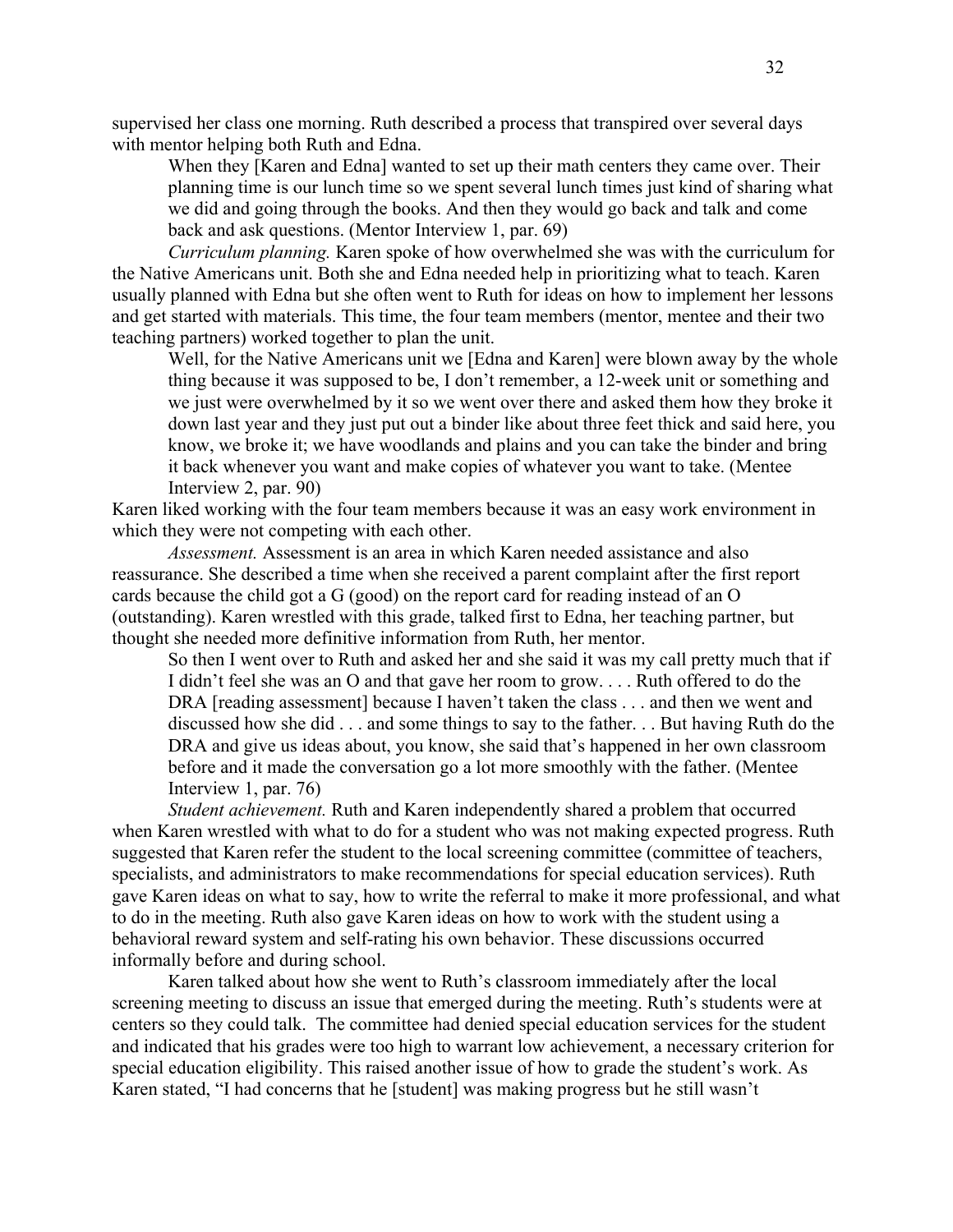supervised her class one morning. Ruth described a process that transpired over several days with mentor helping both Ruth and Edna.

> When they [Karen and Edna] wanted to set up their math centers they came over. Their planning time is our lunch time so we spent several lunch times just kind of sharing what we did and going through the books. And then they would go back and talk and come back and ask questions. (Mentor Interview 1, par. 69)

*Curriculum planning.* Karen spoke of how overwhelmed she was with the curriculum for the Native Americans unit. Both she and Edna needed help in prioritizing what to teach. Karen usually planned with Edna but she often went to Ruth for ideas on how to implement her lessons and get started with materials. This time, the four team members (mentor, mentee and their two teaching partners) worked together to plan the unit.

> Well, for the Native Americans unit we [Edna and Karen] were blown away by the whole thing because it was supposed to be, I don't remember, a 12-week unit or something and we just were overwhelmed by it so we went over there and asked them how they broke it down last year and they just put out a binder like about three feet thick and said here, you know, we broke it; we have woodlands and plains and you can take the binder and bring it back whenever you want and make copies of whatever you want to take. (Mentee Interview 2, par. 90)

Karen liked working with the four team members because it was an easy work environment in which they were not competing with each other.

*Assessment.* Assessment is an area in which Karen needed assistance and also reassurance. She described a time when she received a parent complaint after the first report cards because the child got a G (good) on the report card for reading instead of an O (outstanding). Karen wrestled with this grade, talked first to Edna, her teaching partner, but thought she needed more definitive information from Ruth, her mentor.

> So then I went over to Ruth and asked her and she said it was my call pretty much that if I didn't feel she was an O and that gave her room to grow. . . . Ruth offered to do the DRA [reading assessment] because I haven't taken the class . . . and then we went and discussed how she did . . . and some things to say to the father. . . But having Ruth do the DRA and give us ideas about, you know, she said that's happened in her own classroom before and it made the conversation go a lot more smoothly with the father. (Mentee Interview 1, par. 76)

*Student achievement.* Ruth and Karen independently shared a problem that occurred when Karen wrestled with what to do for a student who was not making expected progress. Ruth suggested that Karen refer the student to the local screening committee (committee of teachers, specialists, and administrators to make recommendations for special education services). Ruth gave Karen ideas on what to say, how to write the referral to make it more professional, and what to do in the meeting. Ruth also gave Karen ideas on how to work with the student using a behavioral reward system and self-rating his own behavior. These discussions occurred informally before and during school.

Karen talked about how she went to Ruth's classroom immediately after the local screening meeting to discuss an issue that emerged during the meeting. Ruth's students were at centers so they could talk. The committee had denied special education services for the student and indicated that his grades were too high to warrant low achievement, a necessary criterion for special education eligibility. This raised another issue of how to grade the student's work. As Karen stated, "I had concerns that he [student] was making progress but he still wasn't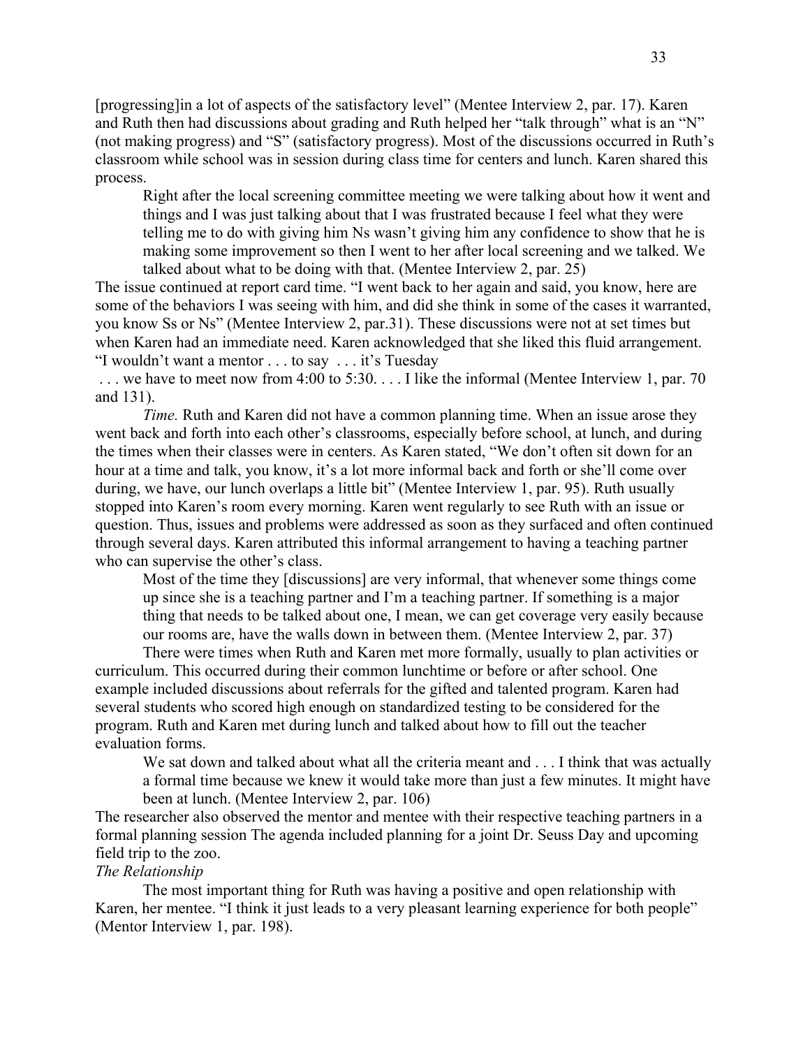[progressing]in a lot of aspects of the satisfactory level" (Mentee Interview 2, par. 17). Karen and Ruth then had discussions about grading and Ruth helped her "talk through" what is an "N" (not making progress) and "S" (satisfactory progress). Most of the discussions occurred in Ruth's classroom while school was in session during class time for centers and lunch. Karen shared this process.

> Right after the local screening committee meeting we were talking about how it went and things and I was just talking about that I was frustrated because I feel what they were telling me to do with giving him Ns wasn't giving him any confidence to show that he is making some improvement so then I went to her after local screening and we talked. We talked about what to be doing with that. (Mentee Interview 2, par. 25)

The issue continued at report card time. "I went back to her again and said, you know, here are some of the behaviors I was seeing with him, and did she think in some of the cases it warranted, you know Ss or Ns" (Mentee Interview 2, par.31). These discussions were not at set times but when Karen had an immediate need. Karen acknowledged that she liked this fluid arrangement. "I wouldn't want a mentor . . . to say . . . it's Tuesday . . . we have to meet now from 4:00 to 5:30. . . . I like the informal (Mentee Interview 1, par. 70 and 131).

*Time.* Ruth and Karen did not have a common planning time. When an issue arose they went back and forth into each other's classrooms, especially before school, at lunch, and during the times when their classes were in centers. As Karen stated, "We don't often sit down for an hour at a time and talk, you know, it's a lot more informal back and forth or she'll come over during, we have, our lunch overlaps a little bit" (Mentee Interview 1, par. 95). Ruth usually stopped into Karen's room every morning. Karen went regularly to see Ruth with an issue or question. Thus, issues and problems were addressed as soon as they surfaced and often continued through several days. Karen attributed this informal arrangement to having a teaching partner who can supervise the other's class.

> Most of the time they [discussions] are very informal, that whenever some things come up since she is a teaching partner and I'm a teaching partner. If something is a major thing that needs to be talked about one, I mean, we can get coverage very easily because our rooms are, have the walls down in between them. (Mentee Interview 2, par. 37)

There were times when Ruth and Karen met more formally, usually to plan activities or curriculum. This occurred during their common lunchtime or before or after school. One example included discussions about referrals for the gifted and talented program. Karen had several students who scored high enough on standardized testing to be considered for the program. Ruth and Karen met during lunch and talked about how to fill out the teacher evaluation forms.

> We sat down and talked about what all the criteria meant and . . . I think that was actually a formal time because we knew it would take more than just a few minutes. It might have been at lunch. (Mentee Interview 2, par. 106)

The researcher also observed the mentor and mentee with their respective teaching partners in a formal planning session The agenda included planning for a joint Dr. Seuss Day and upcoming field trip to the zoo.

*The Relationship*

The most important thing for Ruth was having a positive and open relationship with Karen, her mentee. "I think it just leads to a very pleasant learning experience for both people" (Mentor Interview 1, par. 198).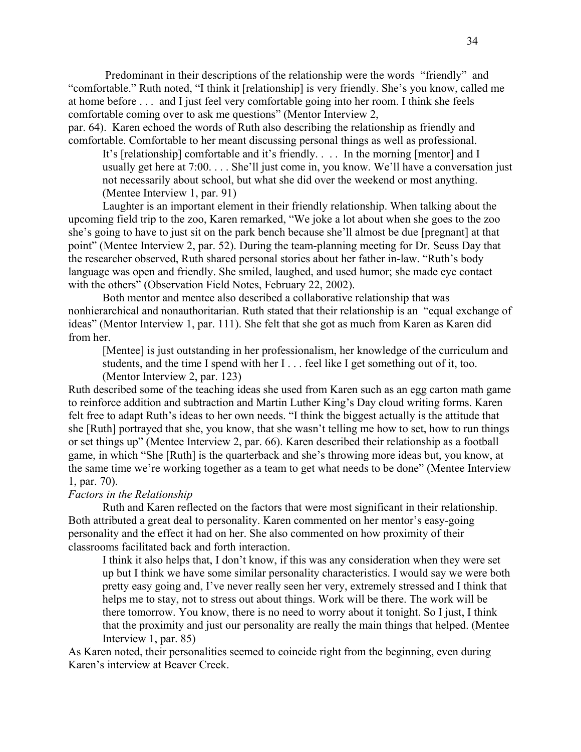Predominant in their descriptions of the relationship were the words "friendly" and "comfortable." Ruth noted, "I think it [relationship] is very friendly. She's you know, called me at home before . . . and I just feel very comfortable going into her room. I think she feels comfortable coming over to ask me questions" (Mentor Interview 2, par. 64). Karen echoed the words of Ruth also describing the relationship as friendly and comfortable. Comfortable to her meant discussing personal things as well as professional.

> It's [relationship] comfortable and it's friendly. . . . In the morning [mentor] and I usually get here at 7:00. . . . She'll just come in, you know. We'll have a conversation just not necessarily about school, but what she did over the weekend or most anything. (Mentee Interview 1, par. 91)

Laughter is an important element in their friendly relationship. When talking about the upcoming field trip to the zoo, Karen remarked, "We joke a lot about when she goes to the zoo she's going to have to just sit on the park bench because she'll almost be due [pregnant] at that point" (Mentee Interview 2, par. 52). During the team-planning meeting for Dr. Seuss Day that the researcher observed, Ruth shared personal stories about her father in-law. "Ruth's body language was open and friendly. She smiled, laughed, and used humor; she made eye contact with the others" (Observation Field Notes, February 22, 2002).

Both mentor and mentee also described a collaborative relationship that was nonhierarchical and nonauthoritarian. Ruth stated that their relationship is an "equal exchange of ideas" (Mentor Interview 1, par. 111). She felt that she got as much from Karen as Karen did from her.

> [Mentee] is just outstanding in her professionalism, her knowledge of the curriculum and students, and the time I spend with her I . . . feel like I get something out of it, too. (Mentor Interview 2, par. 123)

Ruth described some of the teaching ideas she used from Karen such as an egg carton math game to reinforce addition and subtraction and Martin Luther King's Day cloud writing forms. Karen felt free to adapt Ruth's ideas to her own needs. "I think the biggest actually is the attitude that she [Ruth] portrayed that she, you know, that she wasn't telling me how to set, how to run things or set things up" (Mentee Interview 2, par. 66). Karen described their relationship as a football game, in which "She [Ruth] is the quarterback and she's throwing more ideas but, you know, at the same time we're working together as a team to get what needs to be done" (Mentee Interview 1, par. 70).

*Factors in the Relationship*

Ruth and Karen reflected on the factors that were most significant in their relationship. Both attributed a great deal to personality. Karen commented on her mentor's easy-going personality and the effect it had on her. She also commented on how proximity of their classrooms facilitated back and forth interaction.

> I think it also helps that, I don't know, if this was any consideration when they were set up but I think we have some similar personality characteristics. I would say we were both pretty easy going and, I've never really seen her very, extremely stressed and I think that helps me to stay, not to stress out about things. Work will be there. The work will be there tomorrow. You know, there is no need to worry about it tonight. So I just, I think that the proximity and just our personality are really the main things that helped. (Mentee Interview 1, par. 85)

As Karen noted, their personalities seemed to coincide right from the beginning, even during Karen's interview at Beaver Creek.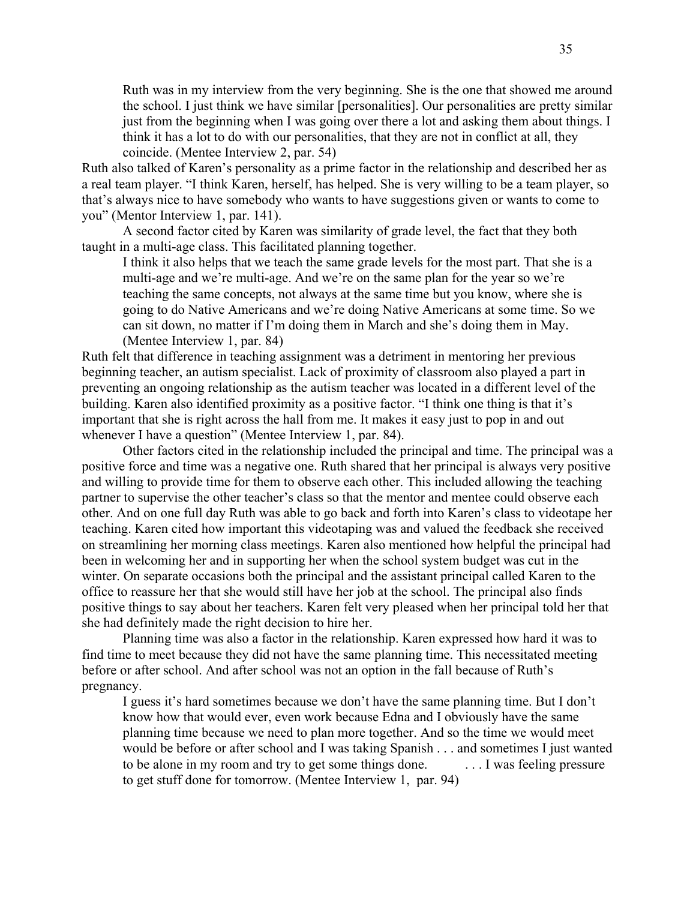> Ruth was in my interview from the very beginning. She is the one that showed me around the school. I just think we have similar [personalities]. Our personalities are pretty similar just from the beginning when I was going over there a lot and asking them about things. I think it has a lot to do with our personalities, that they are not in conflict at all, they coincide. (Mentee Interview 2, par. 54)

Ruth also talked of Karen's personality as a prime factor in the relationship and described her as a real team player. "I think Karen, herself, has helped. She is very willing to be a team player, so that's always nice to have somebody who wants to have suggestions given or wants to come to you" (Mentor Interview 1, par. 141).

A second factor cited by Karen was similarity of grade level, the fact that they both taught in a multi-age class. This facilitated planning together.

> I think it also helps that we teach the same grade levels for the most part. That she is a multi-age and we're multi-age. And we're on the same plan for the year so we're teaching the same concepts, not always at the same time but you know, where she is going to do Native Americans and we're doing Native Americans at some time. So we can sit down, no matter if I'm doing them in March and she's doing them in May. (Mentee Interview 1, par. 84)

Ruth felt that difference in teaching assignment was a detriment in mentoring her previous beginning teacher, an autism specialist. Lack of proximity of classroom also played a part in preventing an ongoing relationship as the autism teacher was located in a different level of the building. Karen also identified proximity as a positive factor. "I think one thing is that it's important that she is right across the hall from me. It makes it easy just to pop in and out whenever I have a question" (Mentee Interview 1, par. 84).

Other factors cited in the relationship included the principal and time. The principal was a positive force and time was a negative one. Ruth shared that her principal is always very positive and willing to provide time for them to observe each other. This included allowing the teaching partner to supervise the other teacher's class so that the mentor and mentee could observe each other. And on one full day Ruth was able to go back and forth into Karen's class to videotape her teaching. Karen cited how important this videotaping was and valued the feedback she received on streamlining her morning class meetings. Karen also mentioned how helpful the principal had been in welcoming her and in supporting her when the school system budget was cut in the winter. On separate occasions both the principal and the assistant principal called Karen to the office to reassure her that she would still have her job at the school. The principal also finds positive things to say about her teachers. Karen felt very pleased when her principal told her that she had definitely made the right decision to hire her.

Planning time was also a factor in the relationship. Karen expressed how hard it was to find time to meet because they did not have the same planning time. This necessitated meeting before or after school. And after school was not an option in the fall because of Ruth's pregnancy.

> I guess it's hard sometimes because we don't have the same planning time. But I don't know how that would ever, even work because Edna and I obviously have the same planning time because we need to plan more together. And so the time we would meet would be before or after school and I was taking Spanish . . . and sometimes I just wanted to be alone in my room and try to get some things done. . . . I was feeling pressure to get stuff done for tomorrow. (Mentee Interview 1, par. 94)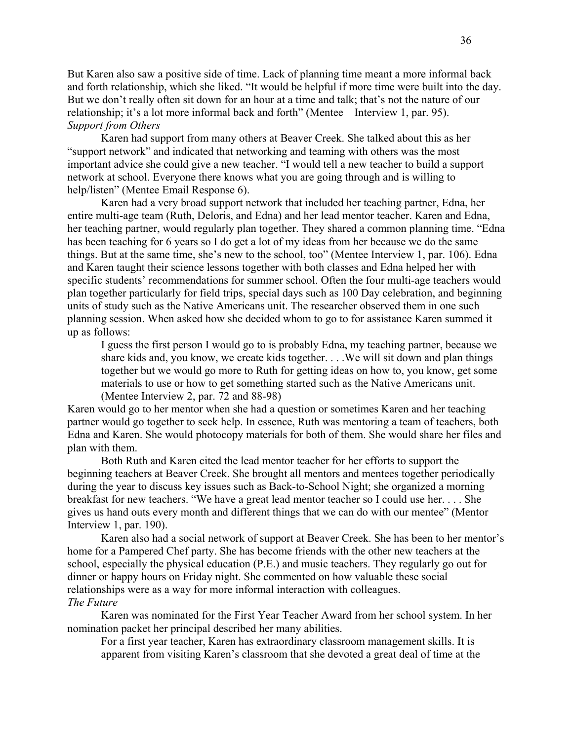But Karen also saw a positive side of time. Lack of planning time meant a more informal back and forth relationship, which she liked. "It would be helpful if more time were built into the day. But we don't really often sit down for an hour at a time and talk; that's not the nature of our relationship; it's a lot more informal back and forth" (Mentee Interview 1, par. 95).

### *Support from Others*

Karen had support from many others at Beaver Creek. She talked about this as her "support network" and indicated that networking and teaming with others was the most important advice she could give a new teacher. "I would tell a new teacher to build a support network at school. Everyone there knows what you are going through and is willing to help/listen" (Mentee Email Response 6).

Karen had a very broad support network that included her teaching partner, Edna, her entire multi-age team (Ruth, Deloris, and Edna) and her lead mentor teacher. Karen and Edna, her teaching partner, would regularly plan together. They shared a common planning time. "Edna has been teaching for 6 years so I do get a lot of my ideas from her because we do the same things. But at the same time, she's new to the school, too" (Mentee Interview 1, par. 106). Edna and Karen taught their science lessons together with both classes and Edna helped her with specific students' recommendations for summer school. Often the four multi-age teachers would plan together particularly for field trips, special days such as 100 Day celebration, and beginning units of study such as the Native Americans unit. The researcher observed them in one such planning session. When asked how she decided whom to go to for assistance Karen summed it up as follows:

> I guess the first person I would go to is probably Edna, my teaching partner, because we share kids and, you know, we create kids together. . . .We will sit down and plan things together but we would go more to Ruth for getting ideas on how to, you know, get some materials to use or how to get something started such as the Native Americans unit. (Mentee Interview 2, par. 72 and 88-98)

Karen would go to her mentor when she had a question or sometimes Karen and her teaching partner would go together to seek help. In essence, Ruth was mentoring a team of teachers, both Edna and Karen. She would photocopy materials for both of them. She would share her files and plan with them.

Both Ruth and Karen cited the lead mentor teacher for her efforts to support the beginning teachers at Beaver Creek. She brought all mentors and mentees together periodically during the year to discuss key issues such as Back-to-School Night; she organized a morning breakfast for new teachers. "We have a great lead mentor teacher so I could use her. . . . She gives us hand outs every month and different things that we can do with our mentee" (Mentor Interview 1, par. 190).

Karen also had a social network of support at Beaver Creek. She has been to her mentor's home for a Pampered Chef party. She has become friends with the other new teachers at the school, especially the physical education (P.E.) and music teachers. They regularly go out for dinner or happy hours on Friday night. She commented on how valuable these social relationships were as a way for more informal interaction with colleagues.

### *The Future*

Karen was nominated for the First Year Teacher Award from her school system. In her nomination packet her principal described her many abilities.

> For a first year teacher, Karen has extraordinary classroom management skills. It is apparent from visiting Karen's classroom that she devoted a great deal of time at the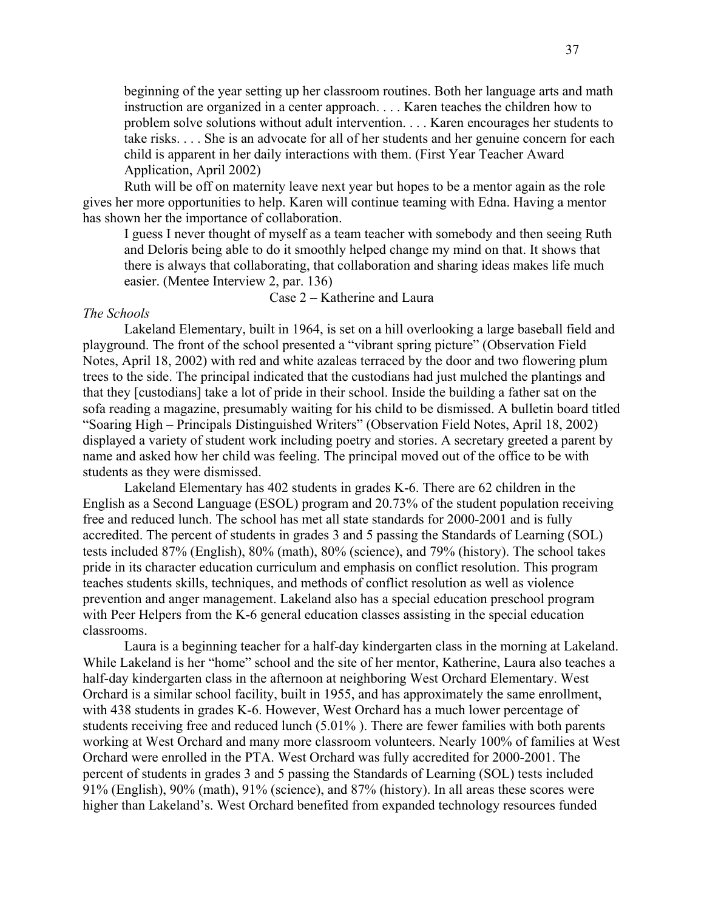beginning of the year setting up her classroom routines. Both her language arts and math instruction are organized in a center approach. . . . Karen teaches the children how to problem solve solutions without adult intervention. . . . Karen encourages her students to take risks. . . . She is an advocate for all of her students and her genuine concern for each child is apparent in her daily interactions with them. (First Year Teacher Award Application, April 2002)

Ruth will be off on maternity leave next year but hopes to be a mentor again as the role gives her more opportunities to help. Karen will continue teaming with Edna. Having a mentor has shown her the importance of collaboration.

> I guess I never thought of myself as a team teacher with somebody and then seeing Ruth and Deloris being able to do it smoothly helped change my mind on that. It shows that there is always that collaborating, that collaboration and sharing ideas makes life much easier. (Mentee Interview 2, par. 136)

## Case 2 – Katherine and Laura

### *The Schools*

Lakeland Elementary, built in 1964, is set on a hill overlooking a large baseball field and playground. The front of the school presented a "vibrant spring picture" (Observation Field Notes, April 18, 2002) with red and white azaleas terraced by the door and two flowering plum trees to the side. The principal indicated that the custodians had just mulched the plantings and that they [custodians] take a lot of pride in their school. Inside the building a father sat on the sofa reading a magazine, presumably waiting for his child to be dismissed. A bulletin board titled "Soaring High – Principals Distinguished Writers" (Observation Field Notes, April 18, 2002) displayed a variety of student work including poetry and stories. A secretary greeted a parent by name and asked how her child was feeling. The principal moved out of the office to be with students as they were dismissed.

Lakeland Elementary has 402 students in grades K-6. There are 62 children in the English as a Second Language (ESOL) program and 20.73% of the student population receiving free and reduced lunch. The school has met all state standards for 2000-2001 and is fully accredited. The percent of students in grades 3 and 5 passing the Standards of Learning (SOL) tests included 87% (English), 80% (math), 80% (science), and 79% (history). The school takes pride in its character education curriculum and emphasis on conflict resolution. This program teaches students skills, techniques, and methods of conflict resolution as well as violence prevention and anger management. Lakeland also has a special education preschool program with Peer Helpers from the K-6 general education classes assisting in the special education classrooms.

Laura is a beginning teacher for a half-day kindergarten class in the morning at Lakeland. While Lakeland is her "home" school and the site of her mentor, Katherine, Laura also teaches a half-day kindergarten class in the afternoon at neighboring West Orchard Elementary. West Orchard is a similar school facility, built in 1955, and has approximately the same enrollment, with 438 students in grades K-6. However, West Orchard has a much lower percentage of students receiving free and reduced lunch (5.01% ). There are fewer families with both parents working at West Orchard and many more classroom volunteers. Nearly 100% of families at West Orchard were enrolled in the PTA. West Orchard was fully accredited for 2000-2001. The percent of students in grades 3 and 5 passing the Standards of Learning (SOL) tests included 91% (English), 90% (math), 91% (science), and 87% (history). In all areas these scores were higher than Lakeland's. West Orchard benefited from expanded technology resources funded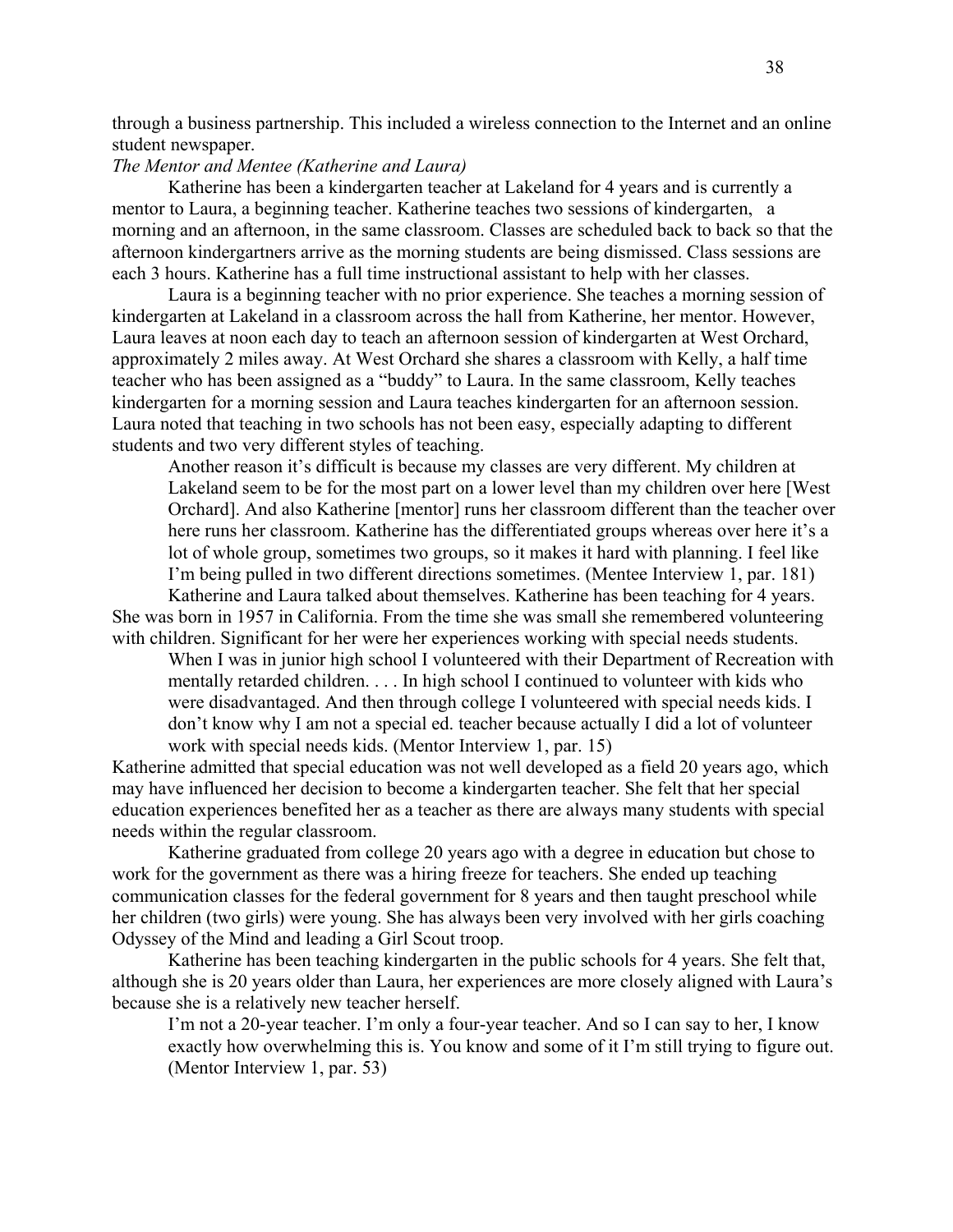through a business partnership. This included a wireless connection to the Internet and an online student newspaper.

*The Mentor and Mentee (Katherine and Laura)*

Katherine has been a kindergarten teacher at Lakeland for 4 years and is currently a mentor to Laura, a beginning teacher. Katherine teaches two sessions of kindergarten, a morning and an afternoon, in the same classroom. Classes are scheduled back to back so that the afternoon kindergartners arrive as the morning students are being dismissed. Class sessions are each 3 hours. Katherine has a full time instructional assistant to help with her classes.

Laura is a beginning teacher with no prior experience. She teaches a morning session of kindergarten at Lakeland in a classroom across the hall from Katherine, her mentor. However, Laura leaves at noon each day to teach an afternoon session of kindergarten at West Orchard, approximately 2 miles away. At West Orchard she shares a classroom with Kelly, a half time teacher who has been assigned as a "buddy" to Laura. In the same classroom, Kelly teaches kindergarten for a morning session and Laura teaches kindergarten for an afternoon session. Laura noted that teaching in two schools has not been easy, especially adapting to different students and two very different styles of teaching.

> Another reason it's difficult is because my classes are very different. My children at Lakeland seem to be for the most part on a lower level than my children over here [West Orchard]. And also Katherine [mentor] runs her classroom different than the teacher over here runs her classroom. Katherine has the differentiated groups whereas over here it's a lot of whole group, sometimes two groups, so it makes it hard with planning. I feel like I'm being pulled in two different directions sometimes. (Mentee Interview 1, par. 181)

Katherine and Laura talked about themselves. Katherine has been teaching for 4 years. She was born in 1957 in California. From the time she was small she remembered volunteering with children. Significant for her were her experiences working with special needs students.

> When I was in junior high school I volunteered with their Department of Recreation with mentally retarded children. . . . In high school I continued to volunteer with kids who were disadvantaged. And then through college I volunteered with special needs kids. I don't know why I am not a special ed. teacher because actually I did a lot of volunteer work with special needs kids. (Mentor Interview 1, par. 15)

Katherine admitted that special education was not well developed as a field 20 years ago, which may have influenced her decision to become a kindergarten teacher. She felt that her special education experiences benefited her as a teacher as there are always many students with special needs within the regular classroom.

Katherine graduated from college 20 years ago with a degree in education but chose to work for the government as there was a hiring freeze for teachers. She ended up teaching communication classes for the federal government for 8 years and then taught preschool while her children (two girls) were young. She has always been very involved with her girls coaching Odyssey of the Mind and leading a Girl Scout troop.

Katherine has been teaching kindergarten in the public schools for 4 years. She felt that, although she is 20 years older than Laura, her experiences are more closely aligned with Laura's because she is a relatively new teacher herself.

> I'm not a 20-year teacher. I'm only a four-year teacher. And so I can say to her, I know exactly how overwhelming this is. You know and some of it I'm still trying to figure out. (Mentor Interview 1, par. 53)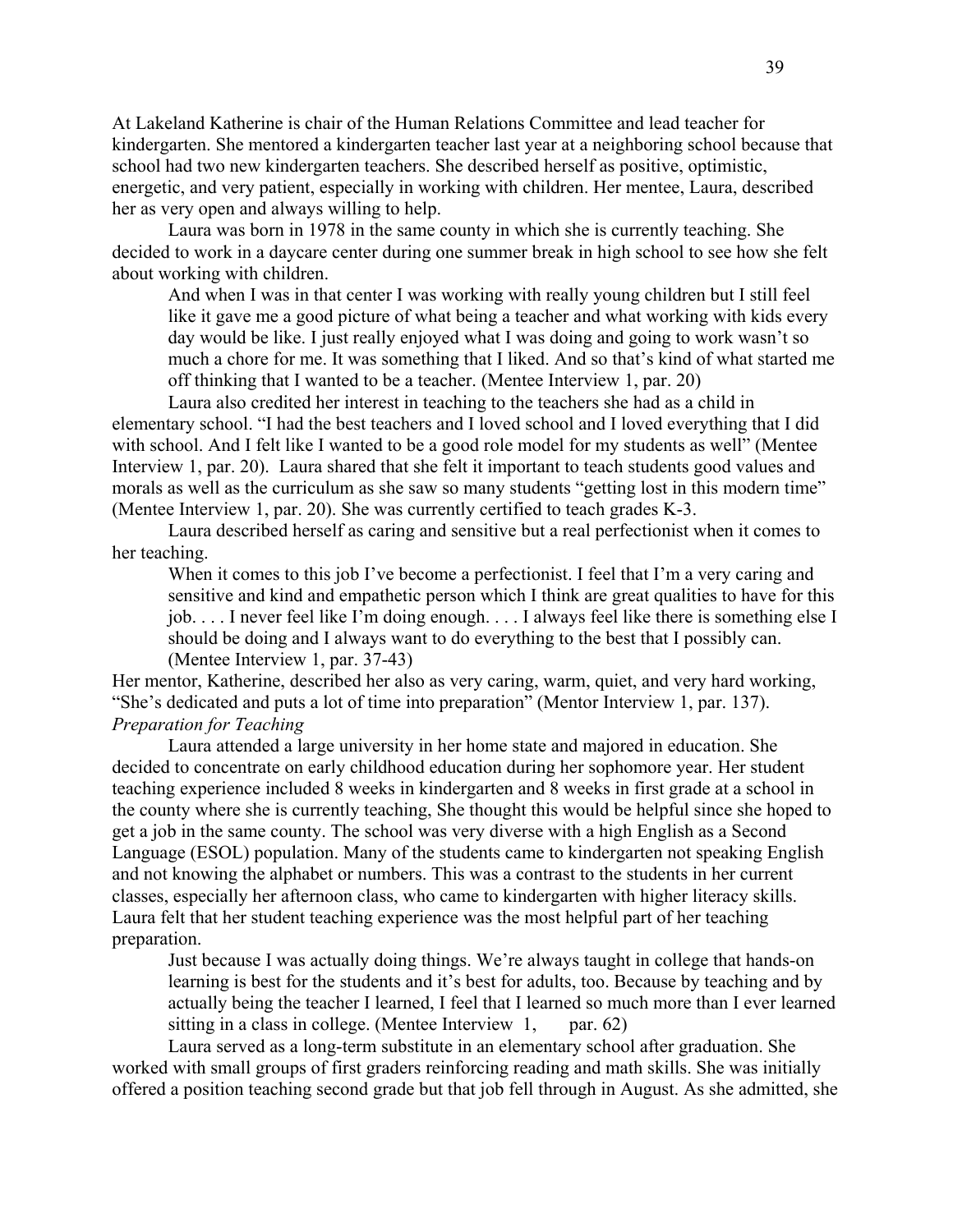At Lakeland Katherine is chair of the Human Relations Committee and lead teacher for kindergarten. She mentored a kindergarten teacher last year at a neighboring school because that school had two new kindergarten teachers. She described herself as positive, optimistic, energetic, and very patient, especially in working with children. Her mentee, Laura, described her as very open and always willing to help.

Laura was born in 1978 in the same county in which she is currently teaching. She decided to work in a daycare center during one summer break in high school to see how she felt about working with children.

> And when I was in that center I was working with really young children but I still feel like it gave me a good picture of what being a teacher and what working with kids every day would be like. I just really enjoyed what I was doing and going to work wasn't so much a chore for me. It was something that I liked. And so that's kind of what started me off thinking that I wanted to be a teacher. (Mentee Interview 1, par. 20)

Laura also credited her interest in teaching to the teachers she had as a child in elementary school. "I had the best teachers and I loved school and I loved everything that I did with school. And I felt like I wanted to be a good role model for my students as well" (Mentee Interview 1, par. 20). Laura shared that she felt it important to teach students good values and morals as well as the curriculum as she saw so many students "getting lost in this modern time" (Mentee Interview 1, par. 20). She was currently certified to teach grades K-3.

Laura described herself as caring and sensitive but a real perfectionist when it comes to her teaching.

> When it comes to this job I've become a perfectionist. I feel that I'm a very caring and sensitive and kind and empathetic person which I think are great qualities to have for this job. . . . I never feel like I'm doing enough. . . . I always feel like there is something else I should be doing and I always want to do everything to the best that I possibly can. (Mentee Interview 1, par. 37-43)

Her mentor, Katherine, described her also as very caring, warm, quiet, and very hard working, "She's dedicated and puts a lot of time into preparation" (Mentor Interview 1, par. 137).

*Preparation for Teaching*

Laura attended a large university in her home state and majored in education. She decided to concentrate on early childhood education during her sophomore year. Her student teaching experience included 8 weeks in kindergarten and 8 weeks in first grade at a school in the county where she is currently teaching, She thought this would be helpful since she hoped to get a job in the same county. The school was very diverse with a high English as a Second Language (ESOL) population. Many of the students came to kindergarten not speaking English and not knowing the alphabet or numbers. This was a contrast to the students in her current classes, especially her afternoon class, who came to kindergarten with higher literacy skills. Laura felt that her student teaching experience was the most helpful part of her teaching preparation.

> Just because I was actually doing things. We're always taught in college that hands-on learning is best for the students and it's best for adults, too. Because by teaching and by actually being the teacher I learned, I feel that I learned so much more than I ever learned sitting in a class in college. (Mentee Interview 1, par. 62)

Laura served as a long-term substitute in an elementary school after graduation. She worked with small groups of first graders reinforcing reading and math skills. She was initially offered a position teaching second grade but that job fell through in August. As she admitted, she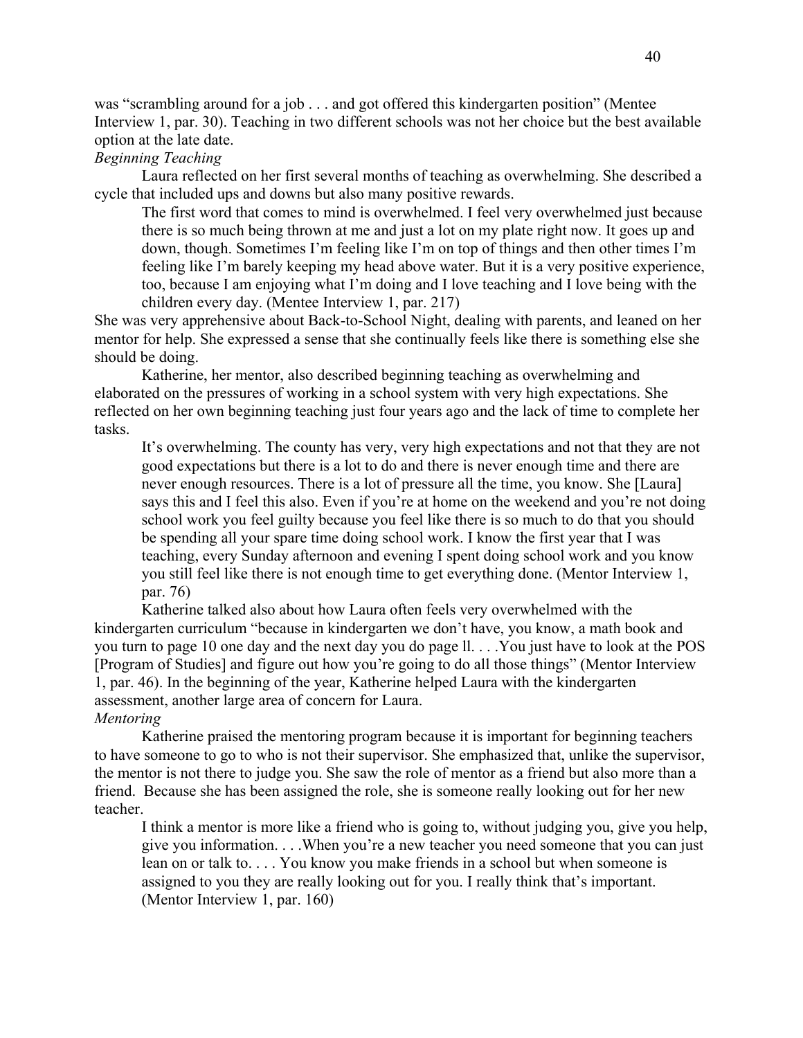was "scrambling around for a job . . . and got offered this kindergarten position" (Mentee Interview 1, par. 30). Teaching in two different schools was not her choice but the best available option at the late date.

*Beginning Teaching*

Laura reflected on her first several months of teaching as overwhelming. She described a cycle that included ups and downs but also many positive rewards.

> The first word that comes to mind is overwhelmed. I feel very overwhelmed just because there is so much being thrown at me and just a lot on my plate right now. It goes up and down, though. Sometimes I'm feeling like I'm on top of things and then other times I'm feeling like I'm barely keeping my head above water. But it is a very positive experience, too, because I am enjoying what I'm doing and I love teaching and I love being with the children every day. (Mentee Interview 1, par. 217)

She was very apprehensive about Back-to-School Night, dealing with parents, and leaned on her mentor for help. She expressed a sense that she continually feels like there is something else she should be doing.

Katherine, her mentor, also described beginning teaching as overwhelming and elaborated on the pressures of working in a school system with very high expectations. She reflected on her own beginning teaching just four years ago and the lack of time to complete her tasks.

> It's overwhelming. The county has very, very high expectations and not that they are not good expectations but there is a lot to do and there is never enough time and there are never enough resources. There is a lot of pressure all the time, you know. She [Laura] says this and I feel this also. Even if you're at home on the weekend and you're not doing school work you feel guilty because you feel like there is so much to do that you should be spending all your spare time doing school work. I know the first year that I was teaching, every Sunday afternoon and evening I spent doing school work and you know you still feel like there is not enough time to get everything done. (Mentor Interview 1, par. 76)

Katherine talked also about how Laura often feels very overwhelmed with the kindergarten curriculum "because in kindergarten we don't have, you know, a math book and you turn to page 10 one day and the next day you do page ll. . . .You just have to look at the POS [Program of Studies] and figure out how you're going to do all those things" (Mentor Interview 1, par. 46). In the beginning of the year, Katherine helped Laura with the kindergarten assessment, another large area of concern for Laura.

*Mentoring*

Katherine praised the mentoring program because it is important for beginning teachers to have someone to go to who is not their supervisor. She emphasized that, unlike the supervisor, the mentor is not there to judge you. She saw the role of mentor as a friend but also more than a friend. Because she has been assigned the role, she is someone really looking out for her new teacher.

> I think a mentor is more like a friend who is going to, without judging you, give you help, give you information. . . .When you're a new teacher you need someone that you can just lean on or talk to. . . . You know you make friends in a school but when someone is assigned to you they are really looking out for you. I really think that's important. (Mentor Interview 1, par. 160)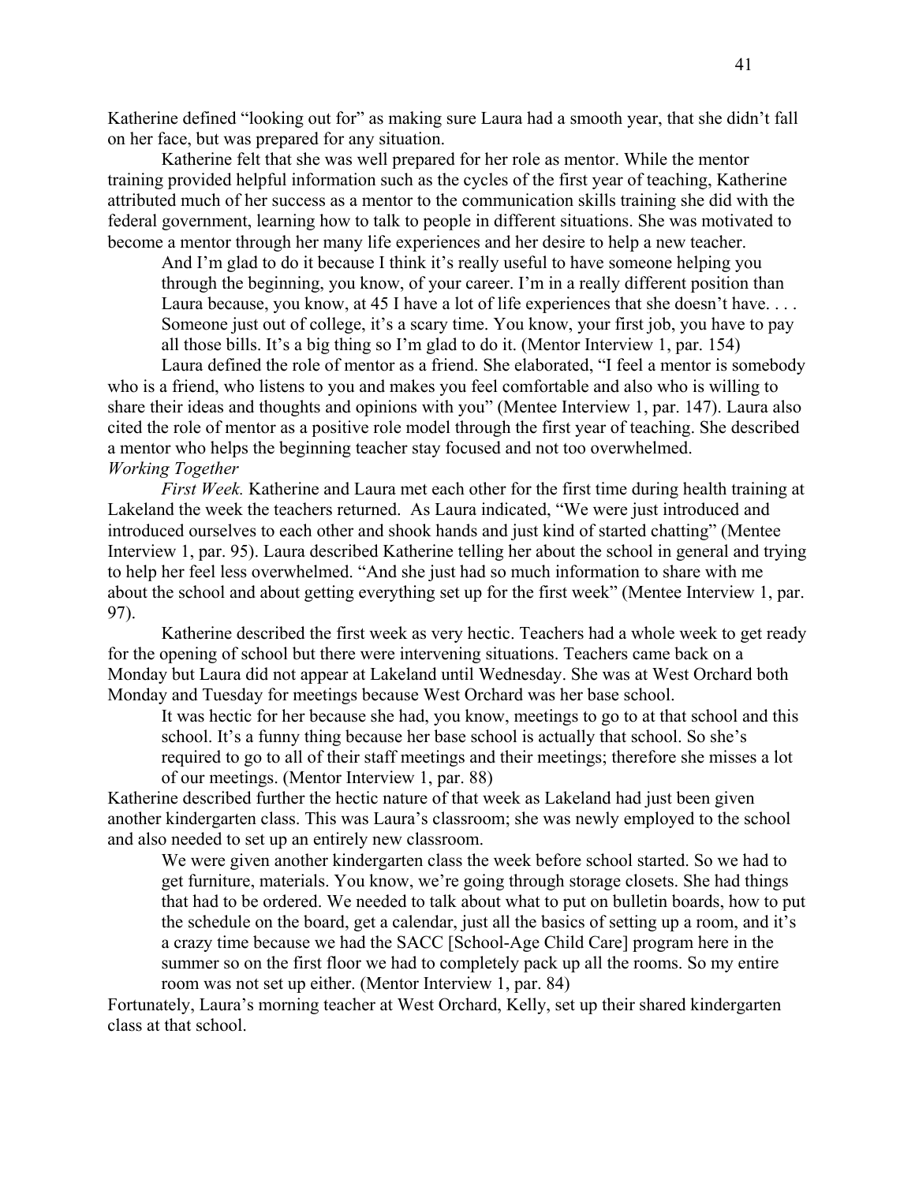Katherine defined "looking out for" as making sure Laura had a smooth year, that she didn't fall on her face, but was prepared for any situation.

Katherine felt that she was well prepared for her role as mentor. While the mentor training provided helpful information such as the cycles of the first year of teaching, Katherine attributed much of her success as a mentor to the communication skills training she did with the federal government, learning how to talk to people in different situations. She was motivated to become a mentor through her many life experiences and her desire to help a new teacher.

> And I'm glad to do it because I think it's really useful to have someone helping you through the beginning, you know, of your career. I'm in a really different position than Laura because, you know, at 45 I have a lot of life experiences that she doesn't have. . . . Someone just out of college, it's a scary time. You know, your first job, you have to pay all those bills. It's a big thing so I'm glad to do it. (Mentor Interview 1, par. 154)

Laura defined the role of mentor as a friend. She elaborated, "I feel a mentor is somebody who is a friend, who listens to you and makes you feel comfortable and also who is willing to share their ideas and thoughts and opinions with you" (Mentee Interview 1, par. 147). Laura also cited the role of mentor as a positive role model through the first year of teaching. She described a mentor who helps the beginning teacher stay focused and not too overwhelmed.

*Working Together*

*First Week.* Katherine and Laura met each other for the first time during health training at Lakeland the week the teachers returned. As Laura indicated, "We were just introduced and introduced ourselves to each other and shook hands and just kind of started chatting" (Mentee Interview 1, par. 95). Laura described Katherine telling her about the school in general and trying to help her feel less overwhelmed. "And she just had so much information to share with me about the school and about getting everything set up for the first week" (Mentee Interview 1, par. 97).

Katherine described the first week as very hectic. Teachers had a whole week to get ready for the opening of school but there were intervening situations. Teachers came back on a Monday but Laura did not appear at Lakeland until Wednesday. She was at West Orchard both Monday and Tuesday for meetings because West Orchard was her base school.

> It was hectic for her because she had, you know, meetings to go to at that school and this school. It's a funny thing because her base school is actually that school. So she's required to go to all of their staff meetings and their meetings; therefore she misses a lot of our meetings. (Mentor Interview 1, par. 88)

Katherine described further the hectic nature of that week as Lakeland had just been given another kindergarten class. This was Laura's classroom; she was newly employed to the school and also needed to set up an entirely new classroom.

> We were given another kindergarten class the week before school started. So we had to get furniture, materials. You know, we're going through storage closets. She had things that had to be ordered. We needed to talk about what to put on bulletin boards, how to put the schedule on the board, get a calendar, just all the basics of setting up a room, and it's a crazy time because we had the SACC [School-Age Child Care] program here in the summer so on the first floor we had to completely pack up all the rooms. So my entire room was not set up either. (Mentor Interview 1, par. 84)

Fortunately, Laura's morning teacher at West Orchard, Kelly, set up their shared kindergarten class at that school.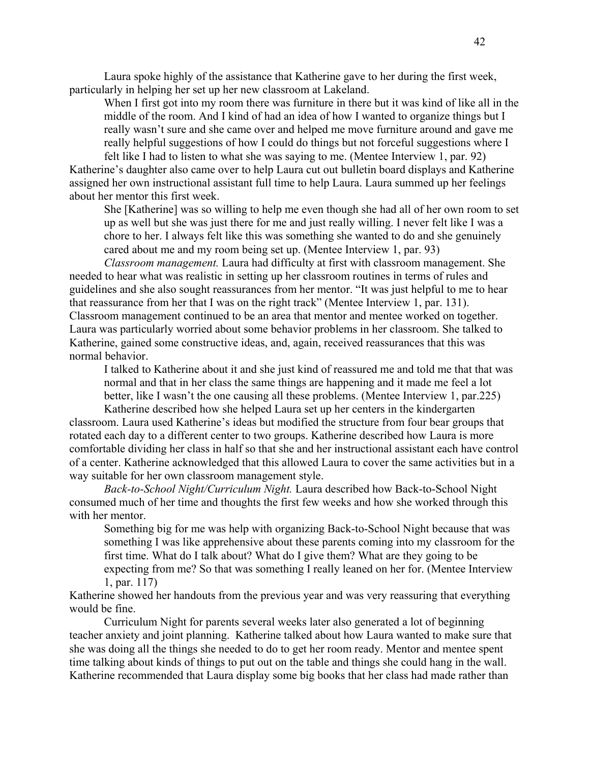Laura spoke highly of the assistance that Katherine gave to her during the first week, particularly in helping her set up her new classroom at Lakeland.

> When I first got into my room there was furniture in there but it was kind of like all in the middle of the room. And I kind of had an idea of how I wanted to organize things but I really wasn't sure and she came over and helped me move furniture around and gave me really helpful suggestions of how I could do things but not forceful suggestions where I felt like I had to listen to what she was saying to me. (Mentee Interview 1, par. 92)

Katherine's daughter also came over to help Laura cut out bulletin board displays and Katherine assigned her own instructional assistant full time to help Laura. Laura summed up her feelings about her mentor this first week.

> She [Katherine] was so willing to help me even though she had all of her own room to set up as well but she was just there for me and just really willing. I never felt like I was a chore to her. I always felt like this was something she wanted to do and she genuinely cared about me and my room being set up. (Mentee Interview 1, par. 93)

*Classroom management.* Laura had difficulty at first with classroom management. She needed to hear what was realistic in setting up her classroom routines in terms of rules and guidelines and she also sought reassurances from her mentor. "It was just helpful to me to hear that reassurance from her that I was on the right track" (Mentee Interview 1, par. 131). Classroom management continued to be an area that mentor and mentee worked on together. Laura was particularly worried about some behavior problems in her classroom. She talked to Katherine, gained some constructive ideas, and, again, received reassurances that this was normal behavior.

> I talked to Katherine about it and she just kind of reassured me and told me that that was normal and that in her class the same things are happening and it made me feel a lot better, like I wasn't the one causing all these problems. (Mentee Interview 1, par.225)

Katherine described how she helped Laura set up her centers in the kindergarten classroom. Laura used Katherine's ideas but modified the structure from four bear groups that rotated each day to a different center to two groups. Katherine described how Laura is more comfortable dividing her class in half so that she and her instructional assistant each have control of a center. Katherine acknowledged that this allowed Laura to cover the same activities but in a way suitable for her own classroom management style.

*Back-to-School Night/Curriculum Night.* Laura described how Back-to-School Night consumed much of her time and thoughts the first few weeks and how she worked through this with her mentor.

> Something big for me was help with organizing Back-to-School Night because that was something I was like apprehensive about these parents coming into my classroom for the first time. What do I talk about? What do I give them? What are they going to be expecting from me? So that was something I really leaned on her for. (Mentee Interview 1, par. 117)

Katherine showed her handouts from the previous year and was very reassuring that everything would be fine.

Curriculum Night for parents several weeks later also generated a lot of beginning teacher anxiety and joint planning. Katherine talked about how Laura wanted to make sure that she was doing all the things she needed to do to get her room ready. Mentor and mentee spent time talking about kinds of things to put out on the table and things she could hang in the wall. Katherine recommended that Laura display some big books that her class had made rather than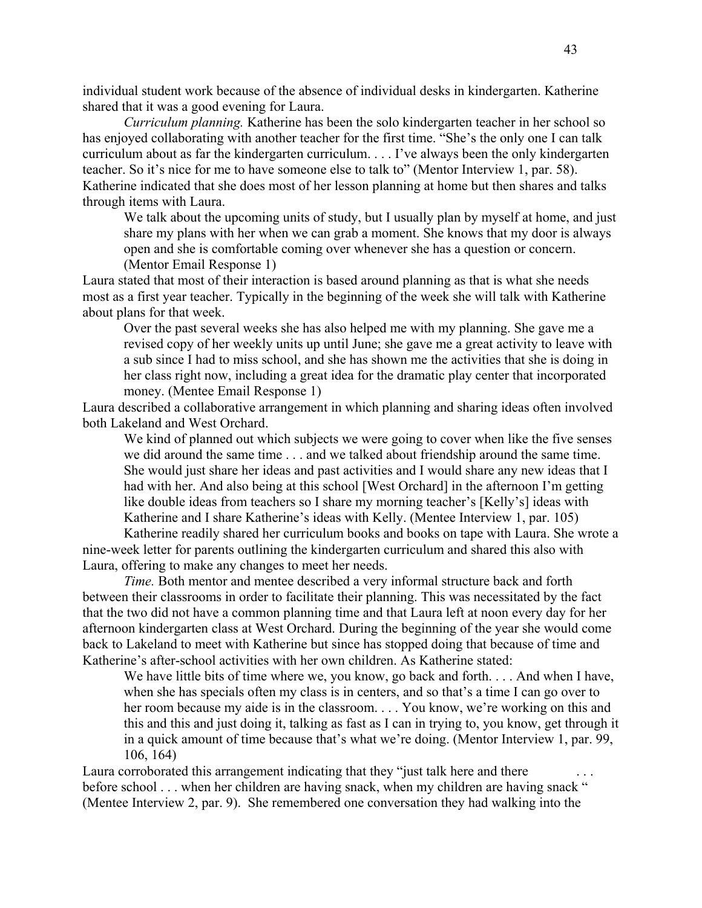individual student work because of the absence of individual desks in kindergarten. Katherine shared that it was a good evening for Laura.

*Curriculum planning.* Katherine has been the solo kindergarten teacher in her school so has enjoyed collaborating with another teacher for the first time. "She's the only one I can talk curriculum about as far the kindergarten curriculum. . . . I've always been the only kindergarten teacher. So it's nice for me to have someone else to talk to" (Mentor Interview 1, par. 58). Katherine indicated that she does most of her lesson planning at home but then shares and talks through items with Laura.

> We talk about the upcoming units of study, but I usually plan by myself at home, and just share my plans with her when we can grab a moment. She knows that my door is always open and she is comfortable coming over whenever she has a question or concern. (Mentor Email Response 1)

Laura stated that most of their interaction is based around planning as that is what she needs most as a first year teacher. Typically in the beginning of the week she will talk with Katherine about plans for that week.

> Over the past several weeks she has also helped me with my planning. She gave me a revised copy of her weekly units up until June; she gave me a great activity to leave with a sub since I had to miss school, and she has shown me the activities that she is doing in her class right now, including a great idea for the dramatic play center that incorporated money. (Mentee Email Response 1)

Laura described a collaborative arrangement in which planning and sharing ideas often involved both Lakeland and West Orchard.

> We kind of planned out which subjects we were going to cover when like the five senses we did around the same time . . . and we talked about friendship around the same time. She would just share her ideas and past activities and I would share any new ideas that I had with her. And also being at this school [West Orchard] in the afternoon I'm getting like double ideas from teachers so I share my morning teacher's [Kelly's] ideas with Katherine and I share Katherine's ideas with Kelly. (Mentee Interview 1, par. 105)

Katherine readily shared her curriculum books and books on tape with Laura. She wrote a nine-week letter for parents outlining the kindergarten curriculum and shared this also with Laura, offering to make any changes to meet her needs.

*Time.* Both mentor and mentee described a very informal structure back and forth between their classrooms in order to facilitate their planning. This was necessitated by the fact that the two did not have a common planning time and that Laura left at noon every day for her afternoon kindergarten class at West Orchard. During the beginning of the year she would come back to Lakeland to meet with Katherine but since has stopped doing that because of time and Katherine's after-school activities with her own children. As Katherine stated:

> We have little bits of time where we, you know, go back and forth. . . . And when I have, when she has specials often my class is in centers, and so that's a time I can go over to her room because my aide is in the classroom. . . . You know, we're working on this and this and this and just doing it, talking as fast as I can in trying to, you know, get through it in a quick amount of time because that's what we're doing. (Mentor Interview 1, par. 99, 106, 164)

Laura corroborated this arrangement indicating that they "just talk here and there . . . before school . . . when her children are having snack, when my children are having snack " (Mentee Interview 2, par. 9). She remembered one conversation they had walking into the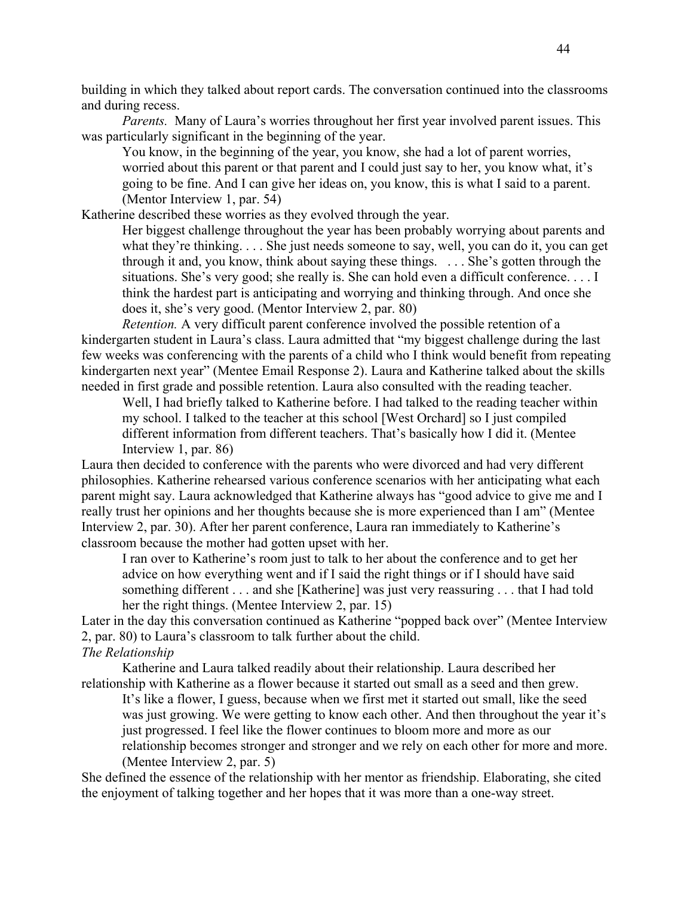building in which they talked about report cards. The conversation continued into the classrooms and during recess.

*Parents.* Many of Laura's worries throughout her first year involved parent issues. This was particularly significant in the beginning of the year.

> You know, in the beginning of the year, you know, she had a lot of parent worries, worried about this parent or that parent and I could just say to her, you know what, it's going to be fine. And I can give her ideas on, you know, this is what I said to a parent. (Mentor Interview 1, par. 54)

Katherine described these worries as they evolved through the year.

> Her biggest challenge throughout the year has been probably worrying about parents and what they're thinking. . . . She just needs someone to say, well, you can do it, you can get through it and, you know, think about saying these things. . . . She's gotten through the situations. She's very good; she really is. She can hold even a difficult conference. . . . I think the hardest part is anticipating and worrying and thinking through. And once she does it, she's very good. (Mentor Interview 2, par. 80)

*Retention.* A very difficult parent conference involved the possible retention of a kindergarten student in Laura's class. Laura admitted that "my biggest challenge during the last few weeks was conferencing with the parents of a child who I think would benefit from repeating kindergarten next year" (Mentee Email Response 2). Laura and Katherine talked about the skills needed in first grade and possible retention. Laura also consulted with the reading teacher.

> Well, I had briefly talked to Katherine before. I had talked to the reading teacher within my school. I talked to the teacher at this school [West Orchard] so I just compiled different information from different teachers. That's basically how I did it. (Mentee Interview 1, par. 86)

Laura then decided to conference with the parents who were divorced and had very different philosophies. Katherine rehearsed various conference scenarios with her anticipating what each parent might say. Laura acknowledged that Katherine always has "good advice to give me and I really trust her opinions and her thoughts because she is more experienced than I am" (Mentee Interview 2, par. 30). After her parent conference, Laura ran immediately to Katherine's classroom because the mother had gotten upset with her.

> I ran over to Katherine's room just to talk to her about the conference and to get her advice on how everything went and if I said the right things or if I should have said something different . . . and she [Katherine] was just very reassuring . . . that I had told her the right things. (Mentee Interview 2, par. 15)

Later in the day this conversation continued as Katherine "popped back over" (Mentee Interview 2, par. 80) to Laura's classroom to talk further about the child.

*The Relationship*

Katherine and Laura talked readily about their relationship. Laura described her relationship with Katherine as a flower because it started out small as a seed and then grew.

> It's like a flower, I guess, because when we first met it started out small, like the seed was just growing. We were getting to know each other. And then throughout the year it's just progressed. I feel like the flower continues to bloom more and more as our relationship becomes stronger and stronger and we rely on each other for more and more. (Mentee Interview 2, par. 5)

She defined the essence of the relationship with her mentor as friendship. Elaborating, she cited the enjoyment of talking together and her hopes that it was more than a one-way street.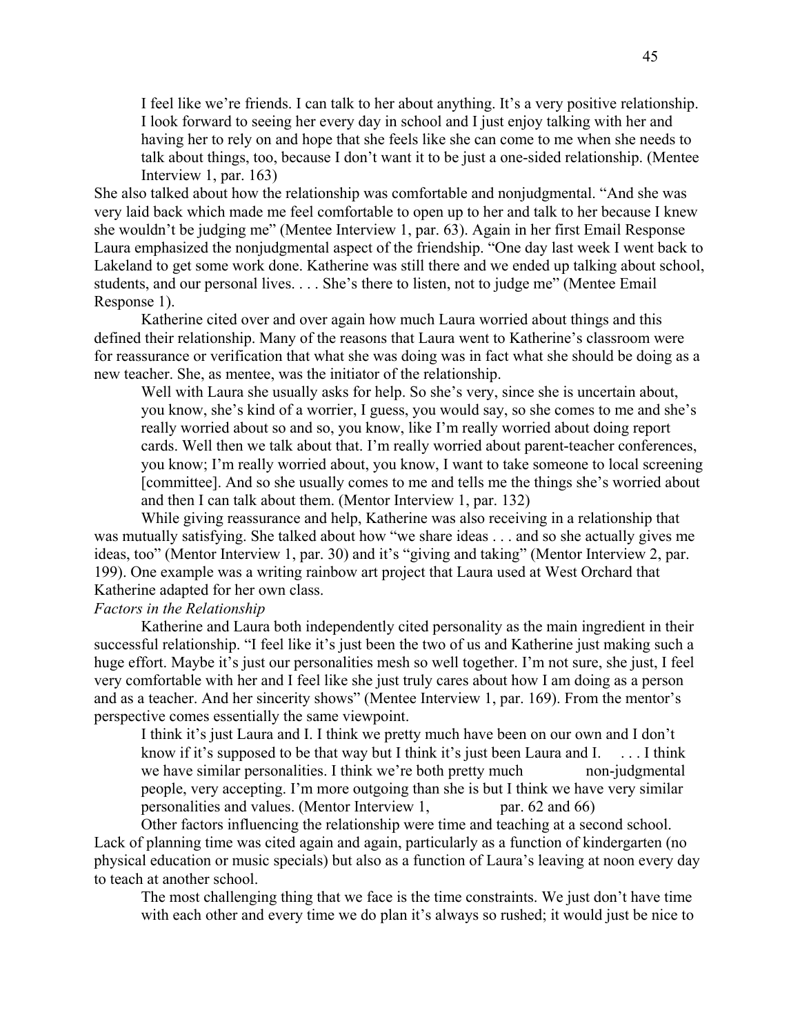> I feel like we're friends. I can talk to her about anything. It's a very positive relationship. I look forward to seeing her every day in school and I just enjoy talking with her and having her to rely on and hope that she feels like she can come to me when she needs to talk about things, too, because I don't want it to be just a one-sided relationship. (Mentee Interview 1, par. 163)

She also talked about how the relationship was comfortable and nonjudgmental. "And she was very laid back which made me feel comfortable to open up to her and talk to her because I knew she wouldn't be judging me" (Mentee Interview 1, par. 63). Again in her first Email Response Laura emphasized the nonjudgmental aspect of the friendship. "One day last week I went back to Lakeland to get some work done. Katherine was still there and we ended up talking about school, students, and our personal lives. . . . She's there to listen, not to judge me" (Mentee Email Response 1).

Katherine cited over and over again how much Laura worried about things and this defined their relationship. Many of the reasons that Laura went to Katherine's classroom were for reassurance or verification that what she was doing was in fact what she should be doing as a new teacher. She, as mentee, was the initiator of the relationship.

> Well with Laura she usually asks for help. So she's very, since she is uncertain about, you know, she's kind of a worrier, I guess, you would say, so she comes to me and she's really worried about so and so, you know, like I'm really worried about doing report cards. Well then we talk about that. I'm really worried about parent-teacher conferences, you know; I'm really worried about, you know, I want to take someone to local screening [committee]. And so she usually comes to me and tells me the things she's worried about and then I can talk about them. (Mentor Interview 1, par. 132)

While giving reassurance and help, Katherine was also receiving in a relationship that was mutually satisfying. She talked about how "we share ideas . . . and so she actually gives me ideas, too" (Mentor Interview 1, par. 30) and it's "giving and taking" (Mentor Interview 2, par. 199). One example was a writing rainbow art project that Laura used at West Orchard that Katherine adapted for her own class.

*Factors in the Relationship*

Katherine and Laura both independently cited personality as the main ingredient in their successful relationship. "I feel like it's just been the two of us and Katherine just making such a huge effort. Maybe it's just our personalities mesh so well together. I'm not sure, she just, I feel very comfortable with her and I feel like she just truly cares about how I am doing as a person and as a teacher. And her sincerity shows" (Mentee Interview 1, par. 169). From the mentor's perspective comes essentially the same viewpoint.

> I think it's just Laura and I. I think we pretty much have been on our own and I don't know if it's supposed to be that way but I think it's just been Laura and I. . . . I think we have similar personalities. I think we're both pretty much non-judgmental people, very accepting. I'm more outgoing than she is but I think we have very similar personalities and values. (Mentor Interview 1, par. 62 and 66)

Other factors influencing the relationship were time and teaching at a second school. Lack of planning time was cited again and again, particularly as a function of kindergarten (no physical education or music specials) but also as a function of Laura's leaving at noon every day to teach at another school.

> The most challenging thing that we face is the time constraints. We just don't have time with each other and every time we do plan it's always so rushed; it would just be nice to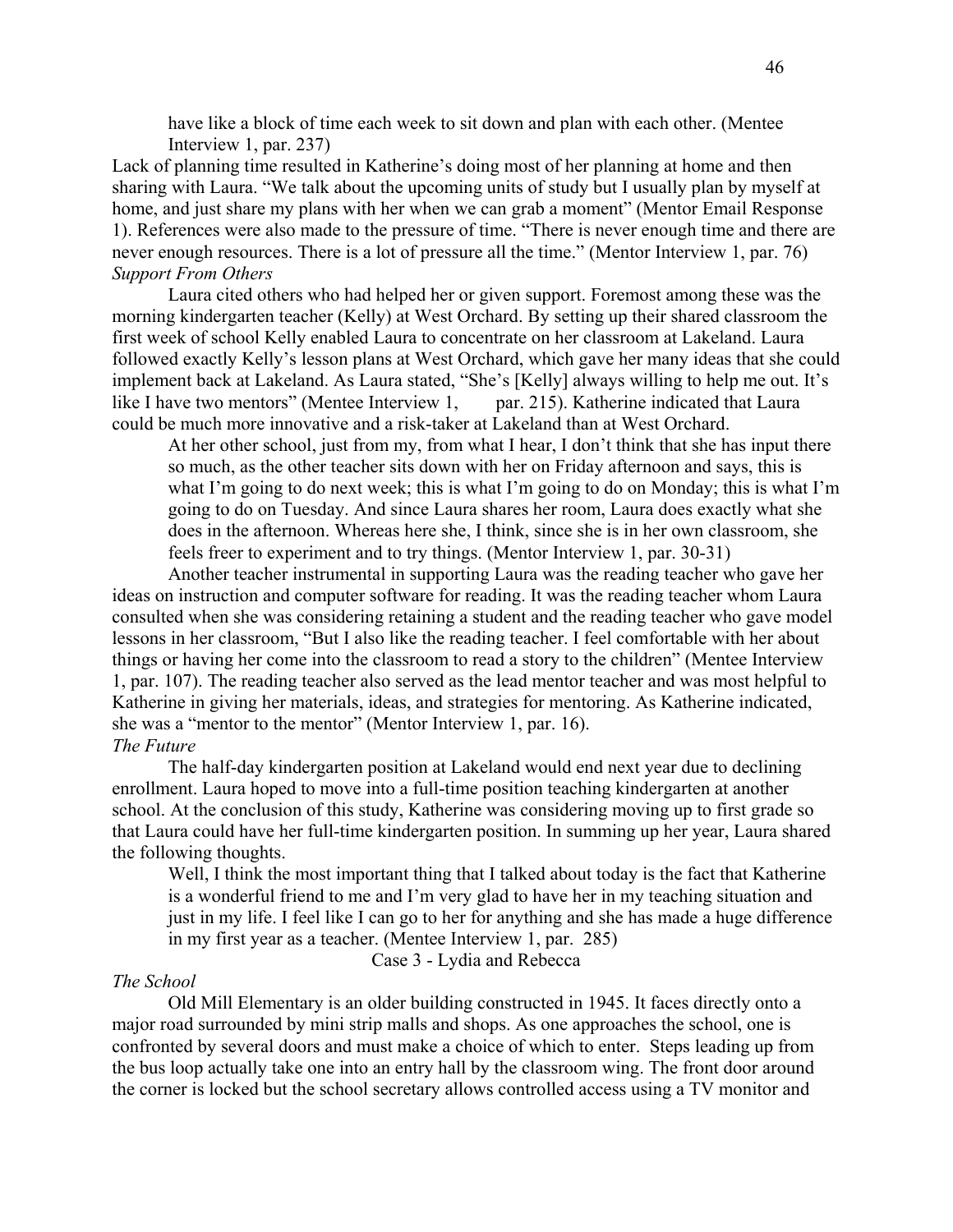have like a block of time each week to sit down and plan with each other. (Mentee Interview 1, par. 237)

Lack of planning time resulted in Katherine's doing most of her planning at home and then sharing with Laura. "We talk about the upcoming units of study but I usually plan by myself at home, and just share my plans with her when we can grab a moment" (Mentor Email Response 1). References were also made to the pressure of time. "There is never enough time and there are never enough resources. There is a lot of pressure all the time." (Mentor Interview 1, par. 76)

*Support From Others*

Laura cited others who had helped her or given support. Foremost among these was the morning kindergarten teacher (Kelly) at West Orchard. By setting up their shared classroom the first week of school Kelly enabled Laura to concentrate on her classroom at Lakeland. Laura followed exactly Kelly's lesson plans at West Orchard, which gave her many ideas that she could implement back at Lakeland. As Laura stated, "She's [Kelly] always willing to help me out. It's like I have two mentors" (Mentee Interview 1, par. 215). Katherine indicated that Laura could be much more innovative and a risk-taker at Lakeland than at West Orchard.

> At her other school, just from my, from what I hear, I don't think that she has input there so much, as the other teacher sits down with her on Friday afternoon and says, this is what I'm going to do next week; this is what I'm going to do on Monday; this is what I'm going to do on Tuesday. And since Laura shares her room, Laura does exactly what she does in the afternoon. Whereas here she, I think, since she is in her own classroom, she feels freer to experiment and to try things. (Mentor Interview 1, par. 30-31)

Another teacher instrumental in supporting Laura was the reading teacher who gave her ideas on instruction and computer software for reading. It was the reading teacher whom Laura consulted when she was considering retaining a student and the reading teacher who gave model lessons in her classroom, "But I also like the reading teacher. I feel comfortable with her about things or having her come into the classroom to read a story to the children" (Mentee Interview 1, par. 107). The reading teacher also served as the lead mentor teacher and was most helpful to Katherine in giving her materials, ideas, and strategies for mentoring. As Katherine indicated, she was a "mentor to the mentor" (Mentor Interview 1, par. 16).

*The Future*

The half-day kindergarten position at Lakeland would end next year due to declining enrollment. Laura hoped to move into a full-time position teaching kindergarten at another school. At the conclusion of this study, Katherine was considering moving up to first grade so that Laura could have her full-time kindergarten position. In summing up her year, Laura shared the following thoughts.

> Well, I think the most important thing that I talked about today is the fact that Katherine is a wonderful friend to me and I'm very glad to have her in my teaching situation and just in my life. I feel like I can go to her for anything and she has made a huge difference in my first year as a teacher. (Mentee Interview 1, par. 285)

## Case 3 - Lydia and Rebecca

*The School*

Old Mill Elementary is an older building constructed in 1945. It faces directly onto a major road surrounded by mini strip malls and shops. As one approaches the school, one is confronted by several doors and must make a choice of which to enter. Steps leading up from the bus loop actually take one into an entry hall by the classroom wing. The front door around the corner is locked but the school secretary allows controlled access using a TV monitor and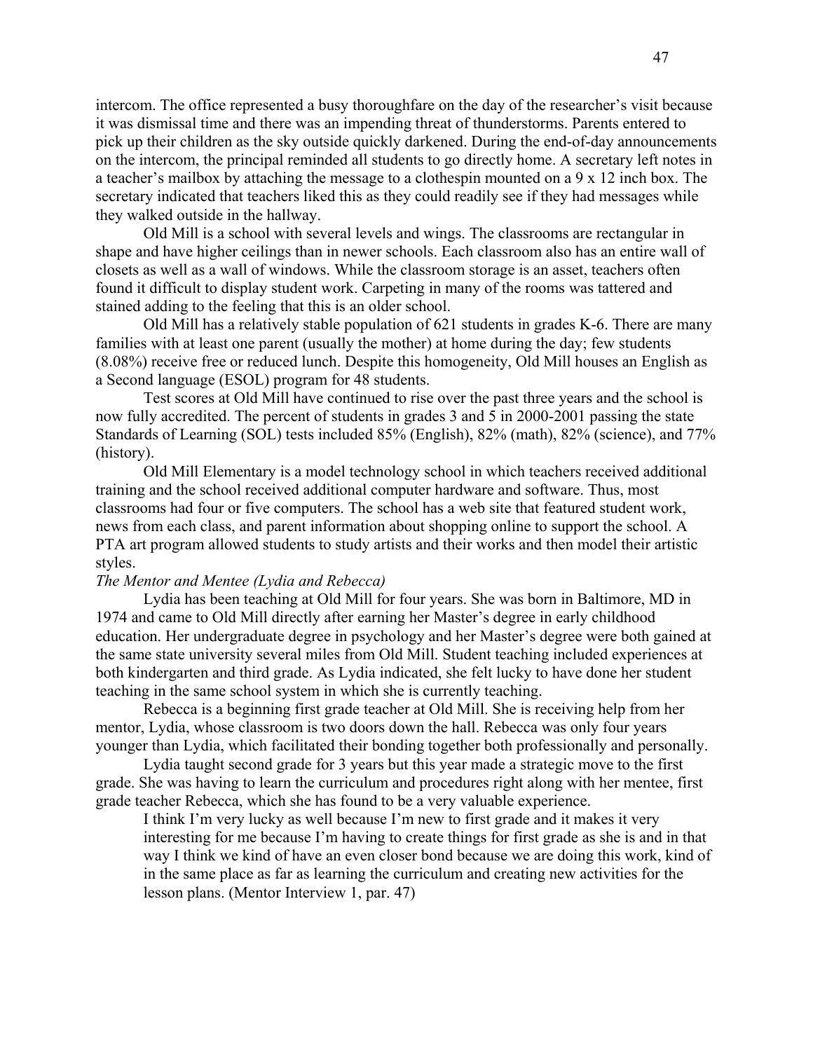intercom. The office represented a busy thoroughfare on the day of the researcher's visit because it was dismissal time and there was an impending threat of thunderstorms. Parents entered to pick up their children as the sky outside quickly darkened. During the end-of-day announcements on the intercom, the principal reminded all students to go directly home. A secretary left notes in a teacher's mailbox by attaching the message to a clothespin mounted on a 9 x 12 inch box. The secretary indicated that teachers liked this as they could readily see if they had messages while they walked outside in the hallway.

Old Mill is a school with several levels and wings. The classrooms are rectangular in shape and have higher ceilings than in newer schools. Each classroom also has an entire wall of closets as well as a wall of windows. While the classroom storage is an asset, teachers often found it difficult to display student work. Carpeting in many of the rooms was tattered and stained adding to the feeling that this is an older school.

Old Mill has a relatively stable population of 621 students in grades K-6. There are many families with at least one parent (usually the mother) at home during the day; few students (8.08%) receive free or reduced lunch. Despite this homogeneity, Old Mill houses an English as a Second language (ESOL) program for 48 students.

Test scores at Old Mill have continued to rise over the past three years and the school is now fully accredited. The percent of students in grades 3 and 5 in 2000-2001 passing the state Standards of Learning (SOL) tests included 85% (English), 82% (math), 82% (science), and 77% (history).

Old Mill Elementary is a model technology school in which teachers received additional training and the school received additional computer hardware and software. Thus, most classrooms had four or five computers. The school has a web site that featured student work, news from each class, and parent information about shopping online to support the school. A PTA art program allowed students to study artists and their works and then model their artistic styles.

*The Mentor and Mentee (Lydia and Rebecca)*

Lydia has been teaching at Old Mill for four years. She was born in Baltimore, MD in 1974 and came to Old Mill directly after earning her Master's degree in early childhood education. Her undergraduate degree in psychology and her Master's degree were both gained at the same state university several miles from Old Mill. Student teaching included experiences at both kindergarten and third grade. As Lydia indicated, she felt lucky to have done her student teaching in the same school system in which she is currently teaching.

Rebecca is a beginning first grade teacher at Old Mill. She is receiving help from her mentor, Lydia, whose classroom is two doors down the hall. Rebecca was only four years younger than Lydia, which facilitated their bonding together both professionally and personally.

Lydia taught second grade for 3 years but this year made a strategic move to the first grade. She was having to learn the curriculum and procedures right along with her mentee, first grade teacher Rebecca, which she has found to be a very valuable experience.

> I think I'm very lucky as well because I'm new to first grade and it makes it very interesting for me because I'm having to create things for first grade as she is and in that way I think we kind of have an even closer bond because we are doing this work, kind of in the same place as far as learning the curriculum and creating new activities for the lesson plans. (Mentor Interview 1, par. 47)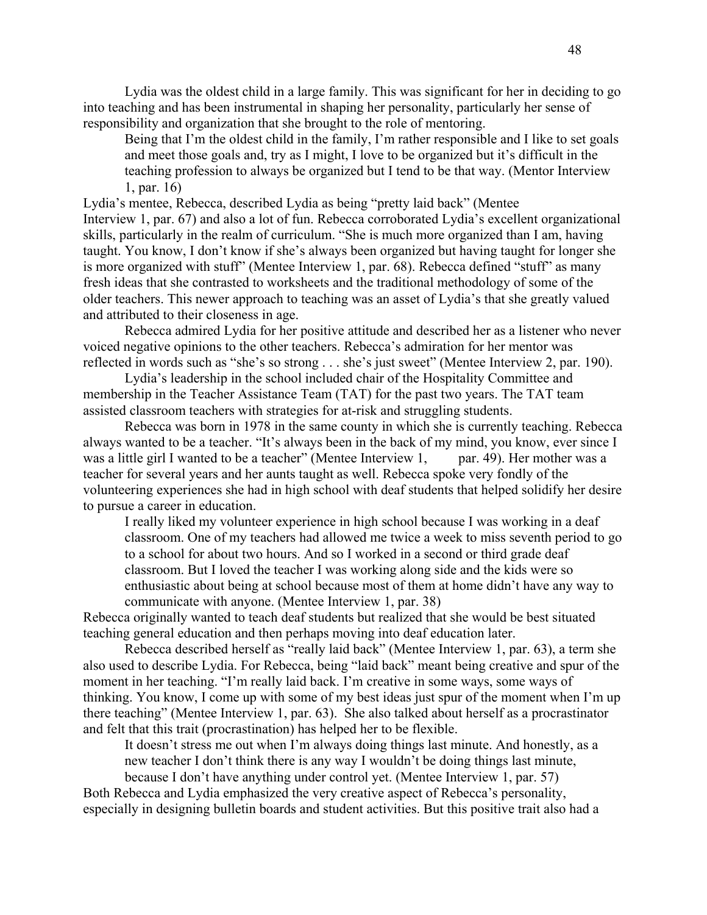Lydia was the oldest child in a large family. This was significant for her in deciding to go into teaching and has been instrumental in shaping her personality, particularly her sense of responsibility and organization that she brought to the role of mentoring.

> Being that I'm the oldest child in the family, I'm rather responsible and I like to set goals and meet those goals and, try as I might, I love to be organized but it's difficult in the teaching profession to always be organized but I tend to be that way. (Mentor Interview 1, par. 16)

Lydia's mentee, Rebecca, described Lydia as being "pretty laid back" (Mentee Interview 1, par. 67) and also a lot of fun. Rebecca corroborated Lydia's excellent organizational skills, particularly in the realm of curriculum. "She is much more organized than I am, having taught. You know, I don't know if she's always been organized but having taught for longer she is more organized with stuff" (Mentee Interview 1, par. 68). Rebecca defined "stuff" as many fresh ideas that she contrasted to worksheets and the traditional methodology of some of the older teachers. This newer approach to teaching was an asset of Lydia's that she greatly valued and attributed to their closeness in age.

Rebecca admired Lydia for her positive attitude and described her as a listener who never voiced negative opinions to the other teachers. Rebecca's admiration for her mentor was reflected in words such as "she's so strong . . . she's just sweet" (Mentee Interview 2, par. 190).

Lydia's leadership in the school included chair of the Hospitality Committee and membership in the Teacher Assistance Team (TAT) for the past two years. The TAT team assisted classroom teachers with strategies for at-risk and struggling students.

Rebecca was born in 1978 in the same county in which she is currently teaching. Rebecca always wanted to be a teacher. "It's always been in the back of my mind, you know, ever since I was a little girl I wanted to be a teacher" (Mentee Interview 1, par. 49). Her mother was a teacher for several years and her aunts taught as well. Rebecca spoke very fondly of the volunteering experiences she had in high school with deaf students that helped solidify her desire to pursue a career in education.

> I really liked my volunteer experience in high school because I was working in a deaf classroom. One of my teachers had allowed me twice a week to miss seventh period to go to a school for about two hours. And so I worked in a second or third grade deaf classroom. But I loved the teacher I was working along side and the kids were so enthusiastic about being at school because most of them at home didn't have any way to communicate with anyone. (Mentee Interview 1, par. 38)

Rebecca originally wanted to teach deaf students but realized that she would be best situated teaching general education and then perhaps moving into deaf education later.

Rebecca described herself as "really laid back" (Mentee Interview 1, par. 63), a term she also used to describe Lydia. For Rebecca, being "laid back" meant being creative and spur of the moment in her teaching. "I'm really laid back. I'm creative in some ways, some ways of thinking. You know, I come up with some of my best ideas just spur of the moment when I'm up there teaching" (Mentee Interview 1, par. 63). She also talked about herself as a procrastinator and felt that this trait (procrastination) has helped her to be flexible.

> It doesn't stress me out when I'm always doing things last minute. And honestly, as a new teacher I don't think there is any way I wouldn't be doing things last minute, because I don't have anything under control yet. (Mentee Interview 1, par. 57)

Both Rebecca and Lydia emphasized the very creative aspect of Rebecca's personality, especially in designing bulletin boards and student activities. But this positive trait also had a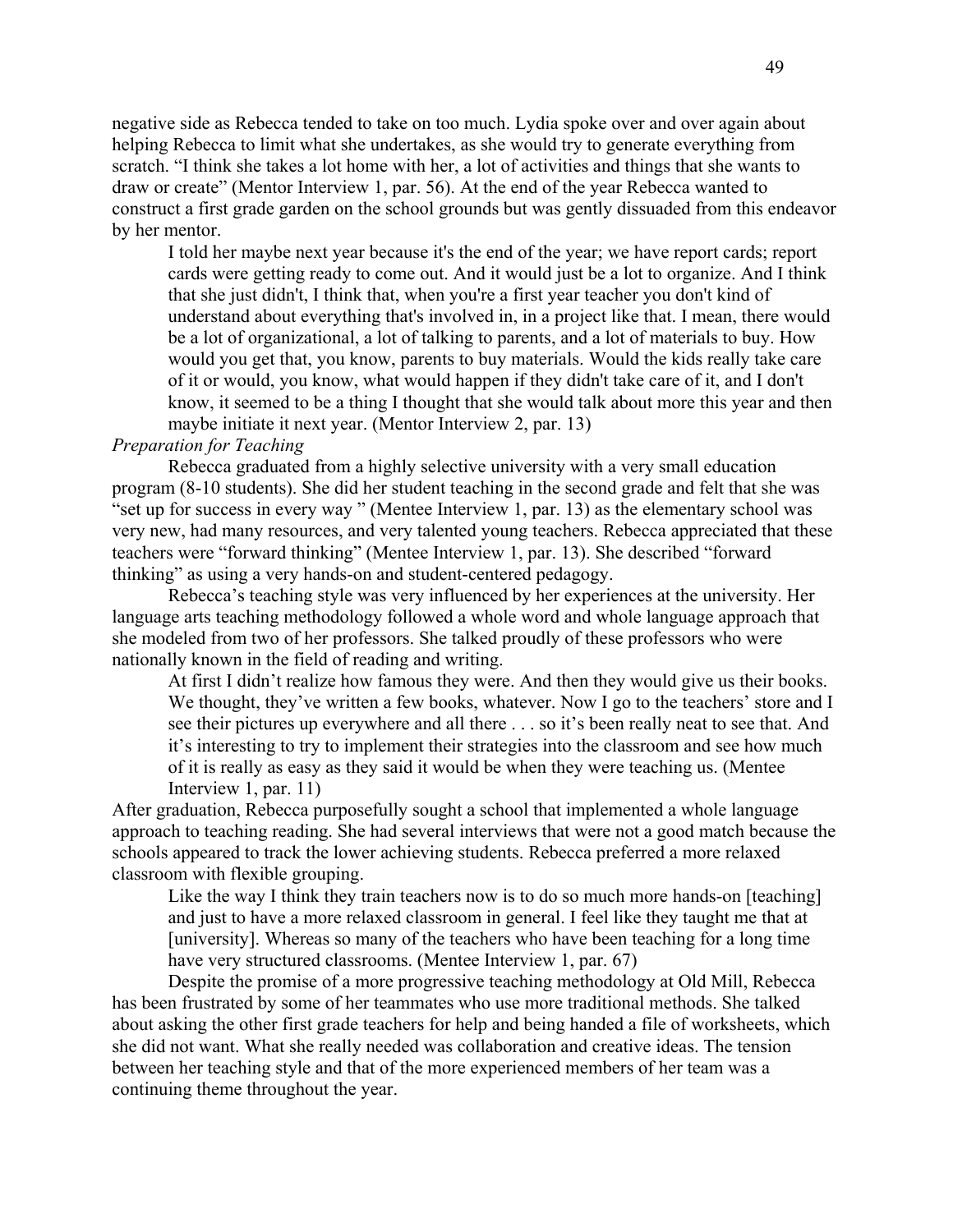negative side as Rebecca tended to take on too much. Lydia spoke over and over again about helping Rebecca to limit what she undertakes, as she would try to generate everything from scratch. "I think she takes a lot home with her, a lot of activities and things that she wants to draw or create" (Mentor Interview 1, par. 56). At the end of the year Rebecca wanted to construct a first grade garden on the school grounds but was gently dissuaded from this endeavor by her mentor.

> I told her maybe next year because it's the end of the year; we have report cards; report cards were getting ready to come out. And it would just be a lot to organize. And I think that she just didn't, I think that, when you're a first year teacher you don't kind of understand about everything that's involved in, in a project like that. I mean, there would be a lot of organizational, a lot of talking to parents, and a lot of materials to buy. How would you get that, you know, parents to buy materials. Would the kids really take care of it or would, you know, what would happen if they didn't take care of it, and I don't know, it seemed to be a thing I thought that she would talk about more this year and then maybe initiate it next year. (Mentor Interview 2, par. 13)

*Preparation for Teaching*

Rebecca graduated from a highly selective university with a very small education program (8-10 students). She did her student teaching in the second grade and felt that she was "set up for success in every way " (Mentee Interview 1, par. 13) as the elementary school was very new, had many resources, and very talented young teachers. Rebecca appreciated that these teachers were "forward thinking" (Mentee Interview 1, par. 13). She described "forward thinking" as using a very hands-on and student-centered pedagogy.

Rebecca's teaching style was very influenced by her experiences at the university. Her language arts teaching methodology followed a whole word and whole language approach that she modeled from two of her professors. She talked proudly of these professors who were nationally known in the field of reading and writing.

> At first I didn't realize how famous they were. And then they would give us their books. We thought, they've written a few books, whatever. Now I go to the teachers' store and I see their pictures up everywhere and all there . . . so it's been really neat to see that. And it's interesting to try to implement their strategies into the classroom and see how much of it is really as easy as they said it would be when they were teaching us. (Mentee Interview 1, par. 11)

After graduation, Rebecca purposefully sought a school that implemented a whole language approach to teaching reading. She had several interviews that were not a good match because the schools appeared to track the lower achieving students. Rebecca preferred a more relaxed classroom with flexible grouping.

> Like the way I think they train teachers now is to do so much more hands-on [teaching] and just to have a more relaxed classroom in general. I feel like they taught me that at [university]. Whereas so many of the teachers who have been teaching for a long time have very structured classrooms. (Mentee Interview 1, par. 67)

Despite the promise of a more progressive teaching methodology at Old Mill, Rebecca has been frustrated by some of her teammates who use more traditional methods. She talked about asking the other first grade teachers for help and being handed a file of worksheets, which she did not want. What she really needed was collaboration and creative ideas. The tension between her teaching style and that of the more experienced members of her team was a continuing theme throughout the year.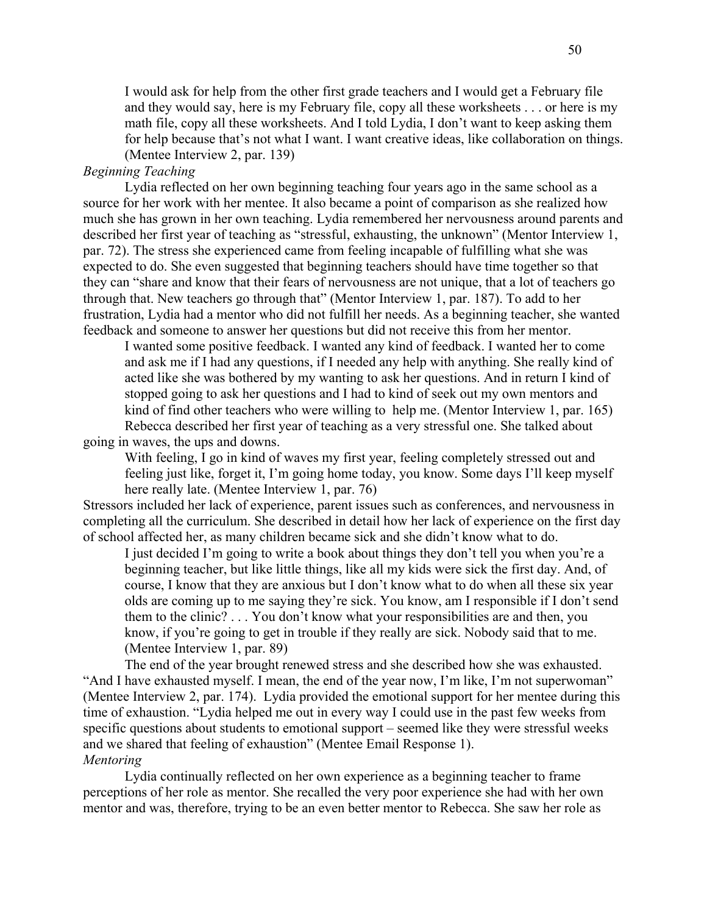> I would ask for help from the other first grade teachers and I would get a February file and they would say, here is my February file, copy all these worksheets . . . or here is my math file, copy all these worksheets. And I told Lydia, I don't want to keep asking them for help because that's not what I want. I want creative ideas, like collaboration on things. (Mentee Interview 2, par. 139)

*Beginning Teaching*

Lydia reflected on her own beginning teaching four years ago in the same school as a source for her work with her mentee. It also became a point of comparison as she realized how much she has grown in her own teaching. Lydia remembered her nervousness around parents and described her first year of teaching as "stressful, exhausting, the unknown" (Mentor Interview 1, par. 72). The stress she experienced came from feeling incapable of fulfilling what she was expected to do. She even suggested that beginning teachers should have time together so that they can "share and know that their fears of nervousness are not unique, that a lot of teachers go through that. New teachers go through that" (Mentor Interview 1, par. 187). To add to her frustration, Lydia had a mentor who did not fulfill her needs. As a beginning teacher, she wanted feedback and someone to answer her questions but did not receive this from her mentor.

> I wanted some positive feedback. I wanted any kind of feedback. I wanted her to come and ask me if I had any questions, if I needed any help with anything. She really kind of acted like she was bothered by my wanting to ask her questions. And in return I kind of stopped going to ask her questions and I had to kind of seek out my own mentors and kind of find other teachers who were willing to help me. (Mentor Interview 1, par. 165)

Rebecca described her first year of teaching as a very stressful one. She talked about going in waves, the ups and downs.

> With feeling, I go in kind of waves my first year, feeling completely stressed out and feeling just like, forget it, I'm going home today, you know. Some days I'll keep myself here really late. (Mentee Interview 1, par. 76)

Stressors included her lack of experience, parent issues such as conferences, and nervousness in completing all the curriculum. She described in detail how her lack of experience on the first day of school affected her, as many children became sick and she didn't know what to do.

> I just decided I'm going to write a book about things they don't tell you when you're a beginning teacher, but like little things, like all my kids were sick the first day. And, of course, I know that they are anxious but I don't know what to do when all these six year olds are coming up to me saying they're sick. You know, am I responsible if I don't send them to the clinic? . . . You don't know what your responsibilities are and then, you know, if you're going to get in trouble if they really are sick. Nobody said that to me. (Mentee Interview 1, par. 89)

The end of the year brought renewed stress and she described how she was exhausted. "And I have exhausted myself. I mean, the end of the year now, I'm like, I'm not superwoman" (Mentee Interview 2, par. 174). Lydia provided the emotional support for her mentee during this time of exhaustion. "Lydia helped me out in every way I could use in the past few weeks from specific questions about students to emotional support – seemed like they were stressful weeks and we shared that feeling of exhaustion" (Mentee Email Response 1).

*Mentoring*

Lydia continually reflected on her own experience as a beginning teacher to frame perceptions of her role as mentor. She recalled the very poor experience she had with her own mentor and was, therefore, trying to be an even better mentor to Rebecca. She saw her role as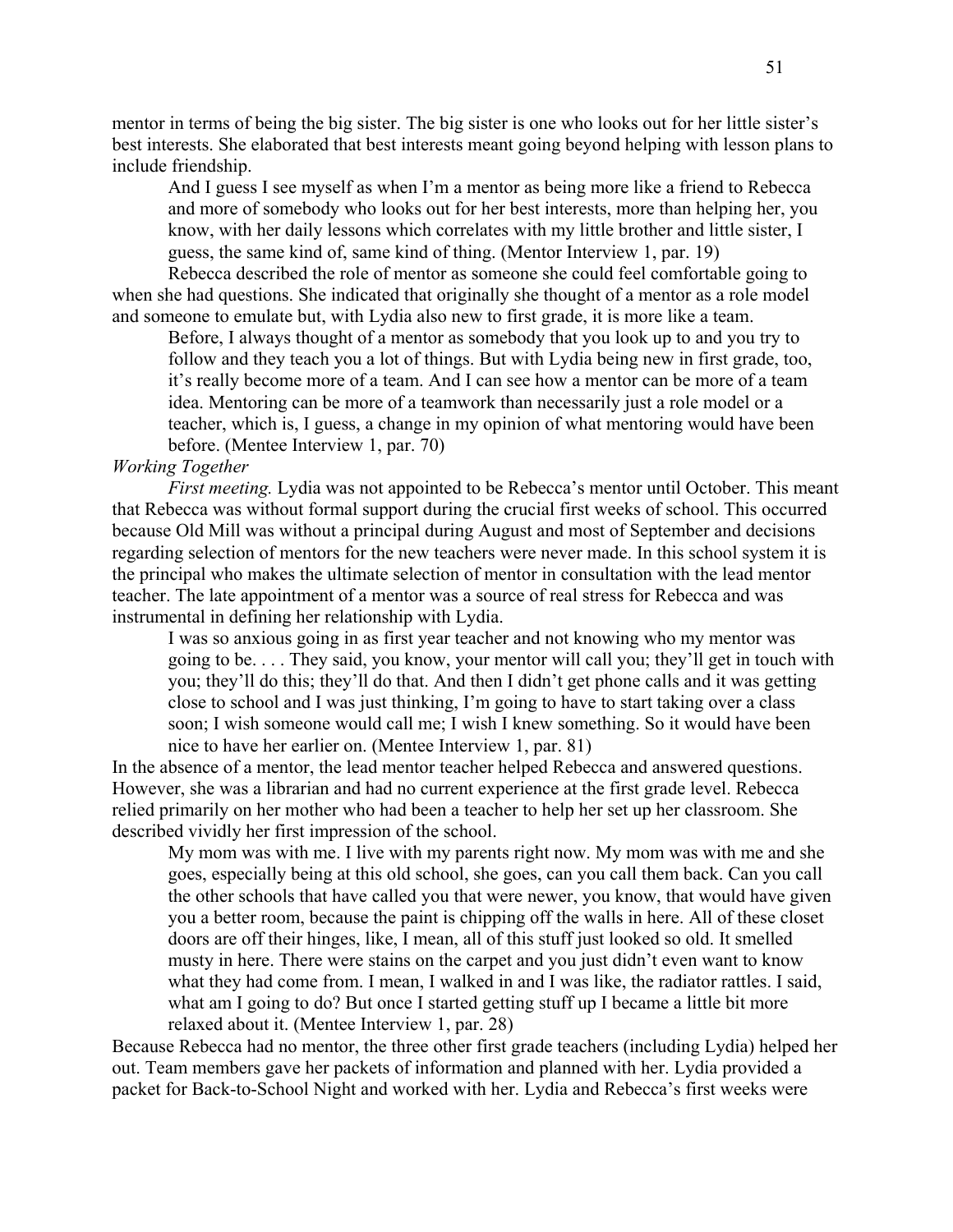mentor in terms of being the big sister. The big sister is one who looks out for her little sister's best interests. She elaborated that best interests meant going beyond helping with lesson plans to include friendship.

> And I guess I see myself as when I'm a mentor as being more like a friend to Rebecca and more of somebody who looks out for her best interests, more than helping her, you know, with her daily lessons which correlates with my little brother and little sister, I guess, the same kind of, same kind of thing. (Mentor Interview 1, par. 19)

Rebecca described the role of mentor as someone she could feel comfortable going to when she had questions. She indicated that originally she thought of a mentor as a role model and someone to emulate but, with Lydia also new to first grade, it is more like a team.

> Before, I always thought of a mentor as somebody that you look up to and you try to follow and they teach you a lot of things. But with Lydia being new in first grade, too, it's really become more of a team. And I can see how a mentor can be more of a team idea. Mentoring can be more of a teamwork than necessarily just a role model or a teacher, which is, I guess, a change in my opinion of what mentoring would have been before. (Mentee Interview 1, par. 70)

*Working Together*

*First meeting.* Lydia was not appointed to be Rebecca's mentor until October. This meant that Rebecca was without formal support during the crucial first weeks of school. This occurred because Old Mill was without a principal during August and most of September and decisions regarding selection of mentors for the new teachers were never made. In this school system it is the principal who makes the ultimate selection of mentor in consultation with the lead mentor teacher. The late appointment of a mentor was a source of real stress for Rebecca and was instrumental in defining her relationship with Lydia.

> I was so anxious going in as first year teacher and not knowing who my mentor was going to be. . . . They said, you know, your mentor will call you; they'll get in touch with you; they'll do this; they'll do that. And then I didn't get phone calls and it was getting close to school and I was just thinking, I'm going to have to start taking over a class soon; I wish someone would call me; I wish I knew something. So it would have been nice to have her earlier on. (Mentee Interview 1, par. 81)

In the absence of a mentor, the lead mentor teacher helped Rebecca and answered questions. However, she was a librarian and had no current experience at the first grade level. Rebecca relied primarily on her mother who had been a teacher to help her set up her classroom. She described vividly her first impression of the school.

> My mom was with me. I live with my parents right now. My mom was with me and she goes, especially being at this old school, she goes, can you call them back. Can you call the other schools that have called you that were newer, you know, that would have given you a better room, because the paint is chipping off the walls in here. All of these closet doors are off their hinges, like, I mean, all of this stuff just looked so old. It smelled musty in here. There were stains on the carpet and you just didn't even want to know what they had come from. I mean, I walked in and I was like, the radiator rattles. I said, what am I going to do? But once I started getting stuff up I became a little bit more relaxed about it. (Mentee Interview 1, par. 28)

Because Rebecca had no mentor, the three other first grade teachers (including Lydia) helped her out. Team members gave her packets of information and planned with her. Lydia provided a packet for Back-to-School Night and worked with her. Lydia and Rebecca's first weeks were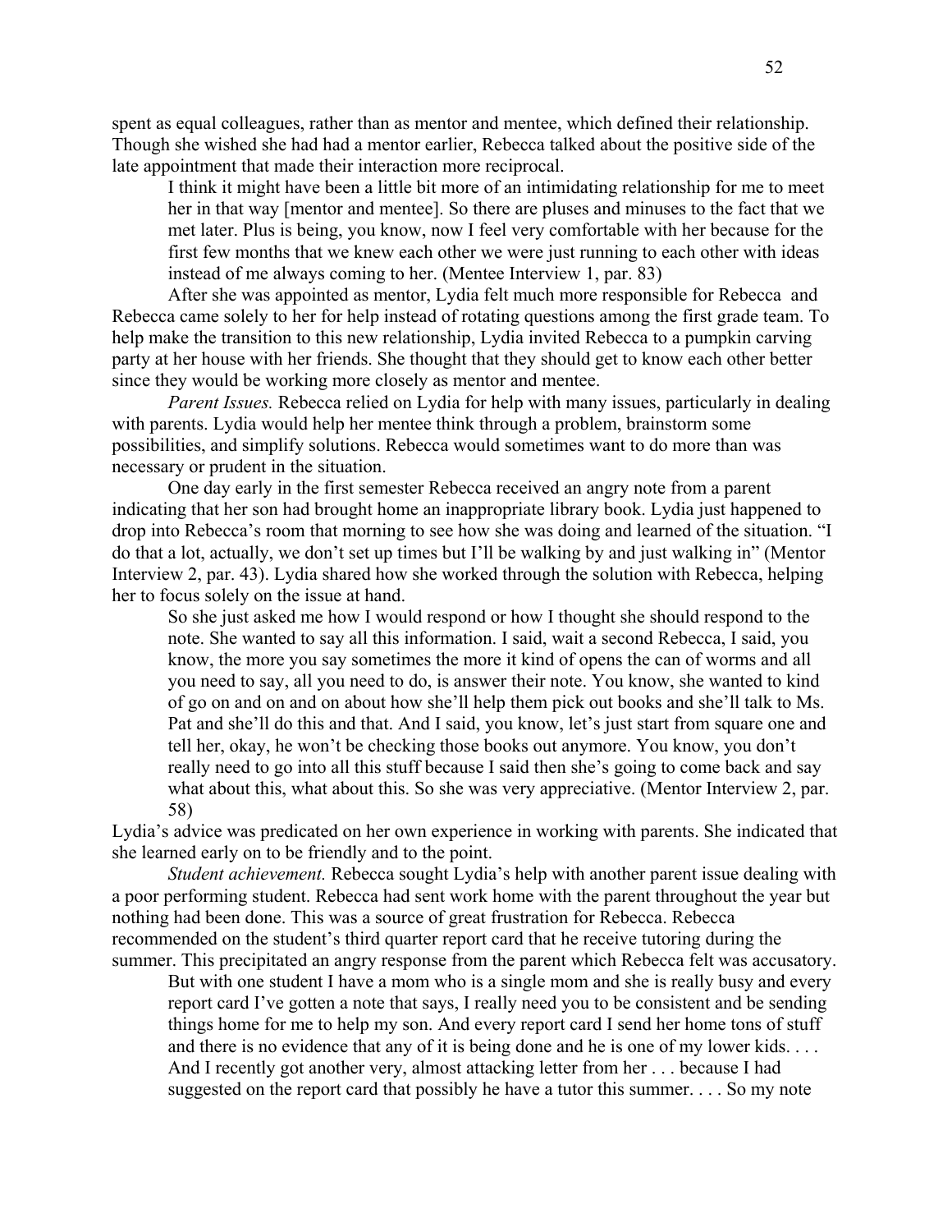spent as equal colleagues, rather than as mentor and mentee, which defined their relationship. Though she wished she had had a mentor earlier, Rebecca talked about the positive side of the late appointment that made their interaction more reciprocal.

> I think it might have been a little bit more of an intimidating relationship for me to meet her in that way [mentor and mentee]. So there are pluses and minuses to the fact that we met later. Plus is being, you know, now I feel very comfortable with her because for the first few months that we knew each other we were just running to each other with ideas instead of me always coming to her. (Mentee Interview 1, par. 83)

After she was appointed as mentor, Lydia felt much more responsible for Rebecca and Rebecca came solely to her for help instead of rotating questions among the first grade team. To help make the transition to this new relationship, Lydia invited Rebecca to a pumpkin carving party at her house with her friends. She thought that they should get to know each other better since they would be working more closely as mentor and mentee.

*Parent Issues.* Rebecca relied on Lydia for help with many issues, particularly in dealing with parents. Lydia would help her mentee think through a problem, brainstorm some possibilities, and simplify solutions. Rebecca would sometimes want to do more than was necessary or prudent in the situation.

One day early in the first semester Rebecca received an angry note from a parent indicating that her son had brought home an inappropriate library book. Lydia just happened to drop into Rebecca's room that morning to see how she was doing and learned of the situation. "I do that a lot, actually, we don't set up times but I'll be walking by and just walking in" (Mentor Interview 2, par. 43). Lydia shared how she worked through the solution with Rebecca, helping her to focus solely on the issue at hand.

> So she just asked me how I would respond or how I thought she should respond to the note. She wanted to say all this information. I said, wait a second Rebecca, I said, you know, the more you say sometimes the more it kind of opens the can of worms and all you need to say, all you need to do, is answer their note. You know, she wanted to kind of go on and on and on about how she'll help them pick out books and she'll talk to Ms. Pat and she'll do this and that. And I said, you know, let's just start from square one and tell her, okay, he won't be checking those books out anymore. You know, you don't really need to go into all this stuff because I said then she's going to come back and say what about this, what about this. So she was very appreciative. (Mentor Interview 2, par. 58)

Lydia's advice was predicated on her own experience in working with parents. She indicated that she learned early on to be friendly and to the point.

*Student achievement.* Rebecca sought Lydia's help with another parent issue dealing with a poor performing student. Rebecca had sent work home with the parent throughout the year but nothing had been done. This was a source of great frustration for Rebecca. Rebecca recommended on the student's third quarter report card that he receive tutoring during the summer. This precipitated an angry response from the parent which Rebecca felt was accusatory.

> But with one student I have a mom who is a single mom and she is really busy and every report card I've gotten a note that says, I really need you to be consistent and be sending things home for me to help my son. And every report card I send her home tons of stuff and there is no evidence that any of it is being done and he is one of my lower kids. . . . And I recently got another very, almost attacking letter from her . . . because I had suggested on the report card that possibly he have a tutor this summer. . . . So my note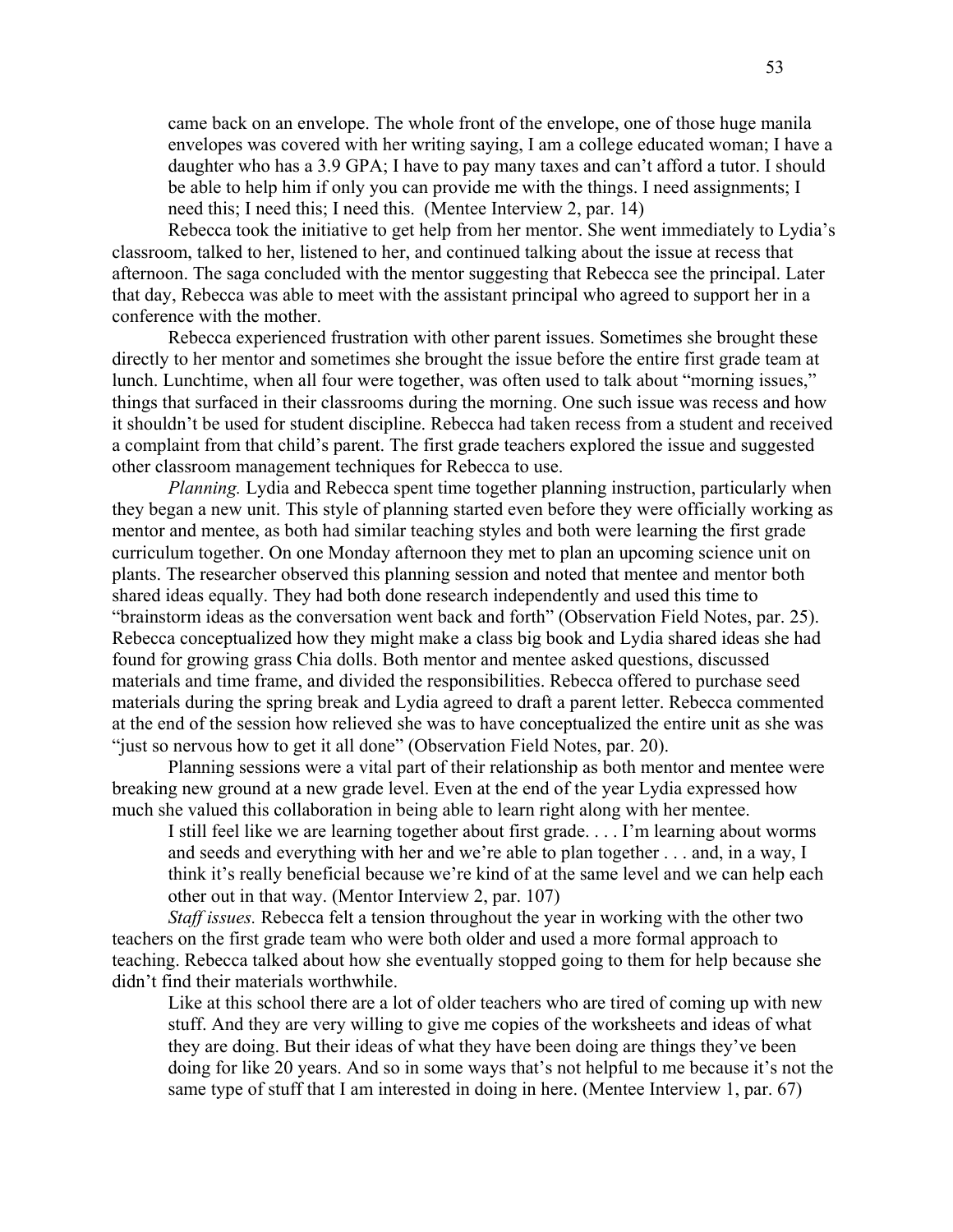> came back on an envelope. The whole front of the envelope, one of those huge manila envelopes was covered with her writing saying, I am a college educated woman; I have a daughter who has a 3.9 GPA; I have to pay many taxes and can't afford a tutor. I should be able to help him if only you can provide me with the things. I need assignments; I need this; I need this; I need this. (Mentee Interview 2, par. 14)

Rebecca took the initiative to get help from her mentor. She went immediately to Lydia's classroom, talked to her, listened to her, and continued talking about the issue at recess that afternoon. The saga concluded with the mentor suggesting that Rebecca see the principal. Later that day, Rebecca was able to meet with the assistant principal who agreed to support her in a conference with the mother.

Rebecca experienced frustration with other parent issues. Sometimes she brought these directly to her mentor and sometimes she brought the issue before the entire first grade team at lunch. Lunchtime, when all four were together, was often used to talk about "morning issues," things that surfaced in their classrooms during the morning. One such issue was recess and how it shouldn't be used for student discipline. Rebecca had taken recess from a student and received a complaint from that child's parent. The first grade teachers explored the issue and suggested other classroom management techniques for Rebecca to use.

*Planning.* Lydia and Rebecca spent time together planning instruction, particularly when they began a new unit. This style of planning started even before they were officially working as mentor and mentee, as both had similar teaching styles and both were learning the first grade curriculum together. On one Monday afternoon they met to plan an upcoming science unit on plants. The researcher observed this planning session and noted that mentee and mentor both shared ideas equally. They had both done research independently and used this time to "brainstorm ideas as the conversation went back and forth" (Observation Field Notes, par. 25). Rebecca conceptualized how they might make a class big book and Lydia shared ideas she had found for growing grass Chia dolls. Both mentor and mentee asked questions, discussed materials and time frame, and divided the responsibilities. Rebecca offered to purchase seed materials during the spring break and Lydia agreed to draft a parent letter. Rebecca commented at the end of the session how relieved she was to have conceptualized the entire unit as she was "just so nervous how to get it all done" (Observation Field Notes, par. 20).

Planning sessions were a vital part of their relationship as both mentor and mentee were breaking new ground at a new grade level. Even at the end of the year Lydia expressed how much she valued this collaboration in being able to learn right along with her mentee.

> I still feel like we are learning together about first grade. . . . I'm learning about worms and seeds and everything with her and we're able to plan together . . . and, in a way, I think it's really beneficial because we're kind of at the same level and we can help each other out in that way. (Mentor Interview 2, par. 107)

*Staff issues.* Rebecca felt a tension throughout the year in working with the other two teachers on the first grade team who were both older and used a more formal approach to teaching. Rebecca talked about how she eventually stopped going to them for help because she didn't find their materials worthwhile.

> Like at this school there are a lot of older teachers who are tired of coming up with new stuff. And they are very willing to give me copies of the worksheets and ideas of what they are doing. But their ideas of what they have been doing are things they've been doing for like 20 years. And so in some ways that's not helpful to me because it's not the same type of stuff that I am interested in doing in here. (Mentee Interview 1, par. 67)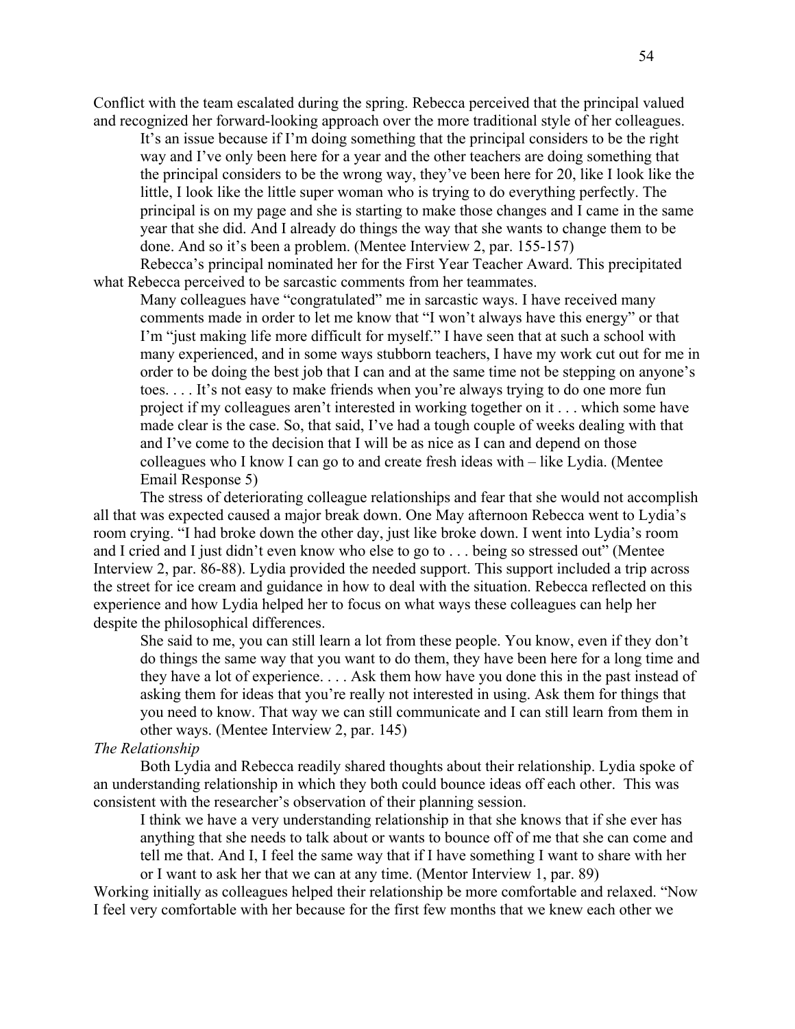Conflict with the team escalated during the spring. Rebecca perceived that the principal valued and recognized her forward-looking approach over the more traditional style of her colleagues.

> It's an issue because if I'm doing something that the principal considers to be the right way and I've only been here for a year and the other teachers are doing something that the principal considers to be the wrong way, they've been here for 20, like I look like the little, I look like the little super woman who is trying to do everything perfectly. The principal is on my page and she is starting to make those changes and I came in the same year that she did. And I already do things the way that she wants to change them to be done. And so it's been a problem. (Mentee Interview 2, par. 155-157)

Rebecca's principal nominated her for the First Year Teacher Award. This precipitated what Rebecca perceived to be sarcastic comments from her teammates.

> Many colleagues have "congratulated" me in sarcastic ways. I have received many comments made in order to let me know that "I won't always have this energy" or that I'm "just making life more difficult for myself." I have seen that at such a school with many experienced, and in some ways stubborn teachers, I have my work cut out for me in order to be doing the best job that I can and at the same time not be stepping on anyone's toes. . . . It's not easy to make friends when you're always trying to do one more fun project if my colleagues aren't interested in working together on it . . . which some have made clear is the case. So, that said, I've had a tough couple of weeks dealing with that and I've come to the decision that I will be as nice as I can and depend on those colleagues who I know I can go to and create fresh ideas with – like Lydia. (Mentee Email Response 5)

The stress of deteriorating colleague relationships and fear that she would not accomplish all that was expected caused a major break down. One May afternoon Rebecca went to Lydia's room crying. "I had broke down the other day, just like broke down. I went into Lydia's room and I cried and I just didn't even know who else to go to . . . being so stressed out" (Mentee Interview 2, par. 86-88). Lydia provided the needed support. This support included a trip across the street for ice cream and guidance in how to deal with the situation. Rebecca reflected on this experience and how Lydia helped her to focus on what ways these colleagues can help her despite the philosophical differences.

> She said to me, you can still learn a lot from these people. You know, even if they don't do things the same way that you want to do them, they have been here for a long time and they have a lot of experience. . . . Ask them how have you done this in the past instead of asking them for ideas that you're really not interested in using. Ask them for things that you need to know. That way we can still communicate and I can still learn from them in other ways. (Mentee Interview 2, par. 145)

*The Relationship*

Both Lydia and Rebecca readily shared thoughts about their relationship. Lydia spoke of an understanding relationship in which they both could bounce ideas off each other. This was consistent with the researcher's observation of their planning session.

> I think we have a very understanding relationship in that she knows that if she ever has anything that she needs to talk about or wants to bounce off of me that she can come and tell me that. And I, I feel the same way that if I have something I want to share with her or I want to ask her that we can at any time. (Mentor Interview 1, par. 89)

Working initially as colleagues helped their relationship be more comfortable and relaxed. "Now I feel very comfortable with her because for the first few months that we knew each other we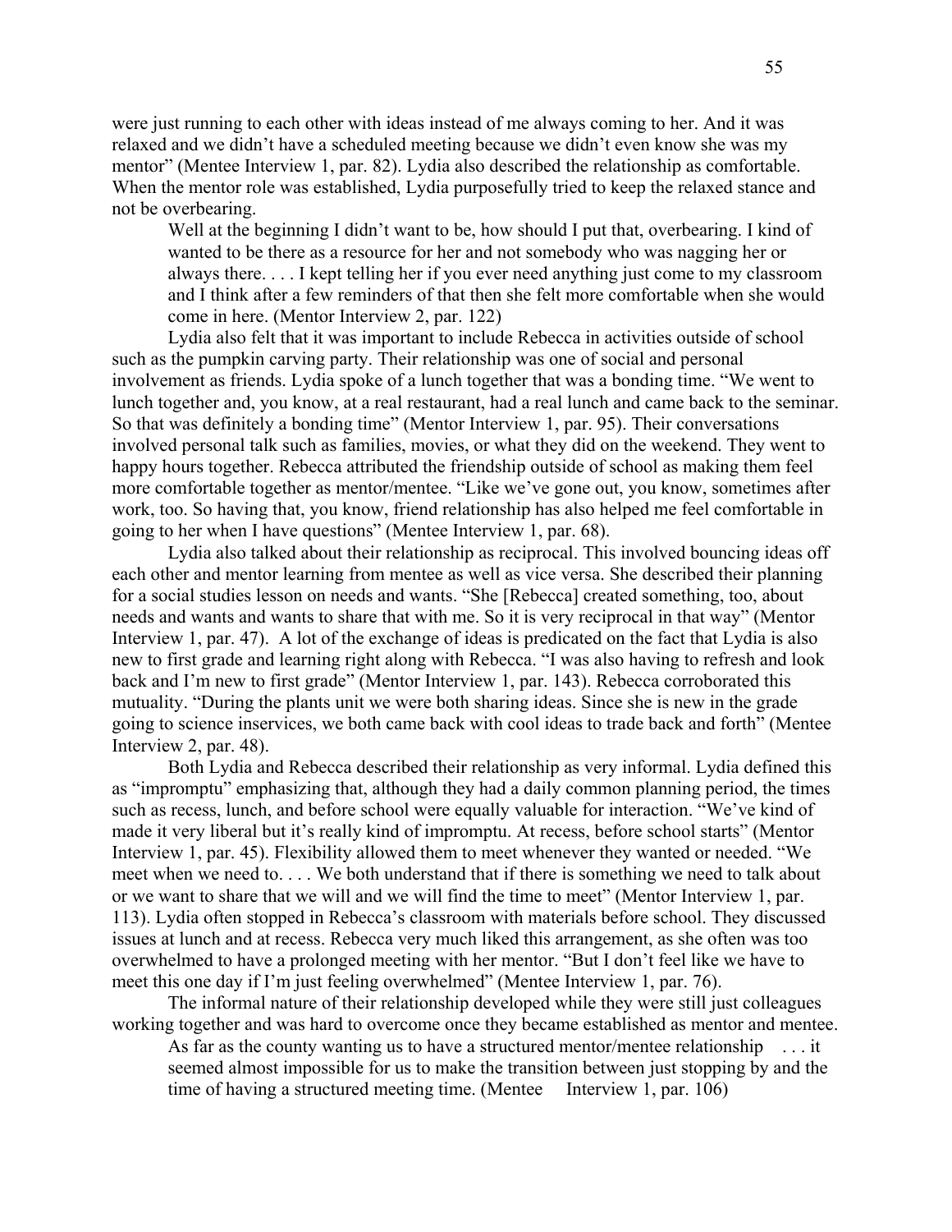were just running to each other with ideas instead of me always coming to her. And it was relaxed and we didn't have a scheduled meeting because we didn't even know she was my mentor" (Mentee Interview 1, par. 82). Lydia also described the relationship as comfortable. When the mentor role was established, Lydia purposefully tried to keep the relaxed stance and not be overbearing.

> Well at the beginning I didn't want to be, how should I put that, overbearing. I kind of wanted to be there as a resource for her and not somebody who was nagging her or always there. . . . I kept telling her if you ever need anything just come to my classroom and I think after a few reminders of that then she felt more comfortable when she would come in here. (Mentor Interview 2, par. 122)

Lydia also felt that it was important to include Rebecca in activities outside of school such as the pumpkin carving party. Their relationship was one of social and personal involvement as friends. Lydia spoke of a lunch together that was a bonding time. "We went to lunch together and, you know, at a real restaurant, had a real lunch and came back to the seminar. So that was definitely a bonding time" (Mentor Interview 1, par. 95). Their conversations involved personal talk such as families, movies, or what they did on the weekend. They went to happy hours together. Rebecca attributed the friendship outside of school as making them feel more comfortable together as mentor/mentee. "Like we've gone out, you know, sometimes after work, too. So having that, you know, friend relationship has also helped me feel comfortable in going to her when I have questions" (Mentee Interview 1, par. 68).

Lydia also talked about their relationship as reciprocal. This involved bouncing ideas off each other and mentor learning from mentee as well as vice versa. She described their planning for a social studies lesson on needs and wants. "She [Rebecca] created something, too, about needs and wants and wants to share that with me. So it is very reciprocal in that way" (Mentor Interview 1, par. 47). A lot of the exchange of ideas is predicated on the fact that Lydia is also new to first grade and learning right along with Rebecca. "I was also having to refresh and look back and I'm new to first grade" (Mentor Interview 1, par. 143). Rebecca corroborated this mutuality. "During the plants unit we were both sharing ideas. Since she is new in the grade going to science inservices, we both came back with cool ideas to trade back and forth" (Mentee Interview 2, par. 48).

Both Lydia and Rebecca described their relationship as very informal. Lydia defined this as "impromptu" emphasizing that, although they had a daily common planning period, the times such as recess, lunch, and before school were equally valuable for interaction. "We've kind of made it very liberal but it's really kind of impromptu. At recess, before school starts" (Mentor Interview 1, par. 45). Flexibility allowed them to meet whenever they wanted or needed. "We meet when we need to. . . . We both understand that if there is something we need to talk about or we want to share that we will and we will find the time to meet" (Mentor Interview 1, par. 113). Lydia often stopped in Rebecca's classroom with materials before school. They discussed issues at lunch and at recess. Rebecca very much liked this arrangement, as she often was too overwhelmed to have a prolonged meeting with her mentor. "But I don't feel like we have to meet this one day if I'm just feeling overwhelmed" (Mentee Interview 1, par. 76).

The informal nature of their relationship developed while they were still just colleagues working together and was hard to overcome once they became established as mentor and mentee.

> As far as the county wanting us to have a structured mentor/mentee relationship . . . it seemed almost impossible for us to make the transition between just stopping by and the time of having a structured meeting time. (Mentee Interview 1, par. 106)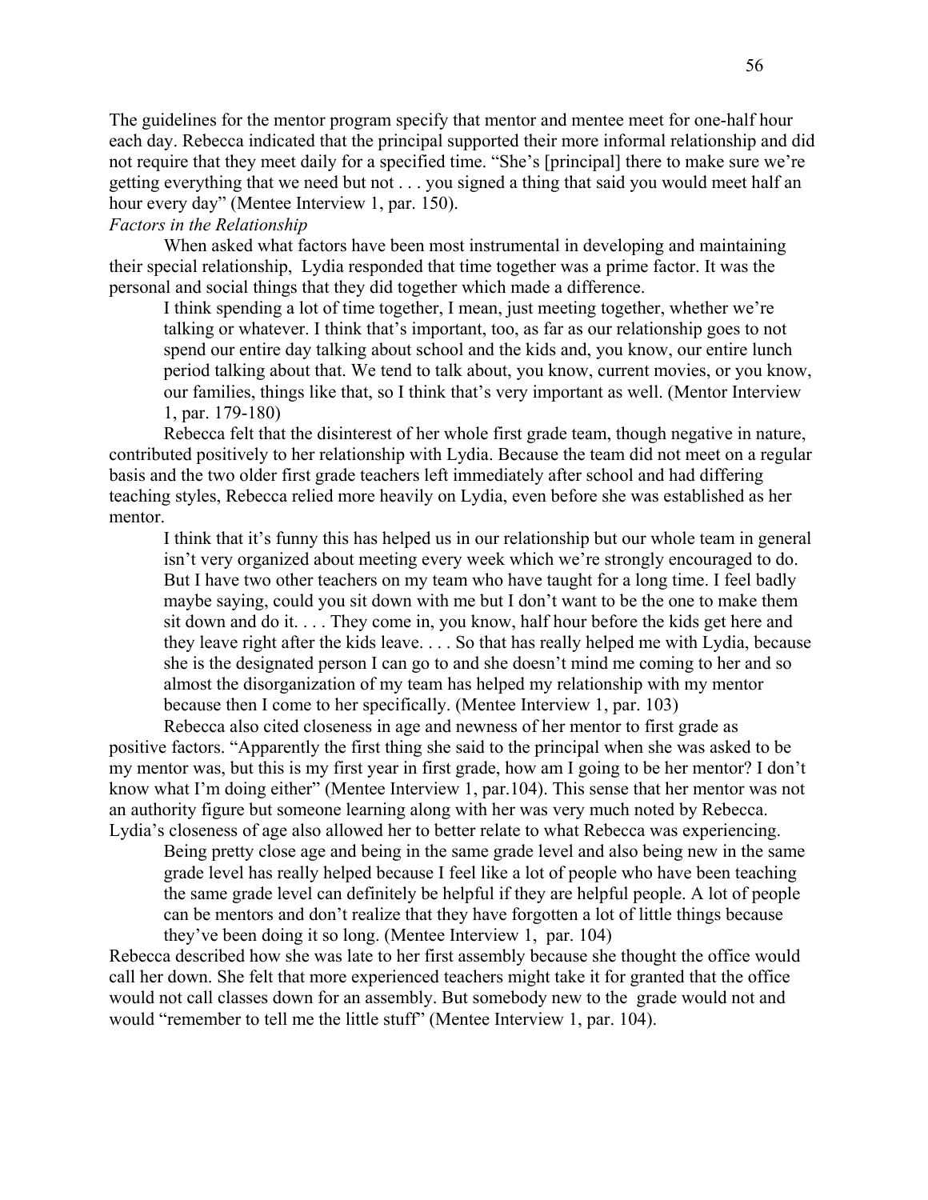The guidelines for the mentor program specify that mentor and mentee meet for one-half hour each day. Rebecca indicated that the principal supported their more informal relationship and did not require that they meet daily for a specified time. "She's [principal] there to make sure we're getting everything that we need but not . . . you signed a thing that said you would meet half an hour every day" (Mentee Interview 1, par. 150).

*Factors in the Relationship*

When asked what factors have been most instrumental in developing and maintaining their special relationship, Lydia responded that time together was a prime factor. It was the personal and social things that they did together which made a difference.

> I think spending a lot of time together, I mean, just meeting together, whether we're talking or whatever. I think that's important, too, as far as our relationship goes to not spend our entire day talking about school and the kids and, you know, our entire lunch period talking about that. We tend to talk about, you know, current movies, or you know, our families, things like that, so I think that's very important as well. (Mentor Interview 1, par. 179-180)

Rebecca felt that the disinterest of her whole first grade team, though negative in nature, contributed positively to her relationship with Lydia. Because the team did not meet on a regular basis and the two older first grade teachers left immediately after school and had differing teaching styles, Rebecca relied more heavily on Lydia, even before she was established as her mentor.

> I think that it's funny this has helped us in our relationship but our whole team in general isn't very organized about meeting every week which we're strongly encouraged to do. But I have two other teachers on my team who have taught for a long time. I feel badly maybe saying, could you sit down with me but I don't want to be the one to make them sit down and do it. . . . They come in, you know, half hour before the kids get here and they leave right after the kids leave. . . . So that has really helped me with Lydia, because she is the designated person I can go to and she doesn't mind me coming to her and so almost the disorganization of my team has helped my relationship with my mentor because then I come to her specifically. (Mentee Interview 1, par. 103)

Rebecca also cited closeness in age and newness of her mentor to first grade as positive factors. "Apparently the first thing she said to the principal when she was asked to be my mentor was, but this is my first year in first grade, how am I going to be her mentor? I don't know what I'm doing either" (Mentee Interview 1, par.104). This sense that her mentor was not an authority figure but someone learning along with her was very much noted by Rebecca. Lydia's closeness of age also allowed her to better relate to what Rebecca was experiencing.

> Being pretty close age and being in the same grade level and also being new in the same grade level has really helped because I feel like a lot of people who have been teaching the same grade level can definitely be helpful if they are helpful people. A lot of people can be mentors and don't realize that they have forgotten a lot of little things because they've been doing it so long. (Mentee Interview 1, par. 104)

Rebecca described how she was late to her first assembly because she thought the office would call her down. She felt that more experienced teachers might take it for granted that the office would not call classes down for an assembly. But somebody new to the grade would not and would "remember to tell me the little stuff" (Mentee Interview 1, par. 104).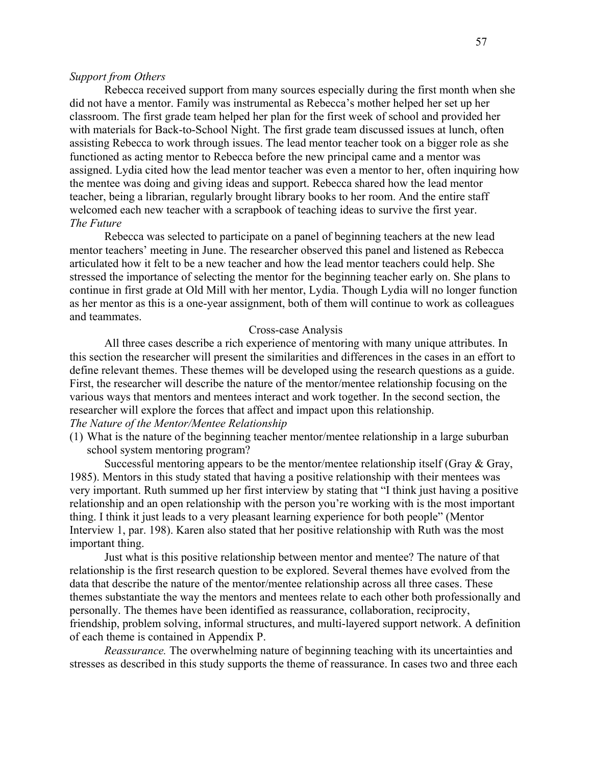*Support from Others*

Rebecca received support from many sources especially during the first month when she did not have a mentor. Family was instrumental as Rebecca's mother helped her set up her classroom. The first grade team helped her plan for the first week of school and provided her with materials for Back-to-School Night. The first grade team discussed issues at lunch, often assisting Rebecca to work through issues. The lead mentor teacher took on a bigger role as she functioned as acting mentor to Rebecca before the new principal came and a mentor was assigned. Lydia cited how the lead mentor teacher was even a mentor to her, often inquiring how the mentee was doing and giving ideas and support. Rebecca shared how the lead mentor teacher, being a librarian, regularly brought library books to her room. And the entire staff welcomed each new teacher with a scrapbook of teaching ideas to survive the first year.

*The Future*

Rebecca was selected to participate on a panel of beginning teachers at the new lead mentor teachers' meeting in June. The researcher observed this panel and listened as Rebecca articulated how it felt to be a new teacher and how the lead mentor teachers could help. She stressed the importance of selecting the mentor for the beginning teacher early on. She plans to continue in first grade at Old Mill with her mentor, Lydia. Though Lydia will no longer function as her mentor as this is a one-year assignment, both of them will continue to work as colleagues and teammates.

## Cross-case Analysis

All three cases describe a rich experience of mentoring with many unique attributes. In this section the researcher will present the similarities and differences in the cases in an effort to define relevant themes. These themes will be developed using the research questions as a guide. First, the researcher will describe the nature of the mentor/mentee relationship focusing on the various ways that mentors and mentees interact and work together. In the second section, the researcher will explore the forces that affect and impact upon this relationship.

*The Nature of the Mentor/Mentee Relationship*

(1) What is the nature of the beginning teacher mentor/mentee relationship in a large suburban school system mentoring program?

Successful mentoring appears to be the mentor/mentee relationship itself (Gray & Gray, 1985). Mentors in this study stated that having a positive relationship with their mentees was very important. Ruth summed up her first interview by stating that "I think just having a positive relationship and an open relationship with the person you're working with is the most important thing. I think it just leads to a very pleasant learning experience for both people" (Mentor Interview 1, par. 198). Karen also stated that her positive relationship with Ruth was the most important thing.

Just what is this positive relationship between mentor and mentee? The nature of that relationship is the first research question to be explored. Several themes have evolved from the data that describe the nature of the mentor/mentee relationship across all three cases. These themes substantiate the way the mentors and mentees relate to each other both professionally and personally. The themes have been identified as reassurance, collaboration, reciprocity, friendship, problem solving, informal structures, and multi-layered support network. A definition of each theme is contained in Appendix P.

*Reassurance.* The overwhelming nature of beginning teaching with its uncertainties and stresses as described in this study supports the theme of reassurance. In cases two and three each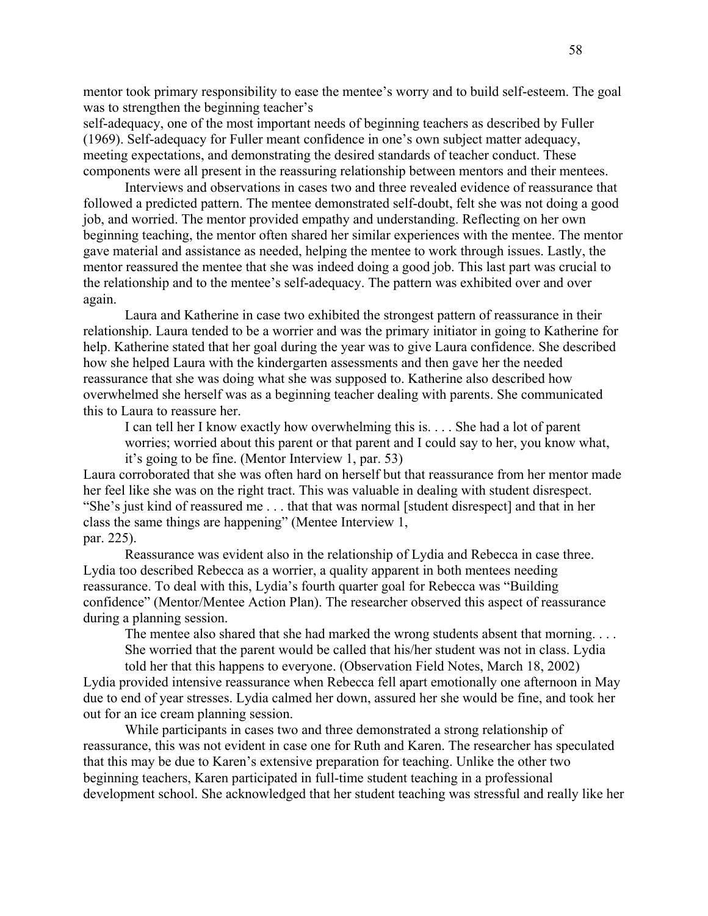mentor took primary responsibility to ease the mentee's worry and to build self-esteem. The goal was to strengthen the beginning teacher's self-adequacy, one of the most important needs of beginning teachers as described by Fuller (1969). Self-adequacy for Fuller meant confidence in one's own subject matter adequacy, meeting expectations, and demonstrating the desired standards of teacher conduct. These components were all present in the reassuring relationship between mentors and their mentees.

Interviews and observations in cases two and three revealed evidence of reassurance that followed a predicted pattern. The mentee demonstrated self-doubt, felt she was not doing a good job, and worried. The mentor provided empathy and understanding. Reflecting on her own beginning teaching, the mentor often shared her similar experiences with the mentee. The mentor gave material and assistance as needed, helping the mentee to work through issues. Lastly, the mentor reassured the mentee that she was indeed doing a good job. This last part was crucial to the relationship and to the mentee's self-adequacy. The pattern was exhibited over and over again.

Laura and Katherine in case two exhibited the strongest pattern of reassurance in their relationship. Laura tended to be a worrier and was the primary initiator in going to Katherine for help. Katherine stated that her goal during the year was to give Laura confidence. She described how she helped Laura with the kindergarten assessments and then gave her the needed reassurance that she was doing what she was supposed to. Katherine also described how overwhelmed she herself was as a beginning teacher dealing with parents. She communicated this to Laura to reassure her.

> I can tell her I know exactly how overwhelming this is. . . . She had a lot of parent worries; worried about this parent or that parent and I could say to her, you know what, it's going to be fine. (Mentor Interview 1, par. 53)

Laura corroborated that she was often hard on herself but that reassurance from her mentor made her feel like she was on the right tract. This was valuable in dealing with student disrespect. "She's just kind of reassured me . . . that that was normal [student disrespect] and that in her class the same things are happening" (Mentee Interview 1, par. 225).

Reassurance was evident also in the relationship of Lydia and Rebecca in case three. Lydia too described Rebecca as a worrier, a quality apparent in both mentees needing reassurance. To deal with this, Lydia's fourth quarter goal for Rebecca was "Building confidence" (Mentor/Mentee Action Plan). The researcher observed this aspect of reassurance during a planning session.

> The mentee also shared that she had marked the wrong students absent that morning. . . . She worried that the parent would be called that his/her student was not in class. Lydia told her that this happens to everyone. (Observation Field Notes, March 18, 2002)

Lydia provided intensive reassurance when Rebecca fell apart emotionally one afternoon in May due to end of year stresses. Lydia calmed her down, assured her she would be fine, and took her out for an ice cream planning session.

While participants in cases two and three demonstrated a strong relationship of reassurance, this was not evident in case one for Ruth and Karen. The researcher has speculated that this may be due to Karen's extensive preparation for teaching. Unlike the other two beginning teachers, Karen participated in full-time student teaching in a professional development school. She acknowledged that her student teaching was stressful and really like her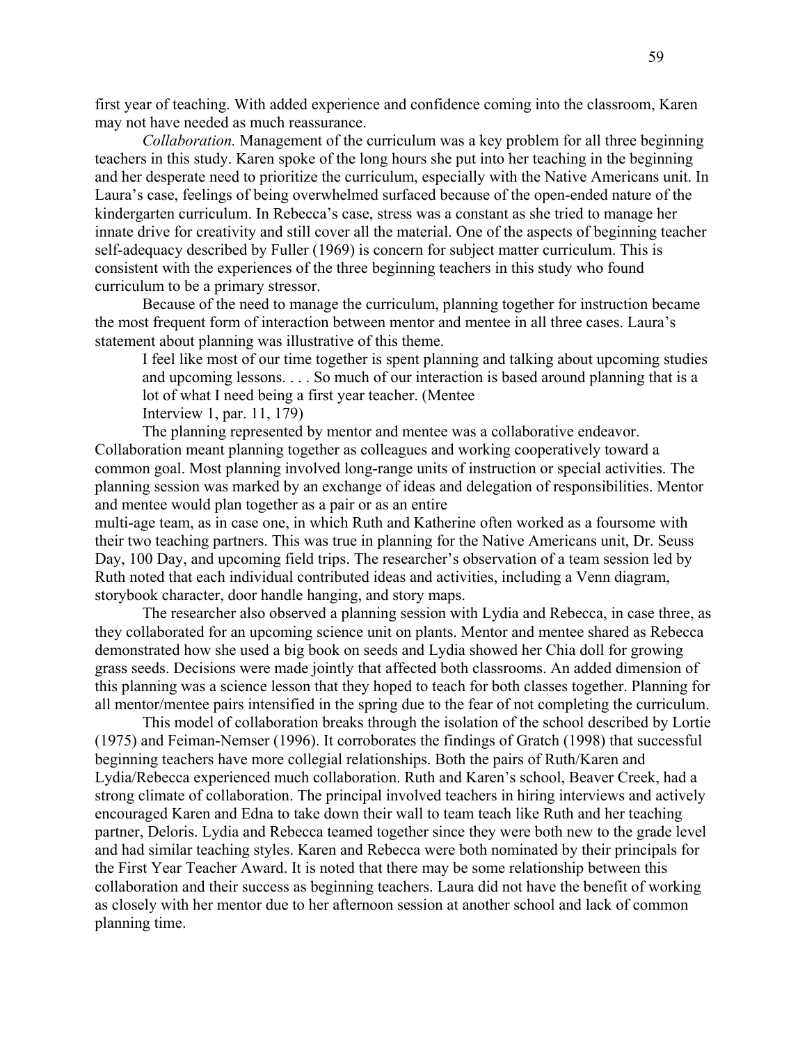first year of teaching. With added experience and confidence coming into the classroom, Karen may not have needed as much reassurance.

*Collaboration.* Management of the curriculum was a key problem for all three beginning teachers in this study. Karen spoke of the long hours she put into her teaching in the beginning and her desperate need to prioritize the curriculum, especially with the Native Americans unit. In Laura's case, feelings of being overwhelmed surfaced because of the open-ended nature of the kindergarten curriculum. In Rebecca's case, stress was a constant as she tried to manage her innate drive for creativity and still cover all the material. One of the aspects of beginning teacher self-adequacy described by Fuller (1969) is concern for subject matter curriculum. This is consistent with the experiences of the three beginning teachers in this study who found curriculum to be a primary stressor.

Because of the need to manage the curriculum, planning together for instruction became the most frequent form of interaction between mentor and mentee in all three cases. Laura's statement about planning was illustrative of this theme.

> I feel like most of our time together is spent planning and talking about upcoming studies and upcoming lessons. . . . So much of our interaction is based around planning that is a lot of what I need being a first year teacher. (Mentee Interview 1, par. 11, 179)

The planning represented by mentor and mentee was a collaborative endeavor. Collaboration meant planning together as colleagues and working cooperatively toward a common goal. Most planning involved long-range units of instruction or special activities. The planning session was marked by an exchange of ideas and delegation of responsibilities. Mentor and mentee would plan together as a pair or as an entire multi-age team, as in case one, in which Ruth and Katherine often worked as a foursome with their two teaching partners. This was true in planning for the Native Americans unit, Dr. Seuss Day, 100 Day, and upcoming field trips. The researcher's observation of a team session led by Ruth noted that each individual contributed ideas and activities, including a Venn diagram, storybook character, door handle hanging, and story maps.

The researcher also observed a planning session with Lydia and Rebecca, in case three, as they collaborated for an upcoming science unit on plants. Mentor and mentee shared as Rebecca demonstrated how she used a big book on seeds and Lydia showed her Chia doll for growing grass seeds. Decisions were made jointly that affected both classrooms. An added dimension of this planning was a science lesson that they hoped to teach for both classes together. Planning for all mentor/mentee pairs intensified in the spring due to the fear of not completing the curriculum.

This model of collaboration breaks through the isolation of the school described by Lortie (1975) and Feiman-Nemser (1996). It corroborates the findings of Gratch (1998) that successful beginning teachers have more collegial relationships. Both the pairs of Ruth/Karen and Lydia/Rebecca experienced much collaboration. Ruth and Karen's school, Beaver Creek, had a strong climate of collaboration. The principal involved teachers in hiring interviews and actively encouraged Karen and Edna to take down their wall to team teach like Ruth and her teaching partner, Deloris. Lydia and Rebecca teamed together since they were both new to the grade level and had similar teaching styles. Karen and Rebecca were both nominated by their principals for the First Year Teacher Award. It is noted that there may be some relationship between this collaboration and their success as beginning teachers. Laura did not have the benefit of working as closely with her mentor due to her afternoon session at another school and lack of common planning time.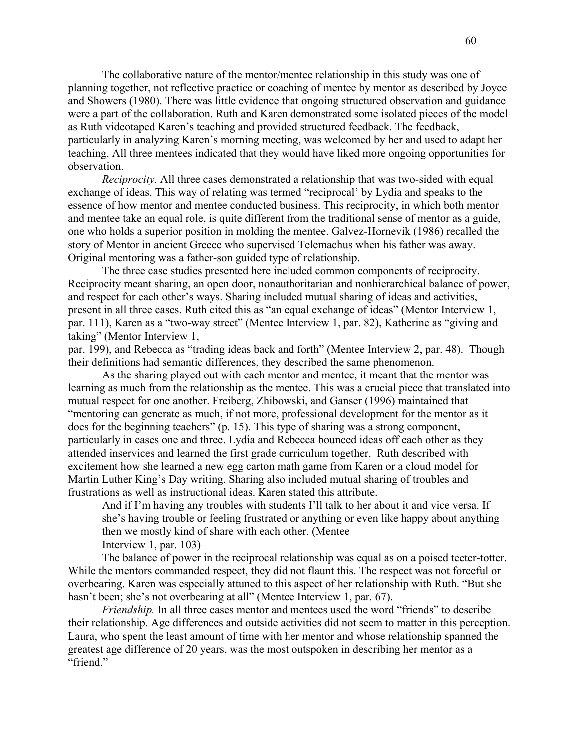The collaborative nature of the mentor/mentee relationship in this study was one of planning together, not reflective practice or coaching of mentee by mentor as described by Joyce and Showers (1980). There was little evidence that ongoing structured observation and guidance were a part of the collaboration. Ruth and Karen demonstrated some isolated pieces of the model as Ruth videotaped Karen's teaching and provided structured feedback. The feedback, particularly in analyzing Karen's morning meeting, was welcomed by her and used to adapt her teaching. All three mentees indicated that they would have liked more ongoing opportunities for observation.

*Reciprocity.* All three cases demonstrated a relationship that was two-sided with equal exchange of ideas. This way of relating was termed "reciprocal' by Lydia and speaks to the essence of how mentor and mentee conducted business. This reciprocity, in which both mentor and mentee take an equal role, is quite different from the traditional sense of mentor as a guide, one who holds a superior position in molding the mentee. Galvez-Hornevik (1986) recalled the story of Mentor in ancient Greece who supervised Telemachus when his father was away. Original mentoring was a father-son guided type of relationship.

The three case studies presented here included common components of reciprocity. Reciprocity meant sharing, an open door, nonauthoritarian and nonhierarchical balance of power, and respect for each other's ways. Sharing included mutual sharing of ideas and activities, present in all three cases. Ruth cited this as "an equal exchange of ideas" (Mentor Interview 1, par. 111), Karen as a "two-way street" (Mentee Interview 1, par. 82), Katherine as "giving and taking" (Mentor Interview 1, par. 199), and Rebecca as "trading ideas back and forth" (Mentee Interview 2, par. 48). Though their definitions had semantic differences, they described the same phenomenon.

As the sharing played out with each mentor and mentee, it meant that the mentor was learning as much from the relationship as the mentee. This was a crucial piece that translated into mutual respect for one another. Freiberg, Zhibowski, and Ganser (1996) maintained that "mentoring can generate as much, if not more, professional development for the mentor as it does for the beginning teachers" (p. 15). This type of sharing was a strong component, particularly in cases one and three. Lydia and Rebecca bounced ideas off each other as they attended inservices and learned the first grade curriculum together. Ruth described with excitement how she learned a new egg carton math game from Karen or a cloud model for Martin Luther King's Day writing. Sharing also included mutual sharing of troubles and frustrations as well as instructional ideas. Karen stated this attribute.

> And if I'm having any troubles with students I'll talk to her about it and vice versa. If she's having trouble or feeling frustrated or anything or even like happy about anything then we mostly kind of share with each other. (Mentee Interview 1, par. 103)

The balance of power in the reciprocal relationship was equal as on a poised teeter-totter. While the mentors commanded respect, they did not flaunt this. The respect was not forceful or overbearing. Karen was especially attuned to this aspect of her relationship with Ruth. "But she hasn't been; she's not overbearing at all" (Mentee Interview 1, par. 67).

*Friendship.* In all three cases mentor and mentees used the word "friends" to describe their relationship. Age differences and outside activities did not seem to matter in this perception. Laura, who spent the least amount of time with her mentor and whose relationship spanned the greatest age difference of 20 years, was the most outspoken in describing her mentor as a "friend."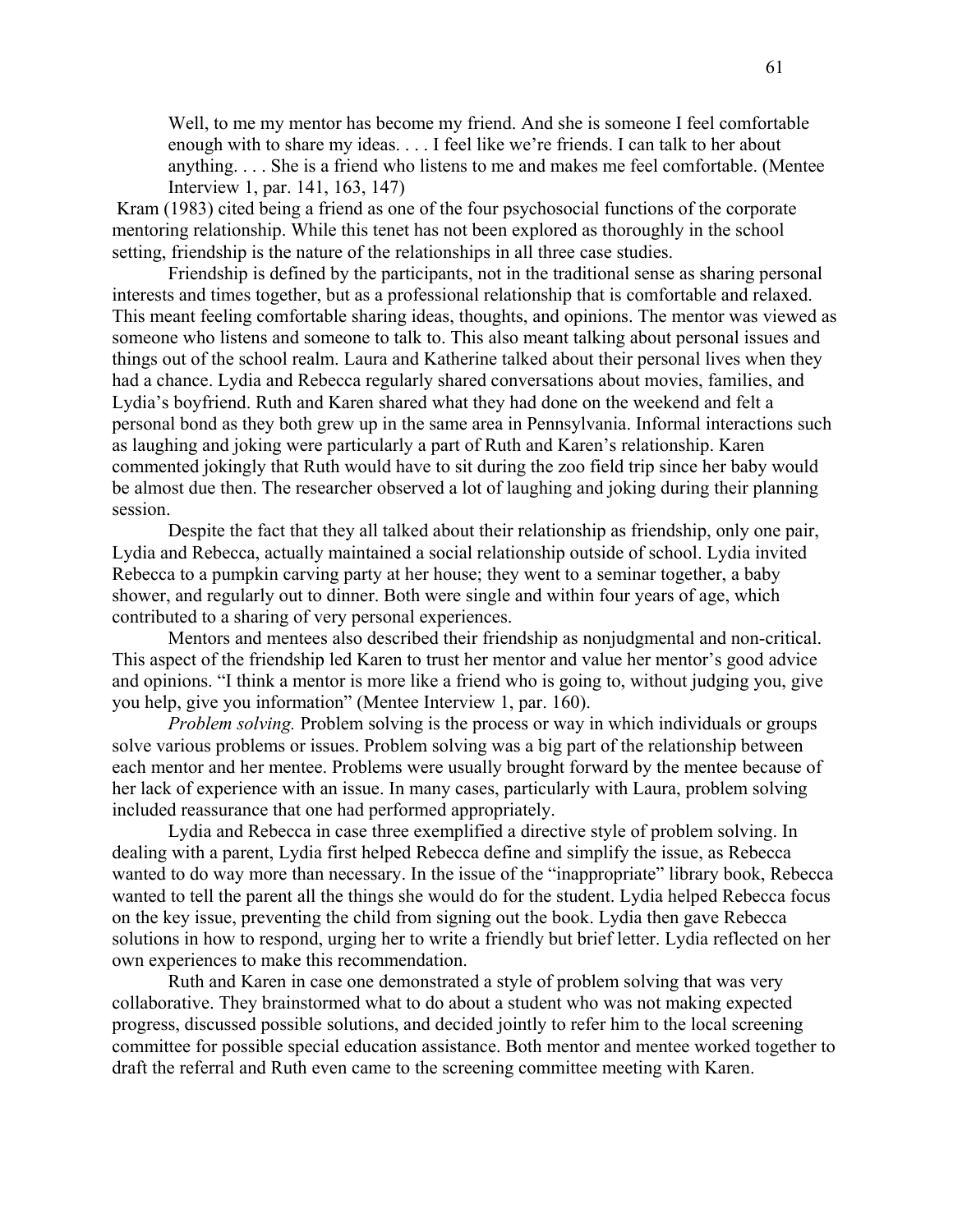> Well, to me my mentor has become my friend. And she is someone I feel comfortable enough with to share my ideas. . . . I feel like we're friends. I can talk to her about anything. . . . She is a friend who listens to me and makes me feel comfortable. (Mentee Interview 1, par. 141, 163, 147)

Kram (1983) cited being a friend as one of the four psychosocial functions of the corporate mentoring relationship. While this tenet has not been explored as thoroughly in the school setting, friendship is the nature of the relationships in all three case studies.

Friendship is defined by the participants, not in the traditional sense as sharing personal interests and times together, but as a professional relationship that is comfortable and relaxed. This meant feeling comfortable sharing ideas, thoughts, and opinions. The mentor was viewed as someone who listens and someone to talk to. This also meant talking about personal issues and things out of the school realm. Laura and Katherine talked about their personal lives when they had a chance. Lydia and Rebecca regularly shared conversations about movies, families, and Lydia's boyfriend. Ruth and Karen shared what they had done on the weekend and felt a personal bond as they both grew up in the same area in Pennsylvania. Informal interactions such as laughing and joking were particularly a part of Ruth and Karen's relationship. Karen commented jokingly that Ruth would have to sit during the zoo field trip since her baby would be almost due then. The researcher observed a lot of laughing and joking during their planning session.

Despite the fact that they all talked about their relationship as friendship, only one pair, Lydia and Rebecca, actually maintained a social relationship outside of school. Lydia invited Rebecca to a pumpkin carving party at her house; they went to a seminar together, a baby shower, and regularly out to dinner. Both were single and within four years of age, which contributed to a sharing of very personal experiences.

Mentors and mentees also described their friendship as nonjudgmental and non-critical. This aspect of the friendship led Karen to trust her mentor and value her mentor's good advice and opinions. "I think a mentor is more like a friend who is going to, without judging you, give you help, give you information" (Mentee Interview 1, par. 160).

*Problem solving.* Problem solving is the process or way in which individuals or groups solve various problems or issues. Problem solving was a big part of the relationship between each mentor and her mentee. Problems were usually brought forward by the mentee because of her lack of experience with an issue. In many cases, particularly with Laura, problem solving included reassurance that one had performed appropriately.

Lydia and Rebecca in case three exemplified a directive style of problem solving. In dealing with a parent, Lydia first helped Rebecca define and simplify the issue, as Rebecca wanted to do way more than necessary. In the issue of the "inappropriate" library book, Rebecca wanted to tell the parent all the things she would do for the student. Lydia helped Rebecca focus on the key issue, preventing the child from signing out the book. Lydia then gave Rebecca solutions in how to respond, urging her to write a friendly but brief letter. Lydia reflected on her own experiences to make this recommendation.

Ruth and Karen in case one demonstrated a style of problem solving that was very collaborative. They brainstormed what to do about a student who was not making expected progress, discussed possible solutions, and decided jointly to refer him to the local screening committee for possible special education assistance. Both mentor and mentee worked together to draft the referral and Ruth even came to the screening committee meeting with Karen.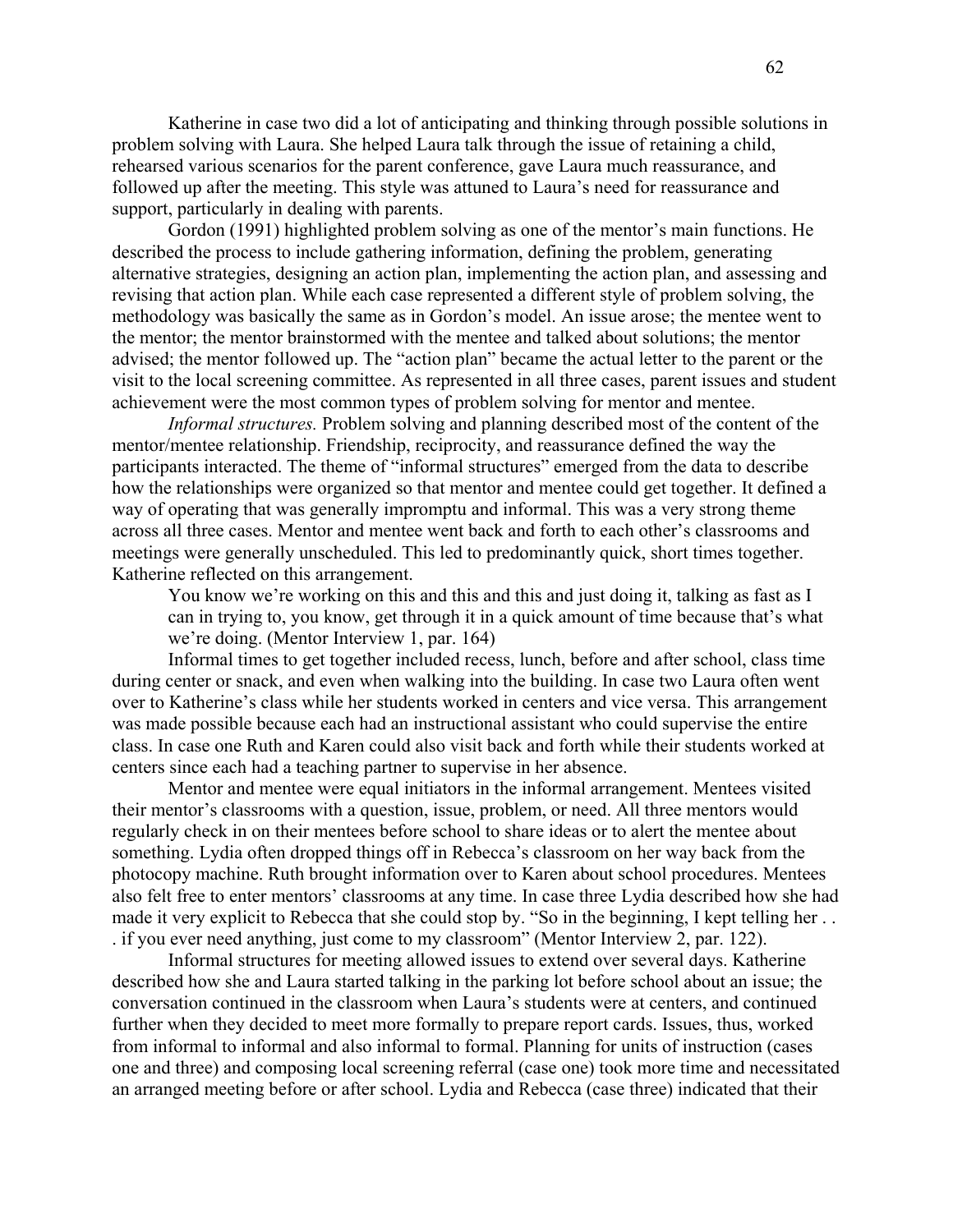Katherine in case two did a lot of anticipating and thinking through possible solutions in problem solving with Laura. She helped Laura talk through the issue of retaining a child, rehearsed various scenarios for the parent conference, gave Laura much reassurance, and followed up after the meeting. This style was attuned to Laura's need for reassurance and support, particularly in dealing with parents.

Gordon (1991) highlighted problem solving as one of the mentor's main functions. He described the process to include gathering information, defining the problem, generating alternative strategies, designing an action plan, implementing the action plan, and assessing and revising that action plan. While each case represented a different style of problem solving, the methodology was basically the same as in Gordon's model. An issue arose; the mentee went to the mentor; the mentor brainstormed with the mentee and talked about solutions; the mentor advised; the mentor followed up. The "action plan" became the actual letter to the parent or the visit to the local screening committee. As represented in all three cases, parent issues and student achievement were the most common types of problem solving for mentor and mentee.

*Informal structures.* Problem solving and planning described most of the content of the mentor/mentee relationship. Friendship, reciprocity, and reassurance defined the way the participants interacted. The theme of "informal structures" emerged from the data to describe how the relationships were organized so that mentor and mentee could get together. It defined a way of operating that was generally impromptu and informal. This was a very strong theme across all three cases. Mentor and mentee went back and forth to each other's classrooms and meetings were generally unscheduled. This led to predominantly quick, short times together. Katherine reflected on this arrangement.

> You know we're working on this and this and this and just doing it, talking as fast as I can in trying to, you know, get through it in a quick amount of time because that's what we're doing. (Mentor Interview 1, par. 164)

Informal times to get together included recess, lunch, before and after school, class time during center or snack, and even when walking into the building. In case two Laura often went over to Katherine's class while her students worked in centers and vice versa. This arrangement was made possible because each had an instructional assistant who could supervise the entire class. In case one Ruth and Karen could also visit back and forth while their students worked at centers since each had a teaching partner to supervise in her absence.

Mentor and mentee were equal initiators in the informal arrangement. Mentees visited their mentor's classrooms with a question, issue, problem, or need. All three mentors would regularly check in on their mentees before school to share ideas or to alert the mentee about something. Lydia often dropped things off in Rebecca's classroom on her way back from the photocopy machine. Ruth brought information over to Karen about school procedures. Mentees also felt free to enter mentors' classrooms at any time. In case three Lydia described how she had made it very explicit to Rebecca that she could stop by. "So in the beginning, I kept telling her . . . if you ever need anything, just come to my classroom" (Mentor Interview 2, par. 122).

Informal structures for meeting allowed issues to extend over several days. Katherine described how she and Laura started talking in the parking lot before school about an issue; the conversation continued in the classroom when Laura's students were at centers, and continued further when they decided to meet more formally to prepare report cards. Issues, thus, worked from informal to informal and also informal to formal. Planning for units of instruction (cases one and three) and composing local screening referral (case one) took more time and necessitated an arranged meeting before or after school. Lydia and Rebecca (case three) indicated that their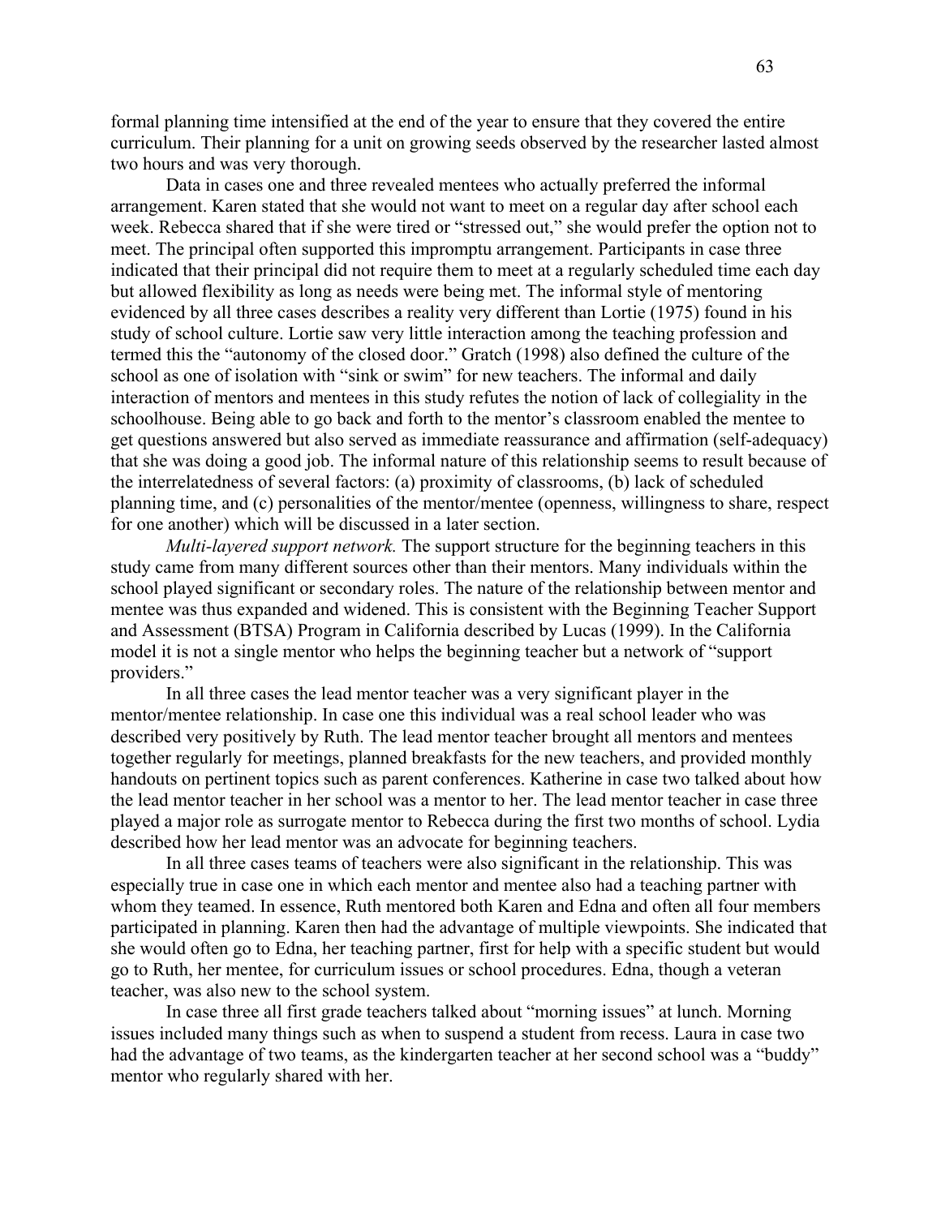formal planning time intensified at the end of the year to ensure that they covered the entire curriculum. Their planning for a unit on growing seeds observed by the researcher lasted almost two hours and was very thorough.

Data in cases one and three revealed mentees who actually preferred the informal arrangement. Karen stated that she would not want to meet on a regular day after school each week. Rebecca shared that if she were tired or "stressed out," she would prefer the option not to meet. The principal often supported this impromptu arrangement. Participants in case three indicated that their principal did not require them to meet at a regularly scheduled time each day but allowed flexibility as long as needs were being met. The informal style of mentoring evidenced by all three cases describes a reality very different than Lortie (1975) found in his study of school culture. Lortie saw very little interaction among the teaching profession and termed this the "autonomy of the closed door." Gratch (1998) also defined the culture of the school as one of isolation with "sink or swim" for new teachers. The informal and daily interaction of mentors and mentees in this study refutes the notion of lack of collegiality in the schoolhouse. Being able to go back and forth to the mentor's classroom enabled the mentee to get questions answered but also served as immediate reassurance and affirmation (self-adequacy) that she was doing a good job. The informal nature of this relationship seems to result because of the interrelatedness of several factors: (a) proximity of classrooms, (b) lack of scheduled planning time, and (c) personalities of the mentor/mentee (openness, willingness to share, respect for one another) which will be discussed in a later section.

*Multi-layered support network.* The support structure for the beginning teachers in this study came from many different sources other than their mentors. Many individuals within the school played significant or secondary roles. The nature of the relationship between mentor and mentee was thus expanded and widened. This is consistent with the Beginning Teacher Support and Assessment (BTSA) Program in California described by Lucas (1999). In the California model it is not a single mentor who helps the beginning teacher but a network of "support providers."

In all three cases the lead mentor teacher was a very significant player in the mentor/mentee relationship. In case one this individual was a real school leader who was described very positively by Ruth. The lead mentor teacher brought all mentors and mentees together regularly for meetings, planned breakfasts for the new teachers, and provided monthly handouts on pertinent topics such as parent conferences. Katherine in case two talked about how the lead mentor teacher in her school was a mentor to her. The lead mentor teacher in case three played a major role as surrogate mentor to Rebecca during the first two months of school. Lydia described how her lead mentor was an advocate for beginning teachers.

In all three cases teams of teachers were also significant in the relationship. This was especially true in case one in which each mentor and mentee also had a teaching partner with whom they teamed. In essence, Ruth mentored both Karen and Edna and often all four members participated in planning. Karen then had the advantage of multiple viewpoints. She indicated that she would often go to Edna, her teaching partner, first for help with a specific student but would go to Ruth, her mentee, for curriculum issues or school procedures. Edna, though a veteran teacher, was also new to the school system.

In case three all first grade teachers talked about "morning issues" at lunch. Morning issues included many things such as when to suspend a student from recess. Laura in case two had the advantage of two teams, as the kindergarten teacher at her second school was a "buddy" mentor who regularly shared with her.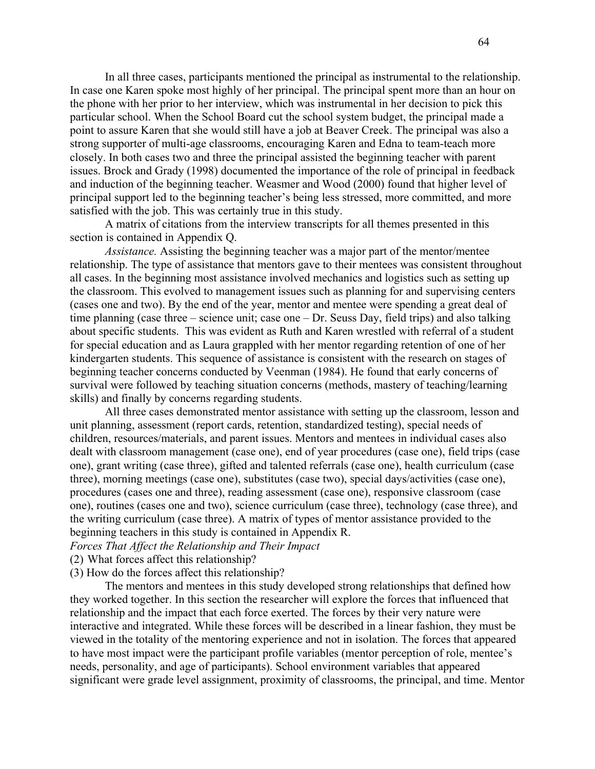In all three cases, participants mentioned the principal as instrumental to the relationship. In case one Karen spoke most highly of her principal. The principal spent more than an hour on the phone with her prior to her interview, which was instrumental in her decision to pick this particular school. When the School Board cut the school system budget, the principal made a point to assure Karen that she would still have a job at Beaver Creek. The principal was also a strong supporter of multi-age classrooms, encouraging Karen and Edna to team-teach more closely. In both cases two and three the principal assisted the beginning teacher with parent issues. Brock and Grady (1998) documented the importance of the role of principal in feedback and induction of the beginning teacher. Weasmer and Wood (2000) found that higher level of principal support led to the beginning teacher's being less stressed, more committed, and more satisfied with the job. This was certainly true in this study.

A matrix of citations from the interview transcripts for all themes presented in this section is contained in Appendix Q.

*Assistance.* Assisting the beginning teacher was a major part of the mentor/mentee relationship. The type of assistance that mentors gave to their mentees was consistent throughout all cases. In the beginning most assistance involved mechanics and logistics such as setting up the classroom. This evolved to management issues such as planning for and supervising centers (cases one and two). By the end of the year, mentor and mentee were spending a great deal of time planning (case three – science unit; case one – Dr. Seuss Day, field trips) and also talking about specific students. This was evident as Ruth and Karen wrestled with referral of a student for special education and as Laura grappled with her mentor regarding retention of one of her kindergarten students. This sequence of assistance is consistent with the research on stages of beginning teacher concerns conducted by Veenman (1984). He found that early concerns of survival were followed by teaching situation concerns (methods, mastery of teaching/learning skills) and finally by concerns regarding students.

All three cases demonstrated mentor assistance with setting up the classroom, lesson and unit planning, assessment (report cards, retention, standardized testing), special needs of children, resources/materials, and parent issues. Mentors and mentees in individual cases also dealt with classroom management (case one), end of year procedures (case one), field trips (case one), grant writing (case three), gifted and talented referrals (case one), health curriculum (case three), morning meetings (case one), substitutes (case two), special days/activities (case one), procedures (cases one and three), reading assessment (case one), responsive classroom (case one), routines (cases one and two), science curriculum (case three), technology (case three), and the writing curriculum (case three). A matrix of types of mentor assistance provided to the beginning teachers in this study is contained in Appendix R.

*Forces That Affect the Relationship and Their Impact*

(2) What forces affect this relationship?

(3) How do the forces affect this relationship?

The mentors and mentees in this study developed strong relationships that defined how they worked together. In this section the researcher will explore the forces that influenced that relationship and the impact that each force exerted. The forces by their very nature were interactive and integrated. While these forces will be described in a linear fashion, they must be viewed in the totality of the mentoring experience and not in isolation. The forces that appeared to have most impact were the participant profile variables (mentor perception of role, mentee's needs, personality, and age of participants). School environment variables that appeared significant were grade level assignment, proximity of classrooms, the principal, and time. Mentor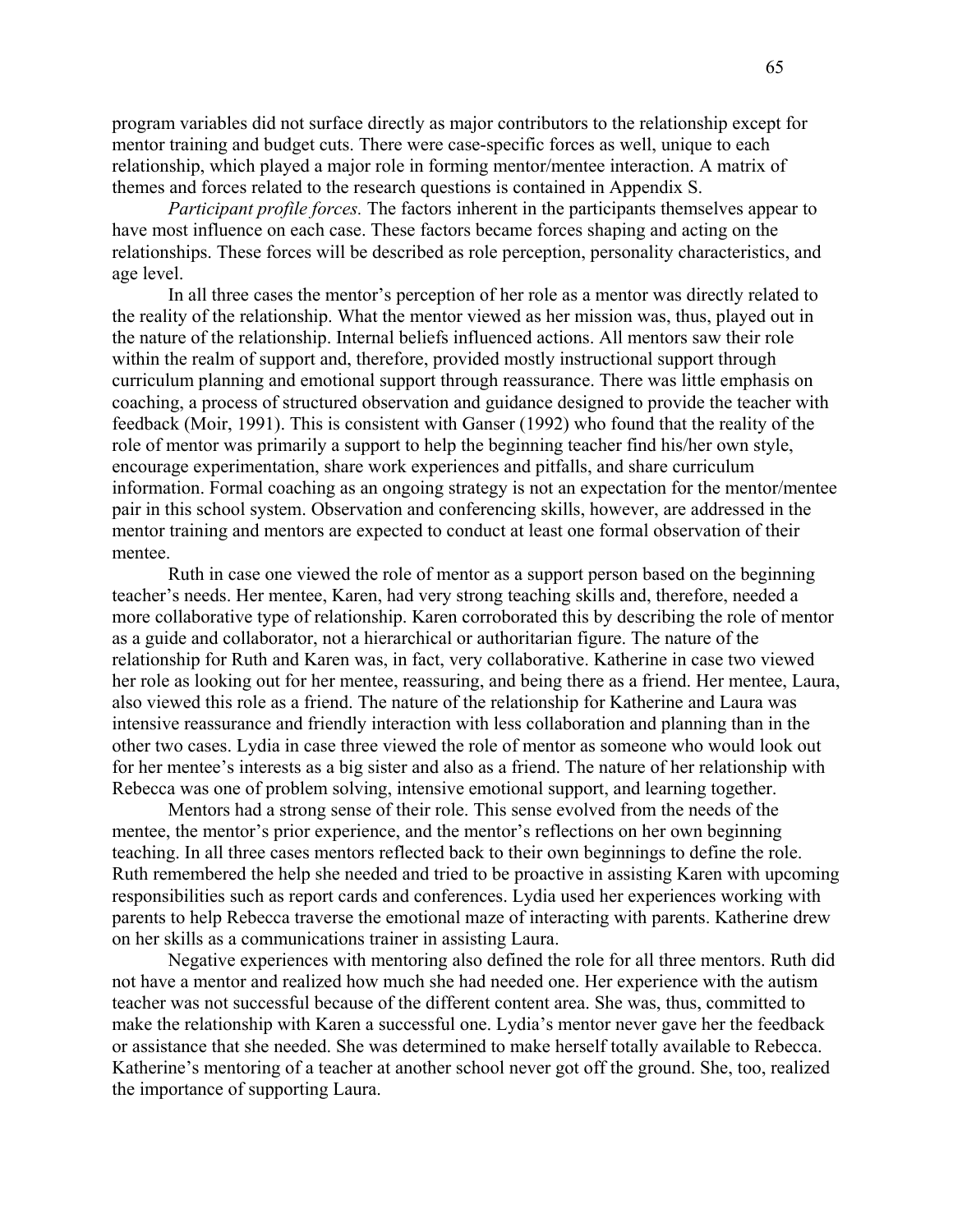program variables did not surface directly as major contributors to the relationship except for mentor training and budget cuts. There were case-specific forces as well, unique to each relationship, which played a major role in forming mentor/mentee interaction. A matrix of themes and forces related to the research questions is contained in Appendix S.

*Participant profile forces.* The factors inherent in the participants themselves appear to have most influence on each case. These factors became forces shaping and acting on the relationships. These forces will be described as role perception, personality characteristics, and age level.

In all three cases the mentor's perception of her role as a mentor was directly related to the reality of the relationship. What the mentor viewed as her mission was, thus, played out in the nature of the relationship. Internal beliefs influenced actions. All mentors saw their role within the realm of support and, therefore, provided mostly instructional support through curriculum planning and emotional support through reassurance. There was little emphasis on coaching, a process of structured observation and guidance designed to provide the teacher with feedback (Moir, 1991). This is consistent with Ganser (1992) who found that the reality of the role of mentor was primarily a support to help the beginning teacher find his/her own style, encourage experimentation, share work experiences and pitfalls, and share curriculum information. Formal coaching as an ongoing strategy is not an expectation for the mentor/mentee pair in this school system. Observation and conferencing skills, however, are addressed in the mentor training and mentors are expected to conduct at least one formal observation of their mentee.

Ruth in case one viewed the role of mentor as a support person based on the beginning teacher's needs. Her mentee, Karen, had very strong teaching skills and, therefore, needed a more collaborative type of relationship. Karen corroborated this by describing the role of mentor as a guide and collaborator, not a hierarchical or authoritarian figure. The nature of the relationship for Ruth and Karen was, in fact, very collaborative. Katherine in case two viewed her role as looking out for her mentee, reassuring, and being there as a friend. Her mentee, Laura, also viewed this role as a friend. The nature of the relationship for Katherine and Laura was intensive reassurance and friendly interaction with less collaboration and planning than in the other two cases. Lydia in case three viewed the role of mentor as someone who would look out for her mentee's interests as a big sister and also as a friend. The nature of her relationship with Rebecca was one of problem solving, intensive emotional support, and learning together.

Mentors had a strong sense of their role. This sense evolved from the needs of the mentee, the mentor's prior experience, and the mentor's reflections on her own beginning teaching. In all three cases mentors reflected back to their own beginnings to define the role. Ruth remembered the help she needed and tried to be proactive in assisting Karen with upcoming responsibilities such as report cards and conferences. Lydia used her experiences working with parents to help Rebecca traverse the emotional maze of interacting with parents. Katherine drew on her skills as a communications trainer in assisting Laura.

Negative experiences with mentoring also defined the role for all three mentors. Ruth did not have a mentor and realized how much she had needed one. Her experience with the autism teacher was not successful because of the different content area. She was, thus, committed to make the relationship with Karen a successful one. Lydia's mentor never gave her the feedback or assistance that she needed. She was determined to make herself totally available to Rebecca. Katherine's mentoring of a teacher at another school never got off the ground. She, too, realized the importance of supporting Laura.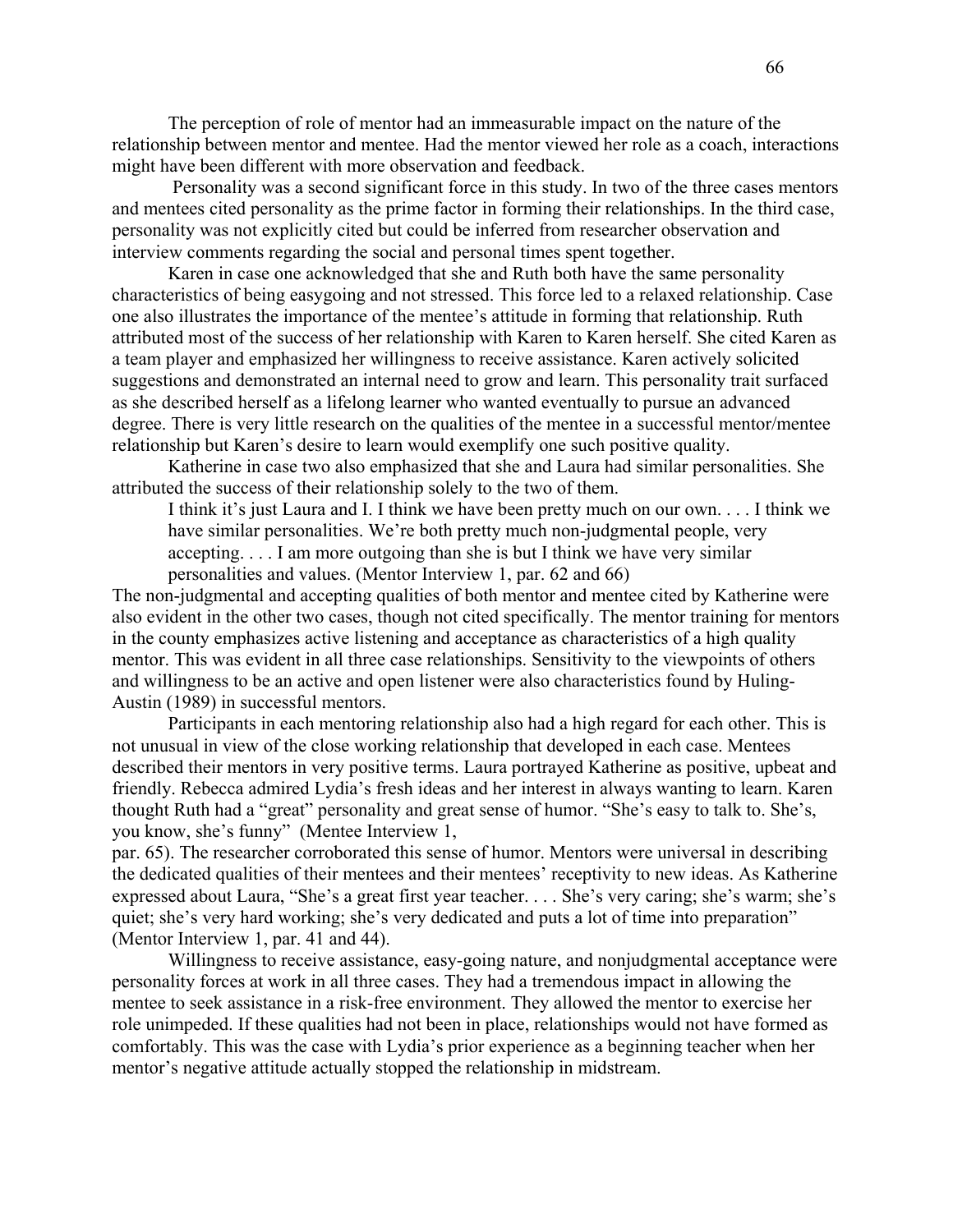The perception of role of mentor had an immeasurable impact on the nature of the relationship between mentor and mentee. Had the mentor viewed her role as a coach, interactions might have been different with more observation and feedback.

Personality was a second significant force in this study. In two of the three cases mentors and mentees cited personality as the prime factor in forming their relationships. In the third case, personality was not explicitly cited but could be inferred from researcher observation and interview comments regarding the social and personal times spent together.

Karen in case one acknowledged that she and Ruth both have the same personality characteristics of being easygoing and not stressed. This force led to a relaxed relationship. Case one also illustrates the importance of the mentee's attitude in forming that relationship. Ruth attributed most of the success of her relationship with Karen to Karen herself. She cited Karen as a team player and emphasized her willingness to receive assistance. Karen actively solicited suggestions and demonstrated an internal need to grow and learn. This personality trait surfaced as she described herself as a lifelong learner who wanted eventually to pursue an advanced degree. There is very little research on the qualities of the mentee in a successful mentor/mentee relationship but Karen's desire to learn would exemplify one such positive quality.

Katherine in case two also emphasized that she and Laura had similar personalities. She attributed the success of their relationship solely to the two of them.

> I think it's just Laura and I. I think we have been pretty much on our own. . . . I think we have similar personalities. We're both pretty much non-judgmental people, very accepting. . . . I am more outgoing than she is but I think we have very similar personalities and values. (Mentor Interview 1, par. 62 and 66)

The non-judgmental and accepting qualities of both mentor and mentee cited by Katherine were also evident in the other two cases, though not cited specifically. The mentor training for mentors in the county emphasizes active listening and acceptance as characteristics of a high quality mentor. This was evident in all three case relationships. Sensitivity to the viewpoints of others and willingness to be an active and open listener were also characteristics found by Huling-Austin (1989) in successful mentors.

Participants in each mentoring relationship also had a high regard for each other. This is not unusual in view of the close working relationship that developed in each case. Mentees described their mentors in very positive terms. Laura portrayed Katherine as positive, upbeat and friendly. Rebecca admired Lydia's fresh ideas and her interest in always wanting to learn. Karen thought Ruth had a "great" personality and great sense of humor. "She's easy to talk to. She's, you know, she's funny" (Mentee Interview 1, par. 65). The researcher corroborated this sense of humor. Mentors were universal in describing the dedicated qualities of their mentees and their mentees' receptivity to new ideas. As Katherine expressed about Laura, "She's a great first year teacher. . . . She's very caring; she's warm; she's quiet; she's very hard working; she's very dedicated and puts a lot of time into preparation" (Mentor Interview 1, par. 41 and 44).

Willingness to receive assistance, easy-going nature, and nonjudgmental acceptance were personality forces at work in all three cases. They had a tremendous impact in allowing the mentee to seek assistance in a risk-free environment. They allowed the mentor to exercise her role unimpeded. If these qualities had not been in place, relationships would not have formed as comfortably. This was the case with Lydia's prior experience as a beginning teacher when her mentor's negative attitude actually stopped the relationship in midstream.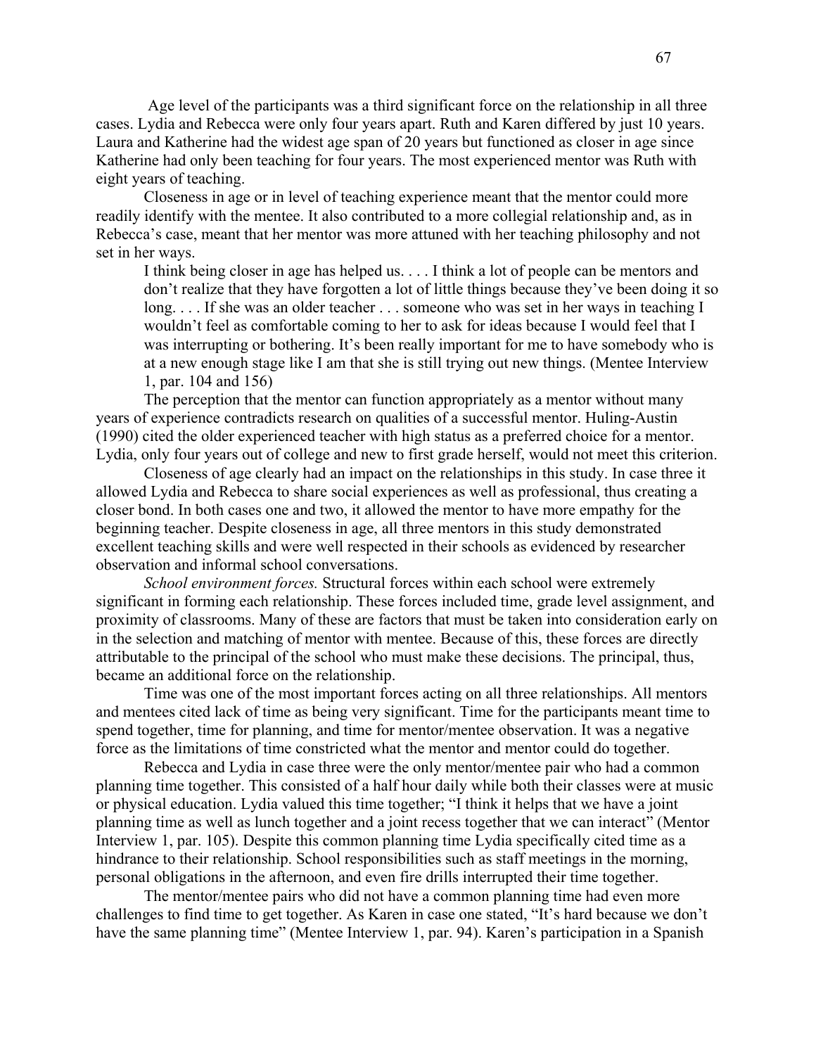Age level of the participants was a third significant force on the relationship in all three cases. Lydia and Rebecca were only four years apart. Ruth and Karen differed by just 10 years. Laura and Katherine had the widest age span of 20 years but functioned as closer in age since Katherine had only been teaching for four years. The most experienced mentor was Ruth with eight years of teaching.

Closeness in age or in level of teaching experience meant that the mentor could more readily identify with the mentee. It also contributed to a more collegial relationship and, as in Rebecca's case, meant that her mentor was more attuned with her teaching philosophy and not set in her ways.

> I think being closer in age has helped us. . . . I think a lot of people can be mentors and don't realize that they have forgotten a lot of little things because they've been doing it so long. . . . If she was an older teacher . . . someone who was set in her ways in teaching I wouldn't feel as comfortable coming to her to ask for ideas because I would feel that I was interrupting or bothering. It's been really important for me to have somebody who is at a new enough stage like I am that she is still trying out new things. (Mentee Interview 1, par. 104 and 156)

The perception that the mentor can function appropriately as a mentor without many years of experience contradicts research on qualities of a successful mentor. Huling-Austin (1990) cited the older experienced teacher with high status as a preferred choice for a mentor. Lydia, only four years out of college and new to first grade herself, would not meet this criterion.

Closeness of age clearly had an impact on the relationships in this study. In case three it allowed Lydia and Rebecca to share social experiences as well as professional, thus creating a closer bond. In both cases one and two, it allowed the mentor to have more empathy for the beginning teacher. Despite closeness in age, all three mentors in this study demonstrated excellent teaching skills and were well respected in their schools as evidenced by researcher observation and informal school conversations.

*School environment forces.* Structural forces within each school were extremely significant in forming each relationship. These forces included time, grade level assignment, and proximity of classrooms. Many of these are factors that must be taken into consideration early on in the selection and matching of mentor with mentee. Because of this, these forces are directly attributable to the principal of the school who must make these decisions. The principal, thus, became an additional force on the relationship.

Time was one of the most important forces acting on all three relationships. All mentors and mentees cited lack of time as being very significant. Time for the participants meant time to spend together, time for planning, and time for mentor/mentee observation. It was a negative force as the limitations of time constricted what the mentor and mentor could do together.

Rebecca and Lydia in case three were the only mentor/mentee pair who had a common planning time together. This consisted of a half hour daily while both their classes were at music or physical education. Lydia valued this time together; "I think it helps that we have a joint planning time as well as lunch together and a joint recess together that we can interact" (Mentor Interview 1, par. 105). Despite this common planning time Lydia specifically cited time as a hindrance to their relationship. School responsibilities such as staff meetings in the morning, personal obligations in the afternoon, and even fire drills interrupted their time together.

The mentor/mentee pairs who did not have a common planning time had even more challenges to find time to get together. As Karen in case one stated, "It's hard because we don't have the same planning time" (Mentee Interview 1, par. 94). Karen's participation in a Spanish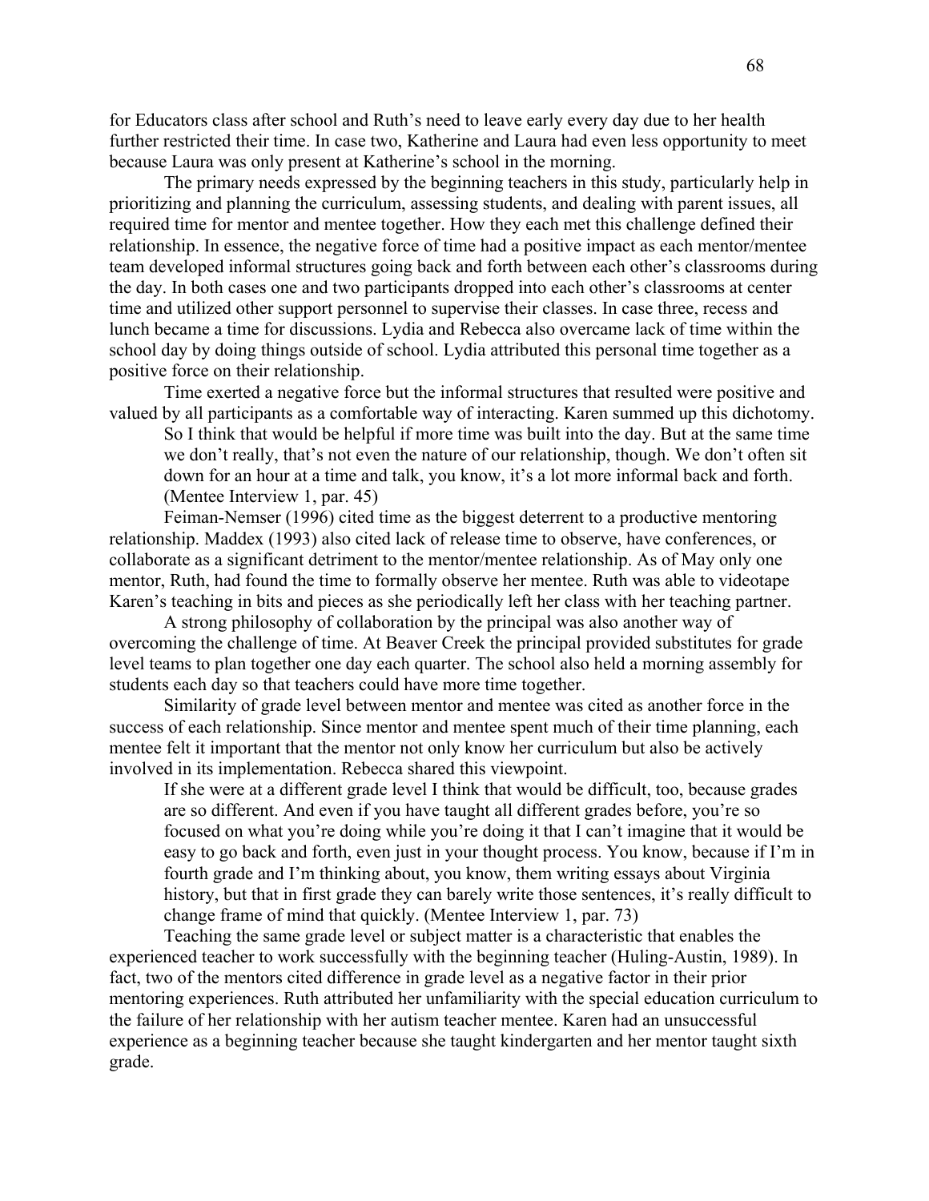for Educators class after school and Ruth's need to leave early every day due to her health further restricted their time. In case two, Katherine and Laura had even less opportunity to meet because Laura was only present at Katherine's school in the morning.

The primary needs expressed by the beginning teachers in this study, particularly help in prioritizing and planning the curriculum, assessing students, and dealing with parent issues, all required time for mentor and mentee together. How they each met this challenge defined their relationship. In essence, the negative force of time had a positive impact as each mentor/mentee team developed informal structures going back and forth between each other's classrooms during the day. In both cases one and two participants dropped into each other's classrooms at center time and utilized other support personnel to supervise their classes. In case three, recess and lunch became a time for discussions. Lydia and Rebecca also overcame lack of time within the school day by doing things outside of school. Lydia attributed this personal time together as a positive force on their relationship.

Time exerted a negative force but the informal structures that resulted were positive and valued by all participants as a comfortable way of interacting. Karen summed up this dichotomy.

> So I think that would be helpful if more time was built into the day. But at the same time we don't really, that's not even the nature of our relationship, though. We don't often sit down for an hour at a time and talk, you know, it's a lot more informal back and forth. (Mentee Interview 1, par. 45)

Feiman-Nemser (1996) cited time as the biggest deterrent to a productive mentoring relationship. Maddex (1993) also cited lack of release time to observe, have conferences, or collaborate as a significant detriment to the mentor/mentee relationship. As of May only one mentor, Ruth, had found the time to formally observe her mentee. Ruth was able to videotape Karen's teaching in bits and pieces as she periodically left her class with her teaching partner.

A strong philosophy of collaboration by the principal was also another way of overcoming the challenge of time. At Beaver Creek the principal provided substitutes for grade level teams to plan together one day each quarter. The school also held a morning assembly for students each day so that teachers could have more time together.

Similarity of grade level between mentor and mentee was cited as another force in the success of each relationship. Since mentor and mentee spent much of their time planning, each mentee felt it important that the mentor not only know her curriculum but also be actively involved in its implementation. Rebecca shared this viewpoint.

> If she were at a different grade level I think that would be difficult, too, because grades are so different. And even if you have taught all different grades before, you're so focused on what you're doing while you're doing it that I can't imagine that it would be easy to go back and forth, even just in your thought process. You know, because if I'm in fourth grade and I'm thinking about, you know, them writing essays about Virginia history, but that in first grade they can barely write those sentences, it's really difficult to change frame of mind that quickly. (Mentee Interview 1, par. 73)

Teaching the same grade level or subject matter is a characteristic that enables the experienced teacher to work successfully with the beginning teacher (Huling-Austin, 1989). In fact, two of the mentors cited difference in grade level as a negative factor in their prior mentoring experiences. Ruth attributed her unfamiliarity with the special education curriculum to the failure of her relationship with her autism teacher mentee. Karen had an unsuccessful experience as a beginning teacher because she taught kindergarten and her mentor taught sixth grade.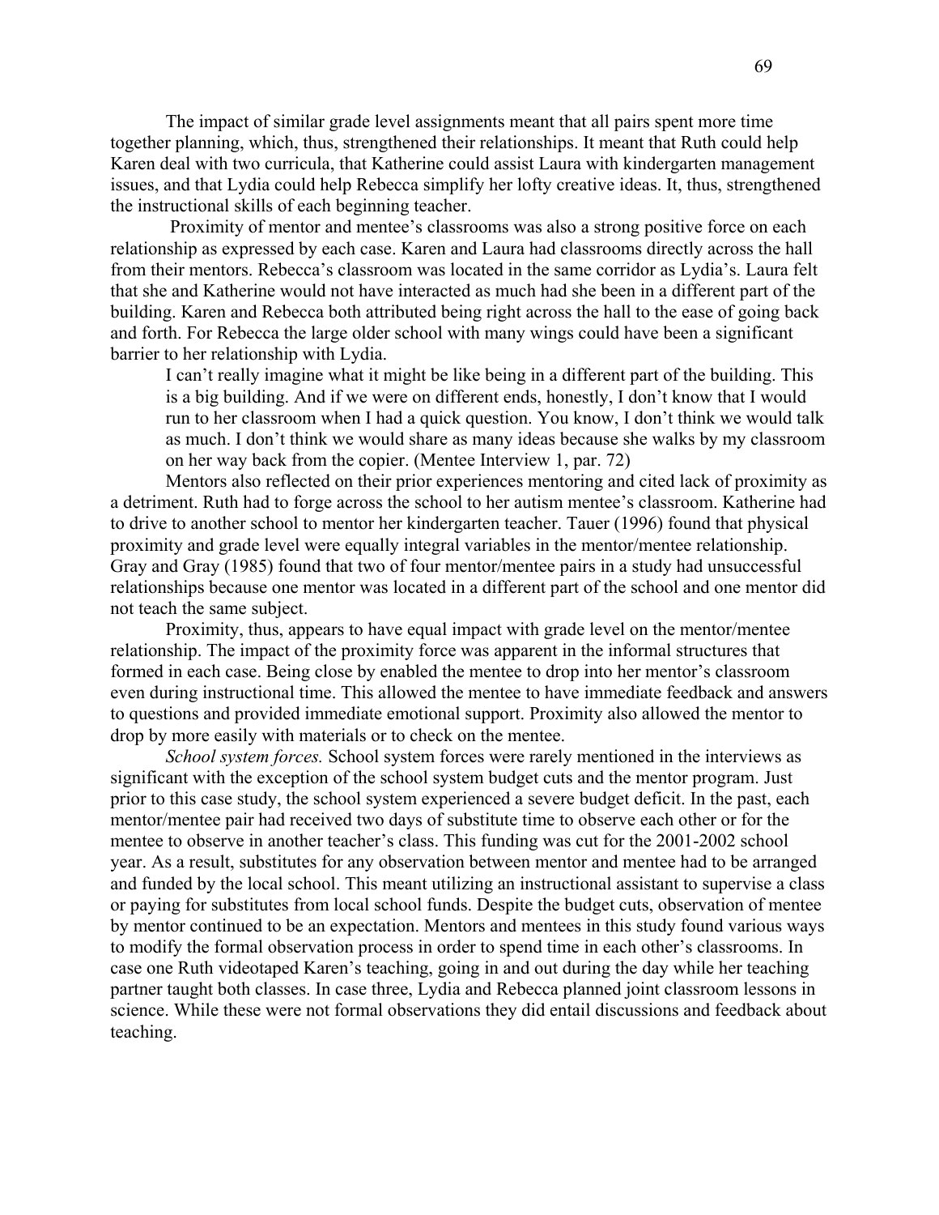The impact of similar grade level assignments meant that all pairs spent more time together planning, which, thus, strengthened their relationships. It meant that Ruth could help Karen deal with two curricula, that Katherine could assist Laura with kindergarten management issues, and that Lydia could help Rebecca simplify her lofty creative ideas. It, thus, strengthened the instructional skills of each beginning teacher.

Proximity of mentor and mentee's classrooms was also a strong positive force on each relationship as expressed by each case. Karen and Laura had classrooms directly across the hall from their mentors. Rebecca's classroom was located in the same corridor as Lydia's. Laura felt that she and Katherine would not have interacted as much had she been in a different part of the building. Karen and Rebecca both attributed being right across the hall to the ease of going back and forth. For Rebecca the large older school with many wings could have been a significant barrier to her relationship with Lydia.

> I can't really imagine what it might be like being in a different part of the building. This is a big building. And if we were on different ends, honestly, I don't know that I would run to her classroom when I had a quick question. You know, I don't think we would talk as much. I don't think we would share as many ideas because she walks by my classroom on her way back from the copier. (Mentee Interview 1, par. 72)

Mentors also reflected on their prior experiences mentoring and cited lack of proximity as a detriment. Ruth had to forge across the school to her autism mentee's classroom. Katherine had to drive to another school to mentor her kindergarten teacher. Tauer (1996) found that physical proximity and grade level were equally integral variables in the mentor/mentee relationship. Gray and Gray (1985) found that two of four mentor/mentee pairs in a study had unsuccessful relationships because one mentor was located in a different part of the school and one mentor did not teach the same subject.

Proximity, thus, appears to have equal impact with grade level on the mentor/mentee relationship. The impact of the proximity force was apparent in the informal structures that formed in each case. Being close by enabled the mentee to drop into her mentor's classroom even during instructional time. This allowed the mentee to have immediate feedback and answers to questions and provided immediate emotional support. Proximity also allowed the mentor to drop by more easily with materials or to check on the mentee.

*School system forces.* School system forces were rarely mentioned in the interviews as significant with the exception of the school system budget cuts and the mentor program. Just prior to this case study, the school system experienced a severe budget deficit. In the past, each mentor/mentee pair had received two days of substitute time to observe each other or for the mentee to observe in another teacher's class. This funding was cut for the 2001-2002 school year. As a result, substitutes for any observation between mentor and mentee had to be arranged and funded by the local school. This meant utilizing an instructional assistant to supervise a class or paying for substitutes from local school funds. Despite the budget cuts, observation of mentee by mentor continued to be an expectation. Mentors and mentees in this study found various ways to modify the formal observation process in order to spend time in each other's classrooms. In case one Ruth videotaped Karen's teaching, going in and out during the day while her teaching partner taught both classes. In case three, Lydia and Rebecca planned joint classroom lessons in science. While these were not formal observations they did entail discussions and feedback about teaching.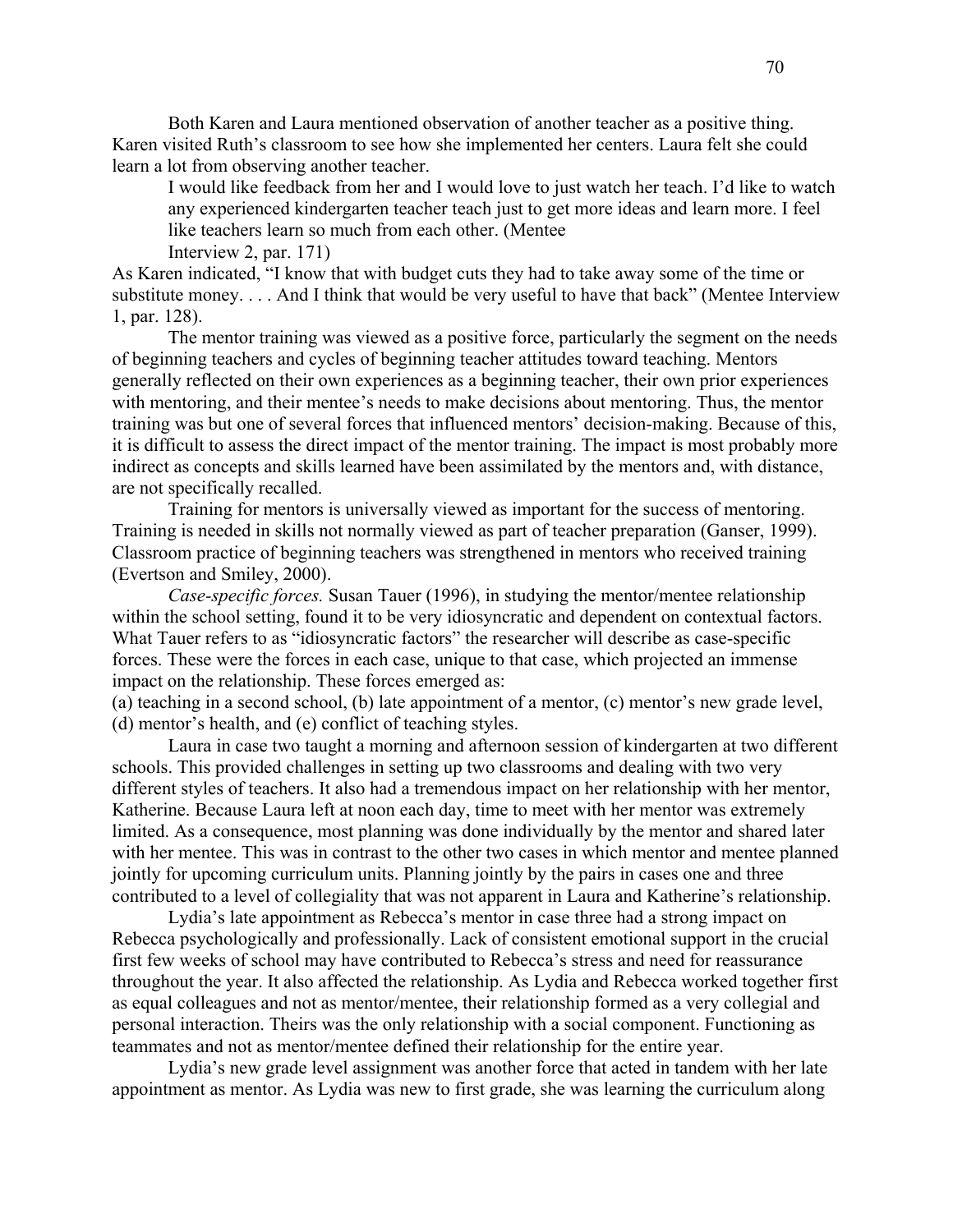Both Karen and Laura mentioned observation of another teacher as a positive thing. Karen visited Ruth's classroom to see how she implemented her centers. Laura felt she could learn a lot from observing another teacher.

> I would like feedback from her and I would love to just watch her teach. I'd like to watch any experienced kindergarten teacher teach just to get more ideas and learn more. I feel like teachers learn so much from each other. (Mentee Interview 2, par. 171)

As Karen indicated, "I know that with budget cuts they had to take away some of the time or substitute money. . . . And I think that would be very useful to have that back" (Mentee Interview 1, par. 128).

The mentor training was viewed as a positive force, particularly the segment on the needs of beginning teachers and cycles of beginning teacher attitudes toward teaching. Mentors generally reflected on their own experiences as a beginning teacher, their own prior experiences with mentoring, and their mentee's needs to make decisions about mentoring. Thus, the mentor training was but one of several forces that influenced mentors' decision-making. Because of this, it is difficult to assess the direct impact of the mentor training. The impact is most probably more indirect as concepts and skills learned have been assimilated by the mentors and, with distance, are not specifically recalled.

Training for mentors is universally viewed as important for the success of mentoring. Training is needed in skills not normally viewed as part of teacher preparation (Ganser, 1999). Classroom practice of beginning teachers was strengthened in mentors who received training (Evertson and Smiley, 2000).

*Case-specific forces.* Susan Tauer (1996), in studying the mentor/mentee relationship within the school setting, found it to be very idiosyncratic and dependent on contextual factors. What Tauer refers to as "idiosyncratic factors" the researcher will describe as case-specific forces. These were the forces in each case, unique to that case, which projected an immense impact on the relationship. These forces emerged as: (a) teaching in a second school, (b) late appointment of a mentor, (c) mentor's new grade level, (d) mentor's health, and (e) conflict of teaching styles.

Laura in case two taught a morning and afternoon session of kindergarten at two different schools. This provided challenges in setting up two classrooms and dealing with two very different styles of teachers. It also had a tremendous impact on her relationship with her mentor, Katherine. Because Laura left at noon each day, time to meet with her mentor was extremely limited. As a consequence, most planning was done individually by the mentor and shared later with her mentee. This was in contrast to the other two cases in which mentor and mentee planned jointly for upcoming curriculum units. Planning jointly by the pairs in cases one and three contributed to a level of collegiality that was not apparent in Laura and Katherine's relationship.

Lydia's late appointment as Rebecca's mentor in case three had a strong impact on Rebecca psychologically and professionally. Lack of consistent emotional support in the crucial first few weeks of school may have contributed to Rebecca's stress and need for reassurance throughout the year. It also affected the relationship. As Lydia and Rebecca worked together first as equal colleagues and not as mentor/mentee, their relationship formed as a very collegial and personal interaction. Theirs was the only relationship with a social component. Functioning as teammates and not as mentor/mentee defined their relationship for the entire year.

Lydia's new grade level assignment was another force that acted in tandem with her late appointment as mentor. As Lydia was new to first grade, she was learning the curriculum along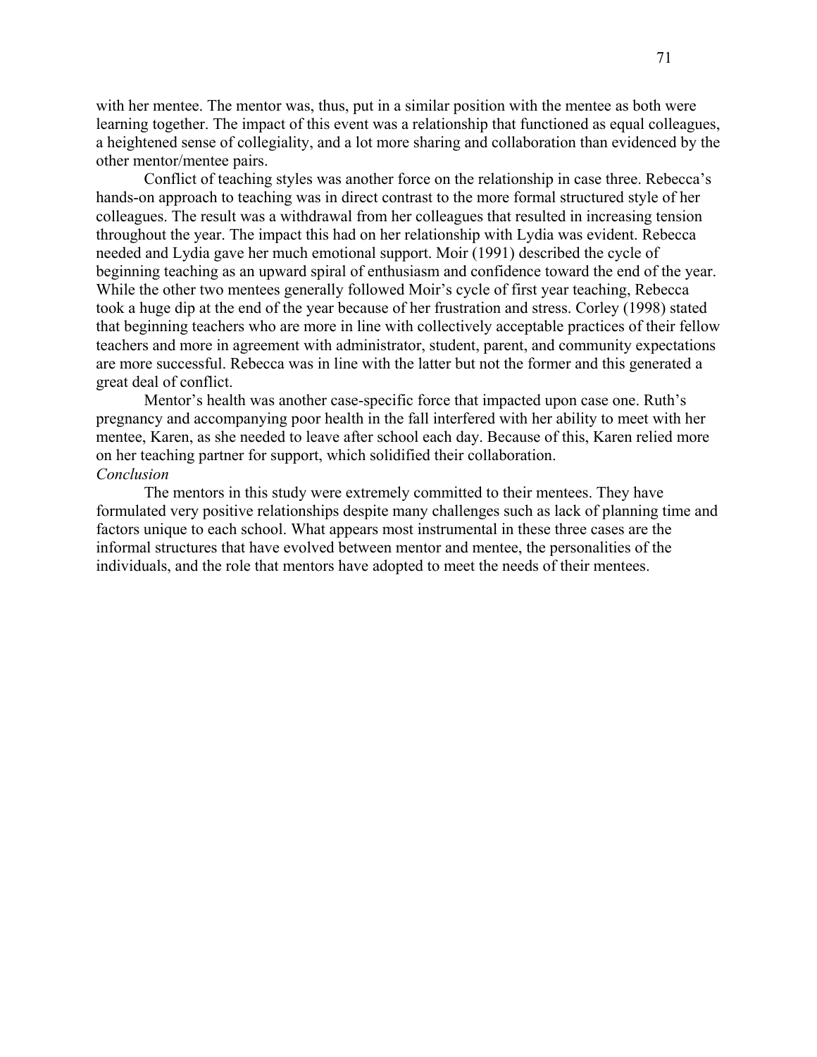with her mentee. The mentor was, thus, put in a similar position with the mentee as both were learning together. The impact of this event was a relationship that functioned as equal colleagues, a heightened sense of collegiality, and a lot more sharing and collaboration than evidenced by the other mentor/mentee pairs.

Conflict of teaching styles was another force on the relationship in case three. Rebecca's hands-on approach to teaching was in direct contrast to the more formal structured style of her colleagues. The result was a withdrawal from her colleagues that resulted in increasing tension throughout the year. The impact this had on her relationship with Lydia was evident. Rebecca needed and Lydia gave her much emotional support. Moir (1991) described the cycle of beginning teaching as an upward spiral of enthusiasm and confidence toward the end of the year. While the other two mentees generally followed Moir's cycle of first year teaching, Rebecca took a huge dip at the end of the year because of her frustration and stress. Corley (1998) stated that beginning teachers who are more in line with collectively acceptable practices of their fellow teachers and more in agreement with administrator, student, parent, and community expectations are more successful. Rebecca was in line with the latter but not the former and this generated a great deal of conflict.

Mentor's health was another case-specific force that impacted upon case one. Ruth's pregnancy and accompanying poor health in the fall interfered with her ability to meet with her mentee, Karen, as she needed to leave after school each day. Because of this, Karen relied more on her teaching partner for support, which solidified their collaboration.

*Conclusion*

The mentors in this study were extremely committed to their mentees. They have formulated very positive relationships despite many challenges such as lack of planning time and factors unique to each school. What appears most instrumental in these three cases are the informal structures that have evolved between mentor and mentee, the personalities of the individuals, and the role that mentors have adopted to meet the needs of their mentees.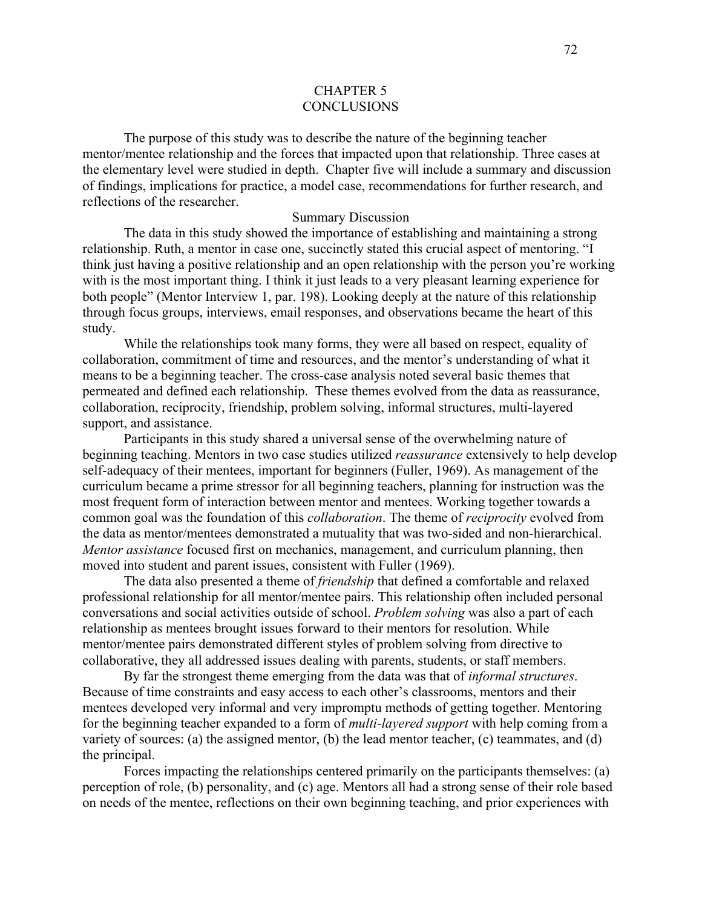# CHAPTER 5
# CONCLUSIONS

The purpose of this study was to describe the nature of the beginning teacher mentor/mentee relationship and the forces that impacted upon that relationship. Three cases at the elementary level were studied in depth. Chapter five will include a summary and discussion of findings, implications for practice, a model case, recommendations for further research, and reflections of the researcher.

## Summary Discussion

The data in this study showed the importance of establishing and maintaining a strong relationship. Ruth, a mentor in case one, succinctly stated this crucial aspect of mentoring. "I think just having a positive relationship and an open relationship with the person you're working with is the most important thing. I think it just leads to a very pleasant learning experience for both people" (Mentor Interview 1, par. 198). Looking deeply at the nature of this relationship through focus groups, interviews, email responses, and observations became the heart of this study.

While the relationships took many forms, they were all based on respect, equality of collaboration, commitment of time and resources, and the mentor's understanding of what it means to be a beginning teacher. The cross-case analysis noted several basic themes that permeated and defined each relationship. These themes evolved from the data as reassurance, collaboration, reciprocity, friendship, problem solving, informal structures, multi-layered support, and assistance.

Participants in this study shared a universal sense of the overwhelming nature of beginning teaching. Mentors in two case studies utilized *reassurance* extensively to help develop self-adequacy of their mentees, important for beginners (Fuller, 1969). As management of the curriculum became a prime stressor for all beginning teachers, planning for instruction was the most frequent form of interaction between mentor and mentees. Working together towards a common goal was the foundation of this *collaboration*. The theme of *reciprocity* evolved from the data as mentor/mentees demonstrated a mutuality that was two-sided and non-hierarchical. *Mentor assistance* focused first on mechanics, management, and curriculum planning, then moved into student and parent issues, consistent with Fuller (1969).

The data also presented a theme of *friendship* that defined a comfortable and relaxed professional relationship for all mentor/mentee pairs. This relationship often included personal conversations and social activities outside of school. *Problem solving* was also a part of each relationship as mentees brought issues forward to their mentors for resolution. While mentor/mentee pairs demonstrated different styles of problem solving from directive to collaborative, they all addressed issues dealing with parents, students, or staff members.

By far the strongest theme emerging from the data was that of *informal structures*. Because of time constraints and easy access to each other's classrooms, mentors and their mentees developed very informal and very impromptu methods of getting together. Mentoring for the beginning teacher expanded to a form of *multi-layered support* with help coming from a variety of sources: (a) the assigned mentor, (b) the lead mentor teacher, (c) teammates, and (d) the principal.

Forces impacting the relationships centered primarily on the participants themselves: (a) perception of role, (b) personality, and (c) age. Mentors all had a strong sense of their role based on needs of the mentee, reflections on their own beginning teaching, and prior experiences with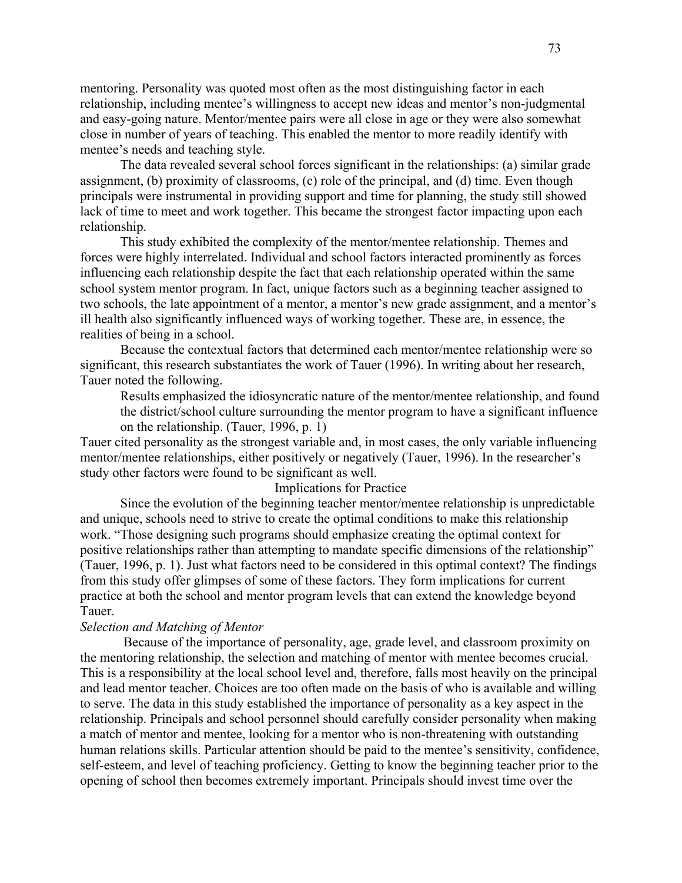mentoring. Personality was quoted most often as the most distinguishing factor in each relationship, including mentee's willingness to accept new ideas and mentor's non-judgmental and easy-going nature. Mentor/mentee pairs were all close in age or they were also somewhat close in number of years of teaching. This enabled the mentor to more readily identify with mentee's needs and teaching style.

The data revealed several school forces significant in the relationships: (a) similar grade assignment, (b) proximity of classrooms, (c) role of the principal, and (d) time. Even though principals were instrumental in providing support and time for planning, the study still showed lack of time to meet and work together. This became the strongest factor impacting upon each relationship.

This study exhibited the complexity of the mentor/mentee relationship. Themes and forces were highly interrelated. Individual and school factors interacted prominently as forces influencing each relationship despite the fact that each relationship operated within the same school system mentor program. In fact, unique factors such as a beginning teacher assigned to two schools, the late appointment of a mentor, a mentor's new grade assignment, and a mentor's ill health also significantly influenced ways of working together. These are, in essence, the realities of being in a school.

Because the contextual factors that determined each mentor/mentee relationship were so significant, this research substantiates the work of Tauer (1996). In writing about her research, Tauer noted the following.

> Results emphasized the idiosyncratic nature of the mentor/mentee relationship, and found the district/school culture surrounding the mentor program to have a significant influence on the relationship. (Tauer, 1996, p. 1)

Tauer cited personality as the strongest variable and, in most cases, the only variable influencing mentor/mentee relationships, either positively or negatively (Tauer, 1996). In the researcher's study other factors were found to be significant as well.

## Implications for Practice

Since the evolution of the beginning teacher mentor/mentee relationship is unpredictable and unique, schools need to strive to create the optimal conditions to make this relationship work. "Those designing such programs should emphasize creating the optimal context for positive relationships rather than attempting to mandate specific dimensions of the relationship" (Tauer, 1996, p. 1). Just what factors need to be considered in this optimal context? The findings from this study offer glimpses of some of these factors. They form implications for current practice at both the school and mentor program levels that can extend the knowledge beyond Tauer.

### *Selection and Matching of Mentor*

Because of the importance of personality, age, grade level, and classroom proximity on the mentoring relationship, the selection and matching of mentor with mentee becomes crucial. This is a responsibility at the local school level and, therefore, falls most heavily on the principal and lead mentor teacher. Choices are too often made on the basis of who is available and willing to serve. The data in this study established the importance of personality as a key aspect in the relationship. Principals and school personnel should carefully consider personality when making a match of mentor and mentee, looking for a mentor who is non-threatening with outstanding human relations skills. Particular attention should be paid to the mentee's sensitivity, confidence, self-esteem, and level of teaching proficiency. Getting to know the beginning teacher prior to the opening of school then becomes extremely important. Principals should invest time over the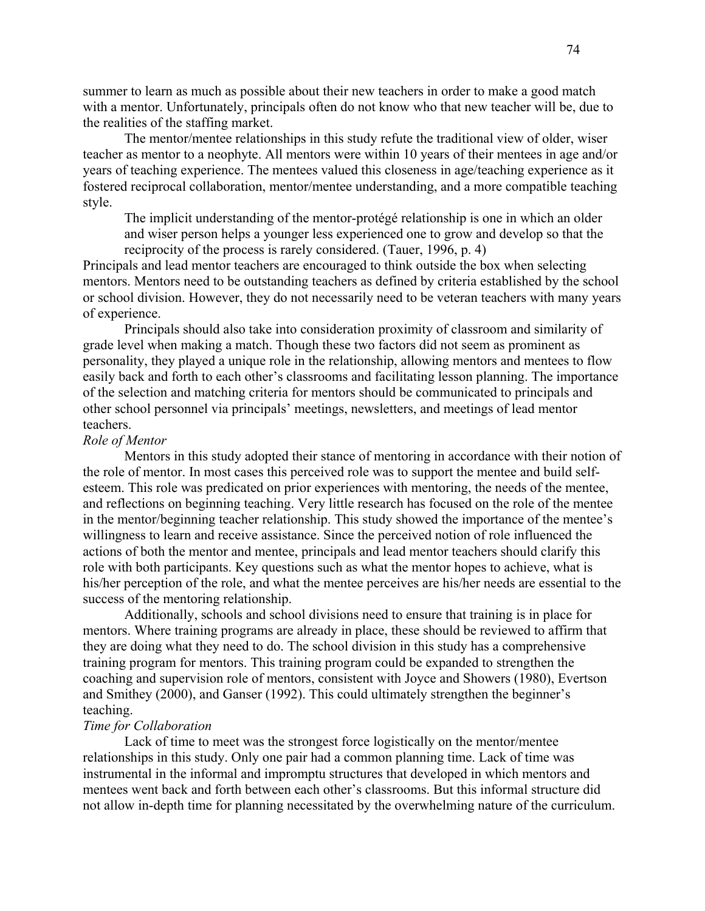summer to learn as much as possible about their new teachers in order to make a good match with a mentor. Unfortunately, principals often do not know who that new teacher will be, due to the realities of the staffing market.

The mentor/mentee relationships in this study refute the traditional view of older, wiser teacher as mentor to a neophyte. All mentors were within 10 years of their mentees in age and/or years of teaching experience. The mentees valued this closeness in age/teaching experience as it fostered reciprocal collaboration, mentor/mentee understanding, and a more compatible teaching style.

> The implicit understanding of the mentor-protégé relationship is one in which an older and wiser person helps a younger less experienced one to grow and develop so that the reciprocity of the process is rarely considered. (Tauer, 1996, p. 4)

Principals and lead mentor teachers are encouraged to think outside the box when selecting mentors. Mentors need to be outstanding teachers as defined by criteria established by the school or school division. However, they do not necessarily need to be veteran teachers with many years of experience.

Principals should also take into consideration proximity of classroom and similarity of grade level when making a match. Though these two factors did not seem as prominent as personality, they played a unique role in the relationship, allowing mentors and mentees to flow easily back and forth to each other's classrooms and facilitating lesson planning. The importance of the selection and matching criteria for mentors should be communicated to principals and other school personnel via principals' meetings, newsletters, and meetings of lead mentor teachers.

*Role of Mentor*

Mentors in this study adopted their stance of mentoring in accordance with their notion of the role of mentor. In most cases this perceived role was to support the mentee and build self-esteem. This role was predicated on prior experiences with mentoring, the needs of the mentee, and reflections on beginning teaching. Very little research has focused on the role of the mentee in the mentor/beginning teacher relationship. This study showed the importance of the mentee's willingness to learn and receive assistance. Since the perceived notion of role influenced the actions of both the mentor and mentee, principals and lead mentor teachers should clarify this role with both participants. Key questions such as what the mentor hopes to achieve, what is his/her perception of the role, and what the mentee perceives are his/her needs are essential to the success of the mentoring relationship.

Additionally, schools and school divisions need to ensure that training is in place for mentors. Where training programs are already in place, these should be reviewed to affirm that they are doing what they need to do. The school division in this study has a comprehensive training program for mentors. This training program could be expanded to strengthen the coaching and supervision role of mentors, consistent with Joyce and Showers (1980), Evertson and Smithey (2000), and Ganser (1992). This could ultimately strengthen the beginner's teaching.

*Time for Collaboration*

Lack of time to meet was the strongest force logistically on the mentor/mentee relationships in this study. Only one pair had a common planning time. Lack of time was instrumental in the informal and impromptu structures that developed in which mentors and mentees went back and forth between each other's classrooms. But this informal structure did not allow in-depth time for planning necessitated by the overwhelming nature of the curriculum.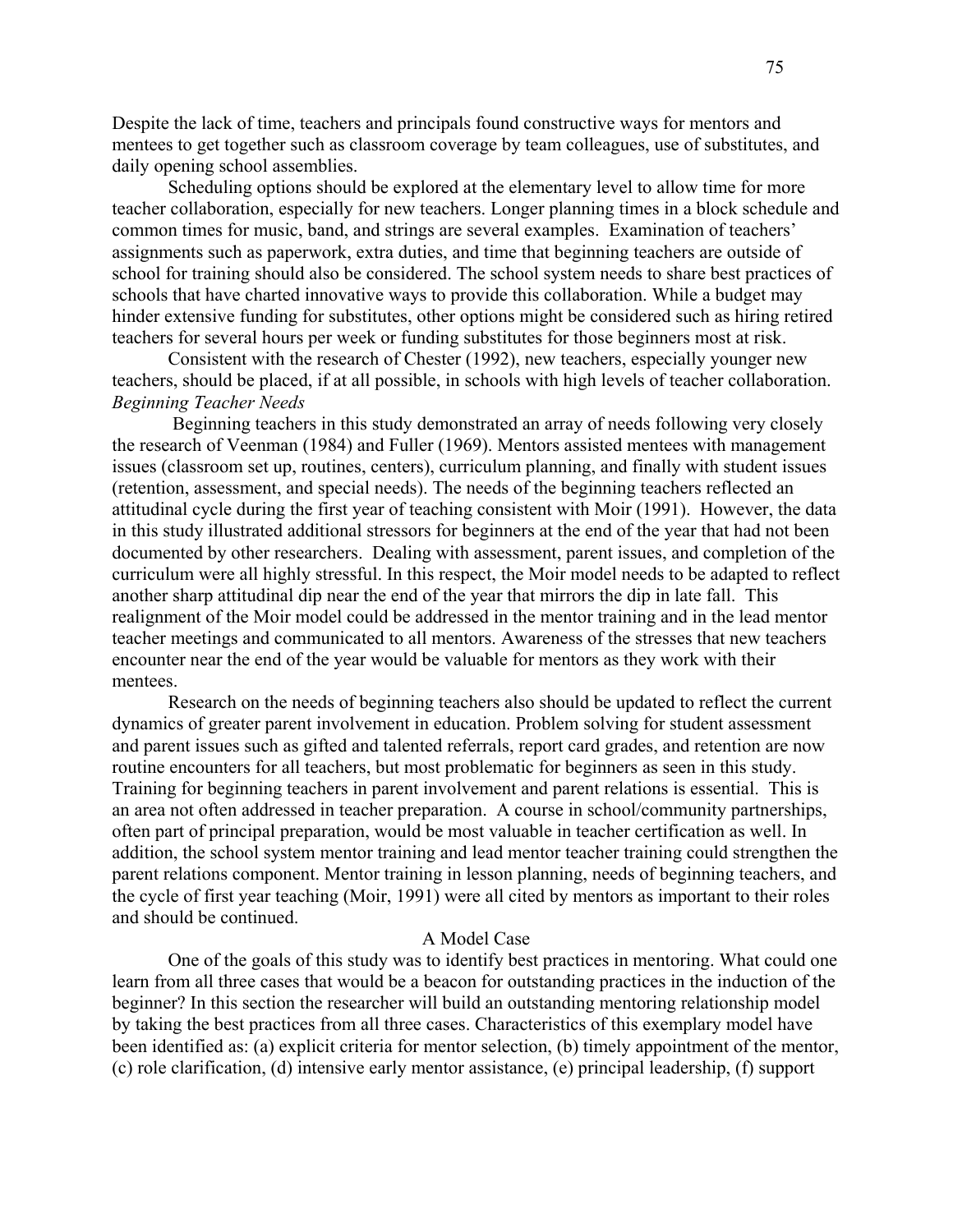Despite the lack of time, teachers and principals found constructive ways for mentors and mentees to get together such as classroom coverage by team colleagues, use of substitutes, and daily opening school assemblies.

Scheduling options should be explored at the elementary level to allow time for more teacher collaboration, especially for new teachers. Longer planning times in a block schedule and common times for music, band, and strings are several examples. Examination of teachers' assignments such as paperwork, extra duties, and time that beginning teachers are outside of school for training should also be considered. The school system needs to share best practices of schools that have charted innovative ways to provide this collaboration. While a budget may hinder extensive funding for substitutes, other options might be considered such as hiring retired teachers for several hours per week or funding substitutes for those beginners most at risk.

Consistent with the research of Chester (1992), new teachers, especially younger new teachers, should be placed, if at all possible, in schools with high levels of teacher collaboration.

### *Beginning Teacher Needs*

Beginning teachers in this study demonstrated an array of needs following very closely the research of Veenman (1984) and Fuller (1969). Mentors assisted mentees with management issues (classroom set up, routines, centers), curriculum planning, and finally with student issues (retention, assessment, and special needs). The needs of the beginning teachers reflected an attitudinal cycle during the first year of teaching consistent with Moir (1991). However, the data in this study illustrated additional stressors for beginners at the end of the year that had not been documented by other researchers. Dealing with assessment, parent issues, and completion of the curriculum were all highly stressful. In this respect, the Moir model needs to be adapted to reflect another sharp attitudinal dip near the end of the year that mirrors the dip in late fall. This realignment of the Moir model could be addressed in the mentor training and in the lead mentor teacher meetings and communicated to all mentors. Awareness of the stresses that new teachers encounter near the end of the year would be valuable for mentors as they work with their mentees.

Research on the needs of beginning teachers also should be updated to reflect the current dynamics of greater parent involvement in education. Problem solving for student assessment and parent issues such as gifted and talented referrals, report card grades, and retention are now routine encounters for all teachers, but most problematic for beginners as seen in this study. Training for beginning teachers in parent involvement and parent relations is essential. This is an area not often addressed in teacher preparation. A course in school/community partnerships, often part of principal preparation, would be most valuable in teacher certification as well. In addition, the school system mentor training and lead mentor teacher training could strengthen the parent relations component. Mentor training in lesson planning, needs of beginning teachers, and the cycle of first year teaching (Moir, 1991) were all cited by mentors as important to their roles and should be continued.

## A Model Case

One of the goals of this study was to identify best practices in mentoring. What could one learn from all three cases that would be a beacon for outstanding practices in the induction of the beginner? In this section the researcher will build an outstanding mentoring relationship model by taking the best practices from all three cases. Characteristics of this exemplary model have been identified as: (a) explicit criteria for mentor selection, (b) timely appointment of the mentor, (c) role clarification, (d) intensive early mentor assistance, (e) principal leadership, (f) support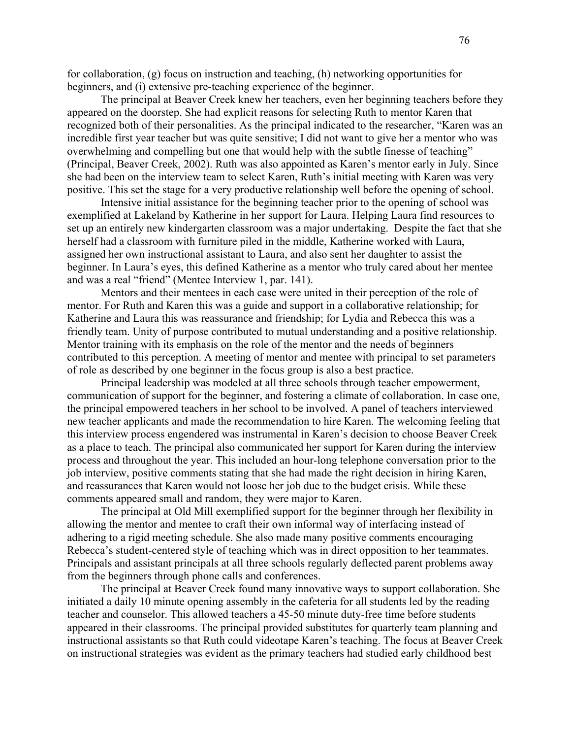for collaboration, (g) focus on instruction and teaching, (h) networking opportunities for beginners, and (i) extensive pre-teaching experience of the beginner.

The principal at Beaver Creek knew her teachers, even her beginning teachers before they appeared on the doorstep. She had explicit reasons for selecting Ruth to mentor Karen that recognized both of their personalities. As the principal indicated to the researcher, "Karen was an incredible first year teacher but was quite sensitive; I did not want to give her a mentor who was overwhelming and compelling but one that would help with the subtle finesse of teaching" (Principal, Beaver Creek, 2002). Ruth was also appointed as Karen's mentor early in July. Since she had been on the interview team to select Karen, Ruth's initial meeting with Karen was very positive. This set the stage for a very productive relationship well before the opening of school.

Intensive initial assistance for the beginning teacher prior to the opening of school was exemplified at Lakeland by Katherine in her support for Laura. Helping Laura find resources to set up an entirely new kindergarten classroom was a major undertaking. Despite the fact that she herself had a classroom with furniture piled in the middle, Katherine worked with Laura, assigned her own instructional assistant to Laura, and also sent her daughter to assist the beginner. In Laura's eyes, this defined Katherine as a mentor who truly cared about her mentee and was a real "friend" (Mentee Interview 1, par. 141).

Mentors and their mentees in each case were united in their perception of the role of mentor. For Ruth and Karen this was a guide and support in a collaborative relationship; for Katherine and Laura this was reassurance and friendship; for Lydia and Rebecca this was a friendly team. Unity of purpose contributed to mutual understanding and a positive relationship. Mentor training with its emphasis on the role of the mentor and the needs of beginners contributed to this perception. A meeting of mentor and mentee with principal to set parameters of role as described by one beginner in the focus group is also a best practice.

Principal leadership was modeled at all three schools through teacher empowerment, communication of support for the beginner, and fostering a climate of collaboration. In case one, the principal empowered teachers in her school to be involved. A panel of teachers interviewed new teacher applicants and made the recommendation to hire Karen. The welcoming feeling that this interview process engendered was instrumental in Karen's decision to choose Beaver Creek as a place to teach. The principal also communicated her support for Karen during the interview process and throughout the year. This included an hour-long telephone conversation prior to the job interview, positive comments stating that she had made the right decision in hiring Karen, and reassurances that Karen would not loose her job due to the budget crisis. While these comments appeared small and random, they were major to Karen.

The principal at Old Mill exemplified support for the beginner through her flexibility in allowing the mentor and mentee to craft their own informal way of interfacing instead of adhering to a rigid meeting schedule. She also made many positive comments encouraging Rebecca's student-centered style of teaching which was in direct opposition to her teammates. Principals and assistant principals at all three schools regularly deflected parent problems away from the beginners through phone calls and conferences.

The principal at Beaver Creek found many innovative ways to support collaboration. She initiated a daily 10 minute opening assembly in the cafeteria for all students led by the reading teacher and counselor. This allowed teachers a 45-50 minute duty-free time before students appeared in their classrooms. The principal provided substitutes for quarterly team planning and instructional assistants so that Ruth could videotape Karen's teaching. The focus at Beaver Creek on instructional strategies was evident as the primary teachers had studied early childhood best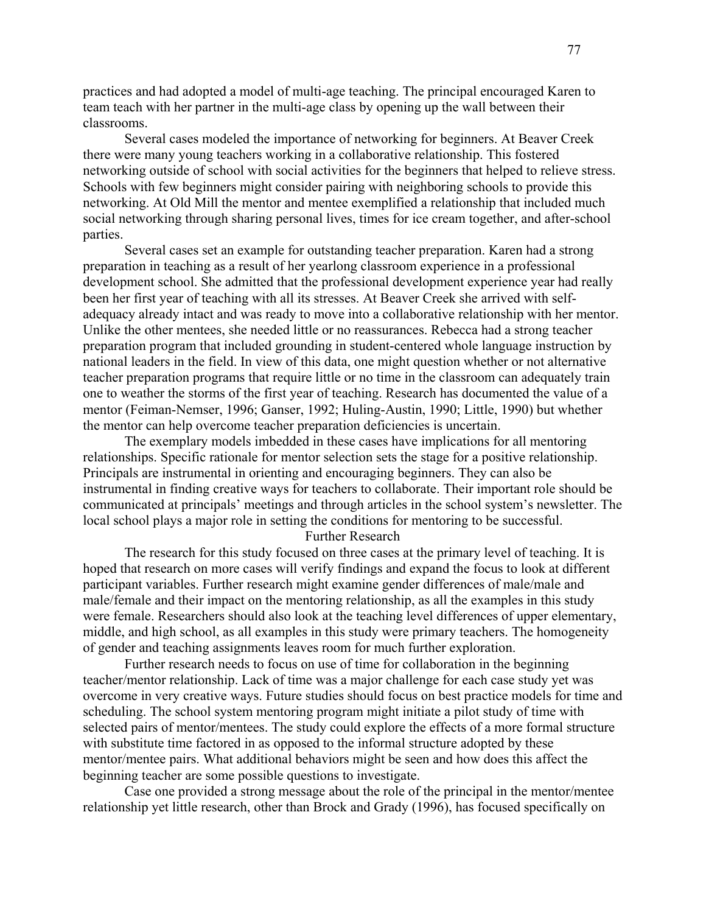practices and had adopted a model of multi-age teaching. The principal encouraged Karen to team teach with her partner in the multi-age class by opening up the wall between their classrooms.

Several cases modeled the importance of networking for beginners. At Beaver Creek there were many young teachers working in a collaborative relationship. This fostered networking outside of school with social activities for the beginners that helped to relieve stress. Schools with few beginners might consider pairing with neighboring schools to provide this networking. At Old Mill the mentor and mentee exemplified a relationship that included much social networking through sharing personal lives, times for ice cream together, and after-school parties.

Several cases set an example for outstanding teacher preparation. Karen had a strong preparation in teaching as a result of her yearlong classroom experience in a professional development school. She admitted that the professional development experience year had really been her first year of teaching with all its stresses. At Beaver Creek she arrived with self-adequacy already intact and was ready to move into a collaborative relationship with her mentor. Unlike the other mentees, she needed little or no reassurances. Rebecca had a strong teacher preparation program that included grounding in student-centered whole language instruction by national leaders in the field. In view of this data, one might question whether or not alternative teacher preparation programs that require little or no time in the classroom can adequately train one to weather the storms of the first year of teaching. Research has documented the value of a mentor (Feiman-Nemser, 1996; Ganser, 1992; Huling-Austin, 1990; Little, 1990) but whether the mentor can help overcome teacher preparation deficiencies is uncertain.

The exemplary models imbedded in these cases have implications for all mentoring relationships. Specific rationale for mentor selection sets the stage for a positive relationship. Principals are instrumental in orienting and encouraging beginners. They can also be instrumental in finding creative ways for teachers to collaborate. Their important role should be communicated at principals' meetings and through articles in the school system's newsletter. The local school plays a major role in setting the conditions for mentoring to be successful.

## Further Research

The research for this study focused on three cases at the primary level of teaching. It is hoped that research on more cases will verify findings and expand the focus to look at different participant variables. Further research might examine gender differences of male/male and male/female and their impact on the mentoring relationship, as all the examples in this study were female. Researchers should also look at the teaching level differences of upper elementary, middle, and high school, as all examples in this study were primary teachers. The homogeneity of gender and teaching assignments leaves room for much further exploration.

Further research needs to focus on use of time for collaboration in the beginning teacher/mentor relationship. Lack of time was a major challenge for each case study yet was overcome in very creative ways. Future studies should focus on best practice models for time and scheduling. The school system mentoring program might initiate a pilot study of time with selected pairs of mentor/mentees. The study could explore the effects of a more formal structure with substitute time factored in as opposed to the informal structure adopted by these mentor/mentee pairs. What additional behaviors might be seen and how does this affect the beginning teacher are some possible questions to investigate.

Case one provided a strong message about the role of the principal in the mentor/mentee relationship yet little research, other than Brock and Grady (1996), has focused specifically on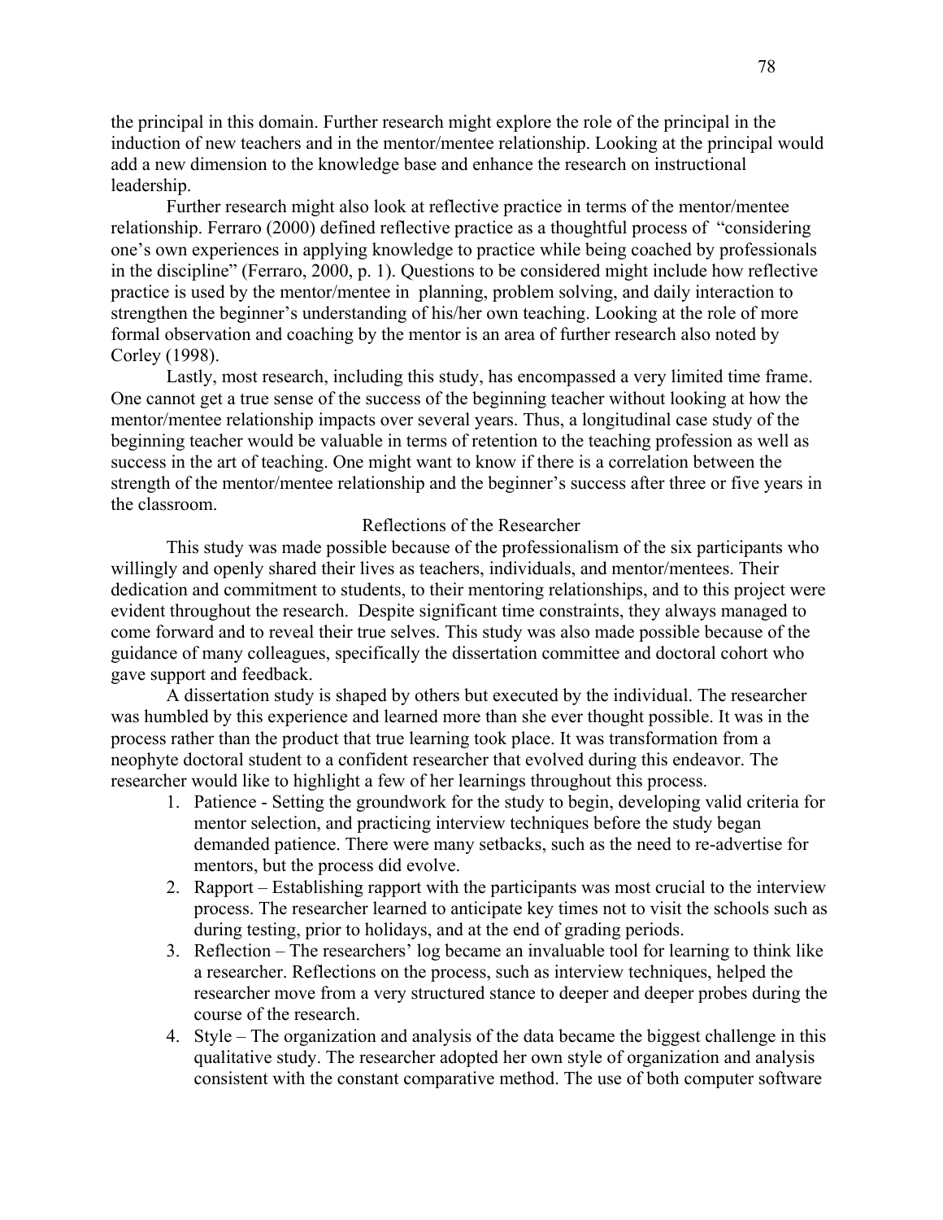the principal in this domain. Further research might explore the role of the principal in the induction of new teachers and in the mentor/mentee relationship. Looking at the principal would add a new dimension to the knowledge base and enhance the research on instructional leadership.

Further research might also look at reflective practice in terms of the mentor/mentee relationship. Ferraro (2000) defined reflective practice as a thoughtful process of "considering one's own experiences in applying knowledge to practice while being coached by professionals in the discipline" (Ferraro, 2000, p. 1). Questions to be considered might include how reflective practice is used by the mentor/mentee in planning, problem solving, and daily interaction to strengthen the beginner's understanding of his/her own teaching. Looking at the role of more formal observation and coaching by the mentor is an area of further research also noted by Corley (1998).

Lastly, most research, including this study, has encompassed a very limited time frame. One cannot get a true sense of the success of the beginning teacher without looking at how the mentor/mentee relationship impacts over several years. Thus, a longitudinal case study of the beginning teacher would be valuable in terms of retention to the teaching profession as well as success in the art of teaching. One might want to know if there is a correlation between the strength of the mentor/mentee relationship and the beginner's success after three or five years in the classroom.

## Reflections of the Researcher

This study was made possible because of the professionalism of the six participants who willingly and openly shared their lives as teachers, individuals, and mentor/mentees. Their dedication and commitment to students, to their mentoring relationships, and to this project were evident throughout the research. Despite significant time constraints, they always managed to come forward and to reveal their true selves. This study was also made possible because of the guidance of many colleagues, specifically the dissertation committee and doctoral cohort who gave support and feedback.

A dissertation study is shaped by others but executed by the individual. The researcher was humbled by this experience and learned more than she ever thought possible. It was in the process rather than the product that true learning took place. It was transformation from a neophyte doctoral student to a confident researcher that evolved during this endeavor. The researcher would like to highlight a few of her learnings throughout this process.

1. Patience - Setting the groundwork for the study to begin, developing valid criteria for mentor selection, and practicing interview techniques before the study began demanded patience. There were many setbacks, such as the need to re-advertise for mentors, but the process did evolve.
2. Rapport – Establishing rapport with the participants was most crucial to the interview process. The researcher learned to anticipate key times not to visit the schools such as during testing, prior to holidays, and at the end of grading periods.
3. Reflection – The researchers' log became an invaluable tool for learning to think like a researcher. Reflections on the process, such as interview techniques, helped the researcher move from a very structured stance to deeper and deeper probes during the course of the research.
4. Style – The organization and analysis of the data became the biggest challenge in this qualitative study. The researcher adopted her own style of organization and analysis consistent with the constant comparative method. The use of both computer software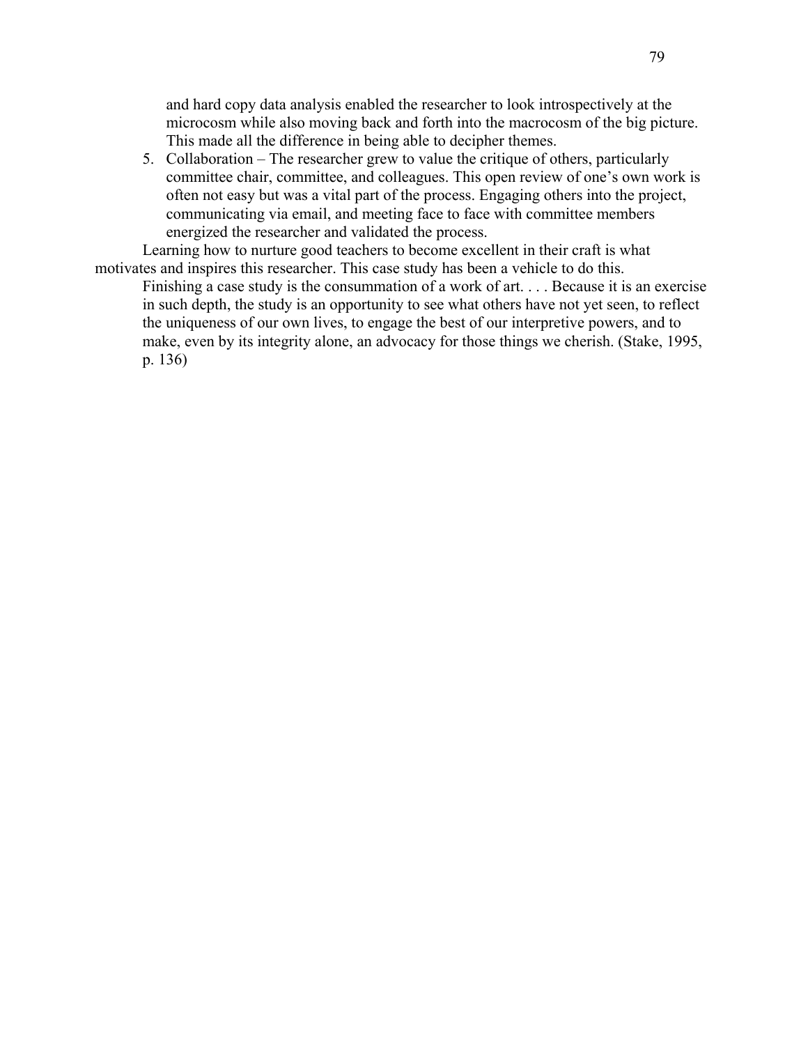and hard copy data analysis enabled the researcher to look introspectively at the microcosm while also moving back and forth into the macrocosm of the big picture. This made all the difference in being able to decipher themes.

5. Collaboration – The researcher grew to value the critique of others, particularly committee chair, committee, and colleagues. This open review of one's own work is often not easy but was a vital part of the process. Engaging others into the project, communicating via email, and meeting face to face with committee members energized the researcher and validated the process.

Learning how to nurture good teachers to become excellent in their craft is what motivates and inspires this researcher. This case study has been a vehicle to do this.

> Finishing a case study is the consummation of a work of art. . . . Because it is an exercise in such depth, the study is an opportunity to see what others have not yet seen, to reflect the uniqueness of our own lives, to engage the best of our interpretive powers, and to make, even by its integrity alone, an advocacy for those things we cherish. (Stake, 1995, p. 136)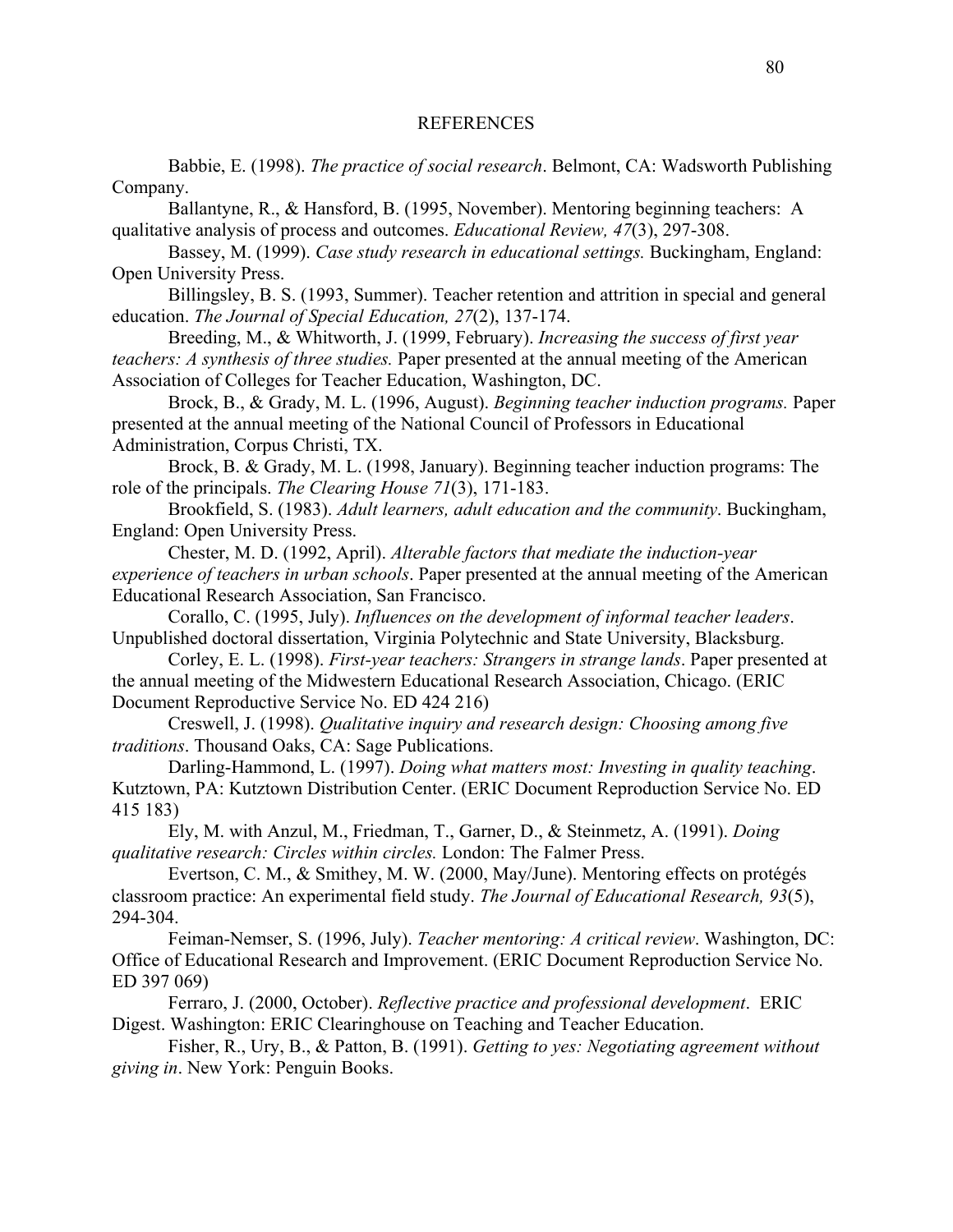# REFERENCES

Babbie, E. (1998). *The practice of social research*. Belmont, CA: Wadsworth Publishing Company.

Ballantyne, R., & Hansford, B. (1995, November). Mentoring beginning teachers: A qualitative analysis of process and outcomes. *Educational Review, 47*(3), 297-308.

Bassey, M. (1999). *Case study research in educational settings.* Buckingham, England: Open University Press.

Billingsley, B. S. (1993, Summer). Teacher retention and attrition in special and general education. *The Journal of Special Education, 27*(2), 137-174.

Breeding, M., & Whitworth, J. (1999, February). *Increasing the success of first year teachers: A synthesis of three studies.* Paper presented at the annual meeting of the American Association of Colleges for Teacher Education, Washington, DC.

Brock, B., & Grady, M. L. (1996, August). *Beginning teacher induction programs.* Paper presented at the annual meeting of the National Council of Professors in Educational Administration, Corpus Christi, TX.

Brock, B. & Grady, M. L. (1998, January). Beginning teacher induction programs: The role of the principals. *The Clearing House 71*(3), 171-183.

Brookfield, S. (1983). *Adult learners, adult education and the community*. Buckingham, England: Open University Press.

Chester, M. D. (1992, April). *Alterable factors that mediate the induction-year experience of teachers in urban schools*. Paper presented at the annual meeting of the American Educational Research Association, San Francisco.

Corallo, C. (1995, July). *Influences on the development of informal teacher leaders*. Unpublished doctoral dissertation, Virginia Polytechnic and State University, Blacksburg.

Corley, E. L. (1998). *First-year teachers: Strangers in strange lands*. Paper presented at the annual meeting of the Midwestern Educational Research Association, Chicago. (ERIC Document Reproductive Service No. ED 424 216)

Creswell, J. (1998). *Qualitative inquiry and research design: Choosing among five traditions*. Thousand Oaks, CA: Sage Publications.

Darling-Hammond, L. (1997). *Doing what matters most: Investing in quality teaching*. Kutztown, PA: Kutztown Distribution Center. (ERIC Document Reproduction Service No. ED 415 183)

Ely, M. with Anzul, M., Friedman, T., Garner, D., & Steinmetz, A. (1991). *Doing qualitative research: Circles within circles.* London: The Falmer Press.

Evertson, C. M., & Smithey, M. W. (2000, May/June). Mentoring effects on protégés classroom practice: An experimental field study. *The Journal of Educational Research, 93*(5), 294-304.

Feiman-Nemser, S. (1996, July). *Teacher mentoring: A critical review*. Washington, DC: Office of Educational Research and Improvement. (ERIC Document Reproduction Service No. ED 397 069)

Ferraro, J. (2000, October). *Reflective practice and professional development*. ERIC Digest. Washington: ERIC Clearinghouse on Teaching and Teacher Education.

Fisher, R., Ury, B., & Patton, B. (1991). *Getting to yes: Negotiating agreement without giving in*. New York: Penguin Books.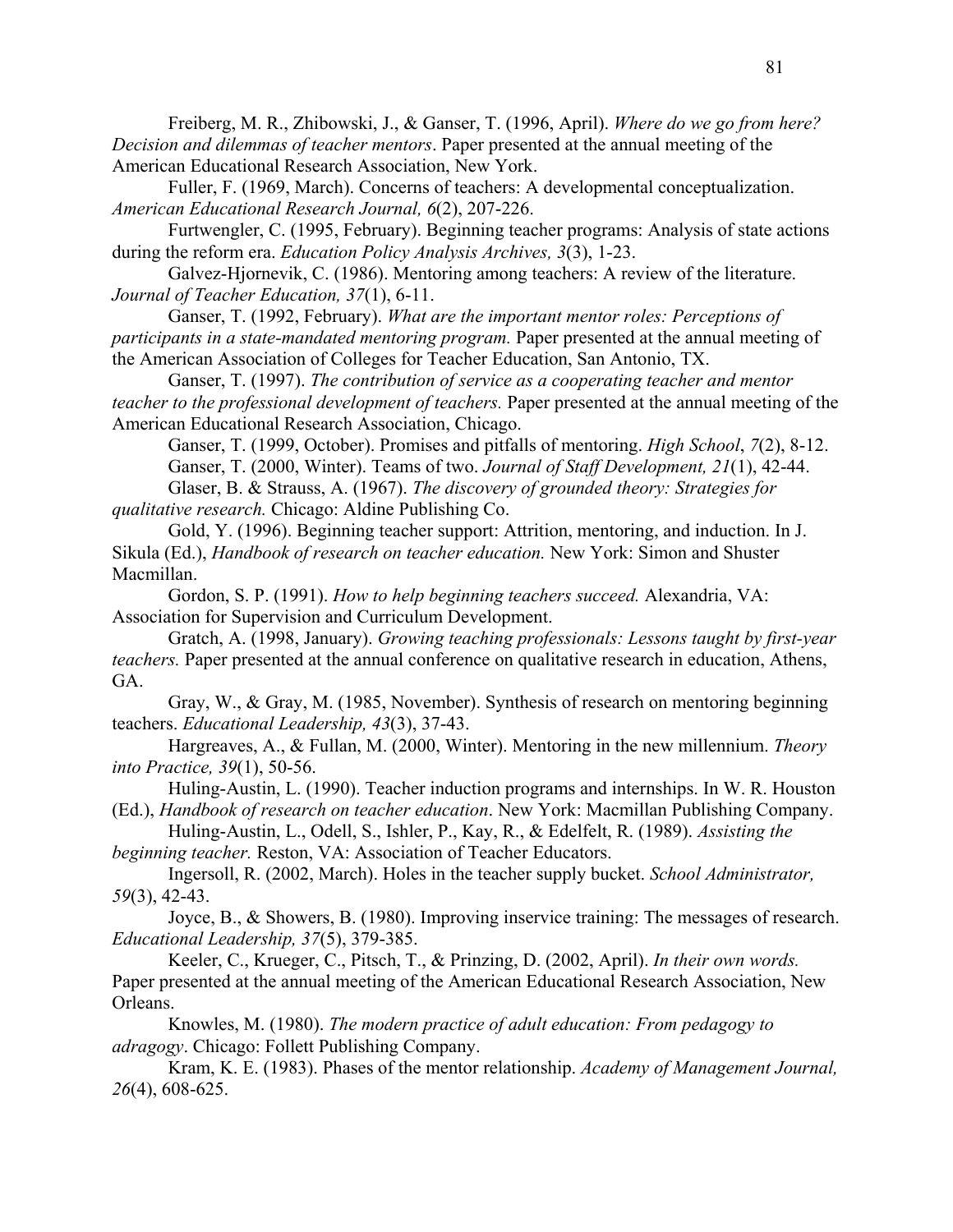Freiberg, M. R., Zhibowski, J., & Ganser, T. (1996, April). *Where do we go from here? Decision and dilemmas of teacher mentors*. Paper presented at the annual meeting of the American Educational Research Association, New York.

Fuller, F. (1969, March). Concerns of teachers: A developmental conceptualization. *American Educational Research Journal, 6*(2), 207-226.

Furtwengler, C. (1995, February). Beginning teacher programs: Analysis of state actions during the reform era. *Education Policy Analysis Archives, 3*(3), 1-23.

Galvez-Hjornevik, C. (1986). Mentoring among teachers: A review of the literature. *Journal of Teacher Education, 37*(1), 6-11.

Ganser, T. (1992, February). *What are the important mentor roles: Perceptions of participants in a state-mandated mentoring program.* Paper presented at the annual meeting of the American Association of Colleges for Teacher Education, San Antonio, TX.

Ganser, T. (1997). *The contribution of service as a cooperating teacher and mentor teacher to the professional development of teachers.* Paper presented at the annual meeting of the American Educational Research Association, Chicago.

Ganser, T. (1999, October). Promises and pitfalls of mentoring. *High School*, *7*(2), 8-12.

Ganser, T. (2000, Winter). Teams of two. *Journal of Staff Development, 21*(1), 42-44.

Glaser, B. & Strauss, A. (1967). *The discovery of grounded theory: Strategies for qualitative research.* Chicago: Aldine Publishing Co.

Gold, Y. (1996). Beginning teacher support: Attrition, mentoring, and induction. In J. Sikula (Ed.), *Handbook of research on teacher education.* New York: Simon and Shuster Macmillan.

Gordon, S. P. (1991). *How to help beginning teachers succeed.* Alexandria, VA: Association for Supervision and Curriculum Development.

Gratch, A. (1998, January). *Growing teaching professionals: Lessons taught by first-year teachers.* Paper presented at the annual conference on qualitative research in education, Athens, GA.

Gray, W., & Gray, M. (1985, November). Synthesis of research on mentoring beginning teachers. *Educational Leadership, 43*(3), 37-43.

Hargreaves, A., & Fullan, M. (2000, Winter). Mentoring in the new millennium. *Theory into Practice, 39*(1), 50-56.

Huling-Austin, L. (1990). Teacher induction programs and internships. In W. R. Houston (Ed.), *Handbook of research on teacher education*. New York: Macmillan Publishing Company.

Huling-Austin, L., Odell, S., Ishler, P., Kay, R., & Edelfelt, R. (1989). *Assisting the beginning teacher.* Reston, VA: Association of Teacher Educators.

Ingersoll, R. (2002, March). Holes in the teacher supply bucket. *School Administrator, 59*(3), 42-43.

Joyce, B., & Showers, B. (1980). Improving inservice training: The messages of research. *Educational Leadership, 37*(5), 379-385.

Keeler, C., Krueger, C., Pitsch, T., & Prinzing, D. (2002, April). *In their own words.* Paper presented at the annual meeting of the American Educational Research Association, New Orleans.

Knowles, M. (1980). *The modern practice of adult education: From pedagogy to adragogy*. Chicago: Follett Publishing Company.

Kram, K. E. (1983). Phases of the mentor relationship. *Academy of Management Journal, 26*(4), 608-625.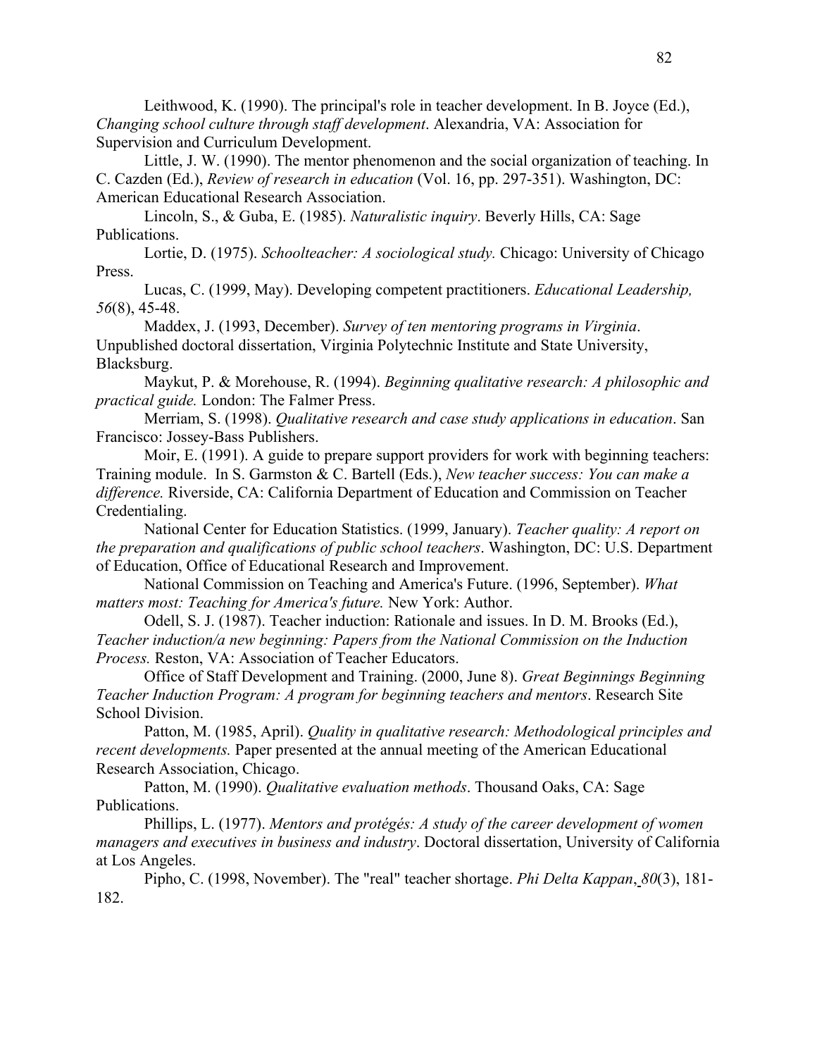Leithwood, K. (1990). The principal's role in teacher development. In B. Joyce (Ed.), *Changing school culture through staff development*. Alexandria, VA: Association for Supervision and Curriculum Development.

Little, J. W. (1990). The mentor phenomenon and the social organization of teaching. In C. Cazden (Ed.), *Review of research in education* (Vol. 16, pp. 297-351). Washington, DC: American Educational Research Association.

Lincoln, S., & Guba, E. (1985). *Naturalistic inquiry*. Beverly Hills, CA: Sage Publications.

Lortie, D. (1975). *Schoolteacher: A sociological study.* Chicago: University of Chicago Press.

Lucas, C. (1999, May). Developing competent practitioners. *Educational Leadership, 56*(8), 45-48.

Maddex, J. (1993, December). *Survey of ten mentoring programs in Virginia*. Unpublished doctoral dissertation, Virginia Polytechnic Institute and State University, Blacksburg.

Maykut, P. & Morehouse, R. (1994). *Beginning qualitative research: A philosophic and practical guide.* London: The Falmer Press.

Merriam, S. (1998). *Qualitative research and case study applications in education*. San Francisco: Jossey-Bass Publishers.

Moir, E. (1991). A guide to prepare support providers for work with beginning teachers: Training module. In S. Garmston & C. Bartell (Eds.), *New teacher success: You can make a difference.* Riverside, CA: California Department of Education and Commission on Teacher Credentialing.

National Center for Education Statistics. (1999, January). *Teacher quality: A report on the preparation and qualifications of public school teachers*. Washington, DC: U.S. Department of Education, Office of Educational Research and Improvement.

National Commission on Teaching and America's Future. (1996, September). *What matters most: Teaching for America's future.* New York: Author.

Odell, S. J. (1987). Teacher induction: Rationale and issues. In D. M. Brooks (Ed.), *Teacher induction/a new beginning: Papers from the National Commission on the Induction Process.* Reston, VA: Association of Teacher Educators.

Office of Staff Development and Training. (2000, June 8). *Great Beginnings Beginning Teacher Induction Program: A program for beginning teachers and mentors*. Research Site School Division.

Patton, M. (1985, April). *Quality in qualitative research: Methodological principles and recent developments.* Paper presented at the annual meeting of the American Educational Research Association, Chicago.

Patton, M. (1990). *Qualitative evaluation methods*. Thousand Oaks, CA: Sage Publications.

Phillips, L. (1977). *Mentors and protégés: A study of the career development of women managers and executives in business and industry*. Doctoral dissertation, University of California at Los Angeles.

Pipho, C. (1998, November). The "real" teacher shortage. *Phi Delta Kappan*, *80*(3), 181-182.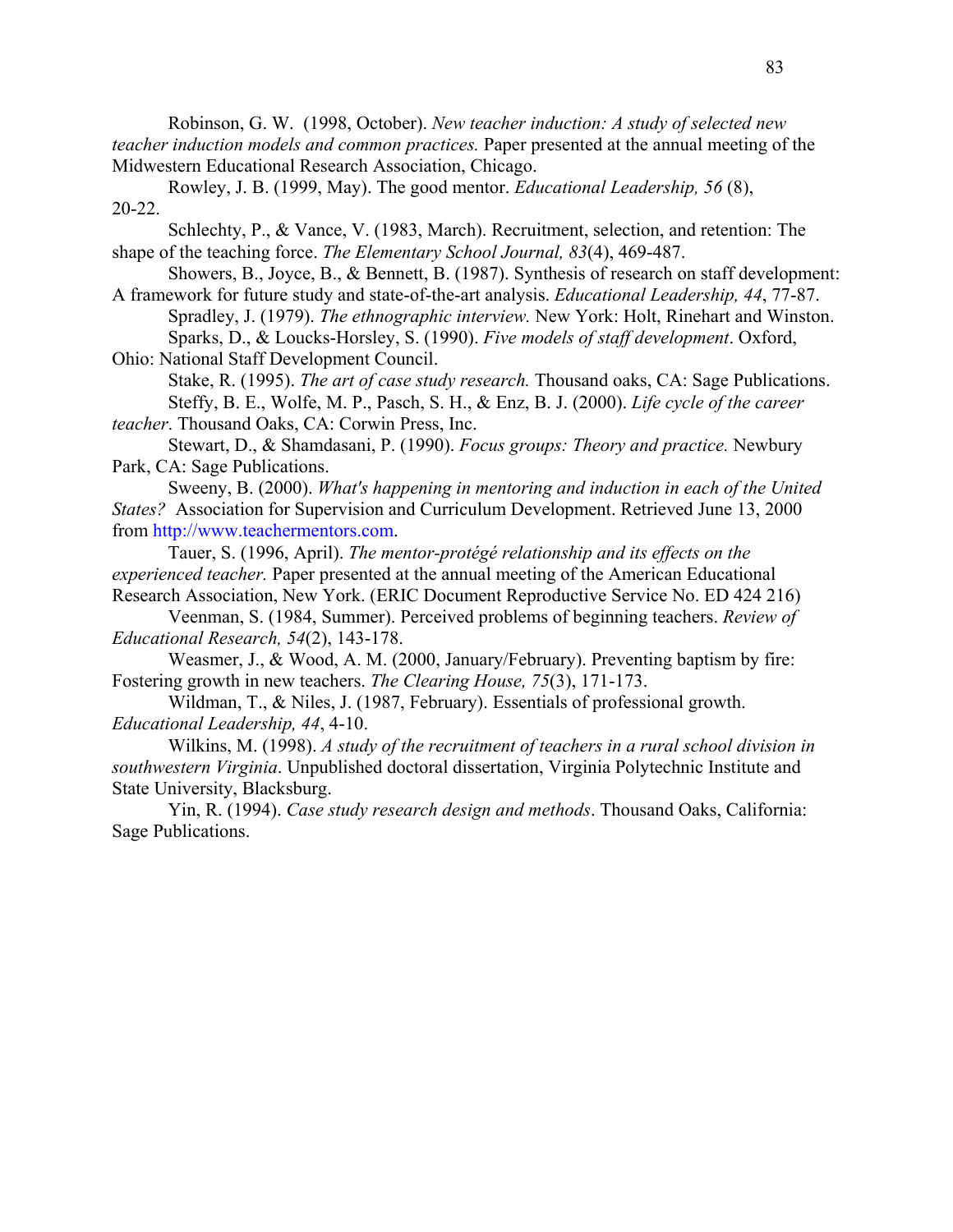Robinson, G. W. (1998, October). *New teacher induction: A study of selected new teacher induction models and common practices.* Paper presented at the annual meeting of the Midwestern Educational Research Association, Chicago.

Rowley, J. B. (1999, May). The good mentor. *Educational Leadership, 56* (8), 20-22.

Schlechty, P., & Vance, V. (1983, March). Recruitment, selection, and retention: The shape of the teaching force. *The Elementary School Journal, 83*(4), 469-487.

Showers, B., Joyce, B., & Bennett, B. (1987). Synthesis of research on staff development: A framework for future study and state-of-the-art analysis. *Educational Leadership, 44*, 77-87.

Spradley, J. (1979). *The ethnographic interview.* New York: Holt, Rinehart and Winston.

Sparks, D., & Loucks-Horsley, S. (1990). *Five models of staff development*. Oxford, Ohio: National Staff Development Council.

Stake, R. (1995). *The art of case study research.* Thousand oaks, CA: Sage Publications.

Steffy, B. E., Wolfe, M. P., Pasch, S. H., & Enz, B. J. (2000). *Life cycle of the career teacher*. Thousand Oaks, CA: Corwin Press, Inc.

Stewart, D., & Shamdasani, P. (1990). *Focus groups: Theory and practice.* Newbury Park, CA: Sage Publications.

Sweeny, B. (2000). *What's happening in mentoring and induction in each of the United States?* Association for Supervision and Curriculum Development. Retrieved June 13, 2000 from http://www.teachermentors.com.

Tauer, S. (1996, April). *The mentor-protégé relationship and its effects on the experienced teacher.* Paper presented at the annual meeting of the American Educational Research Association, New York. (ERIC Document Reproductive Service No. ED 424 216)

Veenman, S. (1984, Summer). Perceived problems of beginning teachers. *Review of Educational Research, 54*(2), 143-178.

Weasmer, J., & Wood, A. M. (2000, January/February). Preventing baptism by fire: Fostering growth in new teachers. *The Clearing House, 75*(3), 171-173.

Wildman, T., & Niles, J. (1987, February). Essentials of professional growth. *Educational Leadership, 44*, 4-10.

Wilkins, M. (1998). *A study of the recruitment of teachers in a rural school division in southwestern Virginia*. Unpublished doctoral dissertation, Virginia Polytechnic Institute and State University, Blacksburg.

Yin, R. (1994). *Case study research design and methods*. Thousand Oaks, California: Sage Publications.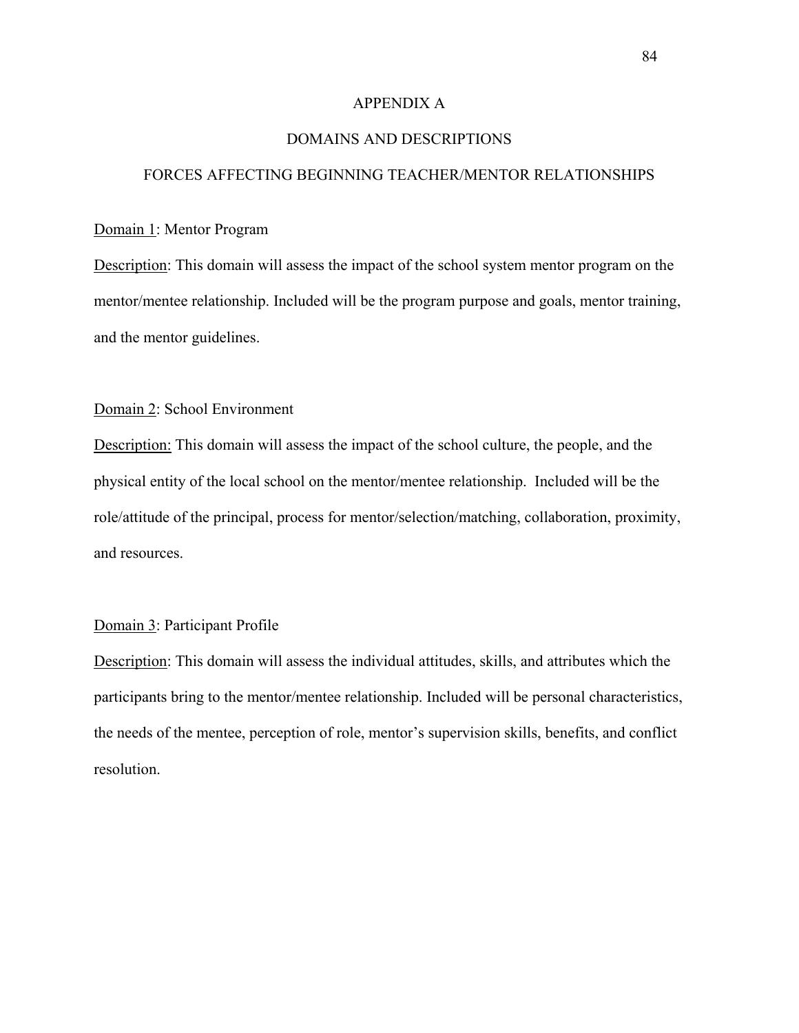# APPENDIX A

## DOMAINS AND DESCRIPTIONS

## FORCES AFFECTING BEGINNING TEACHER/MENTOR RELATIONSHIPS

<u>Domain 1</u>: Mentor Program

<u>Description</u>: This domain will assess the impact of the school system mentor program on the mentor/mentee relationship. Included will be the program purpose and goals, mentor training, and the mentor guidelines.

<u>Domain 2</u>: School Environment

<u>Description:</u> This domain will assess the impact of the school culture, the people, and the physical entity of the local school on the mentor/mentee relationship. Included will be the role/attitude of the principal, process for mentor/selection/matching, collaboration, proximity, and resources.

<u>Domain 3</u>: Participant Profile

<u>Description</u>: This domain will assess the individual attitudes, skills, and attributes which the participants bring to the mentor/mentee relationship. Included will be personal characteristics, the needs of the mentee, perception of role, mentor's supervision skills, benefits, and conflict resolution.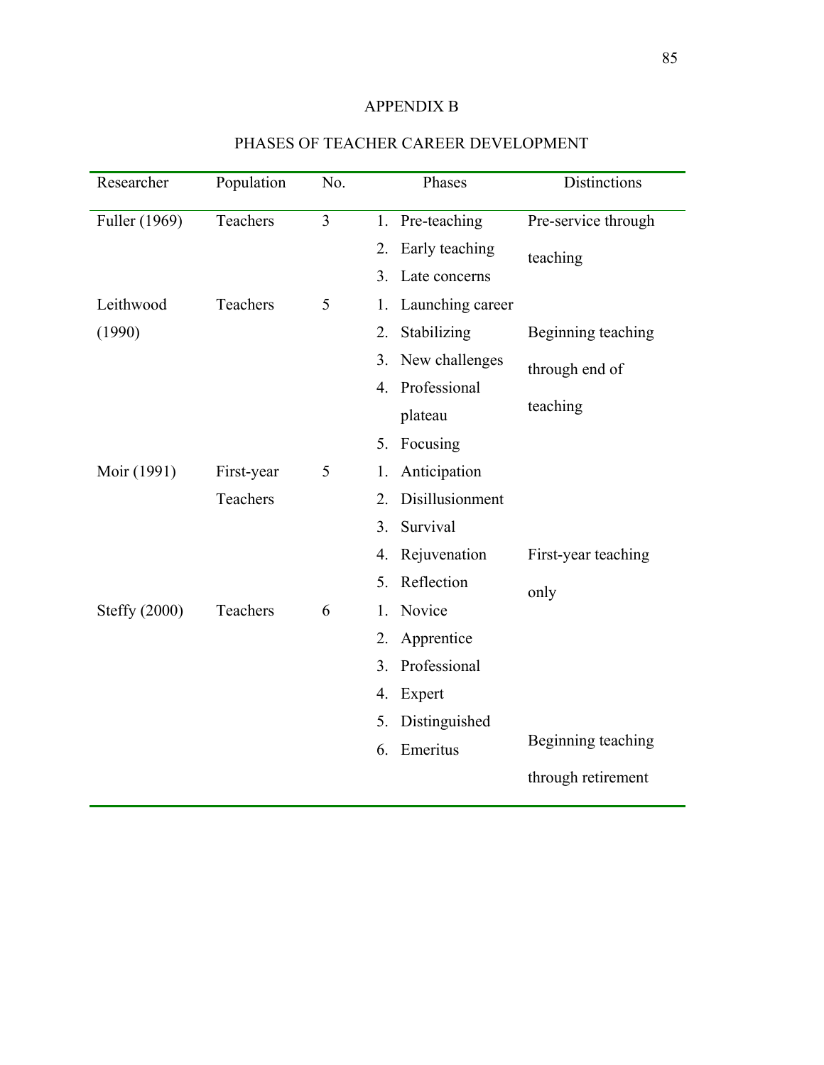# APPENDIX B

## PHASES OF TEACHER CAREER DEVELOPMENT

| Researcher | Population | No. | Phases | Distinctions |
|---|---|---|---|---|
| Fuller (1969) | Teachers | 3 | 1. Pre-teaching<br>2. Early teaching<br>3. Late concerns | Pre-service through teaching |
| Leithwood (1990) | Teachers | 5 | 1. Launching career<br>2. Stabilizing<br>3. New challenges<br>4. Professional plateau<br>5. Focusing | Beginning teaching through end of teaching |
| Moir (1991) | First-year Teachers | 5 | 1. Anticipation<br>2. Disillusionment<br>3. Survival<br>4. Rejuvenation<br>5. Reflection | First-year teaching only |
| Steffy (2000) | Teachers | 6 | 1. Novice<br>2. Apprentice<br>3. Professional<br>4. Expert<br>5. Distinguished<br>6. Emeritus | Beginning teaching through retirement |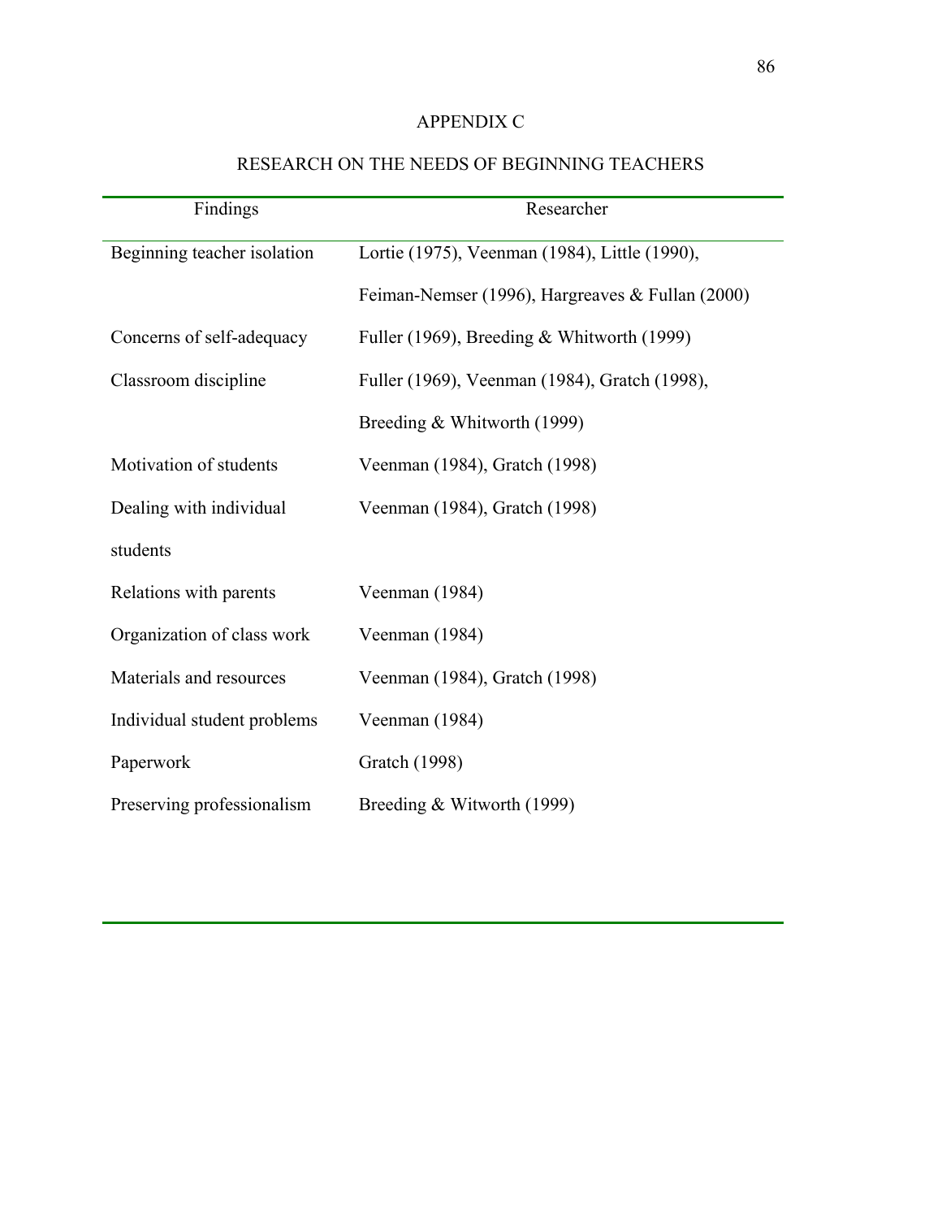# APPENDIX C

## RESEARCH ON THE NEEDS OF BEGINNING TEACHERS

| Findings | Researcher |
| --- | --- |
| Beginning teacher isolation | Lortie (1975), Veenman (1984), Little (1990), Feiman-Nemser (1996), Hargreaves & Fullan (2000) |
| Concerns of self-adequacy | Fuller (1969), Breeding & Whitworth (1999) |
| Classroom discipline | Fuller (1969), Veenman (1984), Gratch (1998), Breeding & Whitworth (1999) |
| Motivation of students | Veenman (1984), Gratch (1998) |
| Dealing with individual students | Veenman (1984), Gratch (1998) |
| Relations with parents | Veenman (1984) |
| Organization of class work | Veenman (1984) |
| Materials and resources | Veenman (1984), Gratch (1998) |
| Individual student problems | Veenman (1984) |
| Paperwork | Gratch (1998) |
| Preserving professionalism | Breeding & Witworth (1999) |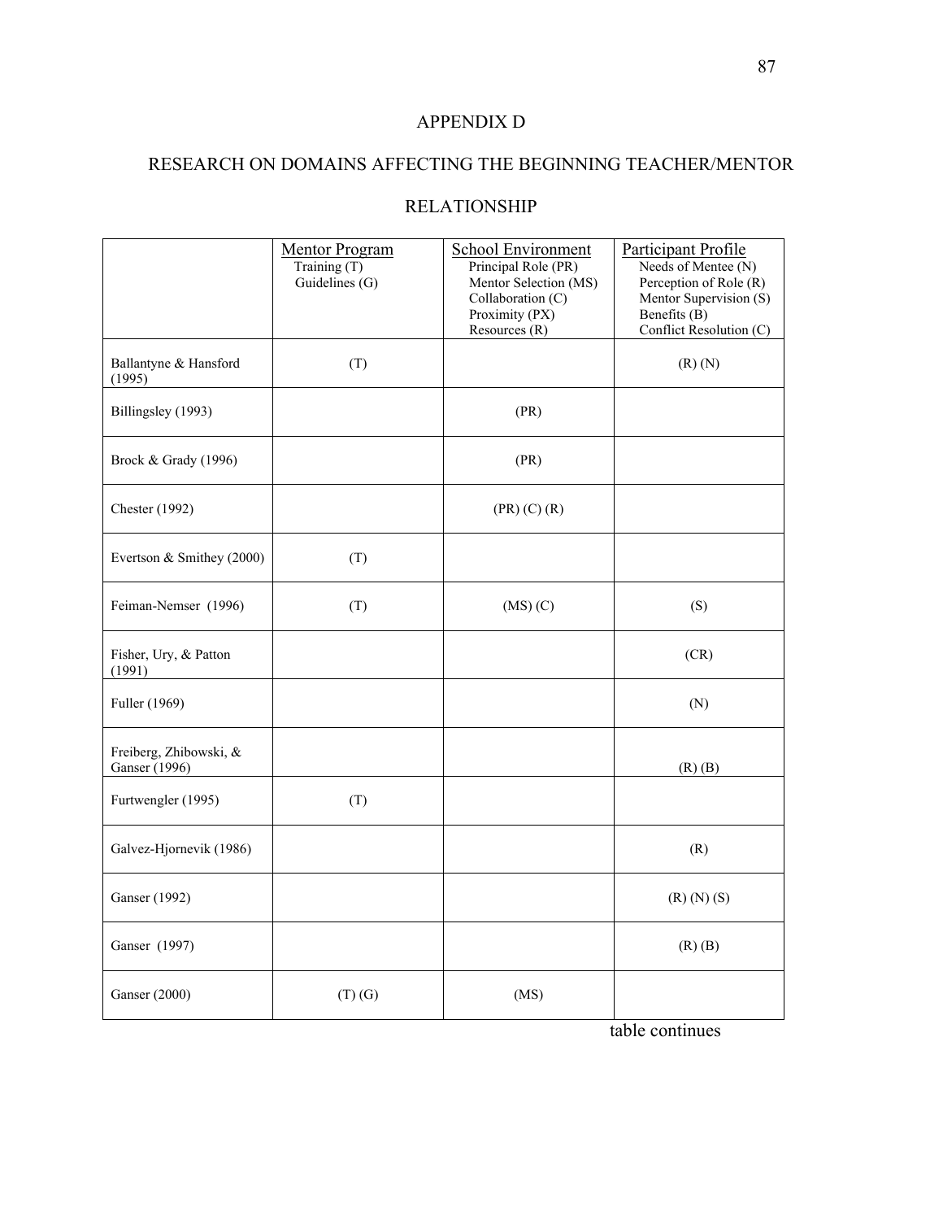# APPENDIX D

## RESEARCH ON DOMAINS AFFECTING THE BEGINNING TEACHER/MENTOR RELATIONSHIP

| | Mentor Program<br>Training (T)<br>Guidelines (G) | School Environment<br>Principal Role (PR)<br>Mentor Selection (MS)<br>Collaboration (C)<br>Proximity (PX)<br>Resources (R) | Participant Profile<br>Needs of Mentee (N)<br>Perception of Role (R)<br>Mentor Supervision (S)<br>Benefits (B)<br>Conflict Resolution (C) |
|---|---|---|---|
| Ballantyne & Hansford (1995) | (T) | | (R) (N) |
| Billingsley (1993) | | (PR) | |
| Brock & Grady (1996) | | (PR) | |
| Chester (1992) | | (PR) (C) (R) | |
| Evertson & Smithey (2000) | (T) | | |
| Feiman-Nemser (1996) | (T) | (MS) (C) | (S) |
| Fisher, Ury, & Patton (1991) | | | (CR) |
| Fuller (1969) | | | (N) |
| Freiberg, Zhibowski, & Ganser (1996) | | | (R) (B) |
| Furtwengler (1995) | (T) | | |
| Galvez-Hjornevik (1986) | | | (R) |
| Ganser (1992) | | | (R) (N) (S) |
| Ganser (1997) | | | (R) (B) |
| Ganser (2000) | (T) (G) | (MS) | |

table continues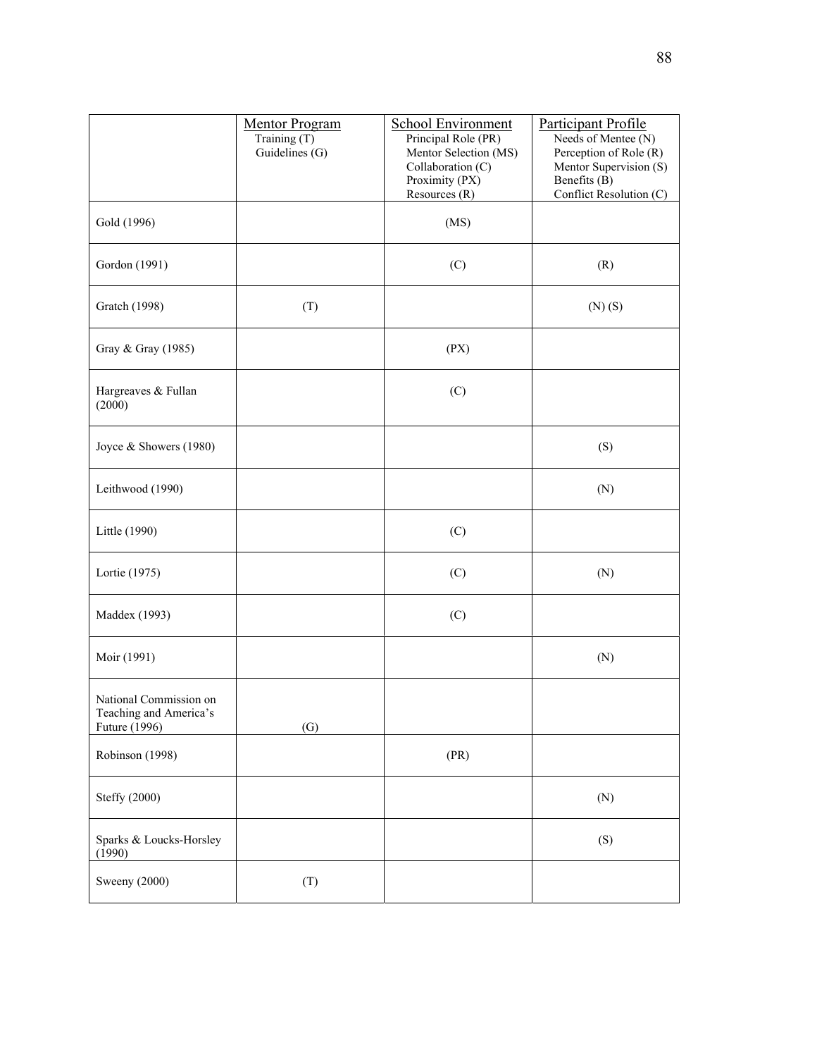| | Mentor Program<br>Training (T)<br>Guidelines (G) | School Environment<br>Principal Role (PR)<br>Mentor Selection (MS)<br>Collaboration (C)<br>Proximity (PX)<br>Resources (R) | Participant Profile<br>Needs of Mentee (N)<br>Perception of Role (R)<br>Mentor Supervision (S)<br>Benefits (B)<br>Conflict Resolution (C) |
|---|---|---|---|
| Gold (1996) | | (MS) | |
| Gordon (1991) | | (C) | (R) |
| Gratch (1998) | (T) | | (N) (S) |
| Gray & Gray (1985) | | (PX) | |
| Hargreaves & Fullan (2000) | | (C) | |
| Joyce & Showers (1980) | | | (S) |
| Leithwood (1990) | | | (N) |
| Little (1990) | | (C) | |
| Lortie (1975) | | (C) | (N) |
| Maddex (1993) | | (C) | |
| Moir (1991) | | | (N) |
| National Commission on Teaching and America's Future (1996) | (G) | | |
| Robinson (1998) | | (PR) | |
| Steffy (2000) | | | (N) |
| Sparks & Loucks-Horsley (1990) | | | (S) |
| Sweeny (2000) | (T) | | |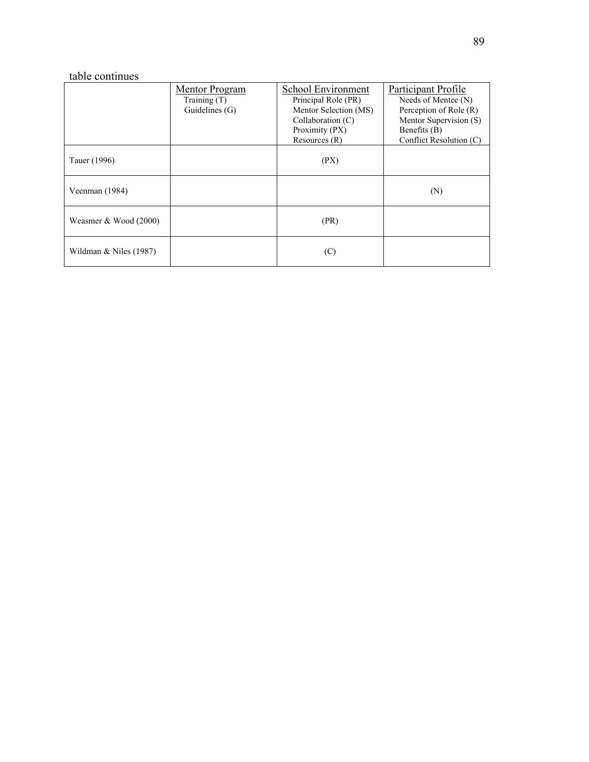table continues

| | Mentor Program<br>Training (T)<br>Guidelines (G) | School Environment<br>Principal Role (PR)<br>Mentor Selection (MS)<br>Collaboration (C)<br>Proximity (PX)<br>Resources (R) | Participant Profile<br>Needs of Mentee (N)<br>Perception of Role (R)<br>Mentor Supervision (S)<br>Benefits (B)<br>Conflict Resolution (C) |
|---|---|---|---|
| Tauer (1996) | | (PX) | |
| Veenman (1984) | | | (N) |
| Weasmer & Wood (2000) | | (PR) | |
| Wildman & Niles (1987) | | (C) | |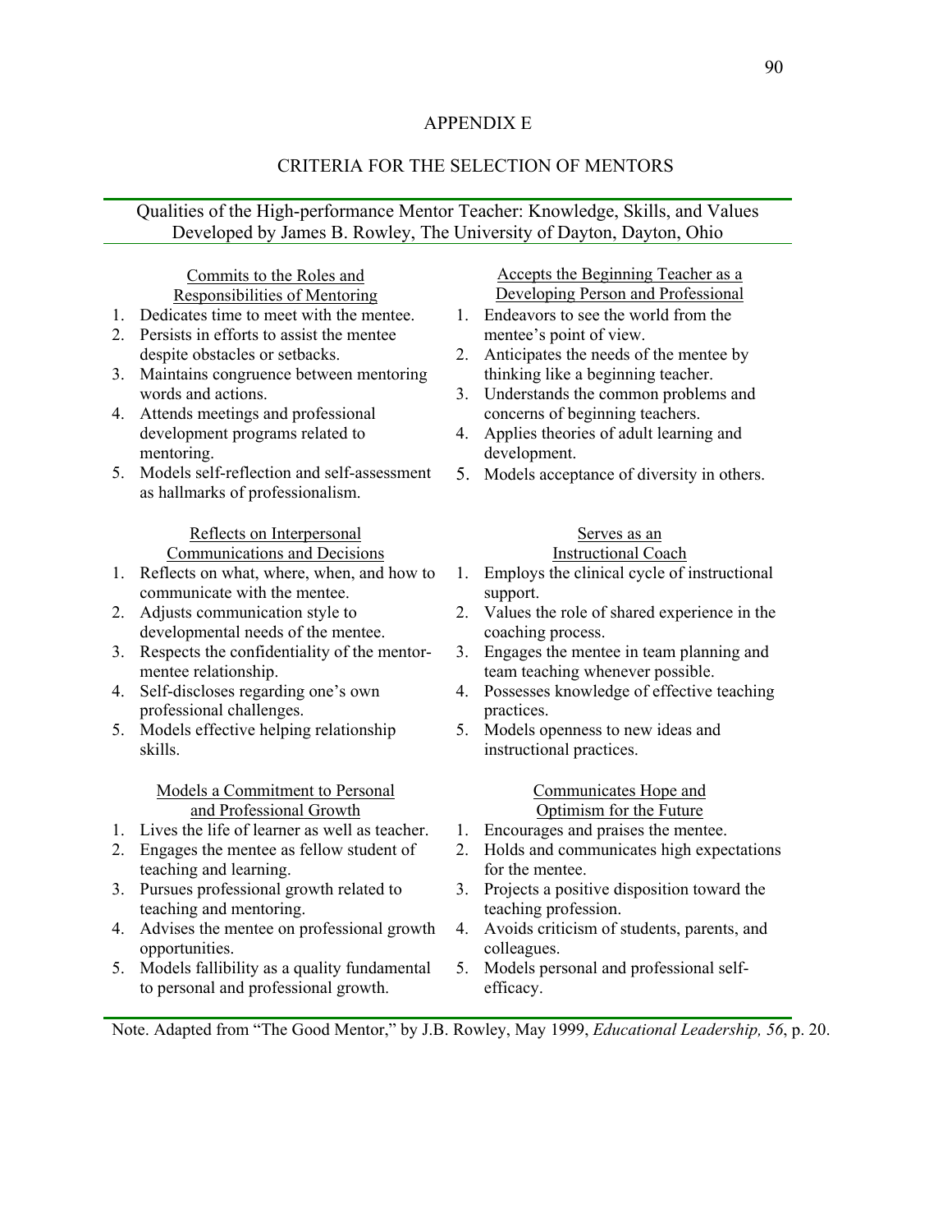# APPENDIX E

## CRITERIA FOR THE SELECTION OF MENTORS

Qualities of the High-performance Mentor Teacher: Knowledge, Skills, and Values
Developed by James B. Rowley, The University of Dayton, Dayton, Ohio

### Commits to the Roles and Responsibilities of Mentoring

1. Dedicates time to meet with the mentee.
2. Persists in efforts to assist the mentee despite obstacles or setbacks.
3. Maintains congruence between mentoring words and actions.
4. Attends meetings and professional development programs related to mentoring.
5. Models self-reflection and self-assessment as hallmarks of professionalism.

### Reflects on Interpersonal Communications and Decisions

1. Reflects on what, where, when, and how to communicate with the mentee.
2. Adjusts communication style to developmental needs of the mentee.
3. Respects the confidentiality of the mentor-mentee relationship.
4. Self-discloses regarding one's own professional challenges.
5. Models effective helping relationship skills.

### Models a Commitment to Personal and Professional Growth

1. Lives the life of learner as well as teacher.
2. Engages the mentee as fellow student of teaching and learning.
3. Pursues professional growth related to teaching and mentoring.
4. Advises the mentee on professional growth opportunities.
5. Models fallibility as a quality fundamental to personal and professional growth.

### Accepts the Beginning Teacher as a Developing Person and Professional

1. Endeavors to see the world from the mentee's point of view.
2. Anticipates the needs of the mentee by thinking like a beginning teacher.
3. Understands the common problems and concerns of beginning teachers.
4. Applies theories of adult learning and development.
5. Models acceptance of diversity in others.

### Serves as an Instructional Coach

1. Employs the clinical cycle of instructional support.
2. Values the role of shared experience in the coaching process.
3. Engages the mentee in team planning and team teaching whenever possible.
4. Possesses knowledge of effective teaching practices.
5. Models openness to new ideas and instructional practices.

### Communicates Hope and Optimism for the Future

1. Encourages and praises the mentee.
2. Holds and communicates high expectations for the mentee.
3. Projects a positive disposition toward the teaching profession.
4. Avoids criticism of students, parents, and colleagues.
5. Models personal and professional self-efficacy.

Note. Adapted from "The Good Mentor," by J.B. Rowley, May 1999, *Educational Leadership, 56*, p. 20.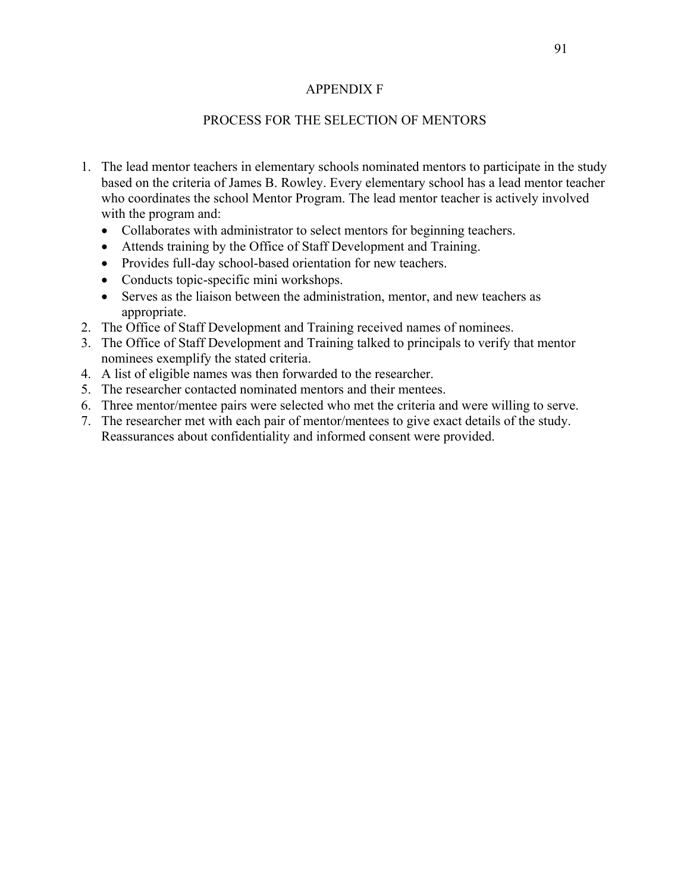# APPENDIX F

## PROCESS FOR THE SELECTION OF MENTORS

1. The lead mentor teachers in elementary schools nominated mentors to participate in the study based on the criteria of James B. Rowley. Every elementary school has a lead mentor teacher who coordinates the school Mentor Program. The lead mentor teacher is actively involved with the program and:
   - Collaborates with administrator to select mentors for beginning teachers.
   - Attends training by the Office of Staff Development and Training.
   - Provides full-day school-based orientation for new teachers.
   - Conducts topic-specific mini workshops.
   - Serves as the liaison between the administration, mentor, and new teachers as appropriate.
2. The Office of Staff Development and Training received names of nominees.
3. The Office of Staff Development and Training talked to principals to verify that mentor nominees exemplify the stated criteria.
4. A list of eligible names was then forwarded to the researcher.
5. The researcher contacted nominated mentors and their mentees.
6. Three mentor/mentee pairs were selected who met the criteria and were willing to serve.
7. The researcher met with each pair of mentor/mentees to give exact details of the study. Reassurances about confidentiality and informed consent were provided.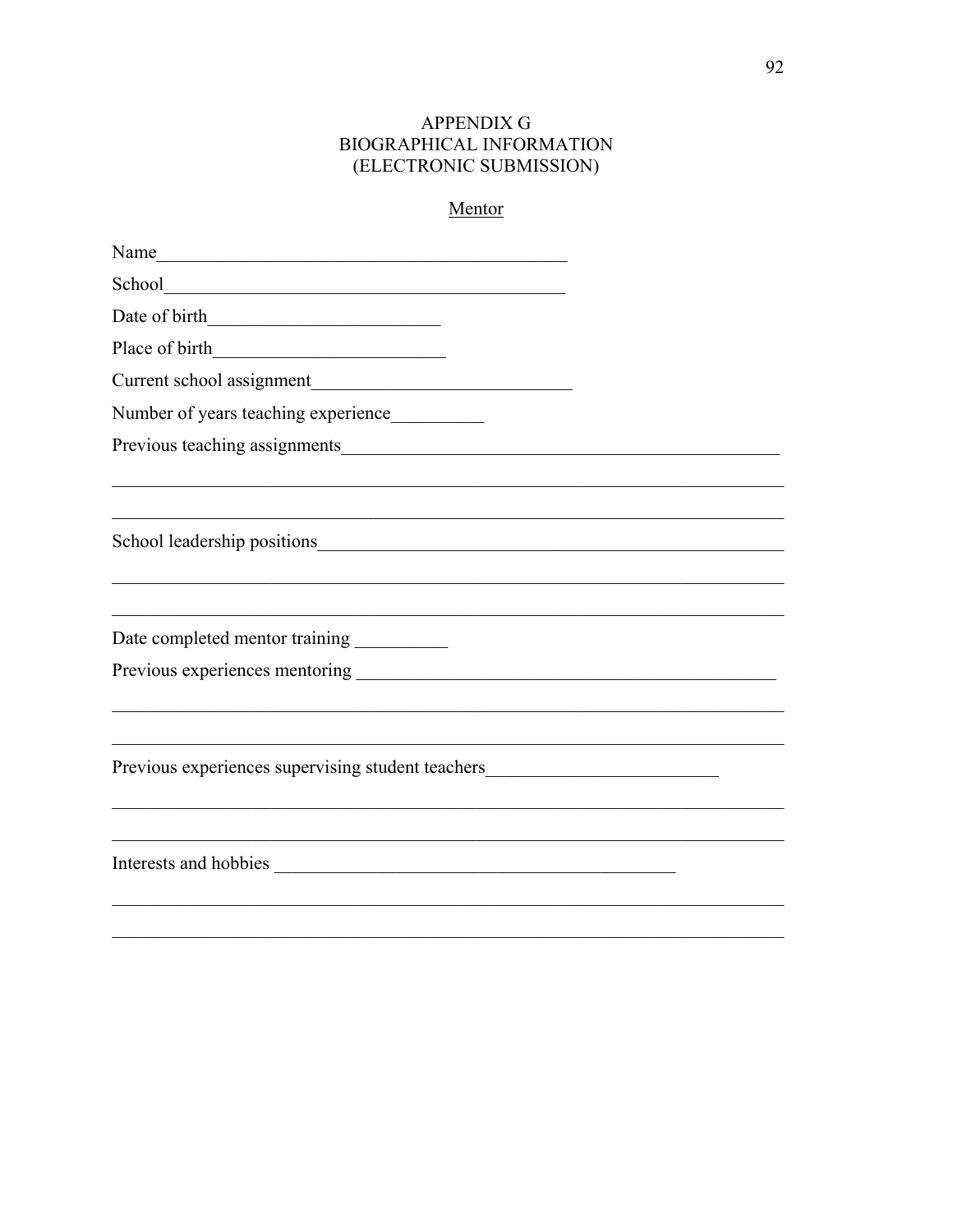# APPENDIX G
# BIOGRAPHICAL INFORMATION
# (ELECTRONIC SUBMISSION)

<u>Mentor</u>

Name_____________________________________________

School____________________________________________

Date of birth________________________

Place of birth________________________

Current school assignment___________________________

Number of years teaching experience__________

Previous teaching assignments_______________________________________________

___________________________________________________________________________

___________________________________________________________________________

School leadership positions__________________________________________________

___________________________________________________________________________

___________________________________________________________________________

Date completed mentor training __________

Previous experiences mentoring _____________________________________________

___________________________________________________________________________

___________________________________________________________________________

Previous experiences supervising student teachers_________________________

___________________________________________________________________________

___________________________________________________________________________

Interests and hobbies ____________________________________________

___________________________________________________________________________

___________________________________________________________________________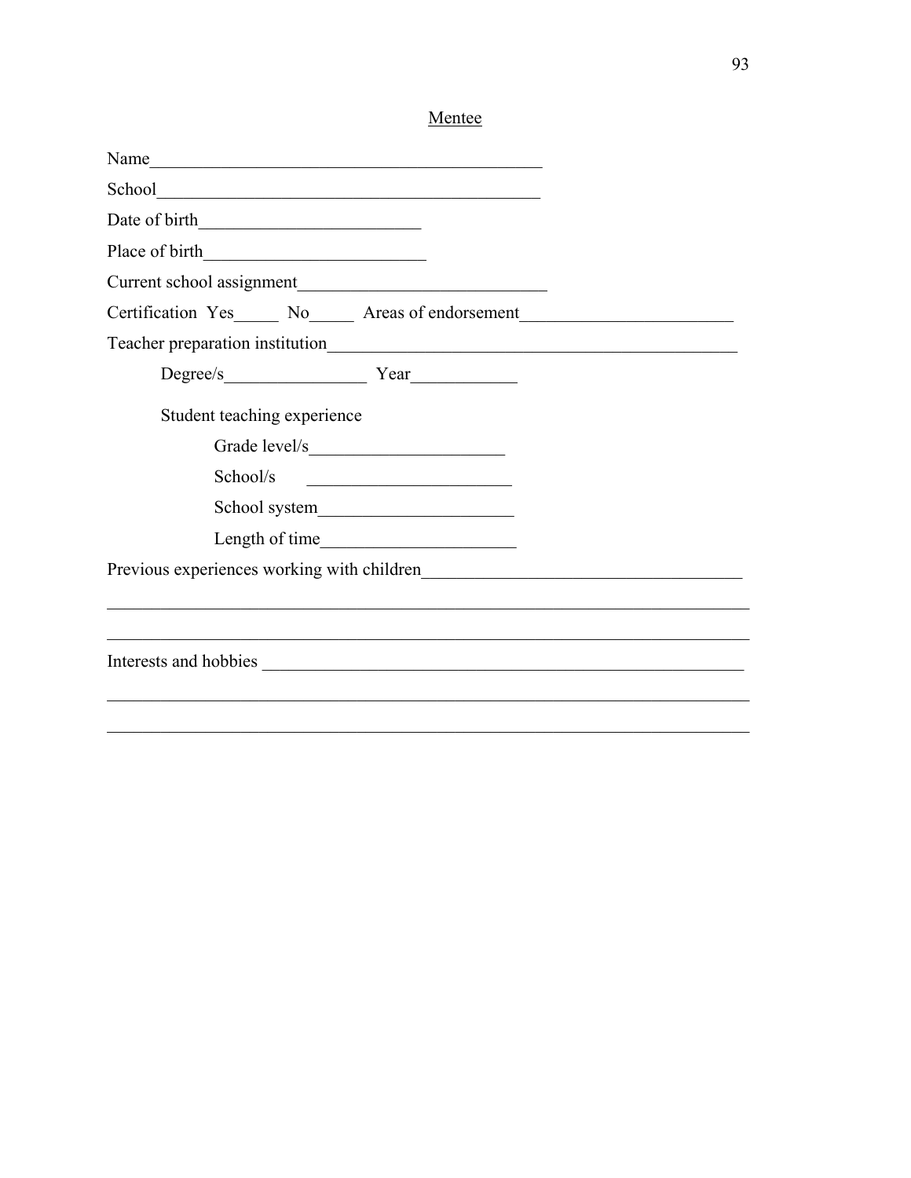Mentee

Name_____________________________________________

School____________________________________________

Date of birth_________________________

Place of birth_________________________

Current school assignment____________________________

Certification Yes_____ No_____ Areas of endorsement________________________

Teacher preparation institution_______________________________________________

Degree/s________________ Year____________

Student teaching experience

Grade level/s______________________

School/s _______________________

School system______________________

Length of time______________________

Previous experiences working with children____________________________________

___________________________________________________________________________

___________________________________________________________________________

Interests and hobbies ________________________________________________________

___________________________________________________________________________

___________________________________________________________________________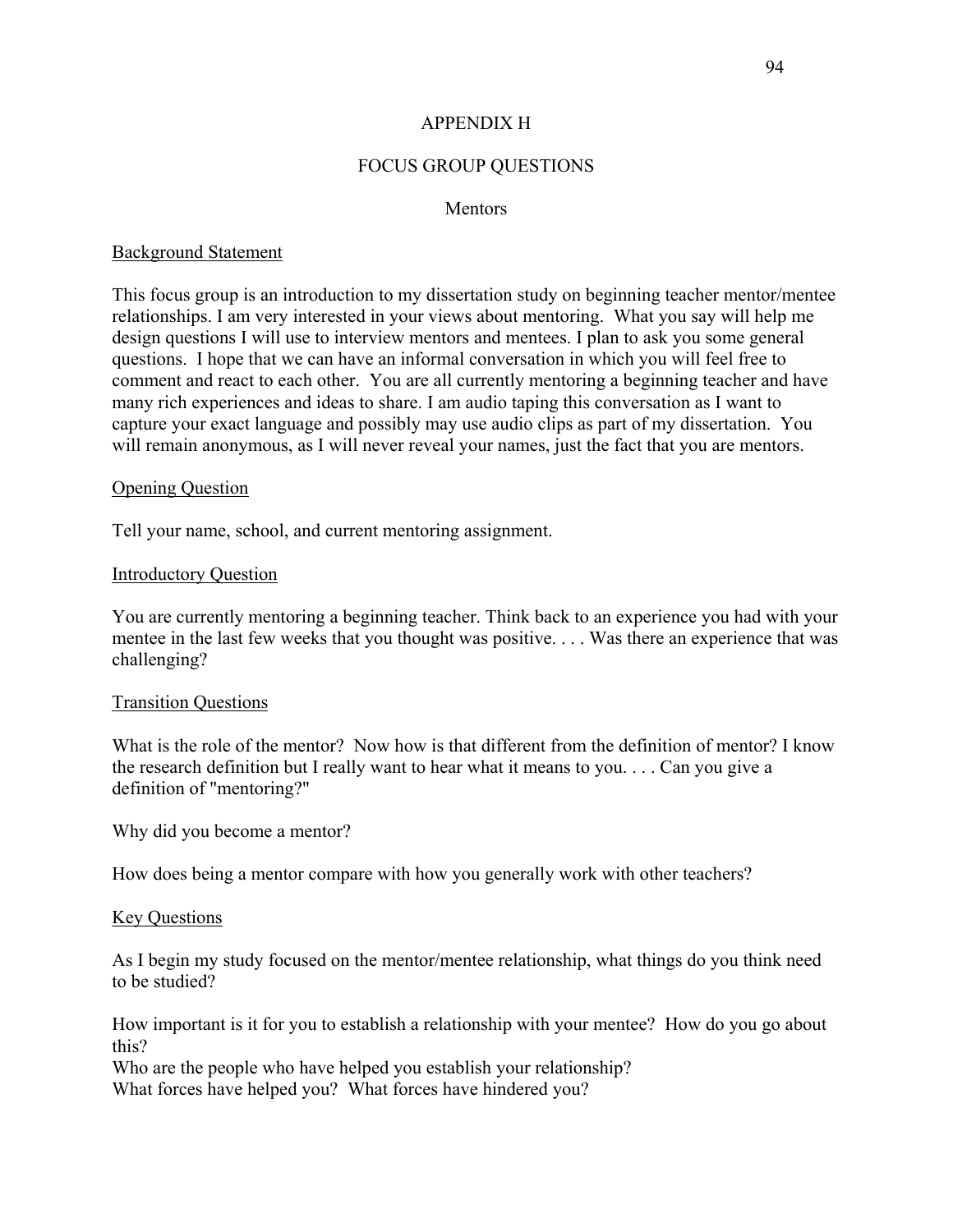# APPENDIX H

## FOCUS GROUP QUESTIONS

### Mentors

Background Statement

This focus group is an introduction to my dissertation study on beginning teacher mentor/mentee relationships. I am very interested in your views about mentoring. What you say will help me design questions I will use to interview mentors and mentees. I plan to ask you some general questions. I hope that we can have an informal conversation in which you will feel free to comment and react to each other. You are all currently mentoring a beginning teacher and have many rich experiences and ideas to share. I am audio taping this conversation as I want to capture your exact language and possibly may use audio clips as part of my dissertation. You will remain anonymous, as I will never reveal your names, just the fact that you are mentors.

Opening Question

Tell your name, school, and current mentoring assignment.

Introductory Question

You are currently mentoring a beginning teacher. Think back to an experience you had with your mentee in the last few weeks that you thought was positive. . . . Was there an experience that was challenging?

Transition Questions

What is the role of the mentor? Now how is that different from the definition of mentor? I know the research definition but I really want to hear what it means to you. . . . Can you give a definition of "mentoring?"

Why did you become a mentor?

How does being a mentor compare with how you generally work with other teachers?

Key Questions

As I begin my study focused on the mentor/mentee relationship, what things do you think need to be studied?

How important is it for you to establish a relationship with your mentee? How do you go about this?
Who are the people who have helped you establish your relationship?
What forces have helped you? What forces have hindered you?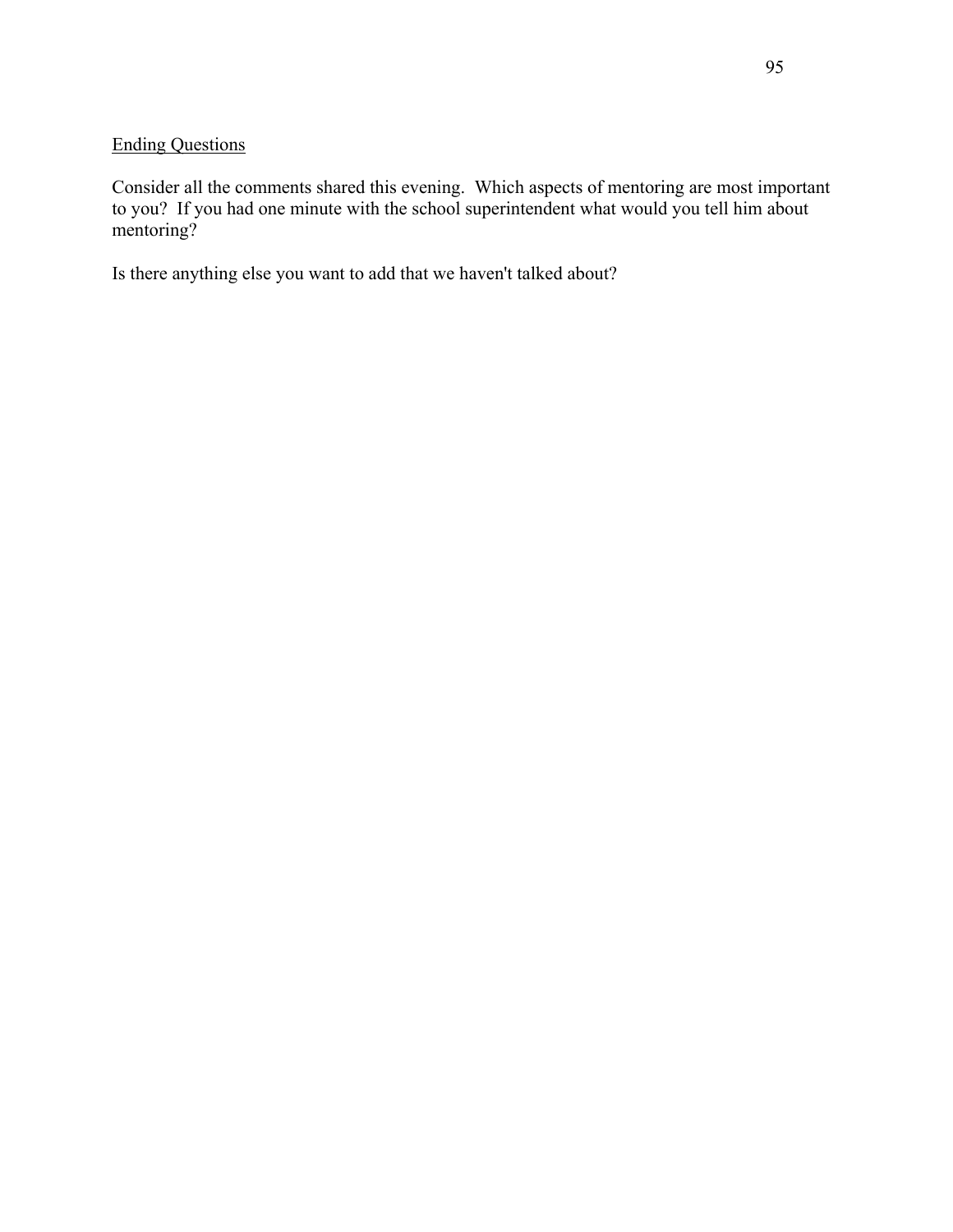Ending Questions

Consider all the comments shared this evening. Which aspects of mentoring are most important to you? If you had one minute with the school superintendent what would you tell him about mentoring?

Is there anything else you want to add that we haven't talked about?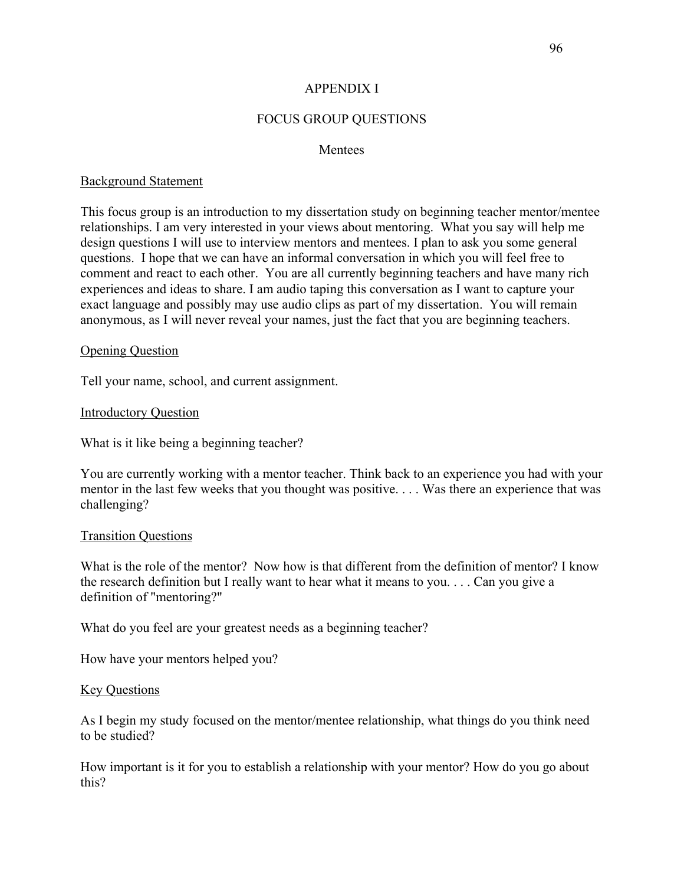# APPENDIX I

## FOCUS GROUP QUESTIONS

### Mentees

Background Statement

This focus group is an introduction to my dissertation study on beginning teacher mentor/mentee relationships. I am very interested in your views about mentoring. What you say will help me design questions I will use to interview mentors and mentees. I plan to ask you some general questions. I hope that we can have an informal conversation in which you will feel free to comment and react to each other. You are all currently beginning teachers and have many rich experiences and ideas to share. I am audio taping this conversation as I want to capture your exact language and possibly may use audio clips as part of my dissertation. You will remain anonymous, as I will never reveal your names, just the fact that you are beginning teachers.

Opening Question

Tell your name, school, and current assignment.

Introductory Question

What is it like being a beginning teacher?

You are currently working with a mentor teacher. Think back to an experience you had with your mentor in the last few weeks that you thought was positive. . . . Was there an experience that was challenging?

Transition Questions

What is the role of the mentor? Now how is that different from the definition of mentor? I know the research definition but I really want to hear what it means to you. . . . Can you give a definition of "mentoring?"

What do you feel are your greatest needs as a beginning teacher?

How have your mentors helped you?

Key Questions

As I begin my study focused on the mentor/mentee relationship, what things do you think need to be studied?

How important is it for you to establish a relationship with your mentor? How do you go about this?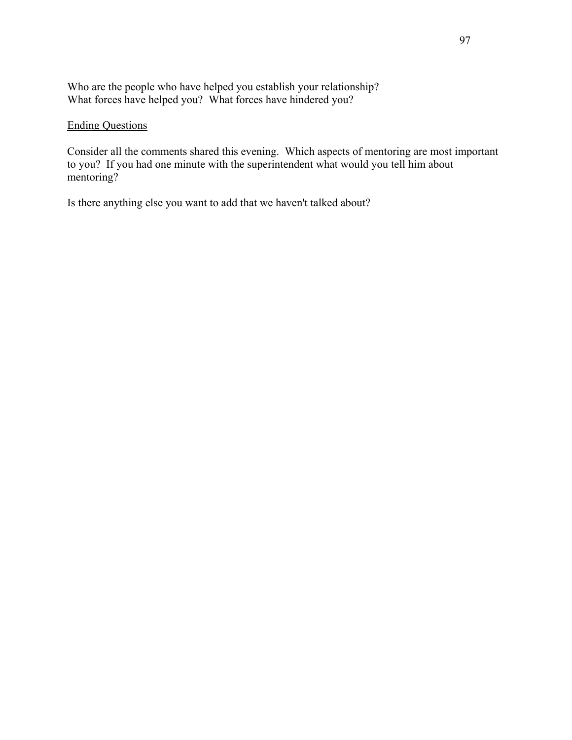Who are the people who have helped you establish your relationship?
What forces have helped you? What forces have hindered you?

<u>Ending Questions</u>

Consider all the comments shared this evening. Which aspects of mentoring are most important to you? If you had one minute with the superintendent what would you tell him about mentoring?

Is there anything else you want to add that we haven't talked about?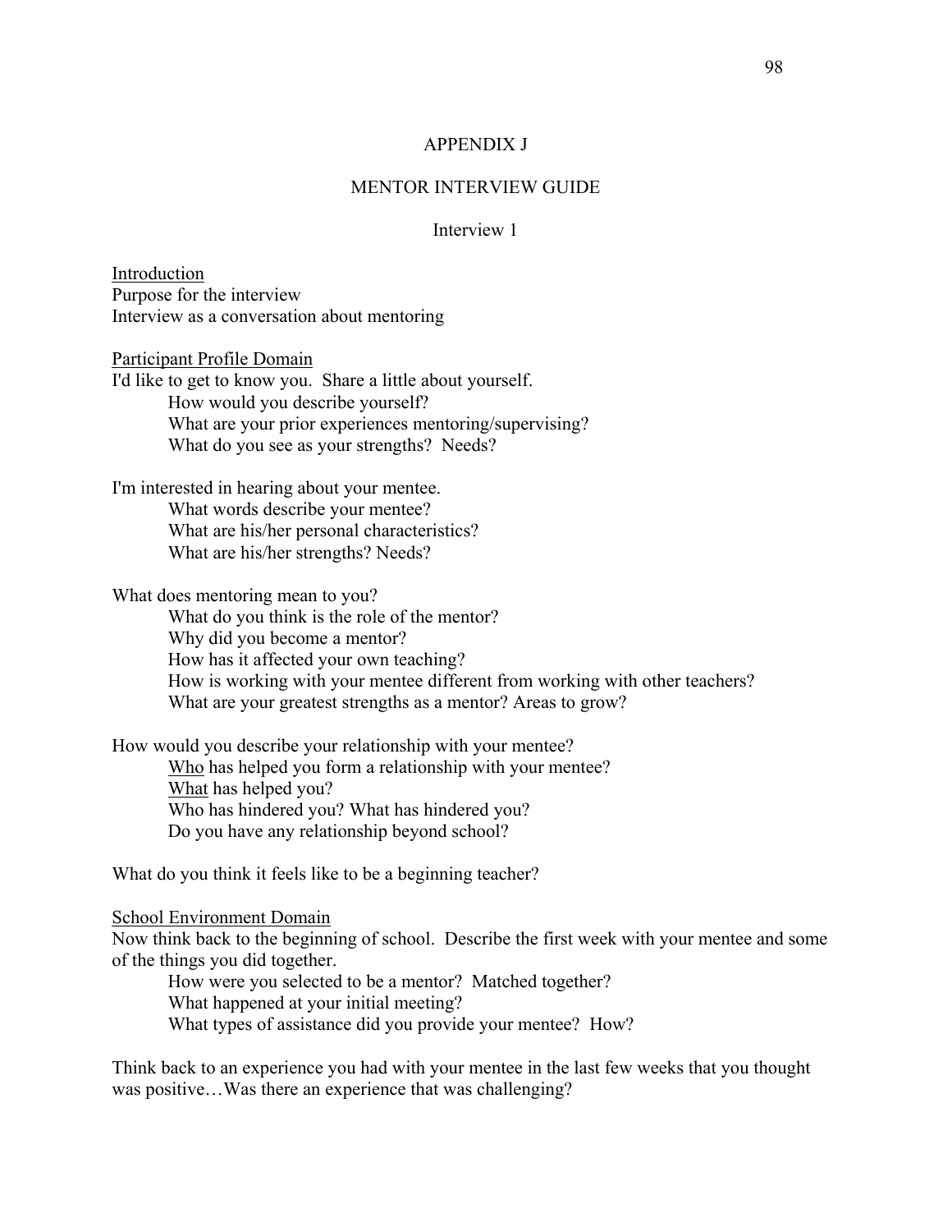# APPENDIX J

## MENTOR INTERVIEW GUIDE

### Interview 1

<u>Introduction</u>
Purpose for the interview
Interview as a conversation about mentoring

<u>Participant Profile Domain</u>
I'd like to get to know you. Share a little about yourself.

- How would you describe yourself?
- What are your prior experiences mentoring/supervising?
- What do you see as your strengths? Needs?

I'm interested in hearing about your mentee.

- What words describe your mentee?
- What are his/her personal characteristics?
- What are his/her strengths? Needs?

What does mentoring mean to you?

- What do you think is the role of the mentor?
- Why did you become a mentor?
- How has it affected your own teaching?
- How is working with your mentee different from working with other teachers?
- What are your greatest strengths as a mentor? Areas to grow?

How would you describe your relationship with your mentee?

- <u>Who</u> has helped you form a relationship with your mentee?
- <u>What</u> has helped you?
- Who has hindered you? What has hindered you?
- Do you have any relationship beyond school?

What do you think it feels like to be a beginning teacher?

<u>School Environment Domain</u>
Now think back to the beginning of school. Describe the first week with your mentee and some of the things you did together.

- How were you selected to be a mentor? Matched together?
- What happened at your initial meeting?
- What types of assistance did you provide your mentee? How?

Think back to an experience you had with your mentee in the last few weeks that you thought was positive…Was there an experience that was challenging?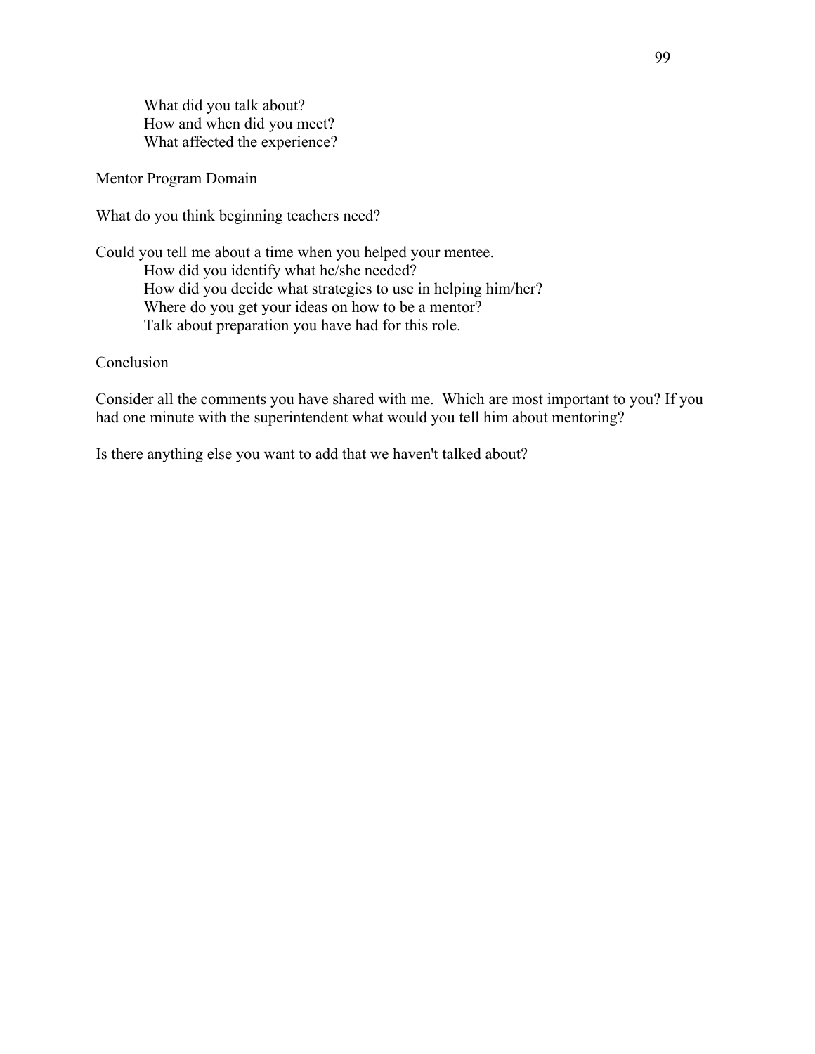What did you talk about?
How and when did you meet?
What affected the experience?

<u>Mentor Program Domain</u>

What do you think beginning teachers need?

Could you tell me about a time when you helped your mentee.
How did you identify what he/she needed?
How did you decide what strategies to use in helping him/her?
Where do you get your ideas on how to be a mentor?
Talk about preparation you have had for this role.

<u>Conclusion</u>

Consider all the comments you have shared with me. Which are most important to you? If you had one minute with the superintendent what would you tell him about mentoring?

Is there anything else you want to add that we haven't talked about?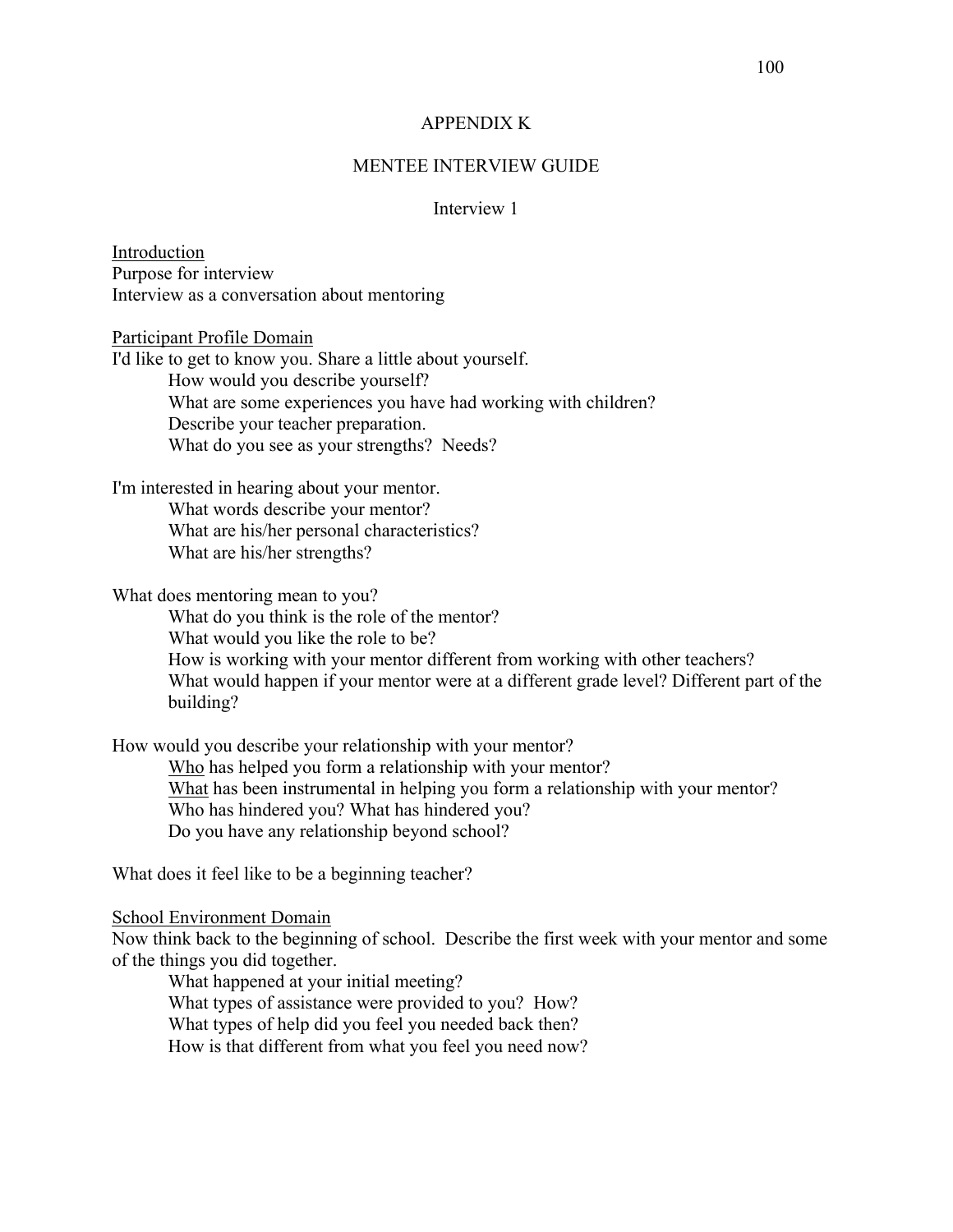# APPENDIX K

## MENTEE INTERVIEW GUIDE

### Interview 1

<u>Introduction</u>
Purpose for interview
Interview as a conversation about mentoring

<u>Participant Profile Domain</u>
I'd like to get to know you. Share a little about yourself.

- How would you describe yourself?
- What are some experiences you have had working with children?
- Describe your teacher preparation.
- What do you see as your strengths? Needs?

I'm interested in hearing about your mentor.

- What words describe your mentor?
- What are his/her personal characteristics?
- What are his/her strengths?

What does mentoring mean to you?

- What do you think is the role of the mentor?
- What would you like the role to be?
- How is working with your mentor different from working with other teachers?
- What would happen if your mentor were at a different grade level? Different part of the building?

How would you describe your relationship with your mentor?

- <u>Who</u> has helped you form a relationship with your mentor?
- <u>What</u> has been instrumental in helping you form a relationship with your mentor?
- Who has hindered you? What has hindered you?
- Do you have any relationship beyond school?

What does it feel like to be a beginning teacher?

<u>School Environment Domain</u>
Now think back to the beginning of school. Describe the first week with your mentor and some of the things you did together.

- What happened at your initial meeting?
- What types of assistance were provided to you? How?
- What types of help did you feel you needed back then?
- How is that different from what you feel you need now?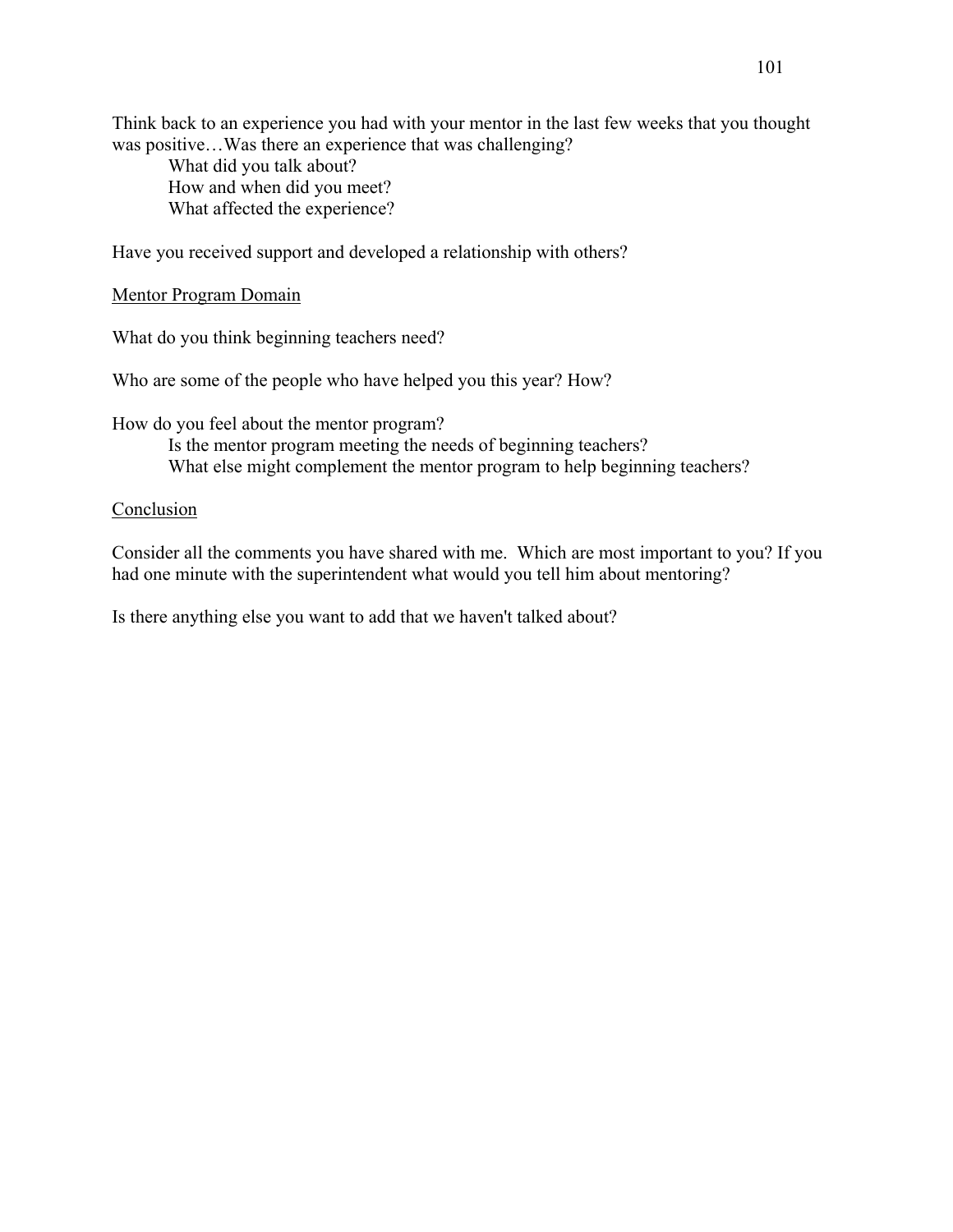Think back to an experience you had with your mentor in the last few weeks that you thought was positive…Was there an experience that was challenging?

> What did you talk about?
> How and when did you meet?
> What affected the experience?

Have you received support and developed a relationship with others?

<u>Mentor Program Domain</u>

What do you think beginning teachers need?

Who are some of the people who have helped you this year? How?

How do you feel about the mentor program?

> Is the mentor program meeting the needs of beginning teachers?
> What else might complement the mentor program to help beginning teachers?

<u>Conclusion</u>

Consider all the comments you have shared with me. Which are most important to you? If you had one minute with the superintendent what would you tell him about mentoring?

Is there anything else you want to add that we haven't talked about?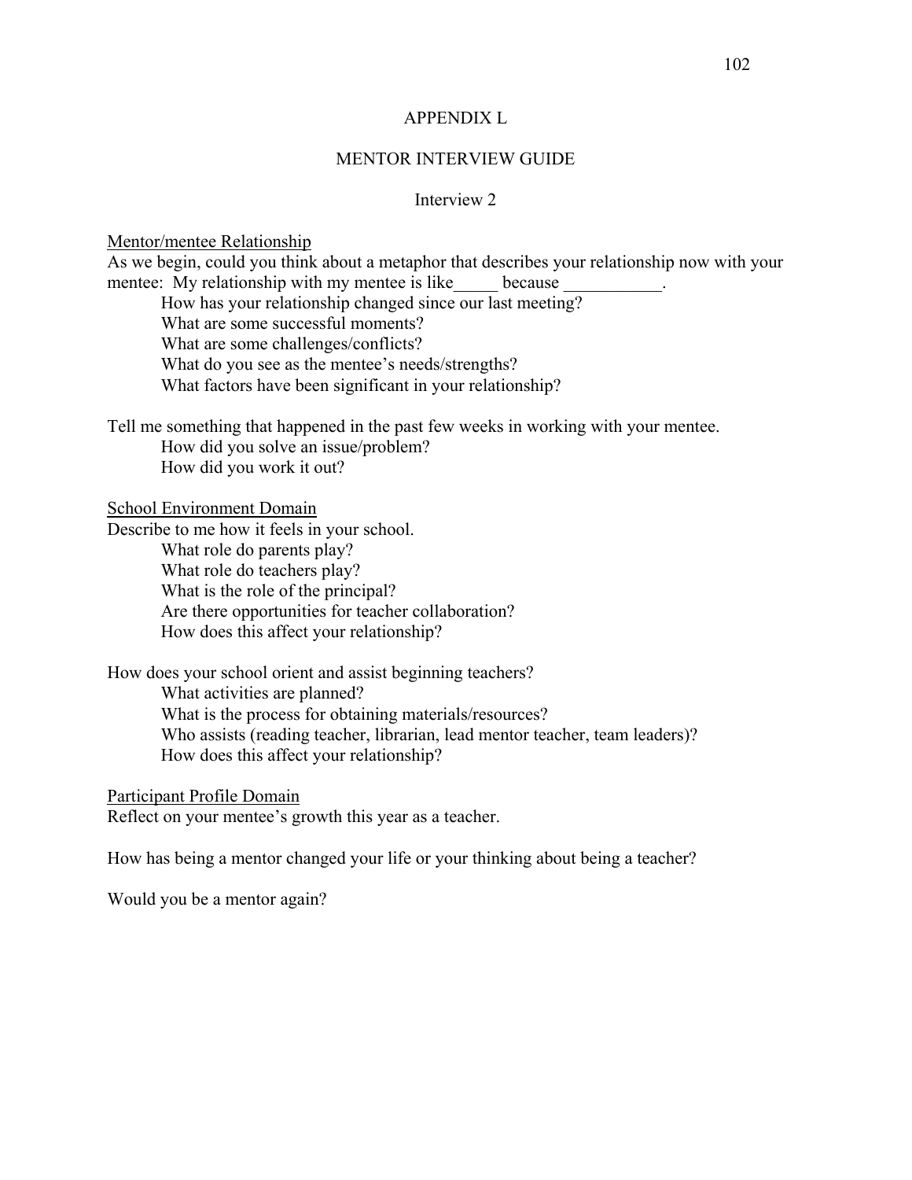# APPENDIX L

## MENTOR INTERVIEW GUIDE

### Interview 2

<u>Mentor/mentee Relationship</u>

As we begin, could you think about a metaphor that describes your relationship now with your mentee: My relationship with my mentee is like_____ because ___________.

- How has your relationship changed since our last meeting?
- What are some successful moments?
- What are some challenges/conflicts?
- What do you see as the mentee's needs/strengths?
- What factors have been significant in your relationship?

Tell me something that happened in the past few weeks in working with your mentee.

- How did you solve an issue/problem?
- How did you work it out?

<u>School Environment Domain</u>

Describe to me how it feels in your school.

- What role do parents play?
- What role do teachers play?
- What is the role of the principal?
- Are there opportunities for teacher collaboration?
- How does this affect your relationship?

How does your school orient and assist beginning teachers?

- What activities are planned?
- What is the process for obtaining materials/resources?
- Who assists (reading teacher, librarian, lead mentor teacher, team leaders)?
- How does this affect your relationship?

<u>Participant Profile Domain</u>

Reflect on your mentee's growth this year as a teacher.

How has being a mentor changed your life or your thinking about being a teacher?

Would you be a mentor again?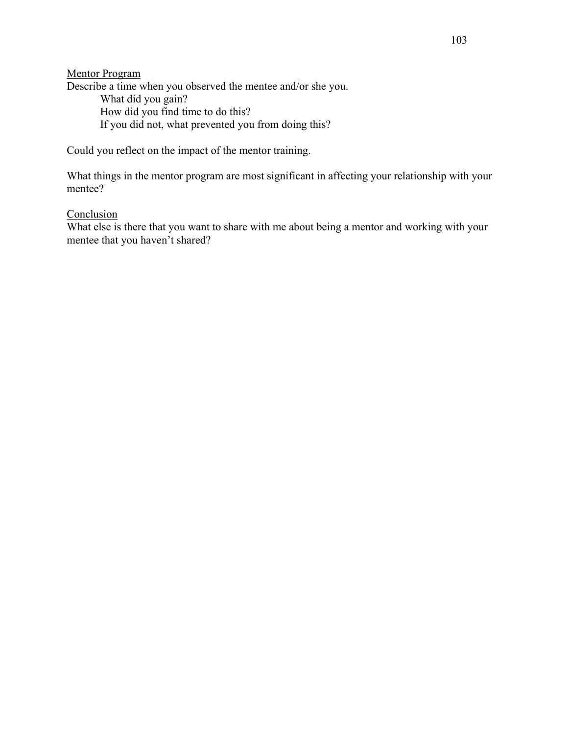<u>Mentor Program</u>

Describe a time when you observed the mentee and/or she you.

- What did you gain?
- How did you find time to do this?
- If you did not, what prevented you from doing this?

Could you reflect on the impact of the mentor training.

What things in the mentor program are most significant in affecting your relationship with your mentee?

<u>Conclusion</u>

What else is there that you want to share with me about being a mentor and working with your mentee that you haven't shared?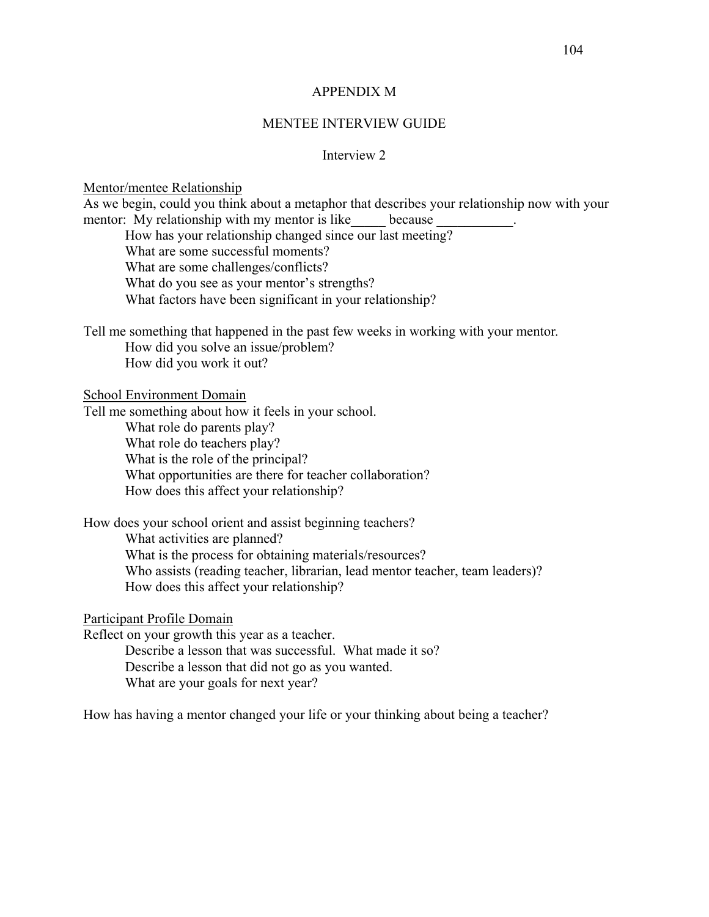# APPENDIX M

## MENTEE INTERVIEW GUIDE

### Interview 2

Mentor/mentee Relationship

As we begin, could you think about a metaphor that describes your relationship now with your mentor: My relationship with my mentor is like_____ because ___________.

- How has your relationship changed since our last meeting?
- What are some successful moments?
- What are some challenges/conflicts?
- What do you see as your mentor's strengths?
- What factors have been significant in your relationship?

Tell me something that happened in the past few weeks in working with your mentor.

- How did you solve an issue/problem?
- How did you work it out?

School Environment Domain

Tell me something about how it feels in your school.

- What role do parents play?
- What role do teachers play?
- What is the role of the principal?
- What opportunities are there for teacher collaboration?
- How does this affect your relationship?

How does your school orient and assist beginning teachers?

- What activities are planned?
- What is the process for obtaining materials/resources?
- Who assists (reading teacher, librarian, lead mentor teacher, team leaders)?
- How does this affect your relationship?

Participant Profile Domain

Reflect on your growth this year as a teacher.

- Describe a lesson that was successful. What made it so?
- Describe a lesson that did not go as you wanted.
- What are your goals for next year?

How has having a mentor changed your life or your thinking about being a teacher?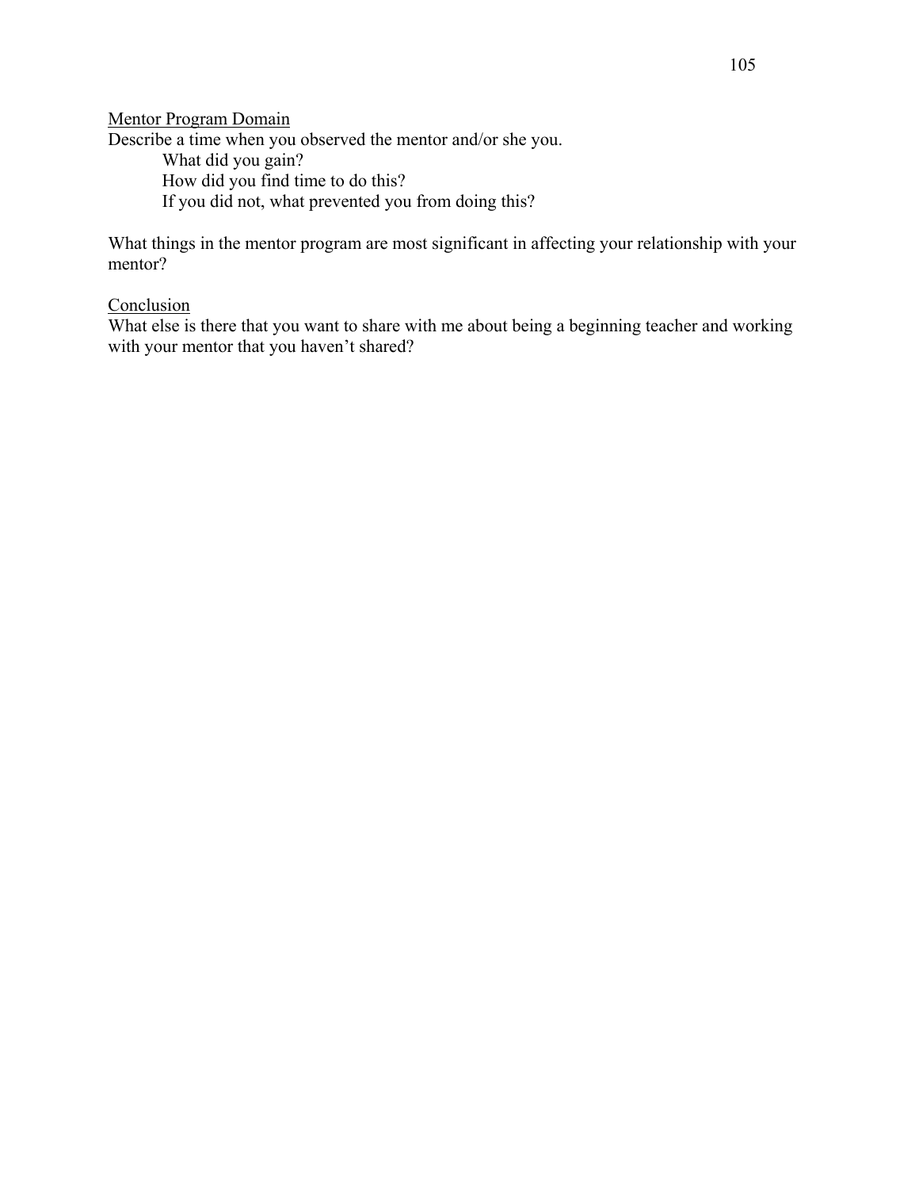<u>Mentor Program Domain</u>

Describe a time when you observed the mentor and/or she you.

- What did you gain?
- How did you find time to do this?
- If you did not, what prevented you from doing this?

What things in the mentor program are most significant in affecting your relationship with your mentor?

<u>Conclusion</u>

What else is there that you want to share with me about being a beginning teacher and working with your mentor that you haven't shared?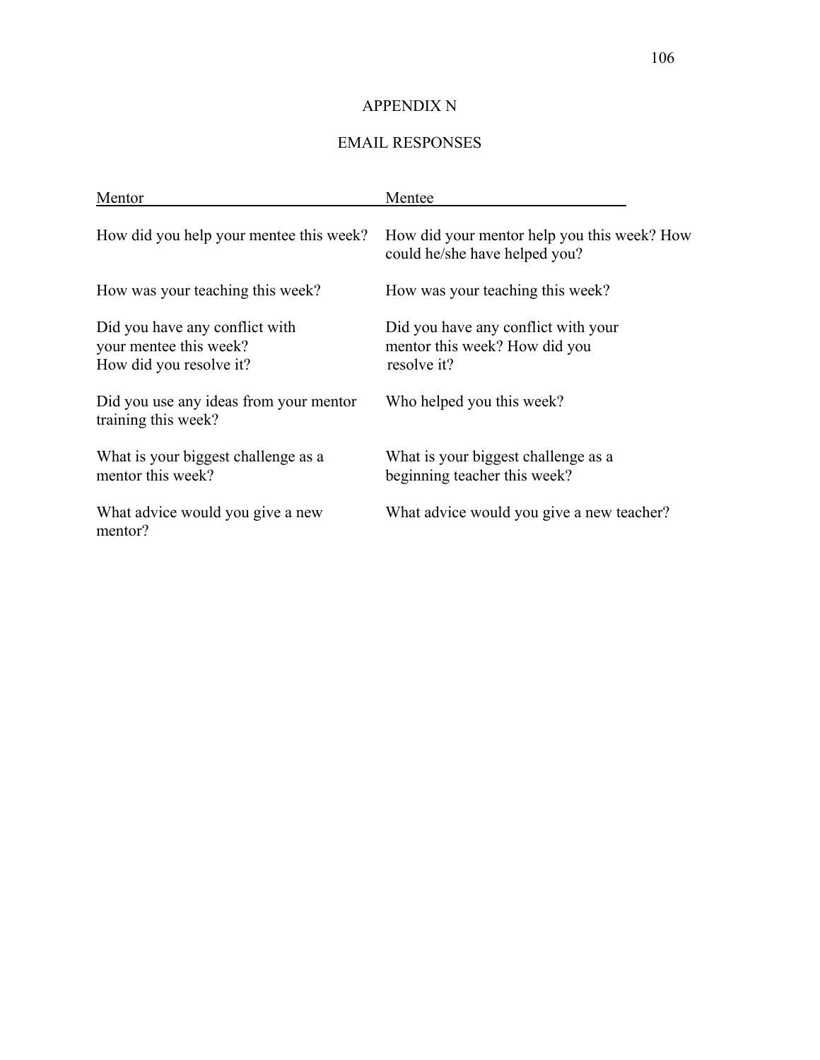# APPENDIX N

## EMAIL RESPONSES

| Mentor | Mentee |
|---|---|
| How did you help your mentee this week? | How did your mentor help you this week? How could he/she have helped you? |
| How was your teaching this week? | How was your teaching this week? |
| Did you have any conflict with your mentee this week? How did you resolve it? | Did you have any conflict with your mentor this week? How did you resolve it? |
| Did you use any ideas from your mentor training this week? | Who helped you this week? |
| What is your biggest challenge as a mentor this week? | What is your biggest challenge as a beginning teacher this week? |
| What advice would you give a new mentor? | What advice would you give a new teacher? |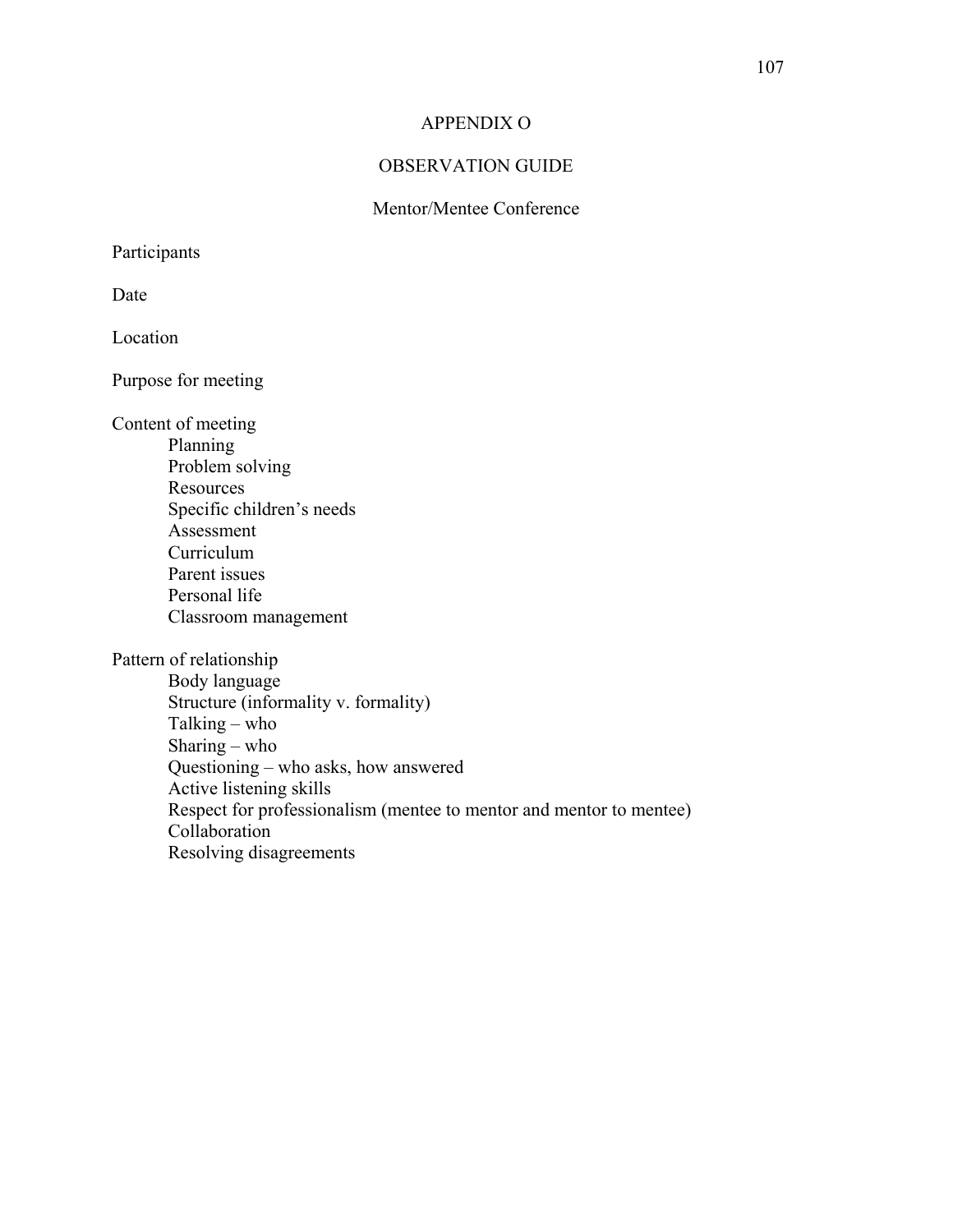# APPENDIX O

## OBSERVATION GUIDE

### Mentor/Mentee Conference

Participants

Date

Location

Purpose for meeting

Content of meeting
- Planning
- Problem solving
- Resources
- Specific children's needs
- Assessment
- Curriculum
- Parent issues
- Personal life
- Classroom management

Pattern of relationship
- Body language
- Structure (informality v. formality)
- Talking – who
- Sharing – who
- Questioning – who asks, how answered
- Active listening skills
- Respect for professionalism (mentee to mentor and mentor to mentee)
- Collaboration
- Resolving disagreements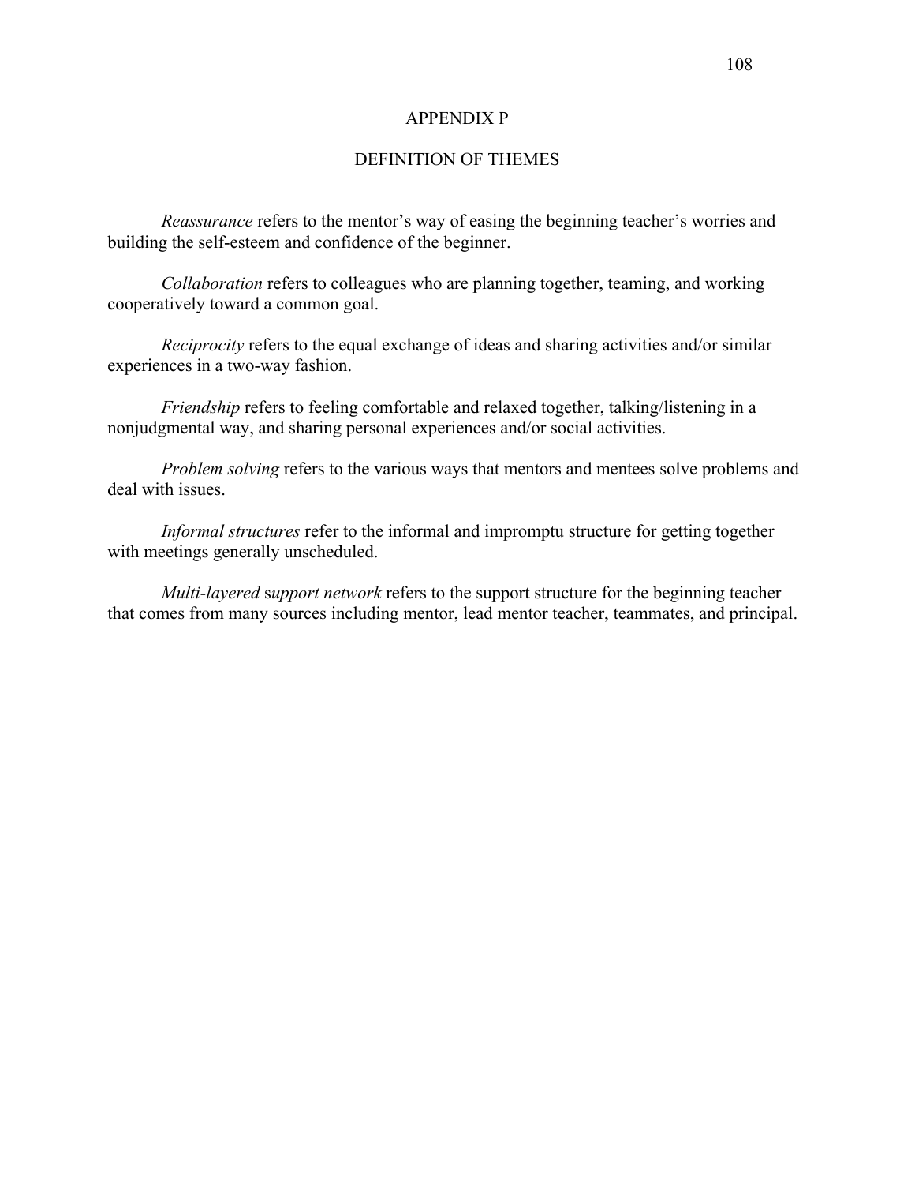# APPENDIX P

## DEFINITION OF THEMES

*Reassurance* refers to the mentor's way of easing the beginning teacher's worries and building the self-esteem and confidence of the beginner.

*Collaboration* refers to colleagues who are planning together, teaming, and working cooperatively toward a common goal.

*Reciprocity* refers to the equal exchange of ideas and sharing activities and/or similar experiences in a two-way fashion.

*Friendship* refers to feeling comfortable and relaxed together, talking/listening in a nonjudgmental way, and sharing personal experiences and/or social activities.

*Problem solving* refers to the various ways that mentors and mentees solve problems and deal with issues.

*Informal structures* refer to the informal and impromptu structure for getting together with meetings generally unscheduled.

*Multi-layered* s*upport network* refers to the support structure for the beginning teacher that comes from many sources including mentor, lead mentor teacher, teammates, and principal.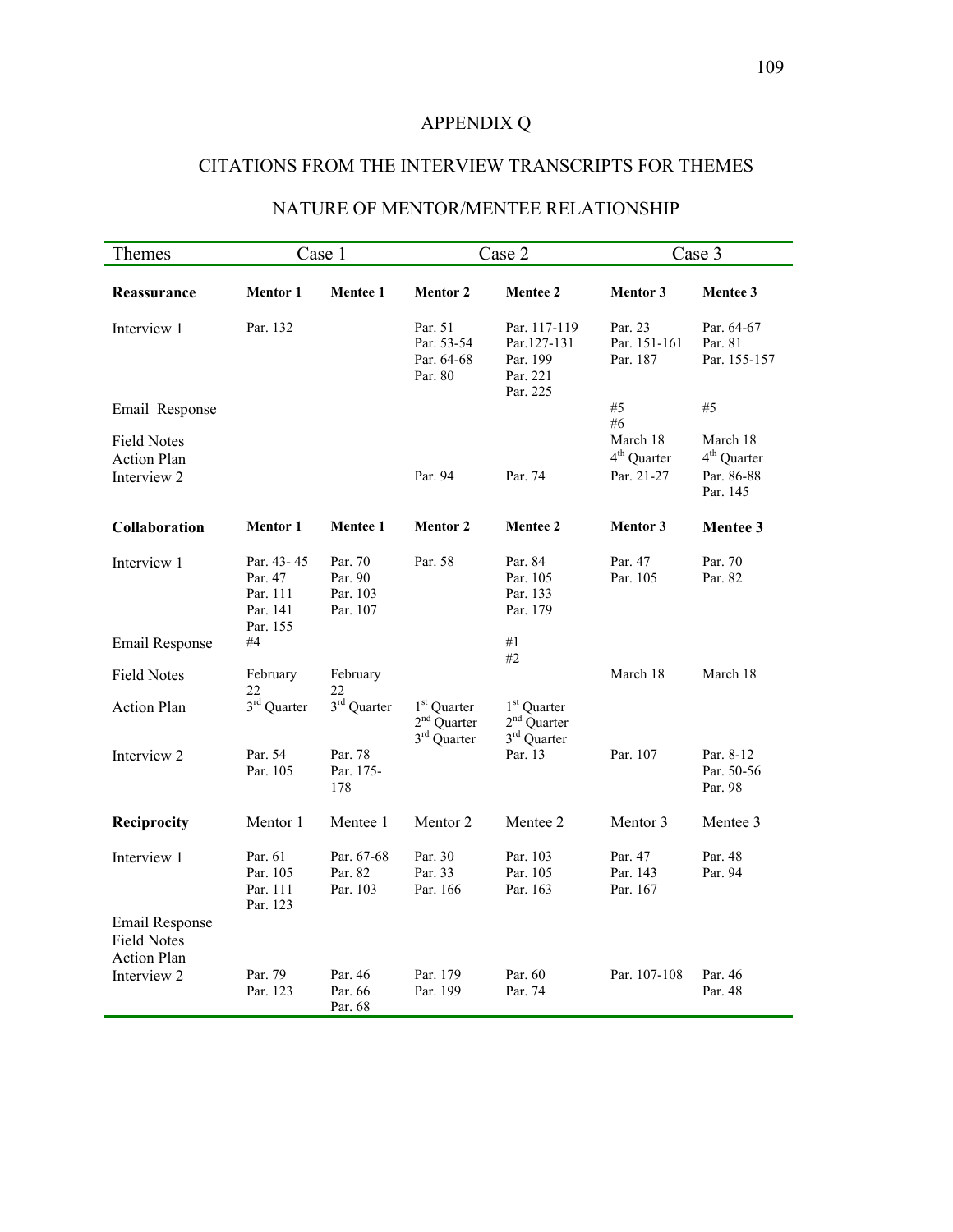# APPENDIX Q

## CITATIONS FROM THE INTERVIEW TRANSCRIPTS FOR THEMES

## NATURE OF MENTOR/MENTEE RELATIONSHIP

| Themes | Case 1 | | Case 2 | | Case 3 | |
|---|---|---|---|---|---|---|
| **Reassurance** | **Mentor 1** | **Mentee 1** | **Mentor 2** | **Mentee 2** | **Mentor 3** | **Mentee 3** |
| Interview 1 | Par. 132 | | Par. 51<br>Par. 53-54<br>Par. 64-68<br>Par. 80 | Par. 117-119<br>Par.127-131<br>Par. 199<br>Par. 221<br>Par. 225 | Par. 23<br>Par. 151-161<br>Par. 187 | Par. 64-67<br>Par. 81<br>Par. 155-157 |
| Email Response | | | | | #5<br>#6 | #5 |
| Field Notes | | | | | March 18 | March 18 |
| Action Plan | | | | | 4th Quarter | 4th Quarter |
| Interview 2 | | | Par. 94 | Par. 74 | Par. 21-27 | Par. 86-88<br>Par. 145 |
| **Collaboration** | **Mentor 1** | **Mentee 1** | **Mentor 2** | **Mentee 2** | **Mentor 3** | **Mentee 3** |
| Interview 1 | Par. 43- 45<br>Par. 47<br>Par. 111<br>Par. 141<br>Par. 155 | Par. 70<br>Par. 90<br>Par. 103<br>Par. 107 | Par. 58 | Par. 84<br>Par. 105<br>Par. 133<br>Par. 179 | Par. 47<br>Par. 105 | Par. 70<br>Par. 82 |
| Email Response | #4 | | | #1<br>#2 | | |
| Field Notes | February 22 | February 22 | | | March 18 | March 18 |
| Action Plan | 3rd Quarter | 3rd Quarter | 1st Quarter<br>2nd Quarter<br>3rd Quarter | 1st Quarter<br>2nd Quarter<br>3rd Quarter | | |
| Interview 2 | Par. 54<br>Par. 105 | Par. 78<br>Par. 175-178 | | Par. 13 | Par. 107 | Par. 8-12<br>Par. 50-56<br>Par. 98 |
| **Reciprocity** | Mentor 1 | Mentee 1 | Mentor 2 | Mentee 2 | Mentor 3 | Mentee 3 |
| Interview 1 | Par. 61<br>Par. 105<br>Par. 111<br>Par. 123 | Par. 67-68<br>Par. 82<br>Par. 103 | Par. 30<br>Par. 33<br>Par. 166 | Par. 103<br>Par. 105<br>Par. 163 | Par. 47<br>Par. 143<br>Par. 167 | Par. 48<br>Par. 94 |
| Email Response | | | | | | |
| Field Notes | | | | | | |
| Action Plan | | | | | | |
| Interview 2 | Par. 79<br>Par. 123 | Par. 46<br>Par. 66<br>Par. 68 | Par. 179<br>Par. 199 | Par. 60<br>Par. 74 | Par. 107-108 | Par. 46<br>Par. 48 |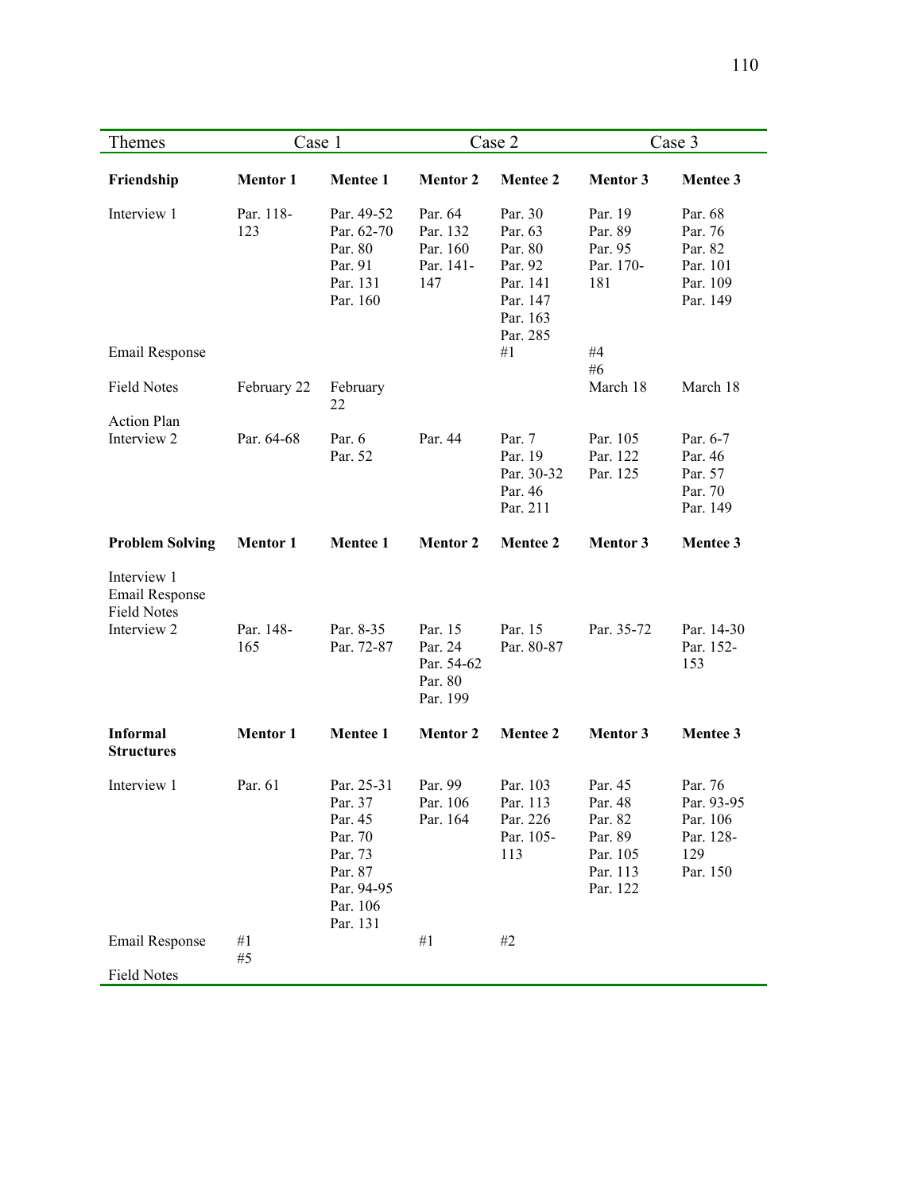| Themes | Case 1 | | Case 2 | | Case 3 | |
|---|---|---|---|---|---|---|
| **Friendship** | **Mentor 1** | **Mentee 1** | **Mentor 2** | **Mentee 2** | **Mentor 3** | **Mentee 3** |
| Interview 1 | Par. 118-123 | Par. 49-52<br>Par. 62-70<br>Par. 80<br>Par. 91<br>Par. 131<br>Par. 160 | Par. 64<br>Par. 132<br>Par. 160<br>Par. 141-147 | Par. 30<br>Par. 63<br>Par. 80<br>Par. 92<br>Par. 141<br>Par. 147<br>Par. 163<br>Par. 285 | Par. 19<br>Par. 89<br>Par. 95<br>Par. 170-181 | Par. 68<br>Par. 76<br>Par. 82<br>Par. 101<br>Par. 109<br>Par. 149 |
| Email Response | | | | #1 | #4<br>#6 | |
| Field Notes | February 22 | February 22 | | | March 18 | March 18 |
| Action Plan | | | | | | |
| Interview 2 | Par. 64-68 | Par. 6<br>Par. 52 | Par. 44 | Par. 7<br>Par. 19<br>Par. 30-32<br>Par. 46<br>Par. 211 | Par. 105<br>Par. 122<br>Par. 125 | Par. 6-7<br>Par. 46<br>Par. 57<br>Par. 70<br>Par. 149 |
| **Problem Solving** | **Mentor 1** | **Mentee 1** | **Mentor 2** | **Mentee 2** | **Mentor 3** | **Mentee 3** |
| Interview 1 | | | | | | |
| Email Response | | | | | | |
| Field Notes | | | | | | |
| Interview 2 | Par. 148-165 | Par. 8-35<br>Par. 72-87 | Par. 15<br>Par. 24<br>Par. 54-62<br>Par. 80<br>Par. 199 | Par. 15<br>Par. 80-87 | Par. 35-72 | Par. 14-30<br>Par. 152-153 |
| **Informal Structures** | **Mentor 1** | **Mentee 1** | **Mentor 2** | **Mentee 2** | **Mentor 3** | **Mentee 3** |
| Interview 1 | Par. 61 | Par. 25-31<br>Par. 37<br>Par. 45<br>Par. 70<br>Par. 73<br>Par. 87<br>Par. 94-95<br>Par. 106<br>Par. 131 | Par. 99<br>Par. 106<br>Par. 164 | Par. 103<br>Par. 113<br>Par. 226<br>Par. 105-113 | Par. 45<br>Par. 48<br>Par. 82<br>Par. 89<br>Par. 105<br>Par. 113<br>Par. 122 | Par. 76<br>Par. 93-95<br>Par. 106<br>Par. 128-129<br>Par. 150 |
| Email Response | #1<br>#5 | | #1 | #2 | | |
| Field Notes | | | | | | |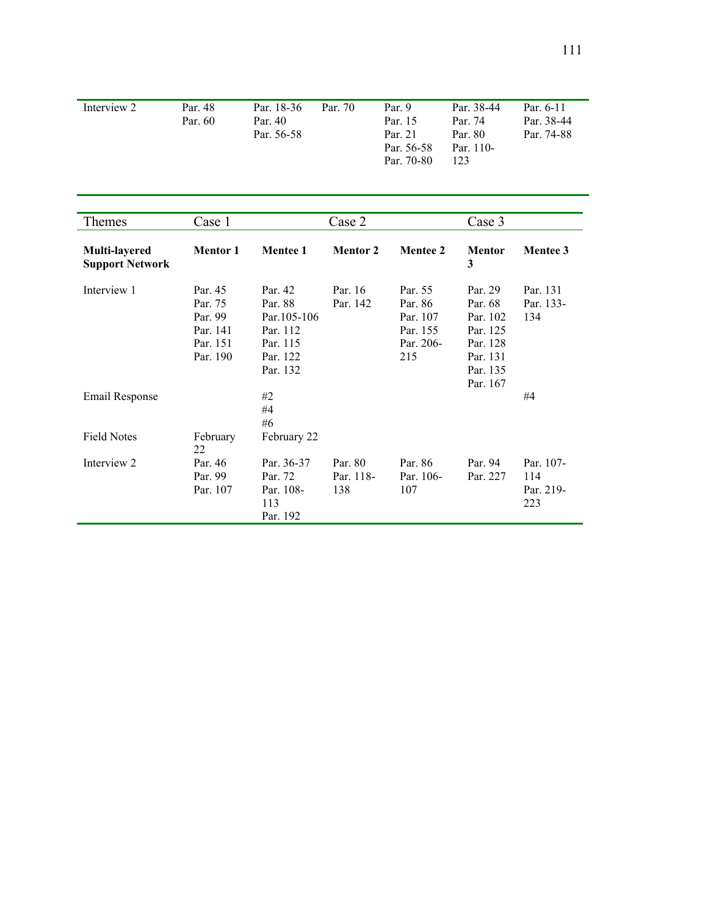| | | | | | | |
|---|---|---|---|---|---|---|
| Interview 2 | Par. 48<br>Par. 60 | Par. 18-36<br>Par. 40<br>Par. 56-58 | Par. 70 | Par. 9<br>Par. 15<br>Par. 21<br>Par. 56-58<br>Par. 70-80 | Par. 38-44<br>Par. 74<br>Par. 80<br>Par. 110-123 | Par. 6-11<br>Par. 38-44<br>Par. 74-88 |

| Themes | Case 1 | | Case 2 | | Case 3 | |
|---|---|---|---|---|---|---|
| **Multi-layered Support Network** | **Mentor 1** | **Mentee 1** | **Mentor 2** | **Mentee 2** | **Mentor 3** | **Mentee 3** |
| Interview 1 | Par. 45<br>Par. 75<br>Par. 99<br>Par. 141<br>Par. 151<br>Par. 190 | Par. 42<br>Par. 88<br>Par.105-106<br>Par. 112<br>Par. 115<br>Par. 122<br>Par. 132 | Par. 16<br>Par. 142 | Par. 55<br>Par. 86<br>Par. 107<br>Par. 155<br>Par. 206-215 | Par. 29<br>Par. 68<br>Par. 102<br>Par. 125<br>Par. 128<br>Par. 131<br>Par. 135<br>Par. 167 | Par. 131<br>Par. 133-134 |
| Email Response | | #2<br>#4<br>#6 | | | | #4 |
| Field Notes | February 22 | February 22 | | | | |
| Interview 2 | Par. 46<br>Par. 99<br>Par. 107 | Par. 36-37<br>Par. 72<br>Par. 108-113<br>Par. 192 | Par. 80<br>Par. 118-138 | Par. 86<br>Par. 106-107 | Par. 94<br>Par. 227 | Par. 107-114<br>Par. 219-223 |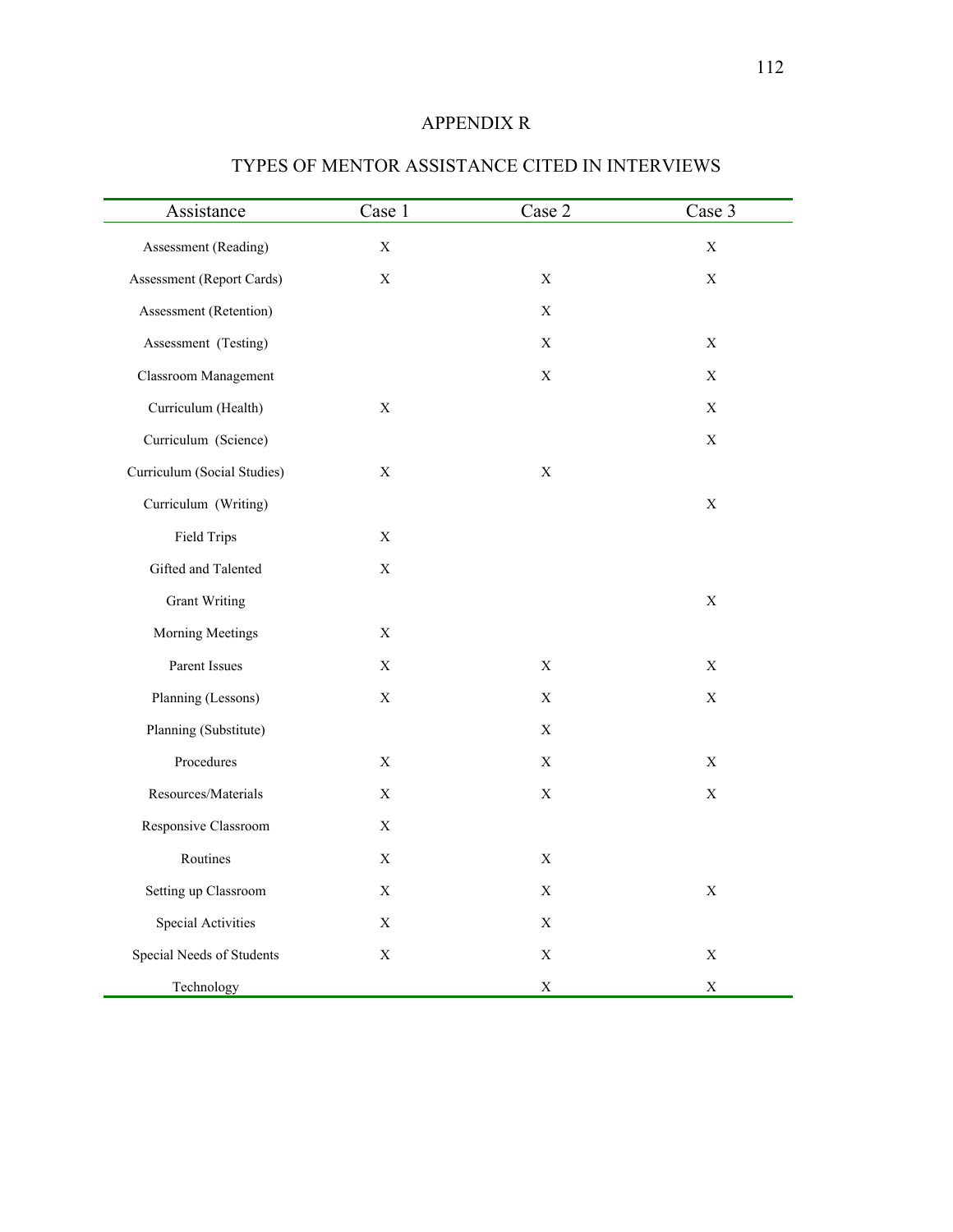# APPENDIX R

## TYPES OF MENTOR ASSISTANCE CITED IN INTERVIEWS

| Assistance | Case 1 | Case 2 | Case 3 |
|---|---|---|---|
| Assessment (Reading) | X | | X |
| Assessment (Report Cards) | X | X | X |
| Assessment (Retention) | | X | |
| Assessment (Testing) | | X | X |
| Classroom Management | | X | X |
| Curriculum (Health) | X | | X |
| Curriculum (Science) | | | X |
| Curriculum (Social Studies) | X | X | |
| Curriculum (Writing) | | | X |
| Field Trips | X | | |
| Gifted and Talented | X | | |
| Grant Writing | | | X |
| Morning Meetings | X | | |
| Parent Issues | X | X | X |
| Planning (Lessons) | X | X | X |
| Planning (Substitute) | | X | |
| Procedures | X | X | X |
| Resources/Materials | X | X | X |
| Responsive Classroom | X | | |
| Routines | X | X | |
| Setting up Classroom | X | X | X |
| Special Activities | X | X | |
| Special Needs of Students | X | X | X |
| Technology | | X | X |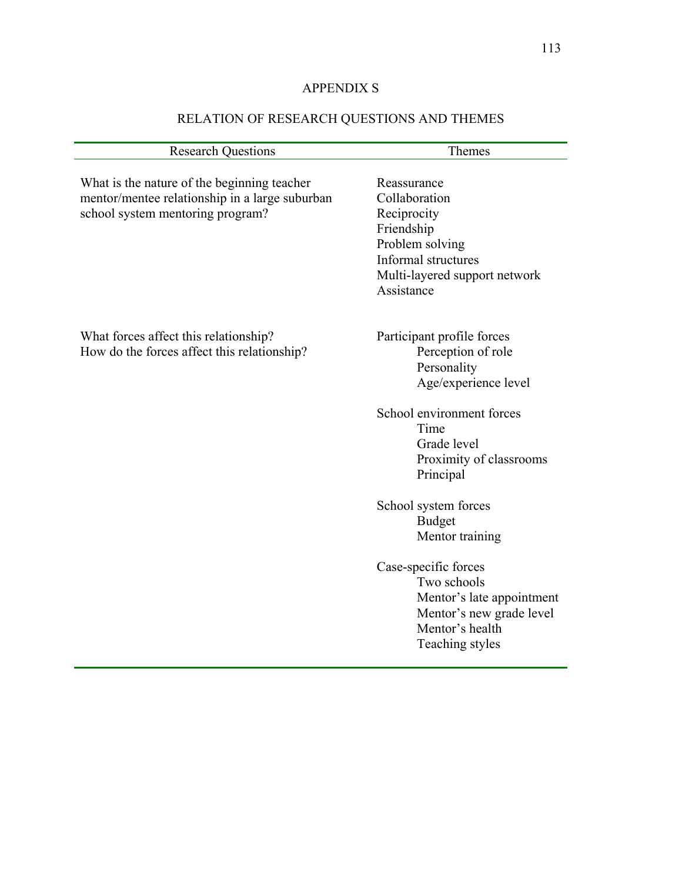# APPENDIX S

## RELATION OF RESEARCH QUESTIONS AND THEMES

| Research Questions | Themes |
|---|---|
| What is the nature of the beginning teacher mentor/mentee relationship in a large suburban school system mentoring program? | Reassurance<br>Collaboration<br>Reciprocity<br>Friendship<br>Problem solving<br>Informal structures<br>Multi-layered support network<br>Assistance |
| What forces affect this relationship?<br>How do the forces affect this relationship? | Participant profile forces<br>&nbsp;&nbsp;&nbsp;&nbsp;Perception of role<br>&nbsp;&nbsp;&nbsp;&nbsp;Personality<br>&nbsp;&nbsp;&nbsp;&nbsp;Age/experience level |
| | School environment forces<br>&nbsp;&nbsp;&nbsp;&nbsp;Time<br>&nbsp;&nbsp;&nbsp;&nbsp;Grade level<br>&nbsp;&nbsp;&nbsp;&nbsp;Proximity of classrooms<br>&nbsp;&nbsp;&nbsp;&nbsp;Principal |
| | School system forces<br>&nbsp;&nbsp;&nbsp;&nbsp;Budget<br>&nbsp;&nbsp;&nbsp;&nbsp;Mentor training |
| | Case-specific forces<br>&nbsp;&nbsp;&nbsp;&nbsp;Two schools<br>&nbsp;&nbsp;&nbsp;&nbsp;Mentor's late appointment<br>&nbsp;&nbsp;&nbsp;&nbsp;Mentor's new grade level<br>&nbsp;&nbsp;&nbsp;&nbsp;Mentor's health<br>&nbsp;&nbsp;&nbsp;&nbsp;Teaching styles |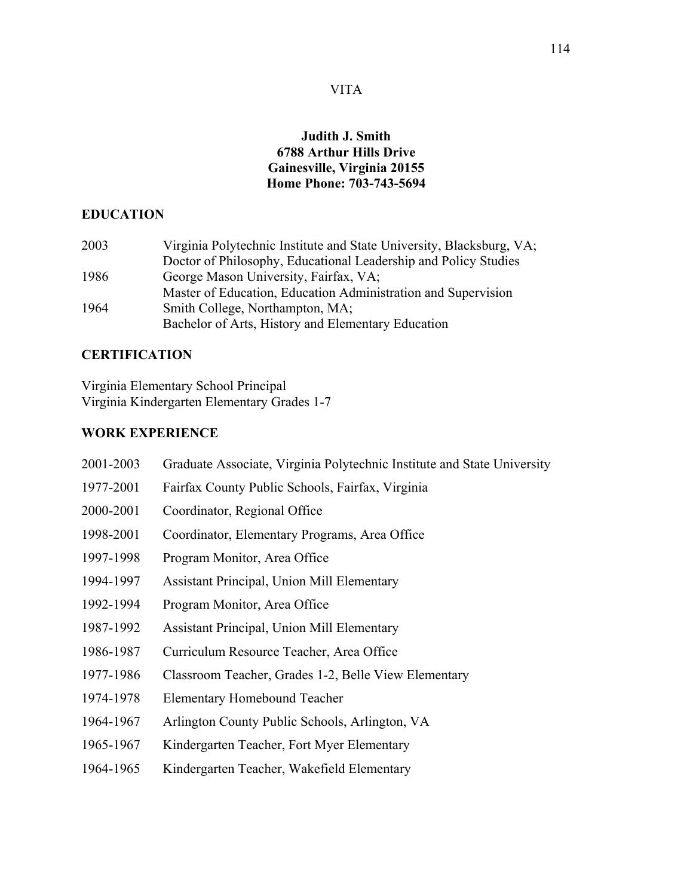VITA

**Judith J. Smith**
**6788 Arthur Hills Drive**
**Gainesville, Virginia 20155**
**Home Phone: 703-743-5694**

## EDUCATION

2003 Virginia Polytechnic Institute and State University, Blacksburg, VA;
Doctor of Philosophy, Educational Leadership and Policy Studies

1986 George Mason University, Fairfax, VA;
Master of Education, Education Administration and Supervision

1964 Smith College, Northampton, MA;
Bachelor of Arts, History and Elementary Education

## CERTIFICATION

Virginia Elementary School Principal
Virginia Kindergarten Elementary Grades 1-7

## WORK EXPERIENCE

2001-2003 Graduate Associate, Virginia Polytechnic Institute and State University

1977-2001 Fairfax County Public Schools, Fairfax, Virginia

2000-2001 Coordinator, Regional Office

1998-2001 Coordinator, Elementary Programs, Area Office

1997-1998 Program Monitor, Area Office

1994-1997 Assistant Principal, Union Mill Elementary

1992-1994 Program Monitor, Area Office

1987-1992 Assistant Principal, Union Mill Elementary

1986-1987 Curriculum Resource Teacher, Area Office

1977-1986 Classroom Teacher, Grades 1-2, Belle View Elementary

1974-1978 Elementary Homebound Teacher

1964-1967 Arlington County Public Schools, Arlington, VA

1965-1967 Kindergarten Teacher, Fort Myer Elementary

1964-1965 Kindergarten Teacher, Wakefield Elementary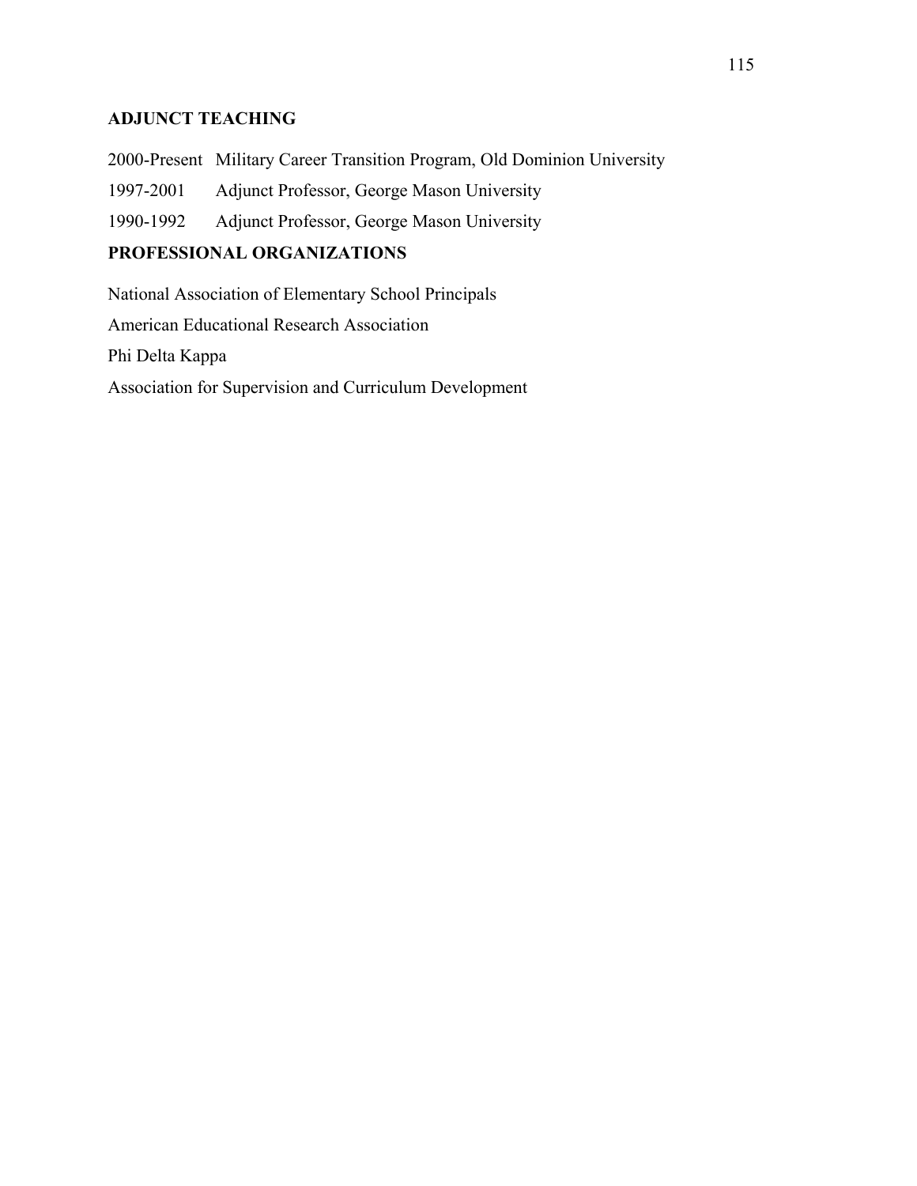## ADJUNCT TEACHING

2000-Present Military Career Transition Program, Old Dominion University

1997-2001 Adjunct Professor, George Mason University

1990-1992 Adjunct Professor, George Mason University

## PROFESSIONAL ORGANIZATIONS

National Association of Elementary School Principals

American Educational Research Association

Phi Delta Kappa

Association for Supervision and Curriculum Development